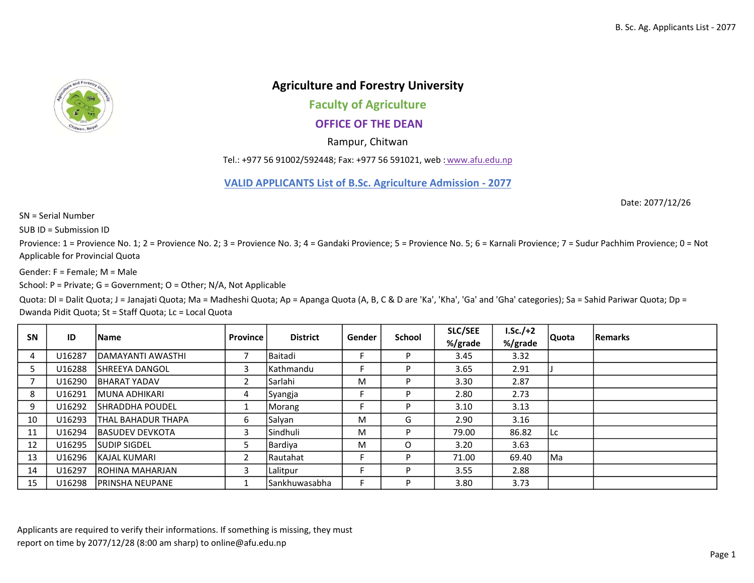# Agriculture and Forestry University

## Faculty of Agriculture

## OFFICE OF THE DEAN

Rampur, Chitwan

Tel.: +977 56 91002/592448; Fax: +977 56 591021, web : www.afu.edu.np

### VALID APPLICANTS List of B.Sc. Agriculture Admission - 2077

Date: 2077/12/26

SN = Serial Number

SUB ID = Submission ID

Provience: 1 = Provience No. 1; 2 = Provience No. 2; 3 = Provience No. 3; 4 = Gandaki Provience; 5 = Provience No. 5; 6 = Karnali Provience; 7 = Sudur Pachhim Provience; 0 = Not Applicable for Provincial Quota

Gender: F = Female; M = Male

School: P = Private; G = Government; O = Other; N/A, Not Applicable

Quota: Dl = Dalit Quota; J = Janajati Quota; Ma = Madheshi Quota; Ap = Apanga Quota (A, B, C & D are 'Ka', 'Kha', 'Ga' and 'Gha' categories); Sa = Sahid Pariwar Quota; Dp = Dwanda Pidit Quota; St = Staff Quota; Lc = Local Quota

| SN | ID | Name | Province | District | Gender | School | SLC/SEE %/grade | I.Sc./+2 %/grade | Quota | Remarks |
|---|---|---|---|---|---|---|---|---|---|---|
| 4 | U16287 | DAMAYANTI AWASTHI | 7 | Baitadi | F | P | 3.45 | 3.32 | | |
| 5 | U16288 | SHREEYA DANGOL | 3 | Kathmandu | F | P | 3.65 | 2.91 | J | |
| 7 | U16290 | BHARAT YADAV | 2 | Sarlahi | M | P | 3.30 | 2.87 | | |
| 8 | U16291 | MUNA ADHIKARI | 4 | Syangja | F | P | 2.80 | 2.73 | | |
| 9 | U16292 | SHRADDHA POUDEL | 1 | Morang | F | P | 3.10 | 3.13 | | |
| 10 | U16293 | THAL BAHADUR THAPA | 6 | Salyan | M | G | 2.90 | 3.16 | | |
| 11 | U16294 | BASUDEV DEVKOTA | 3 | Sindhuli | M | P | 79.00 | 86.82 | Lc | |
| 12 | U16295 | SUDIP SIGDEL | 5 | Bardiya | M | O | 3.20 | 3.63 | | |
| 13 | U16296 | KAJAL KUMARI | 2 | Rautahat | F | P | 71.00 | 69.40 | Ma | |
| 14 | U16297 | ROHINA MAHARJAN | 3 | Lalitpur | F | P | 3.55 | 2.88 | | |
| 15 | U16298 | PRINSHA NEUPANE | 1 | Sankhuwasabha | F | P | 3.80 | 3.73 | | |

Applicants are required to verify their informations. If something is missing, they must report on time by 2077/12/28 (8:00 am sharp) to online@afu.edu.np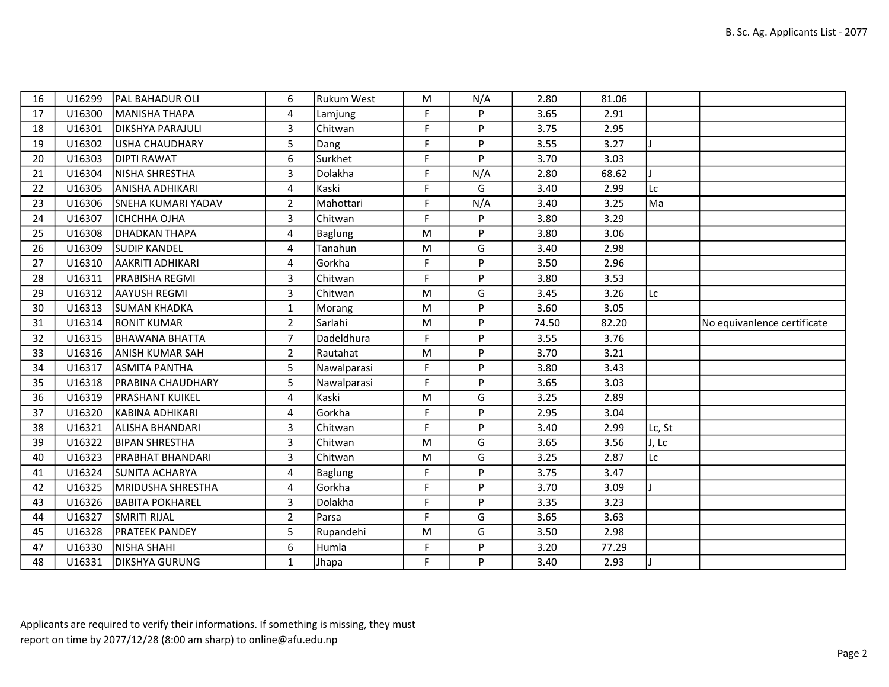| | | | | | | | | | | |
|---|---|---|---|---|---|---|---|---|---|---|
| 16 | U16299 | PAL BAHADUR OLI | 6 | Rukum West | M | N/A | 2.80 | 81.06 | | |
| 17 | U16300 | MANISHA THAPA | 4 | Lamjung | F | P | 3.65 | 2.91 | | |
| 18 | U16301 | DIKSHYA PARAJULI | 3 | Chitwan | F | P | 3.75 | 2.95 | | |
| 19 | U16302 | USHA CHAUDHARY | 5 | Dang | F | P | 3.55 | 3.27 | J | |
| 20 | U16303 | DIPTI RAWAT | 6 | Surkhet | F | P | 3.70 | 3.03 | | |
| 21 | U16304 | NISHA SHRESTHA | 3 | Dolakha | F | N/A | 2.80 | 68.62 | J | |
| 22 | U16305 | ANISHA ADHIKARI | 4 | Kaski | F | G | 3.40 | 2.99 | Lc | |
| 23 | U16306 | SNEHA KUMARI YADAV | 2 | Mahottari | F | N/A | 3.40 | 3.25 | Ma | |
| 24 | U16307 | ICHCHHA OJHA | 3 | Chitwan | F | P | 3.80 | 3.29 | | |
| 25 | U16308 | DHADKAN THAPA | 4 | Baglung | M | P | 3.80 | 3.06 | | |
| 26 | U16309 | SUDIP KANDEL | 4 | Tanahun | M | G | 3.40 | 2.98 | | |
| 27 | U16310 | AAKRITI ADHIKARI | 4 | Gorkha | F | P | 3.50 | 2.96 | | |
| 28 | U16311 | PRABISHA REGMI | 3 | Chitwan | F | P | 3.80 | 3.53 | | |
| 29 | U16312 | AAYUSH REGMI | 3 | Chitwan | M | G | 3.45 | 3.26 | Lc | |
| 30 | U16313 | SUMAN KHADKA | 1 | Morang | M | P | 3.60 | 3.05 | | |
| 31 | U16314 | RONIT KUMAR | 2 | Sarlahi | M | P | 74.50 | 82.20 | | No equivanlence certificate |
| 32 | U16315 | BHAWANA BHATTA | 7 | Dadeldhura | F | P | 3.55 | 3.76 | | |
| 33 | U16316 | ANISH KUMAR SAH | 2 | Rautahat | M | P | 3.70 | 3.21 | | |
| 34 | U16317 | ASMITA PANTHA | 5 | Nawalparasi | F | P | 3.80 | 3.43 | | |
| 35 | U16318 | PRABINA CHAUDHARY | 5 | Nawalparasi | F | P | 3.65 | 3.03 | | |
| 36 | U16319 | PRASHANT KUIKEL | 4 | Kaski | M | G | 3.25 | 2.89 | | |
| 37 | U16320 | KABINA ADHIKARI | 4 | Gorkha | F | P | 2.95 | 3.04 | | |
| 38 | U16321 | ALISHA BHANDARI | 3 | Chitwan | F | P | 3.40 | 2.99 | Lc, St | |
| 39 | U16322 | BIPAN SHRESTHA | 3 | Chitwan | M | G | 3.65 | 3.56 | J, Lc | |
| 40 | U16323 | PRABHAT BHANDARI | 3 | Chitwan | M | G | 3.25 | 2.87 | Lc | |
| 41 | U16324 | SUNITA ACHARYA | 4 | Baglung | F | P | 3.75 | 3.47 | | |
| 42 | U16325 | MRIDUSHA SHRESTHA | 4 | Gorkha | F | P | 3.70 | 3.09 | J | |
| 43 | U16326 | BABITA POKHAREL | 3 | Dolakha | F | P | 3.35 | 3.23 | | |
| 44 | U16327 | SMRITI RIJAL | 2 | Parsa | F | G | 3.65 | 3.63 | | |
| 45 | U16328 | PRATEEK PANDEY | 5 | Rupandehi | M | G | 3.50 | 2.98 | | |
| 47 | U16330 | NISHA SHAHI | 6 | Humla | F | P | 3.20 | 77.29 | | |
| 48 | U16331 | DIKSHYA GURUNG | 1 | Jhapa | F | P | 3.40 | 2.93 | J | |

Applicants are required to verify their informations. If something is missing, they must report on time by 2077/12/28 (8:00 am sharp) to online@afu.edu.np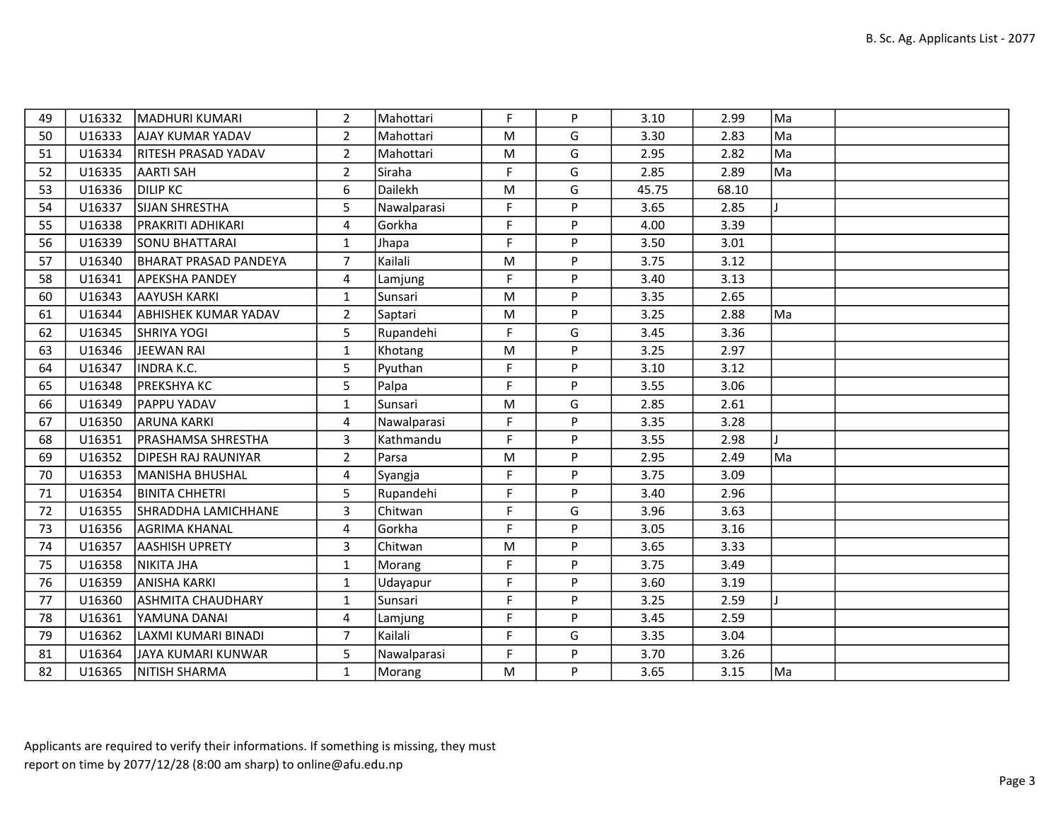| | | | | | | | | | | |
|---|---|---|---|---|---|---|---|---|---|---|
| 49 | U16332 | MADHURI KUMARI | 2 | Mahottari | F | P | 3.10 | 2.99 | Ma | |
| 50 | U16333 | AJAY KUMAR YADAV | 2 | Mahottari | M | G | 3.30 | 2.83 | Ma | |
| 51 | U16334 | RITESH PRASAD YADAV | 2 | Mahottari | M | G | 2.95 | 2.82 | Ma | |
| 52 | U16335 | AARTI SAH | 2 | Siraha | F | G | 2.85 | 2.89 | Ma | |
| 53 | U16336 | DILIP KC | 6 | Dailekh | M | G | 45.75 | 68.10 | | |
| 54 | U16337 | SIJAN SHRESTHA | 5 | Nawalparasi | F | P | 3.65 | 2.85 | J | |
| 55 | U16338 | PRAKRITI ADHIKARI | 4 | Gorkha | F | P | 4.00 | 3.39 | | |
| 56 | U16339 | SONU BHATTARAI | 1 | Jhapa | F | P | 3.50 | 3.01 | | |
| 57 | U16340 | BHARAT PRASAD PANDEYA | 7 | Kailali | M | P | 3.75 | 3.12 | | |
| 58 | U16341 | APEKSHA PANDEY | 4 | Lamjung | F | P | 3.40 | 3.13 | | |
| 60 | U16343 | AAYUSH KARKI | 1 | Sunsari | M | P | 3.35 | 2.65 | | |
| 61 | U16344 | ABHISHEK KUMAR YADAV | 2 | Saptari | M | P | 3.25 | 2.88 | Ma | |
| 62 | U16345 | SHRIYA YOGI | 5 | Rupandehi | F | G | 3.45 | 3.36 | | |
| 63 | U16346 | JEEWAN RAI | 1 | Khotang | M | P | 3.25 | 2.97 | | |
| 64 | U16347 | INDRA K.C. | 5 | Pyuthan | F | P | 3.10 | 3.12 | | |
| 65 | U16348 | PREKSHYA KC | 5 | Palpa | F | P | 3.55 | 3.06 | | |
| 66 | U16349 | PAPPU YADAV | 1 | Sunsari | M | G | 2.85 | 2.61 | | |
| 67 | U16350 | ARUNA KARKI | 4 | Nawalparasi | F | P | 3.35 | 3.28 | | |
| 68 | U16351 | PRASHAMSA SHRESTHA | 3 | Kathmandu | F | P | 3.55 | 2.98 | J | |
| 69 | U16352 | DIPESH RAJ RAUNIYAR | 2 | Parsa | M | P | 2.95 | 2.49 | Ma | |
| 70 | U16353 | MANISHA BHUSHAL | 4 | Syangja | F | P | 3.75 | 3.09 | | |
| 71 | U16354 | BINITA CHHETRI | 5 | Rupandehi | F | P | 3.40 | 2.96 | | |
| 72 | U16355 | SHRADDHA LAMICHHANE | 3 | Chitwan | F | G | 3.96 | 3.63 | | |
| 73 | U16356 | AGRIMA KHANAL | 4 | Gorkha | F | P | 3.05 | 3.16 | | |
| 74 | U16357 | AASHISH UPRETY | 3 | Chitwan | M | P | 3.65 | 3.33 | | |
| 75 | U16358 | NIKITA JHA | 1 | Morang | F | P | 3.75 | 3.49 | | |
| 76 | U16359 | ANISHA KARKI | 1 | Udayapur | F | P | 3.60 | 3.19 | | |
| 77 | U16360 | ASHMITA CHAUDHARY | 1 | Sunsari | F | P | 3.25 | 2.59 | J | |
| 78 | U16361 | YAMUNA DANAI | 4 | Lamjung | F | P | 3.45 | 2.59 | | |
| 79 | U16362 | LAXMI KUMARI BINADI | 7 | Kailali | F | G | 3.35 | 3.04 | | |
| 81 | U16364 | JAYA KUMARI KUNWAR | 5 | Nawalparasi | F | P | 3.70 | 3.26 | | |
| 82 | U16365 | NITISH SHARMA | 1 | Morang | M | P | 3.65 | 3.15 | Ma | |

Applicants are required to verify their informations. If something is missing, they must report on time by 2077/12/28 (8:00 am sharp) to online@afu.edu.np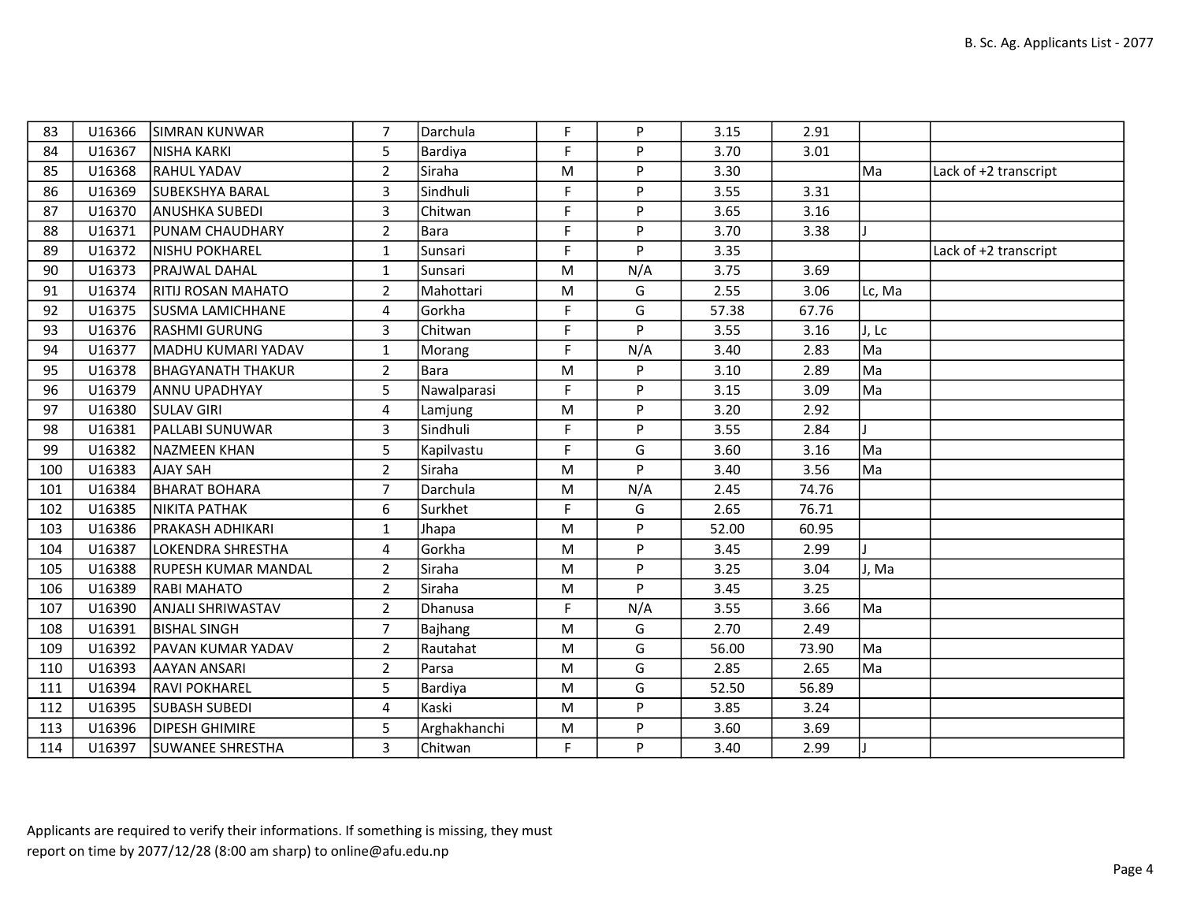| 83 | U16366 | SIMRAN KUNWAR | 7 | Darchula | F | P | 3.15 | 2.91 | | |
|---|---|---|---|---|---|---|---|---|---|---|
| 84 | U16367 | NISHA KARKI | 5 | Bardiya | F | P | 3.70 | 3.01 | | |
| 85 | U16368 | RAHUL YADAV | 2 | Siraha | M | P | 3.30 | | Ma | Lack of +2 transcript |
| 86 | U16369 | SUBEKSHYA BARAL | 3 | Sindhuli | F | P | 3.55 | 3.31 | | |
| 87 | U16370 | ANUSHKA SUBEDI | 3 | Chitwan | F | P | 3.65 | 3.16 | | |
| 88 | U16371 | PUNAM CHAUDHARY | 2 | Bara | F | P | 3.70 | 3.38 | J | |
| 89 | U16372 | NISHU POKHAREL | 1 | Sunsari | F | P | 3.35 | | | Lack of +2 transcript |
| 90 | U16373 | PRAJWAL DAHAL | 1 | Sunsari | M | N/A | 3.75 | 3.69 | | |
| 91 | U16374 | RITIJ ROSAN MAHATO | 2 | Mahottari | M | G | 2.55 | 3.06 | Lc, Ma | |
| 92 | U16375 | SUSMA LAMICHHANE | 4 | Gorkha | F | G | 57.38 | 67.76 | | |
| 93 | U16376 | RASHMI GURUNG | 3 | Chitwan | F | P | 3.55 | 3.16 | J, Lc | |
| 94 | U16377 | MADHU KUMARI YADAV | 1 | Morang | F | N/A | 3.40 | 2.83 | Ma | |
| 95 | U16378 | BHAGYANATH THAKUR | 2 | Bara | M | P | 3.10 | 2.89 | Ma | |
| 96 | U16379 | ANNU UPADHYAY | 5 | Nawalparasi | F | P | 3.15 | 3.09 | Ma | |
| 97 | U16380 | SULAV GIRI | 4 | Lamjung | M | P | 3.20 | 2.92 | | |
| 98 | U16381 | PALLABI SUNUWAR | 3 | Sindhuli | F | P | 3.55 | 2.84 | J | |
| 99 | U16382 | NAZMEEN KHAN | 5 | Kapilvastu | F | G | 3.60 | 3.16 | Ma | |
| 100 | U16383 | AJAY SAH | 2 | Siraha | M | P | 3.40 | 3.56 | Ma | |
| 101 | U16384 | BHARAT BOHARA | 7 | Darchula | M | N/A | 2.45 | 74.76 | | |
| 102 | U16385 | NIKITA PATHAK | 6 | Surkhet | F | G | 2.65 | 76.71 | | |
| 103 | U16386 | PRAKASH ADHIKARI | 1 | Jhapa | M | P | 52.00 | 60.95 | | |
| 104 | U16387 | LOKENDRA SHRESTHA | 4 | Gorkha | M | P | 3.45 | 2.99 | J | |
| 105 | U16388 | RUPESH KUMAR MANDAL | 2 | Siraha | M | P | 3.25 | 3.04 | J, Ma | |
| 106 | U16389 | RABI MAHATO | 2 | Siraha | M | P | 3.45 | 3.25 | | |
| 107 | U16390 | ANJALI SHRIWASTAV | 2 | Dhanusa | F | N/A | 3.55 | 3.66 | Ma | |
| 108 | U16391 | BISHAL SINGH | 7 | Bajhang | M | G | 2.70 | 2.49 | | |
| 109 | U16392 | PAVAN KUMAR YADAV | 2 | Rautahat | M | G | 56.00 | 73.90 | Ma | |
| 110 | U16393 | AAYAN ANSARI | 2 | Parsa | M | G | 2.85 | 2.65 | Ma | |
| 111 | U16394 | RAVI POKHAREL | 5 | Bardiya | M | G | 52.50 | 56.89 | | |
| 112 | U16395 | SUBASH SUBEDI | 4 | Kaski | M | P | 3.85 | 3.24 | | |
| 113 | U16396 | DIPESH GHIMIRE | 5 | Arghakhanchi | M | P | 3.60 | 3.69 | | |
| 114 | U16397 | SUWANEE SHRESTHA | 3 | Chitwan | F | P | 3.40 | 2.99 | J | |

Applicants are required to verify their informations. If something is missing, they must report on time by 2077/12/28 (8:00 am sharp) to online@afu.edu.np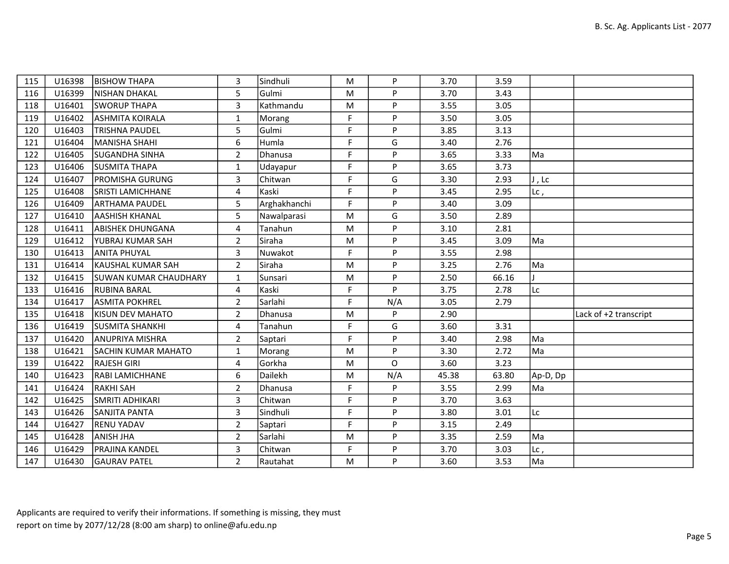| 115 | U16398 | BISHOW THAPA | 3 | Sindhuli | M | P | 3.70 | 3.59 | | |
|---|---|---|---|---|---|---|---|---|---|---|
| 116 | U16399 | NISHAN DHAKAL | 5 | Gulmi | M | P | 3.70 | 3.43 | | |
| 118 | U16401 | SWORUP THAPA | 3 | Kathmandu | M | P | 3.55 | 3.05 | | |
| 119 | U16402 | ASHMITA KOIRALA | 1 | Morang | F | P | 3.50 | 3.05 | | |
| 120 | U16403 | TRISHNA PAUDEL | 5 | Gulmi | F | P | 3.85 | 3.13 | | |
| 121 | U16404 | MANISHA SHAHI | 6 | Humla | F | G | 3.40 | 2.76 | | |
| 122 | U16405 | SUGANDHA SINHA | 2 | Dhanusa | F | P | 3.65 | 3.33 | Ma | |
| 123 | U16406 | SUSMITA THAPA | 1 | Udayapur | F | P | 3.65 | 3.73 | | |
| 124 | U16407 | PROMISHA GURUNG | 3 | Chitwan | F | G | 3.30 | 2.93 | J , Lc | |
| 125 | U16408 | SRISTI LAMICHHANE | 4 | Kaski | F | P | 3.45 | 2.95 | Lc , | |
| 126 | U16409 | ARTHAMA PAUDEL | 5 | Arghakhanchi | F | P | 3.40 | 3.09 | | |
| 127 | U16410 | AASHISH KHANAL | 5 | Nawalparasi | M | G | 3.50 | 2.89 | | |
| 128 | U16411 | ABISHEK DHUNGANA | 4 | Tanahun | M | P | 3.10 | 2.81 | | |
| 129 | U16412 | YUBRAJ KUMAR SAH | 2 | Siraha | M | P | 3.45 | 3.09 | Ma | |
| 130 | U16413 | ANITA PHUYAL | 3 | Nuwakot | F | P | 3.55 | 2.98 | | |
| 131 | U16414 | KAUSHAL KUMAR SAH | 2 | Siraha | M | P | 3.25 | 2.76 | Ma | |
| 132 | U16415 | SUWAN KUMAR CHAUDHARY | 1 | Sunsari | M | P | 2.50 | 66.16 | J | |
| 133 | U16416 | RUBINA BARAL | 4 | Kaski | F | P | 3.75 | 2.78 | Lc | |
| 134 | U16417 | ASMITA POKHREL | 2 | Sarlahi | F | N/A | 3.05 | 2.79 | | |
| 135 | U16418 | KISUN DEV MAHATO | 2 | Dhanusa | M | P | 2.90 | | | Lack of +2 transcript |
| 136 | U16419 | SUSMITA SHANKHI | 4 | Tanahun | F | G | 3.60 | 3.31 | | |
| 137 | U16420 | ANUPRIYA MISHRA | 2 | Saptari | F | P | 3.40 | 2.98 | Ma | |
| 138 | U16421 | SACHIN KUMAR MAHATO | 1 | Morang | M | P | 3.30 | 2.72 | Ma | |
| 139 | U16422 | RAJESH GIRI | 4 | Gorkha | M | O | 3.60 | 3.23 | | |
| 140 | U16423 | RABI LAMICHHANE | 6 | Dailekh | M | N/A | 45.38 | 63.80 | Ap-D, Dp | |
| 141 | U16424 | RAKHI SAH | 2 | Dhanusa | F | P | 3.55 | 2.99 | Ma | |
| 142 | U16425 | SMRITI ADHIKARI | 3 | Chitwan | F | P | 3.70 | 3.63 | | |
| 143 | U16426 | SANJITA PANTA | 3 | Sindhuli | F | P | 3.80 | 3.01 | Lc | |
| 144 | U16427 | RENU YADAV | 2 | Saptari | F | P | 3.15 | 2.49 | | |
| 145 | U16428 | ANISH JHA | 2 | Sarlahi | M | P | 3.35 | 2.59 | Ma | |
| 146 | U16429 | PRAJINA KANDEL | 3 | Chitwan | F | P | 3.70 | 3.03 | Lc , | |
| 147 | U16430 | GAURAV PATEL | 2 | Rautahat | M | P | 3.60 | 3.53 | Ma | |

Applicants are required to verify their informations. If something is missing, they must report on time by 2077/12/28 (8:00 am sharp) to online@afu.edu.np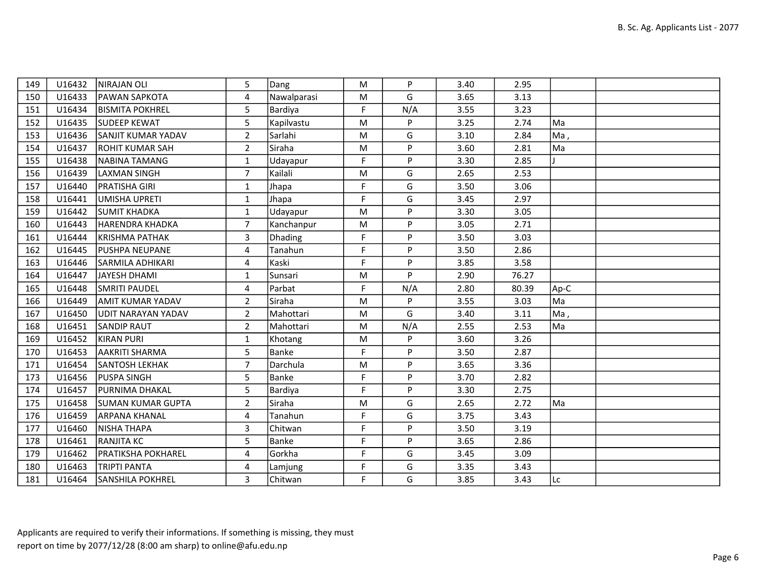| 149 | U16432 | NIRAJAN OLI | 5 | Dang | M | P | 3.40 | 2.95 | | |
|---|---|---|---|---|---|---|---|---|---|---|
| 150 | U16433 | PAWAN SAPKOTA | 4 | Nawalparasi | M | G | 3.65 | 3.13 | | |
| 151 | U16434 | BISMITA POKHREL | 5 | Bardiya | F | N/A | 3.55 | 3.23 | | |
| 152 | U16435 | SUDEEP KEWAT | 5 | Kapilvastu | M | P | 3.25 | 2.74 | Ma | |
| 153 | U16436 | SANJIT KUMAR YADAV | 2 | Sarlahi | M | G | 3.10 | 2.84 | Ma , | |
| 154 | U16437 | ROHIT KUMAR SAH | 2 | Siraha | M | P | 3.60 | 2.81 | Ma | |
| 155 | U16438 | NABINA TAMANG | 1 | Udayapur | F | P | 3.30 | 2.85 | J | |
| 156 | U16439 | LAXMAN SINGH | 7 | Kailali | M | G | 2.65 | 2.53 | | |
| 157 | U16440 | PRATISHA GIRI | 1 | Jhapa | F | G | 3.50 | 3.06 | | |
| 158 | U16441 | UMISHA UPRETI | 1 | Jhapa | F | G | 3.45 | 2.97 | | |
| 159 | U16442 | SUMIT KHADKA | 1 | Udayapur | M | P | 3.30 | 3.05 | | |
| 160 | U16443 | HARENDRA KHADKA | 7 | Kanchanpur | M | P | 3.05 | 2.71 | | |
| 161 | U16444 | KRISHMA PATHAK | 3 | Dhading | F | P | 3.50 | 3.03 | | |
| 162 | U16445 | PUSHPA NEUPANE | 4 | Tanahun | F | P | 3.50 | 2.86 | | |
| 163 | U16446 | SARMILA ADHIKARI | 4 | Kaski | F | P | 3.85 | 3.58 | | |
| 164 | U16447 | JAYESH DHAMI | 1 | Sunsari | M | P | 2.90 | 76.27 | | |
| 165 | U16448 | SMRITI PAUDEL | 4 | Parbat | F | N/A | 2.80 | 80.39 | Ap-C | |
| 166 | U16449 | AMIT KUMAR YADAV | 2 | Siraha | M | P | 3.55 | 3.03 | Ma | |
| 167 | U16450 | UDIT NARAYAN YADAV | 2 | Mahottari | M | G | 3.40 | 3.11 | Ma , | |
| 168 | U16451 | SANDIP RAUT | 2 | Mahottari | M | N/A | 2.55 | 2.53 | Ma | |
| 169 | U16452 | KIRAN PURI | 1 | Khotang | M | P | 3.60 | 3.26 | | |
| 170 | U16453 | AAKRITI SHARMA | 5 | Banke | F | P | 3.50 | 2.87 | | |
| 171 | U16454 | SANTOSH LEKHAK | 7 | Darchula | M | P | 3.65 | 3.36 | | |
| 173 | U16456 | PUSPA SINGH | 5 | Banke | F | P | 3.70 | 2.82 | | |
| 174 | U16457 | PURNIMA DHAKAL | 5 | Bardiya | F | P | 3.30 | 2.75 | | |
| 175 | U16458 | SUMAN KUMAR GUPTA | 2 | Siraha | M | G | 2.65 | 2.72 | Ma | |
| 176 | U16459 | ARPANA KHANAL | 4 | Tanahun | F | G | 3.75 | 3.43 | | |
| 177 | U16460 | NISHA THAPA | 3 | Chitwan | F | P | 3.50 | 3.19 | | |
| 178 | U16461 | RANJITA KC | 5 | Banke | F | P | 3.65 | 2.86 | | |
| 179 | U16462 | PRATIKSHA POKHAREL | 4 | Gorkha | F | G | 3.45 | 3.09 | | |
| 180 | U16463 | TRIPTI PANTA | 4 | Lamjung | F | G | 3.35 | 3.43 | | |
| 181 | U16464 | SANSHILA POKHREL | 3 | Chitwan | F | G | 3.85 | 3.43 | Lc | |

Applicants are required to verify their informations. If something is missing, they must report on time by 2077/12/28 (8:00 am sharp) to online@afu.edu.np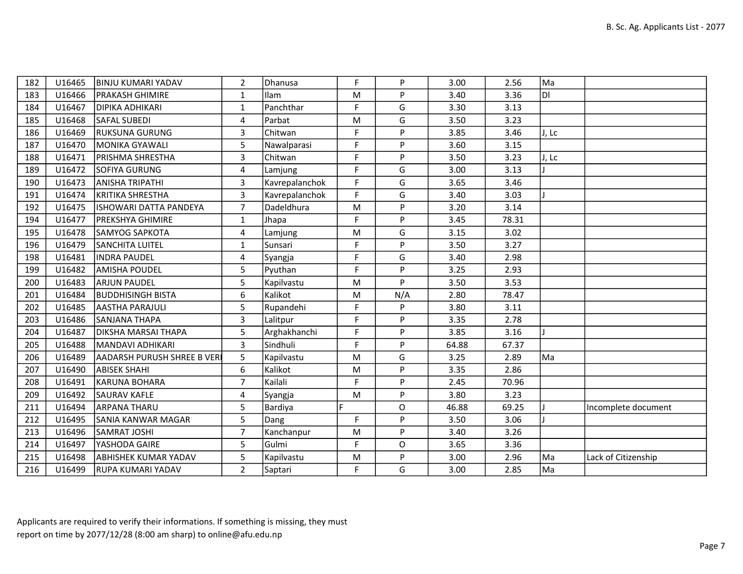| 182 | U16465 | BINJU KUMARI YADAV | 2 | Dhanusa | F | P | 3.00 | 2.56 | Ma | |
|---|---|---|---|---|---|---|---|---|---|---|
| 183 | U16466 | PRAKASH GHIMIRE | 1 | Ilam | M | P | 3.40 | 3.36 | Dl | |
| 184 | U16467 | DIPIKA ADHIKARI | 1 | Panchthar | F | G | 3.30 | 3.13 | | |
| 185 | U16468 | SAFAL SUBEDI | 4 | Parbat | M | G | 3.50 | 3.23 | | |
| 186 | U16469 | RUKSUNA GURUNG | 3 | Chitwan | F | P | 3.85 | 3.46 | J, Lc | |
| 187 | U16470 | MONIKA GYAWALI | 5 | Nawalparasi | F | P | 3.60 | 3.15 | | |
| 188 | U16471 | PRISHMA SHRESTHA | 3 | Chitwan | F | P | 3.50 | 3.23 | J, Lc | |
| 189 | U16472 | SOFIYA GURUNG | 4 | Lamjung | F | G | 3.00 | 3.13 | J | |
| 190 | U16473 | ANISHA TRIPATHI | 3 | Kavrepalanchok | F | G | 3.65 | 3.46 | | |
| 191 | U16474 | KRITIKA SHRESTHA | 3 | Kavrepalanchok | F | G | 3.40 | 3.03 | J | |
| 192 | U16475 | ISHOWARI DATTA PANDEYA | 7 | Dadeldhura | M | P | 3.20 | 3.14 | | |
| 194 | U16477 | PREKSHYA GHIMIRE | 1 | Jhapa | F | P | 3.45 | 78.31 | | |
| 195 | U16478 | SAMYOG SAPKOTA | 4 | Lamjung | M | G | 3.15 | 3.02 | | |
| 196 | U16479 | SANCHITA LUITEL | 1 | Sunsari | F | P | 3.50 | 3.27 | | |
| 198 | U16481 | INDRA PAUDEL | 4 | Syangja | F | G | 3.40 | 2.98 | | |
| 199 | U16482 | AMISHA POUDEL | 5 | Pyuthan | F | P | 3.25 | 2.93 | | |
| 200 | U16483 | ARJUN PAUDEL | 5 | Kapilvastu | M | P | 3.50 | 3.53 | | |
| 201 | U16484 | BUDDHISINGH BISTA | 6 | Kalikot | M | N/A | 2.80 | 78.47 | | |
| 202 | U16485 | AASTHA PARAJULI | 5 | Rupandehi | F | P | 3.80 | 3.11 | | |
| 203 | U16486 | SANJANA THAPA | 3 | Lalitpur | F | P | 3.35 | 2.78 | | |
| 204 | U16487 | DIKSHA MARSAI THAPA | 5 | Arghakhanchi | F | P | 3.85 | 3.16 | J | |
| 205 | U16488 | MANDAVI ADHIKARI | 3 | Sindhuli | F | P | 64.88 | 67.37 | | |
| 206 | U16489 | AADARSH PURUSH SHREE B VERI | 5 | Kapilvastu | M | G | 3.25 | 2.89 | Ma | |
| 207 | U16490 | ABISEK SHAHI | 6 | Kalikot | M | P | 3.35 | 2.86 | | |
| 208 | U16491 | KARUNA BOHARA | 7 | Kailali | F | P | 2.45 | 70.96 | | |
| 209 | U16492 | SAURAV KAFLE | 4 | Syangja | M | P | 3.80 | 3.23 | | |
| 211 | U16494 | ARPANA THARU | 5 | Bardiya | F | O | 46.88 | 69.25 | J | Incomplete document |
| 212 | U16495 | SANIA KANWAR MAGAR | 5 | Dang | F | P | 3.50 | 3.06 | J | |
| 213 | U16496 | SAMRAT JOSHI | 7 | Kanchanpur | M | P | 3.40 | 3.26 | | |
| 214 | U16497 | YASHODA GAIRE | 5 | Gulmi | F | O | 3.65 | 3.36 | | |
| 215 | U16498 | ABHISHEK KUMAR YADAV | 5 | Kapilvastu | M | P | 3.00 | 2.96 | Ma | Lack of Citizenship |
| 216 | U16499 | RUPA KUMARI YADAV | 2 | Saptari | F | G | 3.00 | 2.85 | Ma | |

Applicants are required to verify their informations. If something is missing, they must report on time by 2077/12/28 (8:00 am sharp) to online@afu.edu.np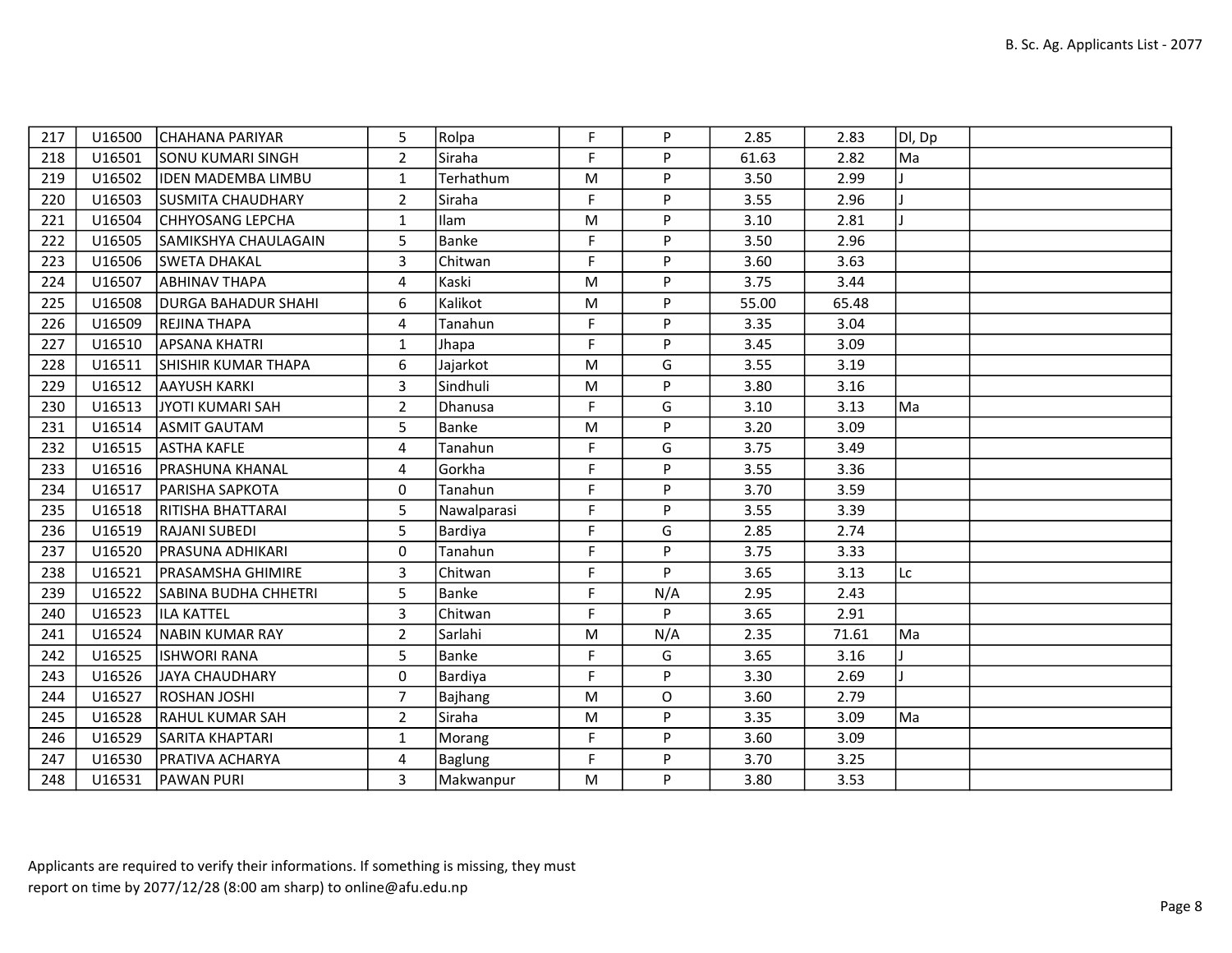| 217 | U16500 | CHAHANA PARIYAR | 5 | Rolpa | F | P | 2.85 | 2.83 | Dl, Dp | |
|---|---|---|---|---|---|---|---|---|---|---|
| 218 | U16501 | SONU KUMARI SINGH | 2 | Siraha | F | P | 61.63 | 2.82 | Ma | |
| 219 | U16502 | IDEN MADEMBA LIMBU | 1 | Terhathum | M | P | 3.50 | 2.99 | J | |
| 220 | U16503 | SUSMITA CHAUDHARY | 2 | Siraha | F | P | 3.55 | 2.96 | J | |
| 221 | U16504 | CHHYOSANG LEPCHA | 1 | Ilam | M | P | 3.10 | 2.81 | J | |
| 222 | U16505 | SAMIKSHYA CHAULAGAIN | 5 | Banke | F | P | 3.50 | 2.96 | | |
| 223 | U16506 | SWETA DHAKAL | 3 | Chitwan | F | P | 3.60 | 3.63 | | |
| 224 | U16507 | ABHINAV THAPA | 4 | Kaski | M | P | 3.75 | 3.44 | | |
| 225 | U16508 | DURGA BAHADUR SHAHI | 6 | Kalikot | M | P | 55.00 | 65.48 | | |
| 226 | U16509 | REJINA THAPA | 4 | Tanahun | F | P | 3.35 | 3.04 | | |
| 227 | U16510 | APSANA KHATRI | 1 | Jhapa | F | P | 3.45 | 3.09 | | |
| 228 | U16511 | SHISHIR KUMAR THAPA | 6 | Jajarkot | M | G | 3.55 | 3.19 | | |
| 229 | U16512 | AAYUSH KARKI | 3 | Sindhuli | M | P | 3.80 | 3.16 | | |
| 230 | U16513 | JYOTI KUMARI SAH | 2 | Dhanusa | F | G | 3.10 | 3.13 | Ma | |
| 231 | U16514 | ASMIT GAUTAM | 5 | Banke | M | P | 3.20 | 3.09 | | |
| 232 | U16515 | ASTHA KAFLE | 4 | Tanahun | F | G | 3.75 | 3.49 | | |
| 233 | U16516 | PRASHUNA KHANAL | 4 | Gorkha | F | P | 3.55 | 3.36 | | |
| 234 | U16517 | PARISHA SAPKOTA | 0 | Tanahun | F | P | 3.70 | 3.59 | | |
| 235 | U16518 | RITISHA BHATTARAI | 5 | Nawalparasi | F | P | 3.55 | 3.39 | | |
| 236 | U16519 | RAJANI SUBEDI | 5 | Bardiya | F | G | 2.85 | 2.74 | | |
| 237 | U16520 | PRASUNA ADHIKARI | 0 | Tanahun | F | P | 3.75 | 3.33 | | |
| 238 | U16521 | PRASAMSHA GHIMIRE | 3 | Chitwan | F | P | 3.65 | 3.13 | Lc | |
| 239 | U16522 | SABINA BUDHA CHHETRI | 5 | Banke | F | N/A | 2.95 | 2.43 | | |
| 240 | U16523 | ILA KATTEL | 3 | Chitwan | F | P | 3.65 | 2.91 | | |
| 241 | U16524 | NABIN KUMAR RAY | 2 | Sarlahi | M | N/A | 2.35 | 71.61 | Ma | |
| 242 | U16525 | ISHWORI RANA | 5 | Banke | F | G | 3.65 | 3.16 | J | |
| 243 | U16526 | JAYA CHAUDHARY | 0 | Bardiya | F | P | 3.30 | 2.69 | J | |
| 244 | U16527 | ROSHAN JOSHI | 7 | Bajhang | M | O | 3.60 | 2.79 | | |
| 245 | U16528 | RAHUL KUMAR SAH | 2 | Siraha | M | P | 3.35 | 3.09 | Ma | |
| 246 | U16529 | SARITA KHAPTARI | 1 | Morang | F | P | 3.60 | 3.09 | | |
| 247 | U16530 | PRATIVA ACHARYA | 4 | Baglung | F | P | 3.70 | 3.25 | | |
| 248 | U16531 | PAWAN PURI | 3 | Makwanpur | M | P | 3.80 | 3.53 | | |

Applicants are required to verify their informations. If something is missing, they must report on time by 2077/12/28 (8:00 am sharp) to online@afu.edu.np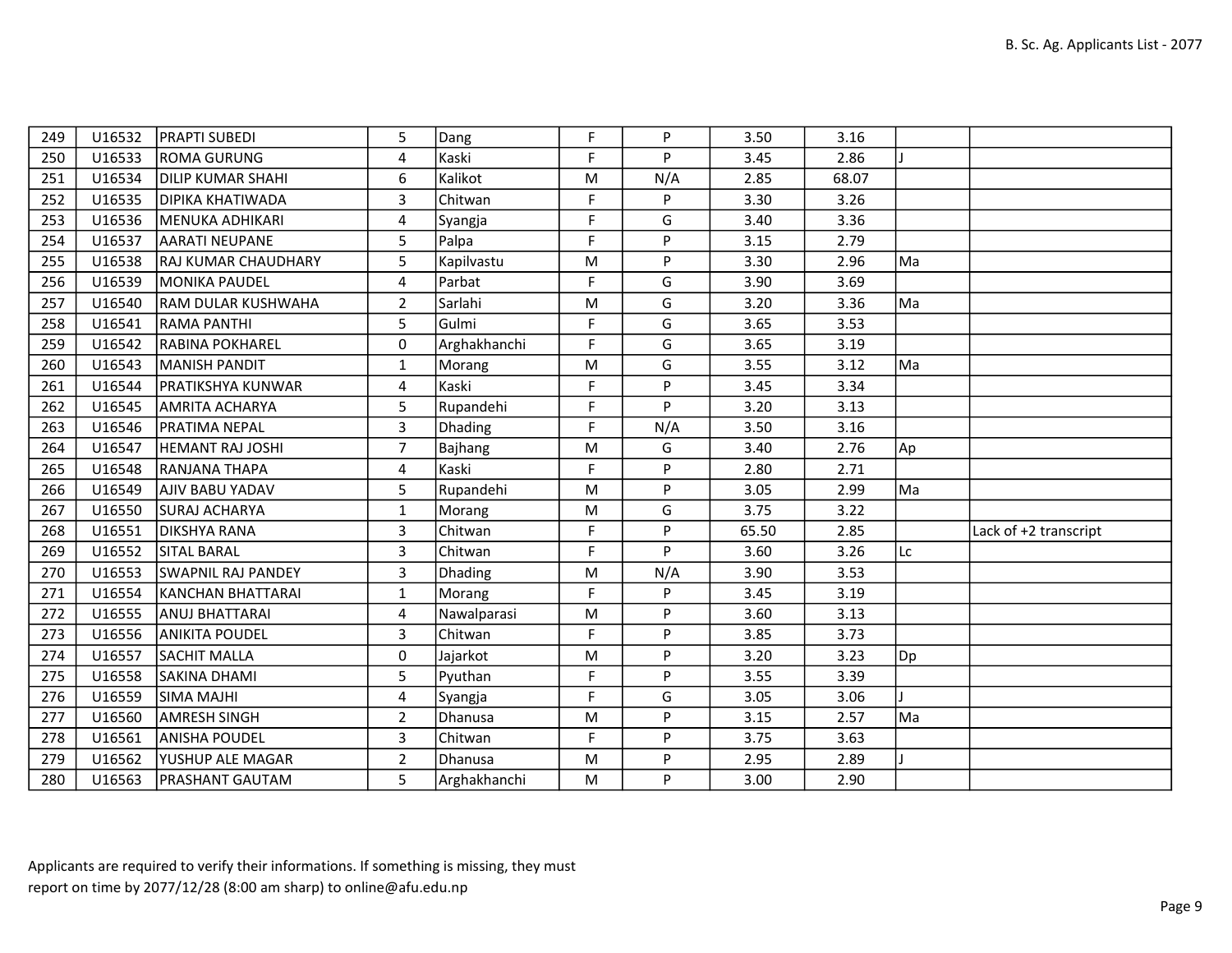| | | | | | | | | | | |
|---|---|---|---|---|---|---|---|---|---|---|
| 249 | U16532 | PRAPTI SUBEDI | 5 | Dang | F | P | 3.50 | 3.16 | | |
| 250 | U16533 | ROMA GURUNG | 4 | Kaski | F | P | 3.45 | 2.86 | J | |
| 251 | U16534 | DILIP KUMAR SHAHI | 6 | Kalikot | M | N/A | 2.85 | 68.07 | | |
| 252 | U16535 | DIPIKA KHATIWADA | 3 | Chitwan | F | P | 3.30 | 3.26 | | |
| 253 | U16536 | MENUKA ADHIKARI | 4 | Syangja | F | G | 3.40 | 3.36 | | |
| 254 | U16537 | AARATI NEUPANE | 5 | Palpa | F | P | 3.15 | 2.79 | | |
| 255 | U16538 | RAJ KUMAR CHAUDHARY | 5 | Kapilvastu | M | P | 3.30 | 2.96 | Ma | |
| 256 | U16539 | MONIKA PAUDEL | 4 | Parbat | F | G | 3.90 | 3.69 | | |
| 257 | U16540 | RAM DULAR KUSHWAHA | 2 | Sarlahi | M | G | 3.20 | 3.36 | Ma | |
| 258 | U16541 | RAMA PANTHI | 5 | Gulmi | F | G | 3.65 | 3.53 | | |
| 259 | U16542 | RABINA POKHAREL | 0 | Arghakhanchi | F | G | 3.65 | 3.19 | | |
| 260 | U16543 | MANISH PANDIT | 1 | Morang | M | G | 3.55 | 3.12 | Ma | |
| 261 | U16544 | PRATIKSHYA KUNWAR | 4 | Kaski | F | P | 3.45 | 3.34 | | |
| 262 | U16545 | AMRITA ACHARYA | 5 | Rupandehi | F | P | 3.20 | 3.13 | | |
| 263 | U16546 | PRATIMA NEPAL | 3 | Dhading | F | N/A | 3.50 | 3.16 | | |
| 264 | U16547 | HEMANT RAJ JOSHI | 7 | Bajhang | M | G | 3.40 | 2.76 | Ap | |
| 265 | U16548 | RANJANA THAPA | 4 | Kaski | F | P | 2.80 | 2.71 | | |
| 266 | U16549 | AJIV BABU YADAV | 5 | Rupandehi | M | P | 3.05 | 2.99 | Ma | |
| 267 | U16550 | SURAJ ACHARYA | 1 | Morang | M | G | 3.75 | 3.22 | | |
| 268 | U16551 | DIKSHYA RANA | 3 | Chitwan | F | P | 65.50 | 2.85 | | Lack of +2 transcript |
| 269 | U16552 | SITAL BARAL | 3 | Chitwan | F | P | 3.60 | 3.26 | Lc | |
| 270 | U16553 | SWAPNIL RAJ PANDEY | 3 | Dhading | M | N/A | 3.90 | 3.53 | | |
| 271 | U16554 | KANCHAN BHATTARAI | 1 | Morang | F | P | 3.45 | 3.19 | | |
| 272 | U16555 | ANUJ BHATTARAI | 4 | Nawalparasi | M | P | 3.60 | 3.13 | | |
| 273 | U16556 | ANIKITA POUDEL | 3 | Chitwan | F | P | 3.85 | 3.73 | | |
| 274 | U16557 | SACHIT MALLA | 0 | Jajarkot | M | P | 3.20 | 3.23 | Dp | |
| 275 | U16558 | SAKINA DHAMI | 5 | Pyuthan | F | P | 3.55 | 3.39 | | |
| 276 | U16559 | SIMA MAJHI | 4 | Syangja | F | G | 3.05 | 3.06 | J | |
| 277 | U16560 | AMRESH SINGH | 2 | Dhanusa | M | P | 3.15 | 2.57 | Ma | |
| 278 | U16561 | ANISHA POUDEL | 3 | Chitwan | F | P | 3.75 | 3.63 | | |
| 279 | U16562 | YUSHUP ALE MAGAR | 2 | Dhanusa | M | P | 2.95 | 2.89 | J | |
| 280 | U16563 | PRASHANT GAUTAM | 5 | Arghakhanchi | M | P | 3.00 | 2.90 | | |

Applicants are required to verify their informations. If something is missing, they must report on time by 2077/12/28 (8:00 am sharp) to online@afu.edu.np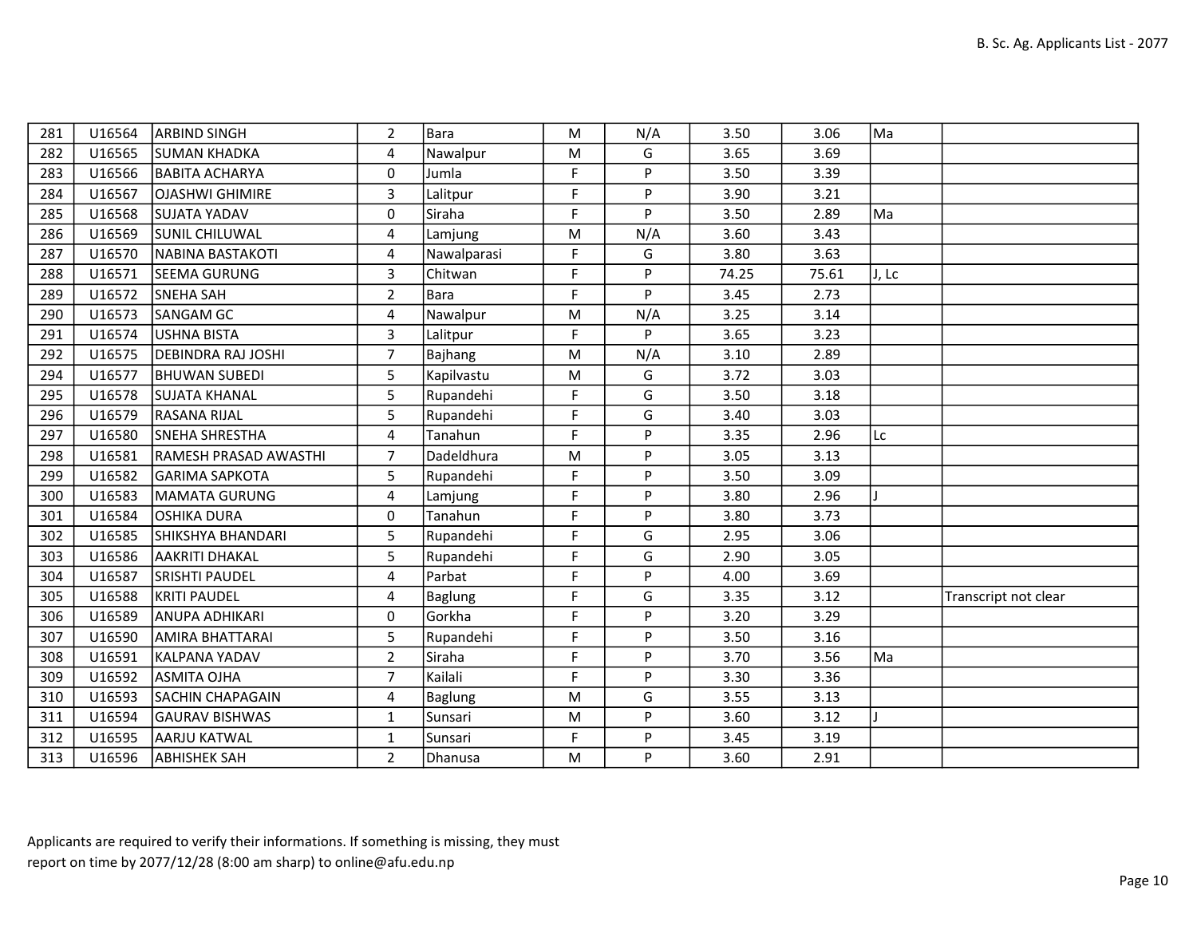| | | | | | | | | | | |
|---|---|---|---|---|---|---|---|---|---|---|
| 281 | U16564 | ARBIND SINGH | 2 | Bara | M | N/A | 3.50 | 3.06 | Ma | |
| 282 | U16565 | SUMAN KHADKA | 4 | Nawalpur | M | G | 3.65 | 3.69 | | |
| 283 | U16566 | BABITA ACHARYA | 0 | Jumla | F | P | 3.50 | 3.39 | | |
| 284 | U16567 | OJASHWI GHIMIRE | 3 | Lalitpur | F | P | 3.90 | 3.21 | | |
| 285 | U16568 | SUJATA YADAV | 0 | Siraha | F | P | 3.50 | 2.89 | Ma | |
| 286 | U16569 | SUNIL CHILUWAL | 4 | Lamjung | M | N/A | 3.60 | 3.43 | | |
| 287 | U16570 | NABINA BASTAKOTI | 4 | Nawalparasi | F | G | 3.80 | 3.63 | | |
| 288 | U16571 | SEEMA GURUNG | 3 | Chitwan | F | P | 74.25 | 75.61 | J, Lc | |
| 289 | U16572 | SNEHA SAH | 2 | Bara | F | P | 3.45 | 2.73 | | |
| 290 | U16573 | SANGAM GC | 4 | Nawalpur | M | N/A | 3.25 | 3.14 | | |
| 291 | U16574 | USHNA BISTA | 3 | Lalitpur | F | P | 3.65 | 3.23 | | |
| 292 | U16575 | DEBINDRA RAJ JOSHI | 7 | Bajhang | M | N/A | 3.10 | 2.89 | | |
| 294 | U16577 | BHUWAN SUBEDI | 5 | Kapilvastu | M | G | 3.72 | 3.03 | | |
| 295 | U16578 | SUJATA KHANAL | 5 | Rupandehi | F | G | 3.50 | 3.18 | | |
| 296 | U16579 | RASANA RIJAL | 5 | Rupandehi | F | G | 3.40 | 3.03 | | |
| 297 | U16580 | SNEHA SHRESTHA | 4 | Tanahun | F | P | 3.35 | 2.96 | Lc | |
| 298 | U16581 | RAMESH PRASAD AWASTHI | 7 | Dadeldhura | M | P | 3.05 | 3.13 | | |
| 299 | U16582 | GARIMA SAPKOTA | 5 | Rupandehi | F | P | 3.50 | 3.09 | | |
| 300 | U16583 | MAMATA GURUNG | 4 | Lamjung | F | P | 3.80 | 2.96 | J | |
| 301 | U16584 | OSHIKA DURA | 0 | Tanahun | F | P | 3.80 | 3.73 | | |
| 302 | U16585 | SHIKSHYA BHANDARI | 5 | Rupandehi | F | G | 2.95 | 3.06 | | |
| 303 | U16586 | AAKRITI DHAKAL | 5 | Rupandehi | F | G | 2.90 | 3.05 | | |
| 304 | U16587 | SRISHTI PAUDEL | 4 | Parbat | F | P | 4.00 | 3.69 | | |
| 305 | U16588 | KRITI PAUDEL | 4 | Baglung | F | G | 3.35 | 3.12 | | Transcript not clear |
| 306 | U16589 | ANUPA ADHIKARI | 0 | Gorkha | F | P | 3.20 | 3.29 | | |
| 307 | U16590 | AMIRA BHATTARAI | 5 | Rupandehi | F | P | 3.50 | 3.16 | | |
| 308 | U16591 | KALPANA YADAV | 2 | Siraha | F | P | 3.70 | 3.56 | Ma | |
| 309 | U16592 | ASMITA OJHA | 7 | Kailali | F | P | 3.30 | 3.36 | | |
| 310 | U16593 | SACHIN CHAPAGAIN | 4 | Baglung | M | G | 3.55 | 3.13 | | |
| 311 | U16594 | GAURAV BISHWAS | 1 | Sunsari | M | P | 3.60 | 3.12 | J | |
| 312 | U16595 | AARJU KATWAL | 1 | Sunsari | F | P | 3.45 | 3.19 | | |
| 313 | U16596 | ABHISHEK SAH | 2 | Dhanusa | M | P | 3.60 | 2.91 | | |

Applicants are required to verify their informations. If something is missing, they must report on time by 2077/12/28 (8:00 am sharp) to online@afu.edu.np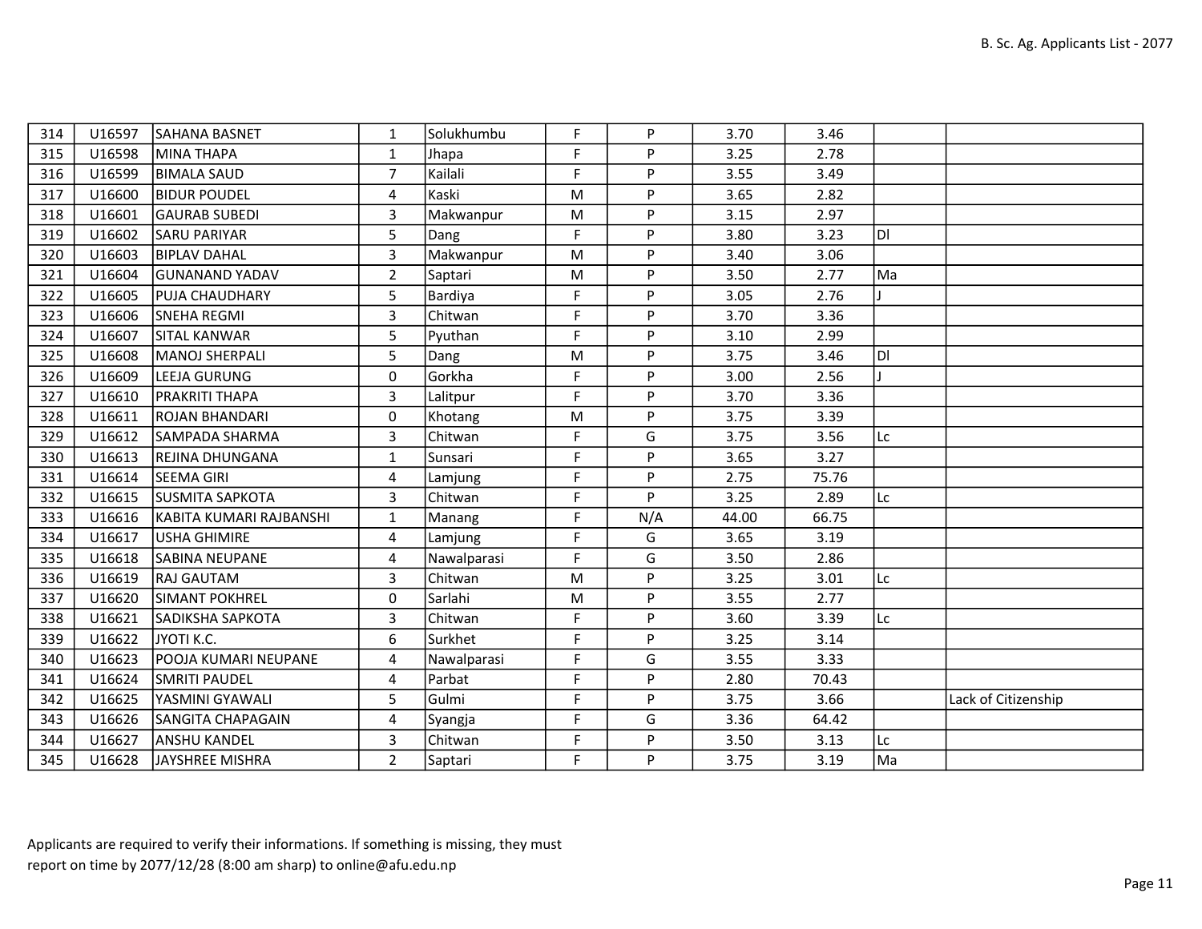| | | | | | | | | | | |
|---|---|---|---|---|---|---|---|---|---|---|
| 314 | U16597 | SAHANA BASNET | 1 | Solukhumbu | F | P | 3.70 | 3.46 | | |
| 315 | U16598 | MINA THAPA | 1 | Jhapa | F | P | 3.25 | 2.78 | | |
| 316 | U16599 | BIMALA SAUD | 7 | Kailali | F | P | 3.55 | 3.49 | | |
| 317 | U16600 | BIDUR POUDEL | 4 | Kaski | M | P | 3.65 | 2.82 | | |
| 318 | U16601 | GAURAB SUBEDI | 3 | Makwanpur | M | P | 3.15 | 2.97 | | |
| 319 | U16602 | SARU PARIYAR | 5 | Dang | F | P | 3.80 | 3.23 | Dl | |
| 320 | U16603 | BIPLAV DAHAL | 3 | Makwanpur | M | P | 3.40 | 3.06 | | |
| 321 | U16604 | GUNANAND YADAV | 2 | Saptari | M | P | 3.50 | 2.77 | Ma | |
| 322 | U16605 | PUJA CHAUDHARY | 5 | Bardiya | F | P | 3.05 | 2.76 | J | |
| 323 | U16606 | SNEHA REGMI | 3 | Chitwan | F | P | 3.70 | 3.36 | | |
| 324 | U16607 | SITAL KANWAR | 5 | Pyuthan | F | P | 3.10 | 2.99 | | |
| 325 | U16608 | MANOJ SHERPALI | 5 | Dang | M | P | 3.75 | 3.46 | Dl | |
| 326 | U16609 | LEEJA GURUNG | 0 | Gorkha | F | P | 3.00 | 2.56 | J | |
| 327 | U16610 | PRAKRITI THAPA | 3 | Lalitpur | F | P | 3.70 | 3.36 | | |
| 328 | U16611 | ROJAN BHANDARI | 0 | Khotang | M | P | 3.75 | 3.39 | | |
| 329 | U16612 | SAMPADA SHARMA | 3 | Chitwan | F | G | 3.75 | 3.56 | Lc | |
| 330 | U16613 | REJINA DHUNGANA | 1 | Sunsari | F | P | 3.65 | 3.27 | | |
| 331 | U16614 | SEEMA GIRI | 4 | Lamjung | F | P | 2.75 | 75.76 | | |
| 332 | U16615 | SUSMITA SAPKOTA | 3 | Chitwan | F | P | 3.25 | 2.89 | Lc | |
| 333 | U16616 | KABITA KUMARI RAJBANSHI | 1 | Manang | F | N/A | 44.00 | 66.75 | | |
| 334 | U16617 | USHA GHIMIRE | 4 | Lamjung | F | G | 3.65 | 3.19 | | |
| 335 | U16618 | SABINA NEUPANE | 4 | Nawalparasi | F | G | 3.50 | 2.86 | | |
| 336 | U16619 | RAJ GAUTAM | 3 | Chitwan | M | P | 3.25 | 3.01 | Lc | |
| 337 | U16620 | SIMANT POKHREL | 0 | Sarlahi | M | P | 3.55 | 2.77 | | |
| 338 | U16621 | SADIKSHA SAPKOTA | 3 | Chitwan | F | P | 3.60 | 3.39 | Lc | |
| 339 | U16622 | JYOTI K.C. | 6 | Surkhet | F | P | 3.25 | 3.14 | | |
| 340 | U16623 | POOJA KUMARI NEUPANE | 4 | Nawalparasi | F | G | 3.55 | 3.33 | | |
| 341 | U16624 | SMRITI PAUDEL | 4 | Parbat | F | P | 2.80 | 70.43 | | |
| 342 | U16625 | YASMINI GYAWALI | 5 | Gulmi | F | P | 3.75 | 3.66 | | Lack of Citizenship |
| 343 | U16626 | SANGITA CHAPAGAIN | 4 | Syangja | F | G | 3.36 | 64.42 | | |
| 344 | U16627 | ANSHU KANDEL | 3 | Chitwan | F | P | 3.50 | 3.13 | Lc | |
| 345 | U16628 | JAYSHREE MISHRA | 2 | Saptari | F | P | 3.75 | 3.19 | Ma | |

Applicants are required to verify their informations. If something is missing, they must report on time by 2077/12/28 (8:00 am sharp) to online@afu.edu.np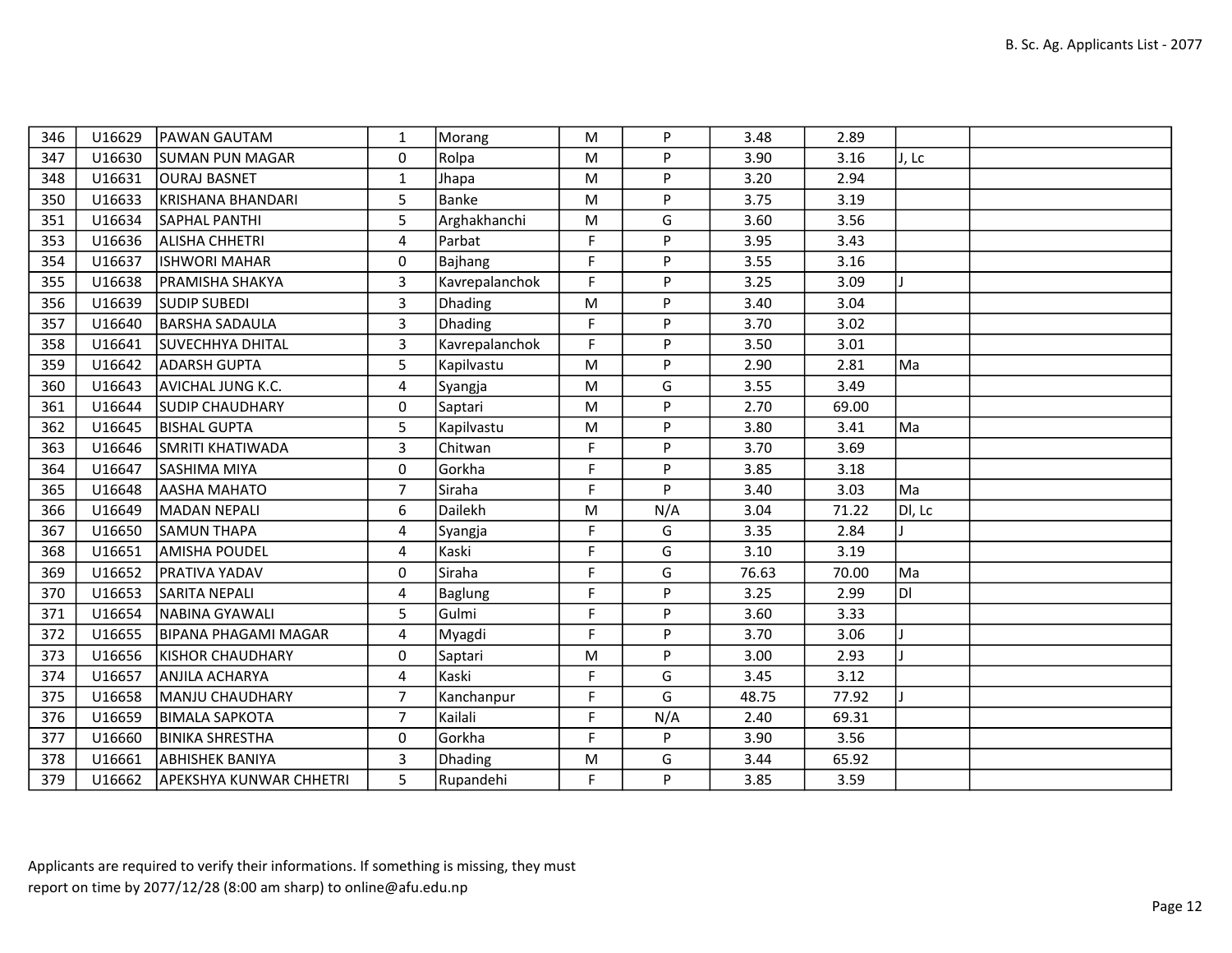| | | | | | | | | | | |
|---|---|---|---|---|---|---|---|---|---|---|
| 346 | U16629 | PAWAN GAUTAM | 1 | Morang | M | P | 3.48 | 2.89 | | |
| 347 | U16630 | SUMAN PUN MAGAR | 0 | Rolpa | M | P | 3.90 | 3.16 | J, Lc | |
| 348 | U16631 | OURAJ BASNET | 1 | Jhapa | M | P | 3.20 | 2.94 | | |
| 350 | U16633 | KRISHANA BHANDARI | 5 | Banke | M | P | 3.75 | 3.19 | | |
| 351 | U16634 | SAPHAL PANTHI | 5 | Arghakhanchi | M | G | 3.60 | 3.56 | | |
| 353 | U16636 | ALISHA CHHETRI | 4 | Parbat | F | P | 3.95 | 3.43 | | |
| 354 | U16637 | ISHWORI MAHAR | 0 | Bajhang | F | P | 3.55 | 3.16 | | |
| 355 | U16638 | PRAMISHA SHAKYA | 3 | Kavrepalanchok | F | P | 3.25 | 3.09 | J | |
| 356 | U16639 | SUDIP SUBEDI | 3 | Dhading | M | P | 3.40 | 3.04 | | |
| 357 | U16640 | BARSHA SADAULA | 3 | Dhading | F | P | 3.70 | 3.02 | | |
| 358 | U16641 | SUVECHHYA DHITAL | 3 | Kavrepalanchok | F | P | 3.50 | 3.01 | | |
| 359 | U16642 | ADARSH GUPTA | 5 | Kapilvastu | M | P | 2.90 | 2.81 | Ma | |
| 360 | U16643 | AVICHAL JUNG K.C. | 4 | Syangja | M | G | 3.55 | 3.49 | | |
| 361 | U16644 | SUDIP CHAUDHARY | 0 | Saptari | M | P | 2.70 | 69.00 | | |
| 362 | U16645 | BISHAL GUPTA | 5 | Kapilvastu | M | P | 3.80 | 3.41 | Ma | |
| 363 | U16646 | SMRITI KHATIWADA | 3 | Chitwan | F | P | 3.70 | 3.69 | | |
| 364 | U16647 | SASHIMA MIYA | 0 | Gorkha | F | P | 3.85 | 3.18 | | |
| 365 | U16648 | AASHA MAHATO | 7 | Siraha | F | P | 3.40 | 3.03 | Ma | |
| 366 | U16649 | MADAN NEPALI | 6 | Dailekh | M | N/A | 3.04 | 71.22 | Dl, Lc | |
| 367 | U16650 | SAMUN THAPA | 4 | Syangja | F | G | 3.35 | 2.84 | J | |
| 368 | U16651 | AMISHA POUDEL | 4 | Kaski | F | G | 3.10 | 3.19 | | |
| 369 | U16652 | PRATIVA YADAV | 0 | Siraha | F | G | 76.63 | 70.00 | Ma | |
| 370 | U16653 | SARITA NEPALI | 4 | Baglung | F | P | 3.25 | 2.99 | Dl | |
| 371 | U16654 | NABINA GYAWALI | 5 | Gulmi | F | P | 3.60 | 3.33 | | |
| 372 | U16655 | BIPANA PHAGAMI MAGAR | 4 | Myagdi | F | P | 3.70 | 3.06 | J | |
| 373 | U16656 | KISHOR CHAUDHARY | 0 | Saptari | M | P | 3.00 | 2.93 | J | |
| 374 | U16657 | ANJILA ACHARYA | 4 | Kaski | F | G | 3.45 | 3.12 | | |
| 375 | U16658 | MANJU CHAUDHARY | 7 | Kanchanpur | F | G | 48.75 | 77.92 | J | |
| 376 | U16659 | BIMALA SAPKOTA | 7 | Kailali | F | N/A | 2.40 | 69.31 | | |
| 377 | U16660 | BINIKA SHRESTHA | 0 | Gorkha | F | P | 3.90 | 3.56 | | |
| 378 | U16661 | ABHISHEK BANIYA | 3 | Dhading | M | G | 3.44 | 65.92 | | |
| 379 | U16662 | APEKSHYA KUNWAR CHHETRI | 5 | Rupandehi | F | P | 3.85 | 3.59 | | |

Applicants are required to verify their informations. If something is missing, they must report on time by 2077/12/28 (8:00 am sharp) to online@afu.edu.np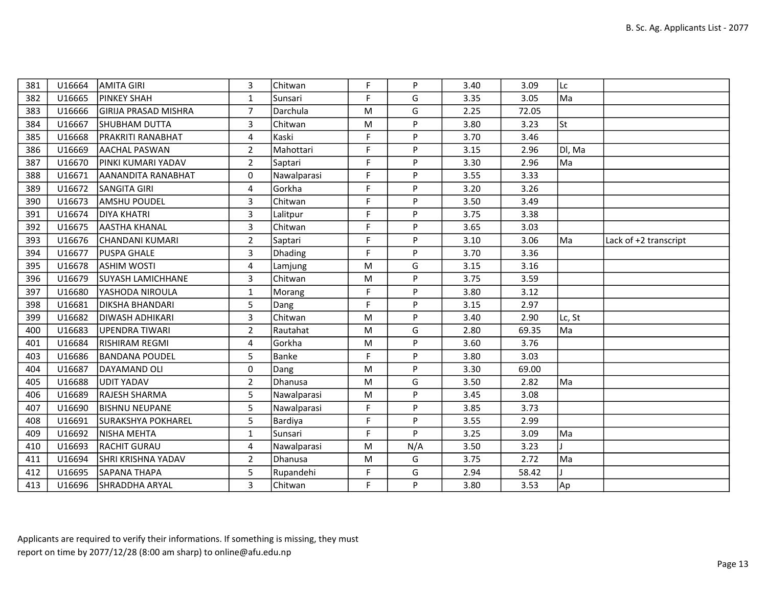| | | | | | | | | | | |
|---|---|---|---|---|---|---|---|---|---|---|
| 381 | U16664 | AMITA GIRI | 3 | Chitwan | F | P | 3.40 | 3.09 | Lc | |
| 382 | U16665 | PINKEY SHAH | 1 | Sunsari | F | G | 3.35 | 3.05 | Ma | |
| 383 | U16666 | GIRIJA PRASAD MISHRA | 7 | Darchula | M | G | 2.25 | 72.05 | | |
| 384 | U16667 | SHUBHAM DUTTA | 3 | Chitwan | M | P | 3.80 | 3.23 | St | |
| 385 | U16668 | PRAKRITI RANABHAT | 4 | Kaski | F | P | 3.70 | 3.46 | | |
| 386 | U16669 | AACHAL PASWAN | 2 | Mahottari | F | P | 3.15 | 2.96 | Dl, Ma | |
| 387 | U16670 | PINKI KUMARI YADAV | 2 | Saptari | F | P | 3.30 | 2.96 | Ma | |
| 388 | U16671 | AANANDITA RANABHAT | 0 | Nawalparasi | F | P | 3.55 | 3.33 | | |
| 389 | U16672 | SANGITA GIRI | 4 | Gorkha | F | P | 3.20 | 3.26 | | |
| 390 | U16673 | AMSHU POUDEL | 3 | Chitwan | F | P | 3.50 | 3.49 | | |
| 391 | U16674 | DIYA KHATRI | 3 | Lalitpur | F | P | 3.75 | 3.38 | | |
| 392 | U16675 | AASTHA KHANAL | 3 | Chitwan | F | P | 3.65 | 3.03 | | |
| 393 | U16676 | CHANDANI KUMARI | 2 | Saptari | F | P | 3.10 | 3.06 | Ma | Lack of +2 transcript |
| 394 | U16677 | PUSPA GHALE | 3 | Dhading | F | P | 3.70 | 3.36 | | |
| 395 | U16678 | ASHIM WOSTI | 4 | Lamjung | M | G | 3.15 | 3.16 | | |
| 396 | U16679 | SUYASH LAMICHHANE | 3 | Chitwan | M | P | 3.75 | 3.59 | | |
| 397 | U16680 | YASHODA NIROULA | 1 | Morang | F | P | 3.80 | 3.12 | | |
| 398 | U16681 | DIKSHA BHANDARI | 5 | Dang | F | P | 3.15 | 2.97 | | |
| 399 | U16682 | DIWASH ADHIKARI | 3 | Chitwan | M | P | 3.40 | 2.90 | Lc, St | |
| 400 | U16683 | UPENDRA TIWARI | 2 | Rautahat | M | G | 2.80 | 69.35 | Ma | |
| 401 | U16684 | RISHIRAM REGMI | 4 | Gorkha | M | P | 3.60 | 3.76 | | |
| 403 | U16686 | BANDANA POUDEL | 5 | Banke | F | P | 3.80 | 3.03 | | |
| 404 | U16687 | DAYAMAND OLI | 0 | Dang | M | P | 3.30 | 69.00 | | |
| 405 | U16688 | UDIT YADAV | 2 | Dhanusa | M | G | 3.50 | 2.82 | Ma | |
| 406 | U16689 | RAJESH SHARMA | 5 | Nawalparasi | M | P | 3.45 | 3.08 | | |
| 407 | U16690 | BISHNU NEUPANE | 5 | Nawalparasi | F | P | 3.85 | 3.73 | | |
| 408 | U16691 | SURAKSHYA POKHAREL | 5 | Bardiya | F | P | 3.55 | 2.99 | | |
| 409 | U16692 | NISHA MEHTA | 1 | Sunsari | F | P | 3.25 | 3.09 | Ma | |
| 410 | U16693 | RACHIT GURAU | 4 | Nawalparasi | M | N/A | 3.50 | 3.23 | J | |
| 411 | U16694 | SHRI KRISHNA YADAV | 2 | Dhanusa | M | G | 3.75 | 2.72 | Ma | |
| 412 | U16695 | SAPANA THAPA | 5 | Rupandehi | F | G | 2.94 | 58.42 | J | |
| 413 | U16696 | SHRADDHA ARYAL | 3 | Chitwan | F | P | 3.80 | 3.53 | Ap | |

Applicants are required to verify their informations. If something is missing, they must report on time by 2077/12/28 (8:00 am sharp) to online@afu.edu.np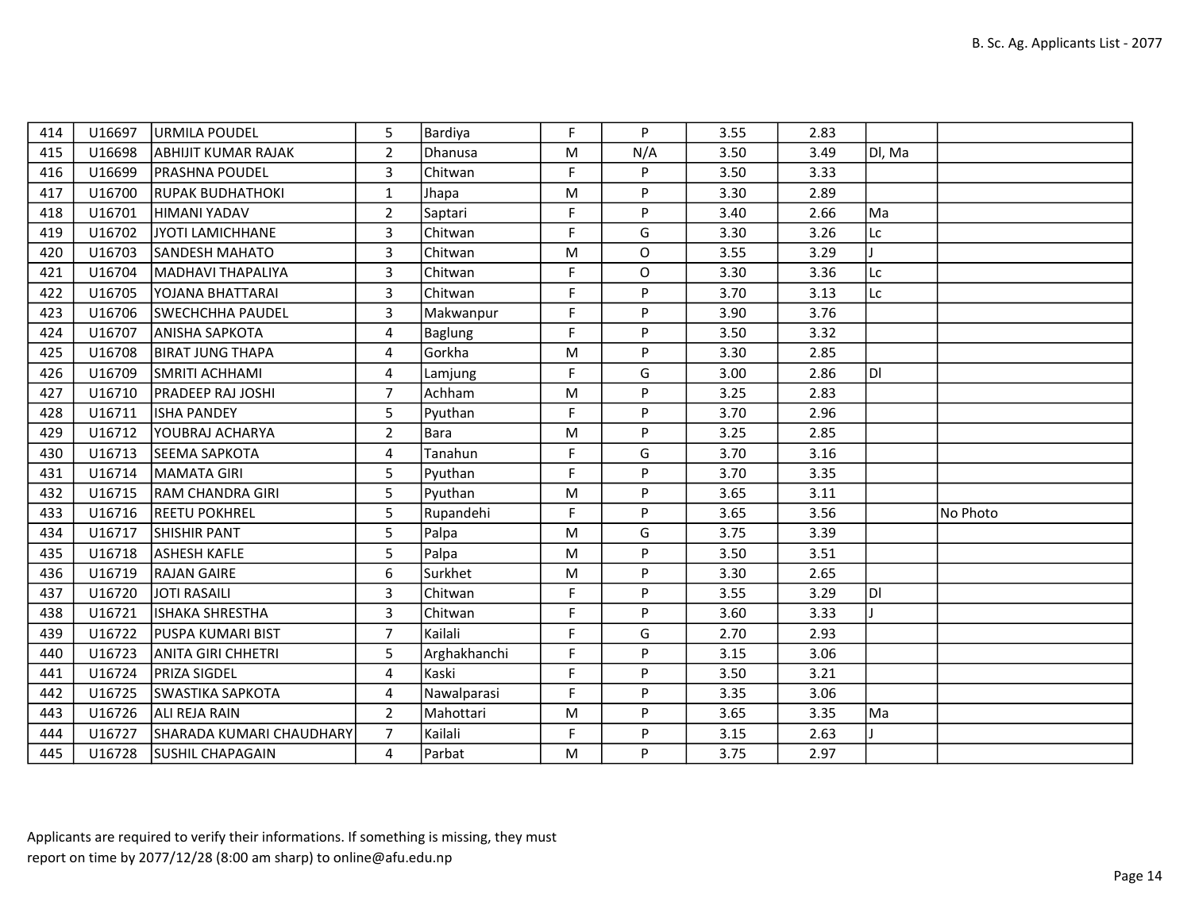| | | | | | | | | | | |
|---|---|---|---|---|---|---|---|---|---|---|
| 414 | U16697 | URMILA POUDEL | 5 | Bardiya | F | P | 3.55 | 2.83 | | |
| 415 | U16698 | ABHIJIT KUMAR RAJAK | 2 | Dhanusa | M | N/A | 3.50 | 3.49 | Dl, Ma | |
| 416 | U16699 | PRASHNA POUDEL | 3 | Chitwan | F | P | 3.50 | 3.33 | | |
| 417 | U16700 | RUPAK BUDHATHOKI | 1 | Jhapa | M | P | 3.30 | 2.89 | | |
| 418 | U16701 | HIMANI YADAV | 2 | Saptari | F | P | 3.40 | 2.66 | Ma | |
| 419 | U16702 | JYOTI LAMICHHANE | 3 | Chitwan | F | G | 3.30 | 3.26 | Lc | |
| 420 | U16703 | SANDESH MAHATO | 3 | Chitwan | M | O | 3.55 | 3.29 | J | |
| 421 | U16704 | MADHAVI THAPALIYA | 3 | Chitwan | F | O | 3.30 | 3.36 | Lc | |
| 422 | U16705 | YOJANA BHATTARAI | 3 | Chitwan | F | P | 3.70 | 3.13 | Lc | |
| 423 | U16706 | SWECHCHHA PAUDEL | 3 | Makwanpur | F | P | 3.90 | 3.76 | | |
| 424 | U16707 | ANISHA SAPKOTA | 4 | Baglung | F | P | 3.50 | 3.32 | | |
| 425 | U16708 | BIRAT JUNG THAPA | 4 | Gorkha | M | P | 3.30 | 2.85 | | |
| 426 | U16709 | SMRITI ACHHAMI | 4 | Lamjung | F | G | 3.00 | 2.86 | Dl | |
| 427 | U16710 | PRADEEP RAJ JOSHI | 7 | Achham | M | P | 3.25 | 2.83 | | |
| 428 | U16711 | ISHA PANDEY | 5 | Pyuthan | F | P | 3.70 | 2.96 | | |
| 429 | U16712 | YOUBRAJ ACHARYA | 2 | Bara | M | P | 3.25 | 2.85 | | |
| 430 | U16713 | SEEMA SAPKOTA | 4 | Tanahun | F | G | 3.70 | 3.16 | | |
| 431 | U16714 | MAMATA GIRI | 5 | Pyuthan | F | P | 3.70 | 3.35 | | |
| 432 | U16715 | RAM CHANDRA GIRI | 5 | Pyuthan | M | P | 3.65 | 3.11 | | |
| 433 | U16716 | REETU POKHREL | 5 | Rupandehi | F | P | 3.65 | 3.56 | | No Photo |
| 434 | U16717 | SHISHIR PANT | 5 | Palpa | M | G | 3.75 | 3.39 | | |
| 435 | U16718 | ASHESH KAFLE | 5 | Palpa | M | P | 3.50 | 3.51 | | |
| 436 | U16719 | RAJAN GAIRE | 6 | Surkhet | M | P | 3.30 | 2.65 | | |
| 437 | U16720 | JOTI RASAILI | 3 | Chitwan | F | P | 3.55 | 3.29 | Dl | |
| 438 | U16721 | ISHAKA SHRESTHA | 3 | Chitwan | F | P | 3.60 | 3.33 | J | |
| 439 | U16722 | PUSPA KUMARI BIST | 7 | Kailali | F | G | 2.70 | 2.93 | | |
| 440 | U16723 | ANITA GIRI CHHETRI | 5 | Arghakhanchi | F | P | 3.15 | 3.06 | | |
| 441 | U16724 | PRIZA SIGDEL | 4 | Kaski | F | P | 3.50 | 3.21 | | |
| 442 | U16725 | SWASTIKA SAPKOTA | 4 | Nawalparasi | F | P | 3.35 | 3.06 | | |
| 443 | U16726 | ALI REJA RAIN | 2 | Mahottari | M | P | 3.65 | 3.35 | Ma | |
| 444 | U16727 | SHARADA KUMARI CHAUDHARY | 7 | Kailali | F | P | 3.15 | 2.63 | J | |
| 445 | U16728 | SUSHIL CHAPAGAIN | 4 | Parbat | M | P | 3.75 | 2.97 | | |

Applicants are required to verify their informations. If something is missing, they must report on time by 2077/12/28 (8:00 am sharp) to online@afu.edu.np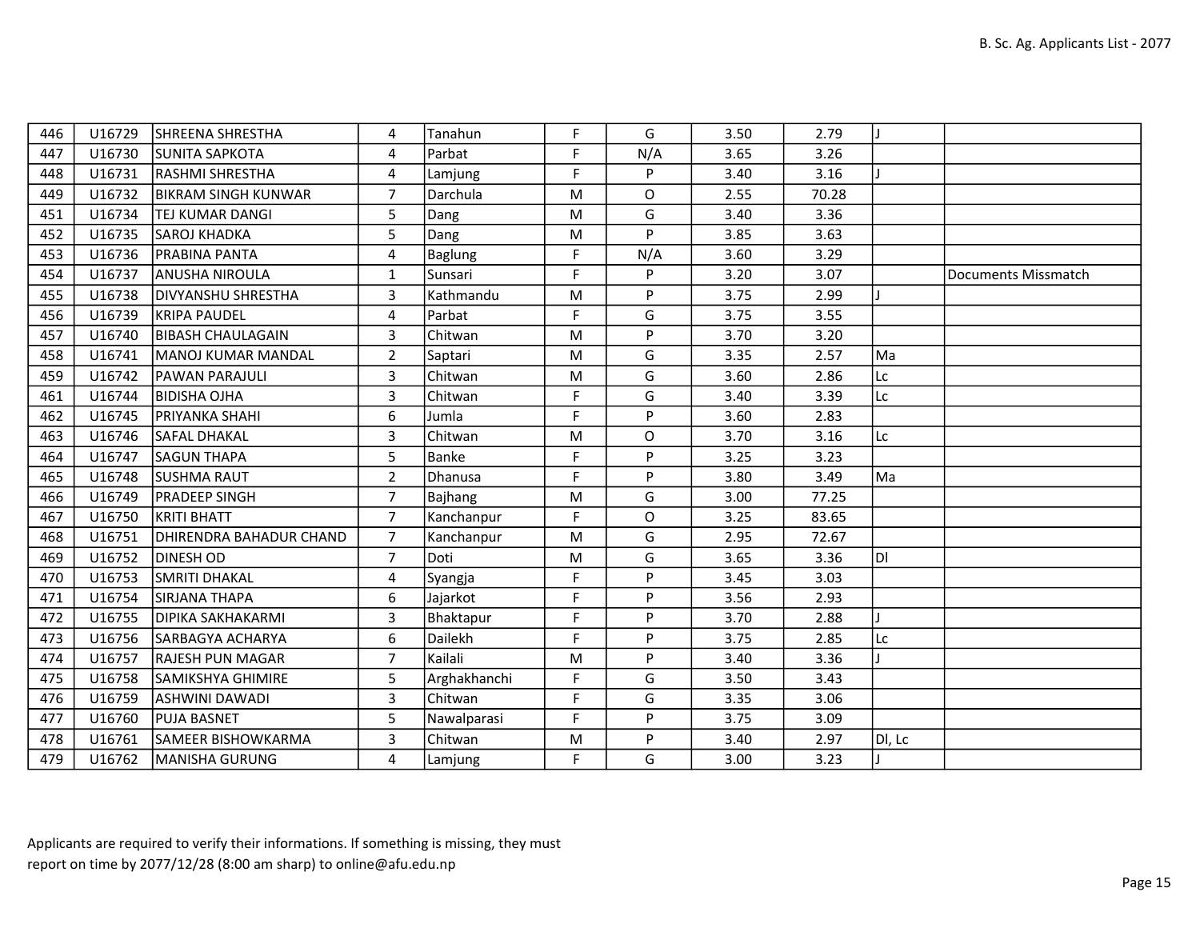| 446 | U16729 | SHREENA SHRESTHA | 4 | Tanahun | F | G | 3.50 | 2.79 | J | |
|---|---|---|---|---|---|---|---|---|---|---|
| 447 | U16730 | SUNITA SAPKOTA | 4 | Parbat | F | N/A | 3.65 | 3.26 | | |
| 448 | U16731 | RASHMI SHRESTHA | 4 | Lamjung | F | P | 3.40 | 3.16 | J | |
| 449 | U16732 | BIKRAM SINGH KUNWAR | 7 | Darchula | M | O | 2.55 | 70.28 | | |
| 451 | U16734 | TEJ KUMAR DANGI | 5 | Dang | M | G | 3.40 | 3.36 | | |
| 452 | U16735 | SAROJ KHADKA | 5 | Dang | M | P | 3.85 | 3.63 | | |
| 453 | U16736 | PRABINA PANTA | 4 | Baglung | F | N/A | 3.60 | 3.29 | | |
| 454 | U16737 | ANUSHA NIROULA | 1 | Sunsari | F | P | 3.20 | 3.07 | | Documents Missmatch |
| 455 | U16738 | DIVYANSHU SHRESTHA | 3 | Kathmandu | M | P | 3.75 | 2.99 | J | |
| 456 | U16739 | KRIPA PAUDEL | 4 | Parbat | F | G | 3.75 | 3.55 | | |
| 457 | U16740 | BIBASH CHAULAGAIN | 3 | Chitwan | M | P | 3.70 | 3.20 | | |
| 458 | U16741 | MANOJ KUMAR MANDAL | 2 | Saptari | M | G | 3.35 | 2.57 | Ma | |
| 459 | U16742 | PAWAN PARAJULI | 3 | Chitwan | M | G | 3.60 | 2.86 | Lc | |
| 461 | U16744 | BIDISHA OJHA | 3 | Chitwan | F | G | 3.40 | 3.39 | Lc | |
| 462 | U16745 | PRIYANKA SHAHI | 6 | Jumla | F | P | 3.60 | 2.83 | | |
| 463 | U16746 | SAFAL DHAKAL | 3 | Chitwan | M | O | 3.70 | 3.16 | Lc | |
| 464 | U16747 | SAGUN THAPA | 5 | Banke | F | P | 3.25 | 3.23 | | |
| 465 | U16748 | SUSHMA RAUT | 2 | Dhanusa | F | P | 3.80 | 3.49 | Ma | |
| 466 | U16749 | PRADEEP SINGH | 7 | Bajhang | M | G | 3.00 | 77.25 | | |
| 467 | U16750 | KRITI BHATT | 7 | Kanchanpur | F | O | 3.25 | 83.65 | | |
| 468 | U16751 | DHIRENDRA BAHADUR CHAND | 7 | Kanchanpur | M | G | 2.95 | 72.67 | | |
| 469 | U16752 | DINESH OD | 7 | Doti | M | G | 3.65 | 3.36 | Dl | |
| 470 | U16753 | SMRITI DHAKAL | 4 | Syangja | F | P | 3.45 | 3.03 | | |
| 471 | U16754 | SIRJANA THAPA | 6 | Jajarkot | F | P | 3.56 | 2.93 | | |
| 472 | U16755 | DIPIKA SAKHAKARMI | 3 | Bhaktapur | F | P | 3.70 | 2.88 | J | |
| 473 | U16756 | SARBAGYA ACHARYA | 6 | Dailekh | F | P | 3.75 | 2.85 | Lc | |
| 474 | U16757 | RAJESH PUN MAGAR | 7 | Kailali | M | P | 3.40 | 3.36 | J | |
| 475 | U16758 | SAMIKSHYA GHIMIRE | 5 | Arghakhanchi | F | G | 3.50 | 3.43 | | |
| 476 | U16759 | ASHWINI DAWADI | 3 | Chitwan | F | G | 3.35 | 3.06 | | |
| 477 | U16760 | PUJA BASNET | 5 | Nawalparasi | F | P | 3.75 | 3.09 | | |
| 478 | U16761 | SAMEER BISHOWKARMA | 3 | Chitwan | M | P | 3.40 | 2.97 | Dl, Lc | |
| 479 | U16762 | MANISHA GURUNG | 4 | Lamjung | F | G | 3.00 | 3.23 | J | |

Applicants are required to verify their informations. If something is missing, they must report on time by 2077/12/28 (8:00 am sharp) to online@afu.edu.np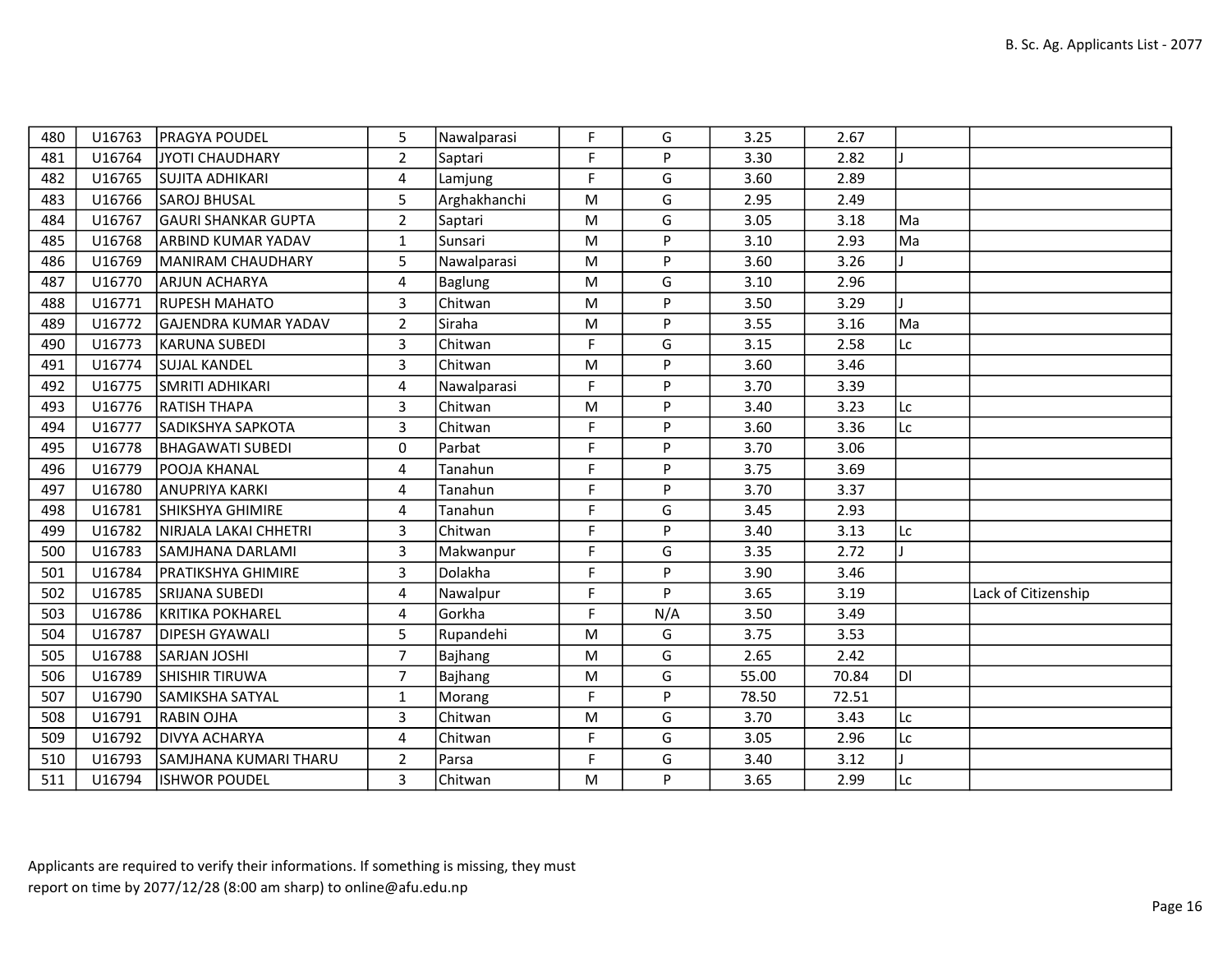| 480 | U16763 | PRAGYA POUDEL | 5 | Nawalparasi | F | G | 3.25 | 2.67 | | |
|---|---|---|---|---|---|---|---|---|---|---|
| 481 | U16764 | JYOTI CHAUDHARY | 2 | Saptari | F | P | 3.30 | 2.82 | J | |
| 482 | U16765 | SUJITA ADHIKARI | 4 | Lamjung | F | G | 3.60 | 2.89 | | |
| 483 | U16766 | SAROJ BHUSAL | 5 | Arghakhanchi | M | G | 2.95 | 2.49 | | |
| 484 | U16767 | GAURI SHANKAR GUPTA | 2 | Saptari | M | G | 3.05 | 3.18 | Ma | |
| 485 | U16768 | ARBIND KUMAR YADAV | 1 | Sunsari | M | P | 3.10 | 2.93 | Ma | |
| 486 | U16769 | MANIRAM CHAUDHARY | 5 | Nawalparasi | M | P | 3.60 | 3.26 | J | |
| 487 | U16770 | ARJUN ACHARYA | 4 | Baglung | M | G | 3.10 | 2.96 | | |
| 488 | U16771 | RUPESH MAHATO | 3 | Chitwan | M | P | 3.50 | 3.29 | J | |
| 489 | U16772 | GAJENDRA KUMAR YADAV | 2 | Siraha | M | P | 3.55 | 3.16 | Ma | |
| 490 | U16773 | KARUNA SUBEDI | 3 | Chitwan | F | G | 3.15 | 2.58 | Lc | |
| 491 | U16774 | SUJAL KANDEL | 3 | Chitwan | M | P | 3.60 | 3.46 | | |
| 492 | U16775 | SMRITI ADHIKARI | 4 | Nawalparasi | F | P | 3.70 | 3.39 | | |
| 493 | U16776 | RATISH THAPA | 3 | Chitwan | M | P | 3.40 | 3.23 | Lc | |
| 494 | U16777 | SADIKSHYA SAPKOTA | 3 | Chitwan | F | P | 3.60 | 3.36 | Lc | |
| 495 | U16778 | BHAGAWATI SUBEDI | 0 | Parbat | F | P | 3.70 | 3.06 | | |
| 496 | U16779 | POOJA KHANAL | 4 | Tanahun | F | P | 3.75 | 3.69 | | |
| 497 | U16780 | ANUPRIYA KARKI | 4 | Tanahun | F | P | 3.70 | 3.37 | | |
| 498 | U16781 | SHIKSHYA GHIMIRE | 4 | Tanahun | F | G | 3.45 | 2.93 | | |
| 499 | U16782 | NIRJALA LAKAI CHHETRI | 3 | Chitwan | F | P | 3.40 | 3.13 | Lc | |
| 500 | U16783 | SAMJHANA DARLAMI | 3 | Makwanpur | F | G | 3.35 | 2.72 | J | |
| 501 | U16784 | PRATIKSHYA GHIMIRE | 3 | Dolakha | F | P | 3.90 | 3.46 | | |
| 502 | U16785 | SRIJANA SUBEDI | 4 | Nawalpur | F | P | 3.65 | 3.19 | | Lack of Citizenship |
| 503 | U16786 | KRITIKA POKHAREL | 4 | Gorkha | F | N/A | 3.50 | 3.49 | | |
| 504 | U16787 | DIPESH GYAWALI | 5 | Rupandehi | M | G | 3.75 | 3.53 | | |
| 505 | U16788 | SARJAN JOSHI | 7 | Bajhang | M | G | 2.65 | 2.42 | | |
| 506 | U16789 | SHISHIR TIRUWA | 7 | Bajhang | M | G | 55.00 | 70.84 | Dl | |
| 507 | U16790 | SAMIKSHA SATYAL | 1 | Morang | F | P | 78.50 | 72.51 | | |
| 508 | U16791 | RABIN OJHA | 3 | Chitwan | M | G | 3.70 | 3.43 | Lc | |
| 509 | U16792 | DIVYA ACHARYA | 4 | Chitwan | F | G | 3.05 | 2.96 | Lc | |
| 510 | U16793 | SAMJHANA KUMARI THARU | 2 | Parsa | F | G | 3.40 | 3.12 | J | |
| 511 | U16794 | ISHWOR POUDEL | 3 | Chitwan | M | P | 3.65 | 2.99 | Lc | |

Applicants are required to verify their informations. If something is missing, they must report on time by 2077/12/28 (8:00 am sharp) to online@afu.edu.np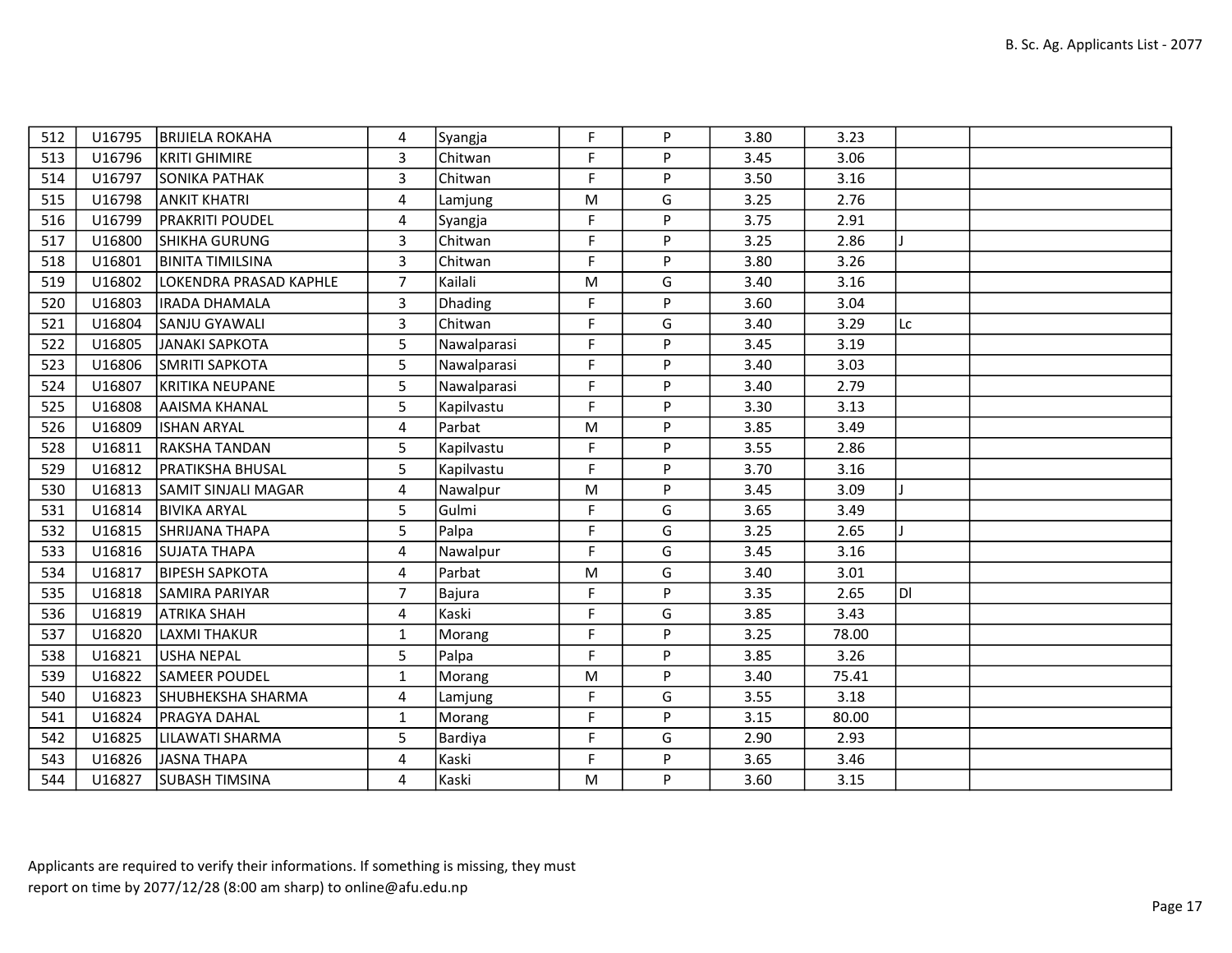| 512 | U16795 | BRIJIELA ROKAHA | 4 | Syangja | F | P | 3.80 | 3.23 | | |
|---|---|---|---|---|---|---|---|---|---|---|
| 513 | U16796 | KRITI GHIMIRE | 3 | Chitwan | F | P | 3.45 | 3.06 | | |
| 514 | U16797 | SONIKA PATHAK | 3 | Chitwan | F | P | 3.50 | 3.16 | | |
| 515 | U16798 | ANKIT KHATRI | 4 | Lamjung | M | G | 3.25 | 2.76 | | |
| 516 | U16799 | PRAKRITI POUDEL | 4 | Syangja | F | P | 3.75 | 2.91 | | |
| 517 | U16800 | SHIKHA GURUNG | 3 | Chitwan | F | P | 3.25 | 2.86 | J | |
| 518 | U16801 | BINITA TIMILSINA | 3 | Chitwan | F | P | 3.80 | 3.26 | | |
| 519 | U16802 | LOKENDRA PRASAD KAPHLE | 7 | Kailali | M | G | 3.40 | 3.16 | | |
| 520 | U16803 | IRADA DHAMALA | 3 | Dhading | F | P | 3.60 | 3.04 | | |
| 521 | U16804 | SANJU GYAWALI | 3 | Chitwan | F | G | 3.40 | 3.29 | Lc | |
| 522 | U16805 | JANAKI SAPKOTA | 5 | Nawalparasi | F | P | 3.45 | 3.19 | | |
| 523 | U16806 | SMRITI SAPKOTA | 5 | Nawalparasi | F | P | 3.40 | 3.03 | | |
| 524 | U16807 | KRITIKA NEUPANE | 5 | Nawalparasi | F | P | 3.40 | 2.79 | | |
| 525 | U16808 | AAISMA KHANAL | 5 | Kapilvastu | F | P | 3.30 | 3.13 | | |
| 526 | U16809 | ISHAN ARYAL | 4 | Parbat | M | P | 3.85 | 3.49 | | |
| 528 | U16811 | RAKSHA TANDAN | 5 | Kapilvastu | F | P | 3.55 | 2.86 | | |
| 529 | U16812 | PRATIKSHA BHUSAL | 5 | Kapilvastu | F | P | 3.70 | 3.16 | | |
| 530 | U16813 | SAMIT SINJALI MAGAR | 4 | Nawalpur | M | P | 3.45 | 3.09 | J | |
| 531 | U16814 | BIVIKA ARYAL | 5 | Gulmi | F | G | 3.65 | 3.49 | | |
| 532 | U16815 | SHRIJANA THAPA | 5 | Palpa | F | G | 3.25 | 2.65 | J | |
| 533 | U16816 | SUJATA THAPA | 4 | Nawalpur | F | G | 3.45 | 3.16 | | |
| 534 | U16817 | BIPESH SAPKOTA | 4 | Parbat | M | G | 3.40 | 3.01 | | |
| 535 | U16818 | SAMIRA PARIYAR | 7 | Bajura | F | P | 3.35 | 2.65 | Dl | |
| 536 | U16819 | ATRIKA SHAH | 4 | Kaski | F | G | 3.85 | 3.43 | | |
| 537 | U16820 | LAXMI THAKUR | 1 | Morang | F | P | 3.25 | 78.00 | | |
| 538 | U16821 | USHA NEPAL | 5 | Palpa | F | P | 3.85 | 3.26 | | |
| 539 | U16822 | SAMEER POUDEL | 1 | Morang | M | P | 3.40 | 75.41 | | |
| 540 | U16823 | SHUBHEKSHA SHARMA | 4 | Lamjung | F | G | 3.55 | 3.18 | | |
| 541 | U16824 | PRAGYA DAHAL | 1 | Morang | F | P | 3.15 | 80.00 | | |
| 542 | U16825 | LILAWATI SHARMA | 5 | Bardiya | F | G | 2.90 | 2.93 | | |
| 543 | U16826 | JASNA THAPA | 4 | Kaski | F | P | 3.65 | 3.46 | | |
| 544 | U16827 | SUBASH TIMSINA | 4 | Kaski | M | P | 3.60 | 3.15 | | |

Applicants are required to verify their informations. If something is missing, they must report on time by 2077/12/28 (8:00 am sharp) to online@afu.edu.np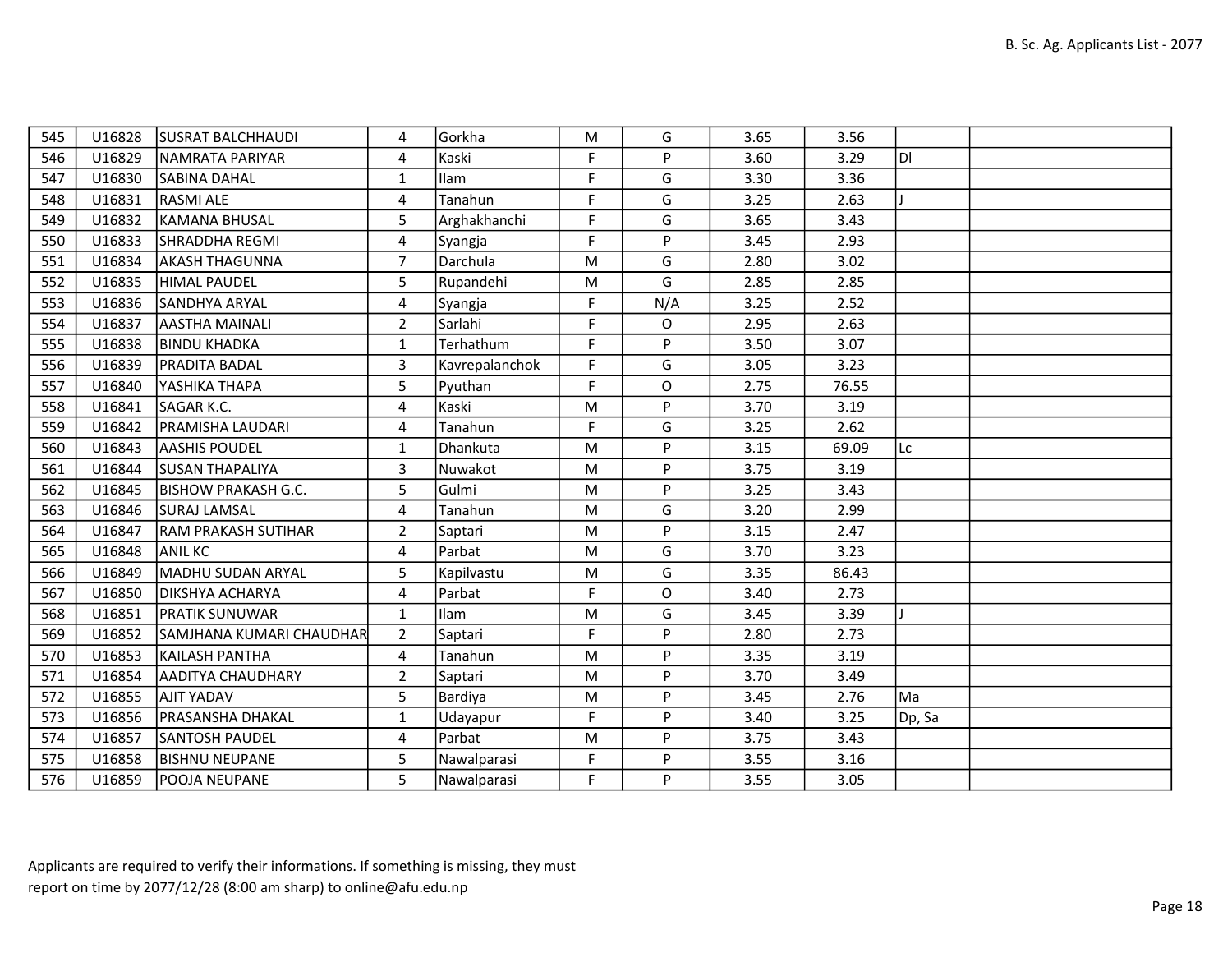| | | | | | | | | | | |
|---|---|---|---|---|---|---|---|---|---|---|
| 545 | U16828 | SUSRAT BALCHHAUDI | 4 | Gorkha | M | G | 3.65 | 3.56 | | |
| 546 | U16829 | NAMRATA PARIYAR | 4 | Kaski | F | P | 3.60 | 3.29 | Dl | |
| 547 | U16830 | SABINA DAHAL | 1 | Ilam | F | G | 3.30 | 3.36 | | |
| 548 | U16831 | RASMI ALE | 4 | Tanahun | F | G | 3.25 | 2.63 | J | |
| 549 | U16832 | KAMANA BHUSAL | 5 | Arghakhanchi | F | G | 3.65 | 3.43 | | |
| 550 | U16833 | SHRADDHA REGMI | 4 | Syangja | F | P | 3.45 | 2.93 | | |
| 551 | U16834 | AKASH THAGUNNA | 7 | Darchula | M | G | 2.80 | 3.02 | | |
| 552 | U16835 | HIMAL PAUDEL | 5 | Rupandehi | M | G | 2.85 | 2.85 | | |
| 553 | U16836 | SANDHYA ARYAL | 4 | Syangja | F | N/A | 3.25 | 2.52 | | |
| 554 | U16837 | AASTHA MAINALI | 2 | Sarlahi | F | O | 2.95 | 2.63 | | |
| 555 | U16838 | BINDU KHADKA | 1 | Terhathum | F | P | 3.50 | 3.07 | | |
| 556 | U16839 | PRADITA BADAL | 3 | Kavrepalanchok | F | G | 3.05 | 3.23 | | |
| 557 | U16840 | YASHIKA THAPA | 5 | Pyuthan | F | O | 2.75 | 76.55 | | |
| 558 | U16841 | SAGAR K.C. | 4 | Kaski | M | P | 3.70 | 3.19 | | |
| 559 | U16842 | PRAMISHA LAUDARI | 4 | Tanahun | F | G | 3.25 | 2.62 | | |
| 560 | U16843 | AASHIS POUDEL | 1 | Dhankuta | M | P | 3.15 | 69.09 | Lc | |
| 561 | U16844 | SUSAN THAPALIYA | 3 | Nuwakot | M | P | 3.75 | 3.19 | | |
| 562 | U16845 | BISHOW PRAKASH G.C. | 5 | Gulmi | M | P | 3.25 | 3.43 | | |
| 563 | U16846 | SURAJ LAMSAL | 4 | Tanahun | M | G | 3.20 | 2.99 | | |
| 564 | U16847 | RAM PRAKASH SUTIHAR | 2 | Saptari | M | P | 3.15 | 2.47 | | |
| 565 | U16848 | ANIL KC | 4 | Parbat | M | G | 3.70 | 3.23 | | |
| 566 | U16849 | MADHU SUDAN ARYAL | 5 | Kapilvastu | M | G | 3.35 | 86.43 | | |
| 567 | U16850 | DIKSHYA ACHARYA | 4 | Parbat | F | O | 3.40 | 2.73 | | |
| 568 | U16851 | PRATIK SUNUWAR | 1 | Ilam | M | G | 3.45 | 3.39 | J | |
| 569 | U16852 | SAMJHANA KUMARI CHAUDHAR | 2 | Saptari | F | P | 2.80 | 2.73 | | |
| 570 | U16853 | KAILASH PANTHA | 4 | Tanahun | M | P | 3.35 | 3.19 | | |
| 571 | U16854 | AADITYA CHAUDHARY | 2 | Saptari | M | P | 3.70 | 3.49 | | |
| 572 | U16855 | AJIT YADAV | 5 | Bardiya | M | P | 3.45 | 2.76 | Ma | |
| 573 | U16856 | PRASANSHA DHAKAL | 1 | Udayapur | F | P | 3.40 | 3.25 | Dp, Sa | |
| 574 | U16857 | SANTOSH PAUDEL | 4 | Parbat | M | P | 3.75 | 3.43 | | |
| 575 | U16858 | BISHNU NEUPANE | 5 | Nawalparasi | F | P | 3.55 | 3.16 | | |
| 576 | U16859 | POOJA NEUPANE | 5 | Nawalparasi | F | P | 3.55 | 3.05 | | |

Applicants are required to verify their informations. If something is missing, they must report on time by 2077/12/28 (8:00 am sharp) to online@afu.edu.np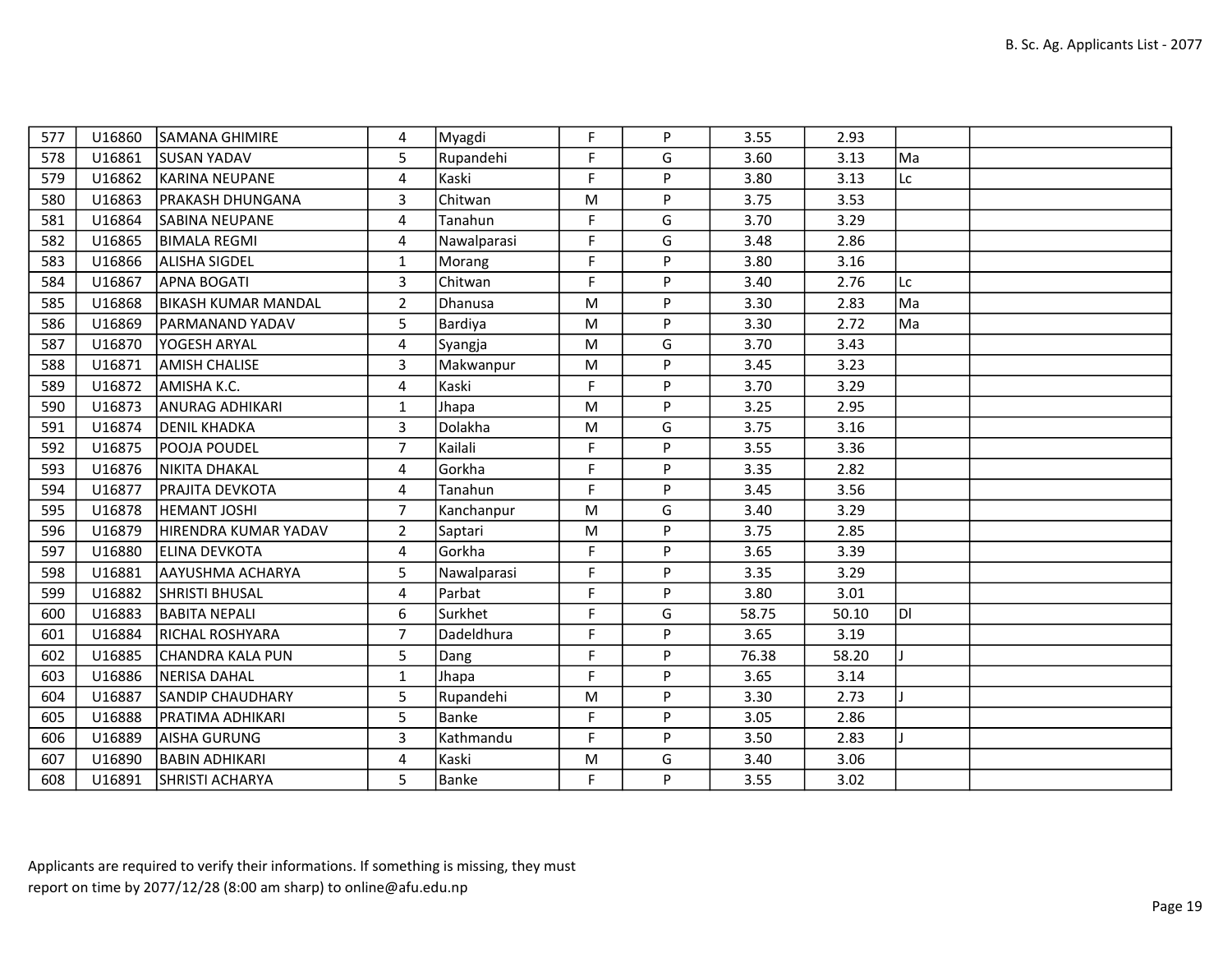| | | | | | | | | | | |
|---|---|---|---|---|---|---|---|---|---|---|
| 577 | U16860 | SAMANA GHIMIRE | 4 | Myagdi | F | P | 3.55 | 2.93 | | |
| 578 | U16861 | SUSAN YADAV | 5 | Rupandehi | F | G | 3.60 | 3.13 | Ma | |
| 579 | U16862 | KARINA NEUPANE | 4 | Kaski | F | P | 3.80 | 3.13 | Lc | |
| 580 | U16863 | PRAKASH DHUNGANA | 3 | Chitwan | M | P | 3.75 | 3.53 | | |
| 581 | U16864 | SABINA NEUPANE | 4 | Tanahun | F | G | 3.70 | 3.29 | | |
| 582 | U16865 | BIMALA REGMI | 4 | Nawalparasi | F | G | 3.48 | 2.86 | | |
| 583 | U16866 | ALISHA SIGDEL | 1 | Morang | F | P | 3.80 | 3.16 | | |
| 584 | U16867 | APNA BOGATI | 3 | Chitwan | F | P | 3.40 | 2.76 | Lc | |
| 585 | U16868 | BIKASH KUMAR MANDAL | 2 | Dhanusa | M | P | 3.30 | 2.83 | Ma | |
| 586 | U16869 | PARMANAND YADAV | 5 | Bardiya | M | P | 3.30 | 2.72 | Ma | |
| 587 | U16870 | YOGESH ARYAL | 4 | Syangja | M | G | 3.70 | 3.43 | | |
| 588 | U16871 | AMISH CHALISE | 3 | Makwanpur | M | P | 3.45 | 3.23 | | |
| 589 | U16872 | AMISHA K.C. | 4 | Kaski | F | P | 3.70 | 3.29 | | |
| 590 | U16873 | ANURAG ADHIKARI | 1 | Jhapa | M | P | 3.25 | 2.95 | | |
| 591 | U16874 | DENIL KHADKA | 3 | Dolakha | M | G | 3.75 | 3.16 | | |
| 592 | U16875 | POOJA POUDEL | 7 | Kailali | F | P | 3.55 | 3.36 | | |
| 593 | U16876 | NIKITA DHAKAL | 4 | Gorkha | F | P | 3.35 | 2.82 | | |
| 594 | U16877 | PRAJITA DEVKOTA | 4 | Tanahun | F | P | 3.45 | 3.56 | | |
| 595 | U16878 | HEMANT JOSHI | 7 | Kanchanpur | M | G | 3.40 | 3.29 | | |
| 596 | U16879 | HIRENDRA KUMAR YADAV | 2 | Saptari | M | P | 3.75 | 2.85 | | |
| 597 | U16880 | ELINA DEVKOTA | 4 | Gorkha | F | P | 3.65 | 3.39 | | |
| 598 | U16881 | AAYUSHMA ACHARYA | 5 | Nawalparasi | F | P | 3.35 | 3.29 | | |
| 599 | U16882 | SHRISTI BHUSAL | 4 | Parbat | F | P | 3.80 | 3.01 | | |
| 600 | U16883 | BABITA NEPALI | 6 | Surkhet | F | G | 58.75 | 50.10 | Dl | |
| 601 | U16884 | RICHAL ROSHYARA | 7 | Dadeldhura | F | P | 3.65 | 3.19 | | |
| 602 | U16885 | CHANDRA KALA PUN | 5 | Dang | F | P | 76.38 | 58.20 | J | |
| 603 | U16886 | NERISA DAHAL | 1 | Jhapa | F | P | 3.65 | 3.14 | | |
| 604 | U16887 | SANDIP CHAUDHARY | 5 | Rupandehi | M | P | 3.30 | 2.73 | J | |
| 605 | U16888 | PRATIMA ADHIKARI | 5 | Banke | F | P | 3.05 | 2.86 | | |
| 606 | U16889 | AISHA GURUNG | 3 | Kathmandu | F | P | 3.50 | 2.83 | J | |
| 607 | U16890 | BABIN ADHIKARI | 4 | Kaski | M | G | 3.40 | 3.06 | | |
| 608 | U16891 | SHRISTI ACHARYA | 5 | Banke | F | P | 3.55 | 3.02 | | |

Applicants are required to verify their informations. If something is missing, they must report on time by 2077/12/28 (8:00 am sharp) to online@afu.edu.np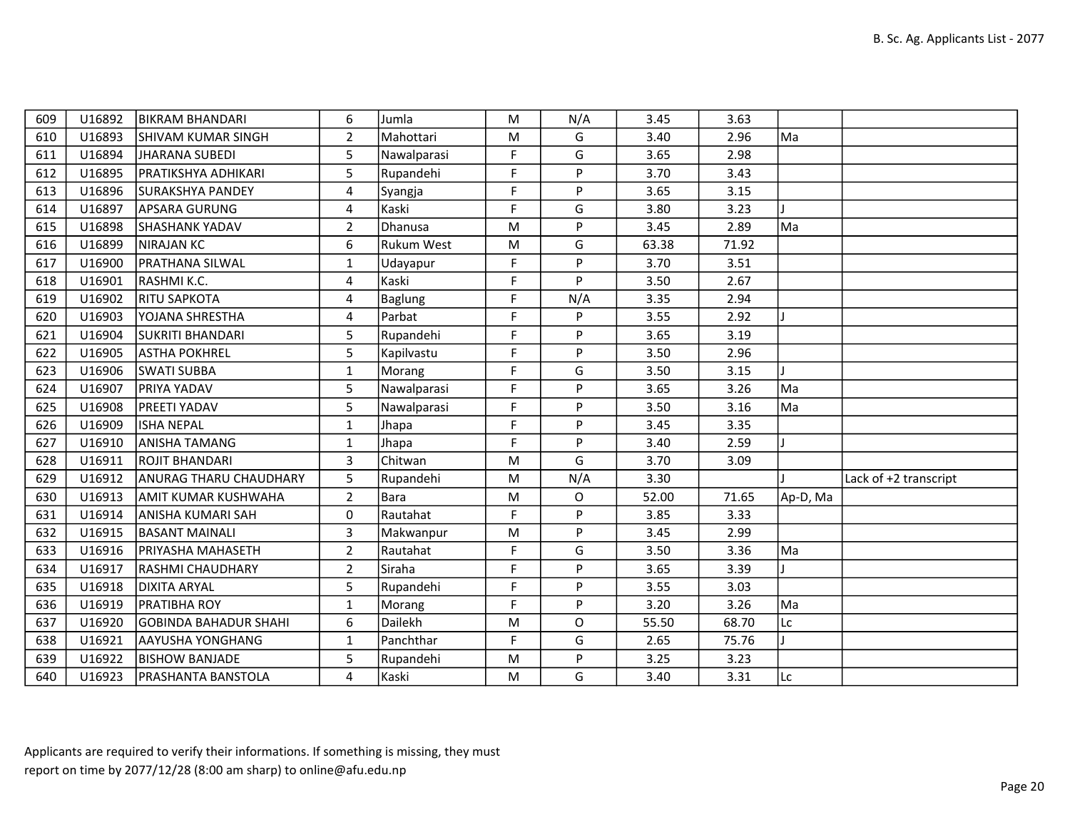| | | | | | | | | | | |
|---|---|---|---|---|---|---|---|---|---|---|
| 609 | U16892 | BIKRAM BHANDARI | 6 | Jumla | M | N/A | 3.45 | 3.63 | | |
| 610 | U16893 | SHIVAM KUMAR SINGH | 2 | Mahottari | M | G | 3.40 | 2.96 | Ma | |
| 611 | U16894 | JHARANA SUBEDI | 5 | Nawalparasi | F | G | 3.65 | 2.98 | | |
| 612 | U16895 | PRATIKSHYA ADHIKARI | 5 | Rupandehi | F | P | 3.70 | 3.43 | | |
| 613 | U16896 | SURAKSHYA PANDEY | 4 | Syangja | F | P | 3.65 | 3.15 | | |
| 614 | U16897 | APSARA GURUNG | 4 | Kaski | F | G | 3.80 | 3.23 | J | |
| 615 | U16898 | SHASHANK YADAV | 2 | Dhanusa | M | P | 3.45 | 2.89 | Ma | |
| 616 | U16899 | NIRAJAN KC | 6 | Rukum West | M | G | 63.38 | 71.92 | | |
| 617 | U16900 | PRATHANA SILWAL | 1 | Udayapur | F | P | 3.70 | 3.51 | | |
| 618 | U16901 | RASHMI K.C. | 4 | Kaski | F | P | 3.50 | 2.67 | | |
| 619 | U16902 | RITU SAPKOTA | 4 | Baglung | F | N/A | 3.35 | 2.94 | | |
| 620 | U16903 | YOJANA SHRESTHA | 4 | Parbat | F | P | 3.55 | 2.92 | J | |
| 621 | U16904 | SUKRITI BHANDARI | 5 | Rupandehi | F | P | 3.65 | 3.19 | | |
| 622 | U16905 | ASTHA POKHREL | 5 | Kapilvastu | F | P | 3.50 | 2.96 | | |
| 623 | U16906 | SWATI SUBBA | 1 | Morang | F | G | 3.50 | 3.15 | J | |
| 624 | U16907 | PRIYA YADAV | 5 | Nawalparasi | F | P | 3.65 | 3.26 | Ma | |
| 625 | U16908 | PREETI YADAV | 5 | Nawalparasi | F | P | 3.50 | 3.16 | Ma | |
| 626 | U16909 | ISHA NEPAL | 1 | Jhapa | F | P | 3.45 | 3.35 | | |
| 627 | U16910 | ANISHA TAMANG | 1 | Jhapa | F | P | 3.40 | 2.59 | J | |
| 628 | U16911 | ROJIT BHANDARI | 3 | Chitwan | M | G | 3.70 | 3.09 | | |
| 629 | U16912 | ANURAG THARU CHAUDHARY | 5 | Rupandehi | M | N/A | 3.30 | | J | Lack of +2 transcript |
| 630 | U16913 | AMIT KUMAR KUSHWAHA | 2 | Bara | M | O | 52.00 | 71.65 | Ap-D, Ma | |
| 631 | U16914 | ANISHA KUMARI SAH | 0 | Rautahat | F | P | 3.85 | 3.33 | | |
| 632 | U16915 | BASANT MAINALI | 3 | Makwanpur | M | P | 3.45 | 2.99 | | |
| 633 | U16916 | PRIYASHA MAHASETH | 2 | Rautahat | F | G | 3.50 | 3.36 | Ma | |
| 634 | U16917 | RASHMI CHAUDHARY | 2 | Siraha | F | P | 3.65 | 3.39 | J | |
| 635 | U16918 | DIXITA ARYAL | 5 | Rupandehi | F | P | 3.55 | 3.03 | | |
| 636 | U16919 | PRATIBHA ROY | 1 | Morang | F | P | 3.20 | 3.26 | Ma | |
| 637 | U16920 | GOBINDA BAHADUR SHAHI | 6 | Dailekh | M | O | 55.50 | 68.70 | Lc | |
| 638 | U16921 | AAYUSHA YONGHANG | 1 | Panchthar | F | G | 2.65 | 75.76 | J | |
| 639 | U16922 | BISHOW BANJADE | 5 | Rupandehi | M | P | 3.25 | 3.23 | | |
| 640 | U16923 | PRASHANTA BANSTOLA | 4 | Kaski | M | G | 3.40 | 3.31 | Lc | |

Applicants are required to verify their informations. If something is missing, they must report on time by 2077/12/28 (8:00 am sharp) to online@afu.edu.np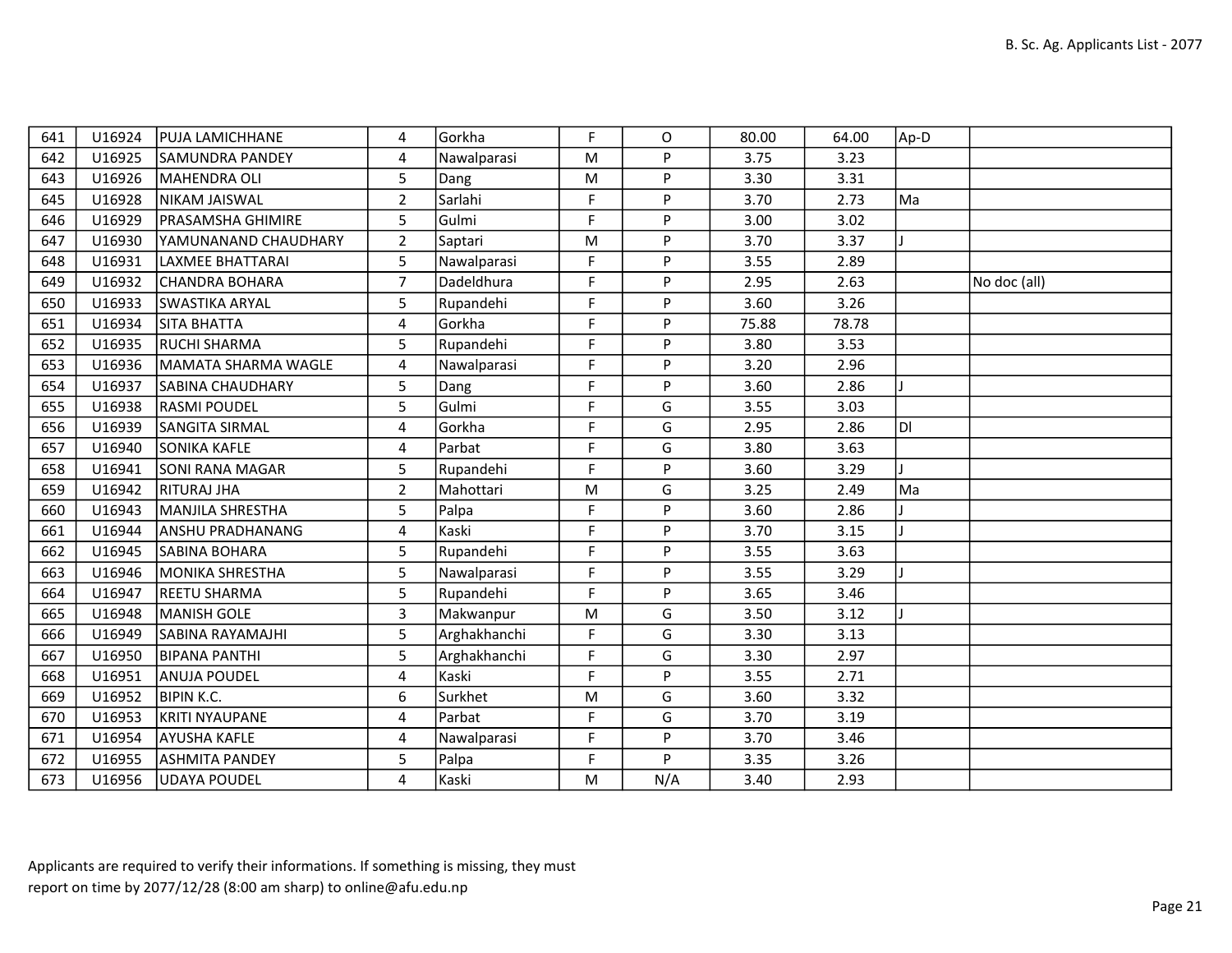| 641 | U16924 | PUJA LAMICHHANE | 4 | Gorkha | F | O | 80.00 | 64.00 | Ap-D | |
|---|---|---|---|---|---|---|---|---|---|---|
| 642 | U16925 | SAMUNDRA PANDEY | 4 | Nawalparasi | M | P | 3.75 | 3.23 | | |
| 643 | U16926 | MAHENDRA OLI | 5 | Dang | M | P | 3.30 | 3.31 | | |
| 645 | U16928 | NIKAM JAISWAL | 2 | Sarlahi | F | P | 3.70 | 2.73 | Ma | |
| 646 | U16929 | PRASAMSHA GHIMIRE | 5 | Gulmi | F | P | 3.00 | 3.02 | | |
| 647 | U16930 | YAMUNANAND CHAUDHARY | 2 | Saptari | M | P | 3.70 | 3.37 | J | |
| 648 | U16931 | LAXMEE BHATTARAI | 5 | Nawalparasi | F | P | 3.55 | 2.89 | | |
| 649 | U16932 | CHANDRA BOHARA | 7 | Dadeldhura | F | P | 2.95 | 2.63 | | No doc (all) |
| 650 | U16933 | SWASTIKA ARYAL | 5 | Rupandehi | F | P | 3.60 | 3.26 | | |
| 651 | U16934 | SITA BHATTA | 4 | Gorkha | F | P | 75.88 | 78.78 | | |
| 652 | U16935 | RUCHI SHARMA | 5 | Rupandehi | F | P | 3.80 | 3.53 | | |
| 653 | U16936 | MAMATA SHARMA WAGLE | 4 | Nawalparasi | F | P | 3.20 | 2.96 | | |
| 654 | U16937 | SABINA CHAUDHARY | 5 | Dang | F | P | 3.60 | 2.86 | J | |
| 655 | U16938 | RASMI POUDEL | 5 | Gulmi | F | G | 3.55 | 3.03 | | |
| 656 | U16939 | SANGITA SIRMAL | 4 | Gorkha | F | G | 2.95 | 2.86 | Dl | |
| 657 | U16940 | SONIKA KAFLE | 4 | Parbat | F | G | 3.80 | 3.63 | | |
| 658 | U16941 | SONI RANA MAGAR | 5 | Rupandehi | F | P | 3.60 | 3.29 | J | |
| 659 | U16942 | RITURAJ JHA | 2 | Mahottari | M | G | 3.25 | 2.49 | Ma | |
| 660 | U16943 | MANJILA SHRESTHA | 5 | Palpa | F | P | 3.60 | 2.86 | J | |
| 661 | U16944 | ANSHU PRADHANANG | 4 | Kaski | F | P | 3.70 | 3.15 | J | |
| 662 | U16945 | SABINA BOHARA | 5 | Rupandehi | F | P | 3.55 | 3.63 | | |
| 663 | U16946 | MONIKA SHRESTHA | 5 | Nawalparasi | F | P | 3.55 | 3.29 | J | |
| 664 | U16947 | REETU SHARMA | 5 | Rupandehi | F | P | 3.65 | 3.46 | | |
| 665 | U16948 | MANISH GOLE | 3 | Makwanpur | M | G | 3.50 | 3.12 | J | |
| 666 | U16949 | SABINA RAYAMAJHI | 5 | Arghakhanchi | F | G | 3.30 | 3.13 | | |
| 667 | U16950 | BIPANA PANTHI | 5 | Arghakhanchi | F | G | 3.30 | 2.97 | | |
| 668 | U16951 | ANUJA POUDEL | 4 | Kaski | F | P | 3.55 | 2.71 | | |
| 669 | U16952 | BIPIN K.C. | 6 | Surkhet | M | G | 3.60 | 3.32 | | |
| 670 | U16953 | KRITI NYAUPANE | 4 | Parbat | F | G | 3.70 | 3.19 | | |
| 671 | U16954 | AYUSHA KAFLE | 4 | Nawalparasi | F | P | 3.70 | 3.46 | | |
| 672 | U16955 | ASHMITA PANDEY | 5 | Palpa | F | P | 3.35 | 3.26 | | |
| 673 | U16956 | UDAYA POUDEL | 4 | Kaski | M | N/A | 3.40 | 2.93 | | |

Applicants are required to verify their informations. If something is missing, they must report on time by 2077/12/28 (8:00 am sharp) to online@afu.edu.np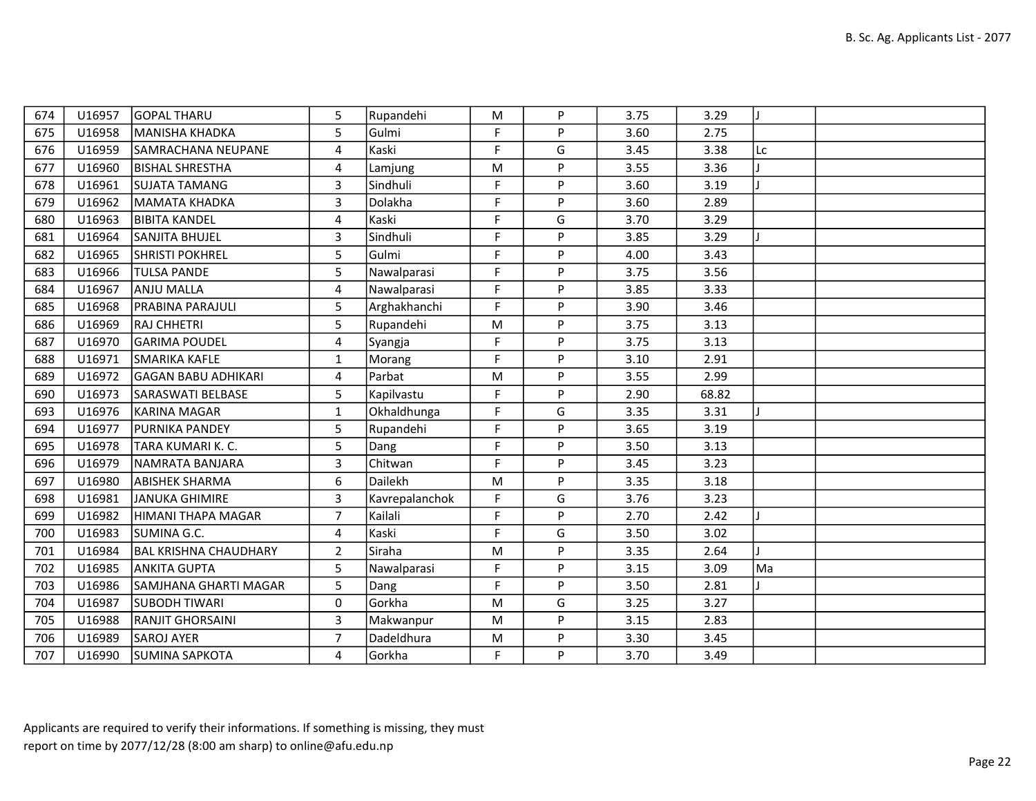| | | | | | | | | | | |
|---|---|---|---|---|---|---|---|---|---|---|
| 674 | U16957 | GOPAL THARU | 5 | Rupandehi | M | P | 3.75 | 3.29 | J | |
| 675 | U16958 | MANISHA KHADKA | 5 | Gulmi | F | P | 3.60 | 2.75 | | |
| 676 | U16959 | SAMRACHANA NEUPANE | 4 | Kaski | F | G | 3.45 | 3.38 | Lc | |
| 677 | U16960 | BISHAL SHRESTHA | 4 | Lamjung | M | P | 3.55 | 3.36 | J | |
| 678 | U16961 | SUJATA TAMANG | 3 | Sindhuli | F | P | 3.60 | 3.19 | J | |
| 679 | U16962 | MAMATA KHADKA | 3 | Dolakha | F | P | 3.60 | 2.89 | | |
| 680 | U16963 | BIBITA KANDEL | 4 | Kaski | F | G | 3.70 | 3.29 | | |
| 681 | U16964 | SANJITA BHUJEL | 3 | Sindhuli | F | P | 3.85 | 3.29 | J | |
| 682 | U16965 | SHRISTI POKHREL | 5 | Gulmi | F | P | 4.00 | 3.43 | | |
| 683 | U16966 | TULSA PANDE | 5 | Nawalparasi | F | P | 3.75 | 3.56 | | |
| 684 | U16967 | ANJU MALLA | 4 | Nawalparasi | F | P | 3.85 | 3.33 | | |
| 685 | U16968 | PRABINA PARAJULI | 5 | Arghakhanchi | F | P | 3.90 | 3.46 | | |
| 686 | U16969 | RAJ CHHETRI | 5 | Rupandehi | M | P | 3.75 | 3.13 | | |
| 687 | U16970 | GARIMA POUDEL | 4 | Syangja | F | P | 3.75 | 3.13 | | |
| 688 | U16971 | SMARIKA KAFLE | 1 | Morang | F | P | 3.10 | 2.91 | | |
| 689 | U16972 | GAGAN BABU ADHIKARI | 4 | Parbat | M | P | 3.55 | 2.99 | | |
| 690 | U16973 | SARASWATI BELBASE | 5 | Kapilvastu | F | P | 2.90 | 68.82 | | |
| 693 | U16976 | KARINA MAGAR | 1 | Okhaldhunga | F | G | 3.35 | 3.31 | J | |
| 694 | U16977 | PURNIKA PANDEY | 5 | Rupandehi | F | P | 3.65 | 3.19 | | |
| 695 | U16978 | TARA KUMARI K. C. | 5 | Dang | F | P | 3.50 | 3.13 | | |
| 696 | U16979 | NAMRATA BANJARA | 3 | Chitwan | F | P | 3.45 | 3.23 | | |
| 697 | U16980 | ABISHEK SHARMA | 6 | Dailekh | M | P | 3.35 | 3.18 | | |
| 698 | U16981 | JANUKA GHIMIRE | 3 | Kavrepalanchok | F | G | 3.76 | 3.23 | | |
| 699 | U16982 | HIMANI THAPA MAGAR | 7 | Kailali | F | P | 2.70 | 2.42 | J | |
| 700 | U16983 | SUMINA G.C. | 4 | Kaski | F | G | 3.50 | 3.02 | | |
| 701 | U16984 | BAL KRISHNA CHAUDHARY | 2 | Siraha | M | P | 3.35 | 2.64 | J | |
| 702 | U16985 | ANKITA GUPTA | 5 | Nawalparasi | F | P | 3.15 | 3.09 | Ma | |
| 703 | U16986 | SAMJHANA GHARTI MAGAR | 5 | Dang | F | P | 3.50 | 2.81 | J | |
| 704 | U16987 | SUBODH TIWARI | 0 | Gorkha | M | G | 3.25 | 3.27 | | |
| 705 | U16988 | RANJIT GHORSAINI | 3 | Makwanpur | M | P | 3.15 | 2.83 | | |
| 706 | U16989 | SAROJ AYER | 7 | Dadeldhura | M | P | 3.30 | 3.45 | | |
| 707 | U16990 | SUMINA SAPKOTA | 4 | Gorkha | F | P | 3.70 | 3.49 | | |

Applicants are required to verify their informations. If something is missing, they must report on time by 2077/12/28 (8:00 am sharp) to online@afu.edu.np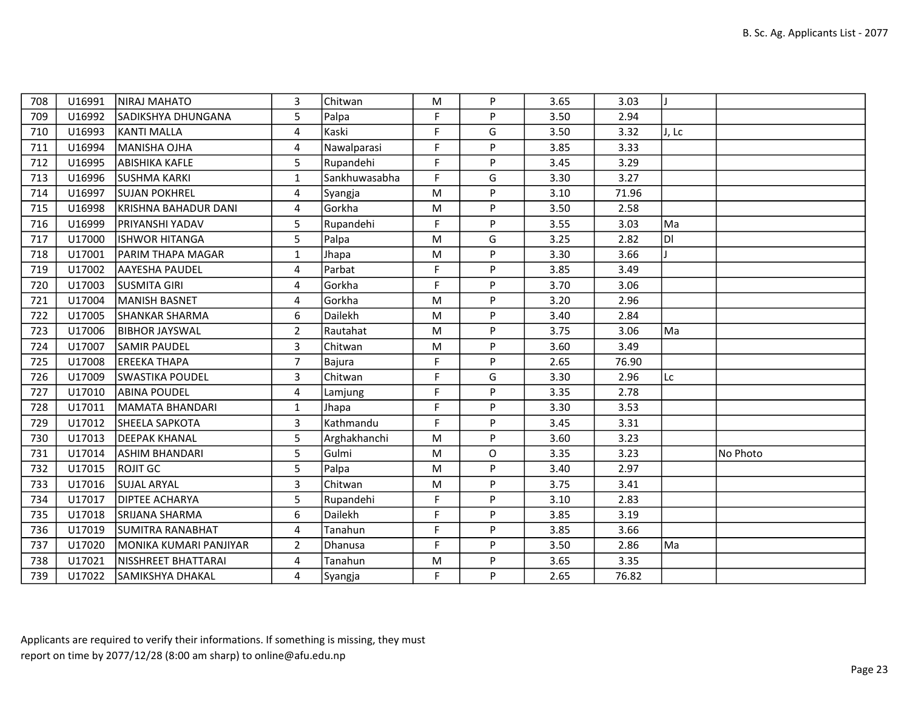| | | | | | | | | | | |
|---|---|---|---|---|---|---|---|---|---|---|
| 708 | U16991 | NIRAJ MAHATO | 3 | Chitwan | M | P | 3.65 | 3.03 | J | |
| 709 | U16992 | SADIKSHYA DHUNGANA | 5 | Palpa | F | P | 3.50 | 2.94 | | |
| 710 | U16993 | KANTI MALLA | 4 | Kaski | F | G | 3.50 | 3.32 | J, Lc | |
| 711 | U16994 | MANISHA OJHA | 4 | Nawalparasi | F | P | 3.85 | 3.33 | | |
| 712 | U16995 | ABISHIKA KAFLE | 5 | Rupandehi | F | P | 3.45 | 3.29 | | |
| 713 | U16996 | SUSHMA KARKI | 1 | Sankhuwasabha | F | G | 3.30 | 3.27 | | |
| 714 | U16997 | SUJAN POKHREL | 4 | Syangja | M | P | 3.10 | 71.96 | | |
| 715 | U16998 | KRISHNA BAHADUR DANI | 4 | Gorkha | M | P | 3.50 | 2.58 | | |
| 716 | U16999 | PRIYANSHI YADAV | 5 | Rupandehi | F | P | 3.55 | 3.03 | Ma | |
| 717 | U17000 | ISHWOR HITANGA | 5 | Palpa | M | G | 3.25 | 2.82 | Dl | |
| 718 | U17001 | PARIM THAPA MAGAR | 1 | Jhapa | M | P | 3.30 | 3.66 | J | |
| 719 | U17002 | AAYESHA PAUDEL | 4 | Parbat | F | P | 3.85 | 3.49 | | |
| 720 | U17003 | SUSMITA GIRI | 4 | Gorkha | F | P | 3.70 | 3.06 | | |
| 721 | U17004 | MANISH BASNET | 4 | Gorkha | M | P | 3.20 | 2.96 | | |
| 722 | U17005 | SHANKAR SHARMA | 6 | Dailekh | M | P | 3.40 | 2.84 | | |
| 723 | U17006 | BIBHOR JAYSWAL | 2 | Rautahat | M | P | 3.75 | 3.06 | Ma | |
| 724 | U17007 | SAMIR PAUDEL | 3 | Chitwan | M | P | 3.60 | 3.49 | | |
| 725 | U17008 | EREEKA THAPA | 7 | Bajura | F | P | 2.65 | 76.90 | | |
| 726 | U17009 | SWASTIKA POUDEL | 3 | Chitwan | F | G | 3.30 | 2.96 | Lc | |
| 727 | U17010 | ABINA POUDEL | 4 | Lamjung | F | P | 3.35 | 2.78 | | |
| 728 | U17011 | MAMATA BHANDARI | 1 | Jhapa | F | P | 3.30 | 3.53 | | |
| 729 | U17012 | SHEELA SAPKOTA | 3 | Kathmandu | F | P | 3.45 | 3.31 | | |
| 730 | U17013 | DEEPAK KHANAL | 5 | Arghakhanchi | M | P | 3.60 | 3.23 | | |
| 731 | U17014 | ASHIM BHANDARI | 5 | Gulmi | M | O | 3.35 | 3.23 | | No Photo |
| 732 | U17015 | ROJIT GC | 5 | Palpa | M | P | 3.40 | 2.97 | | |
| 733 | U17016 | SUJAL ARYAL | 3 | Chitwan | M | P | 3.75 | 3.41 | | |
| 734 | U17017 | DIPTEE ACHARYA | 5 | Rupandehi | F | P | 3.10 | 2.83 | | |
| 735 | U17018 | SRIJANA SHARMA | 6 | Dailekh | F | P | 3.85 | 3.19 | | |
| 736 | U17019 | SUMITRA RANABHAT | 4 | Tanahun | F | P | 3.85 | 3.66 | | |
| 737 | U17020 | MONIKA KUMARI PANJIYAR | 2 | Dhanusa | F | P | 3.50 | 2.86 | Ma | |
| 738 | U17021 | NISSHREET BHATTARAI | 4 | Tanahun | M | P | 3.65 | 3.35 | | |
| 739 | U17022 | SAMIKSHYA DHAKAL | 4 | Syangja | F | P | 2.65 | 76.82 | | |

Applicants are required to verify their informations. If something is missing, they must report on time by 2077/12/28 (8:00 am sharp) to online@afu.edu.np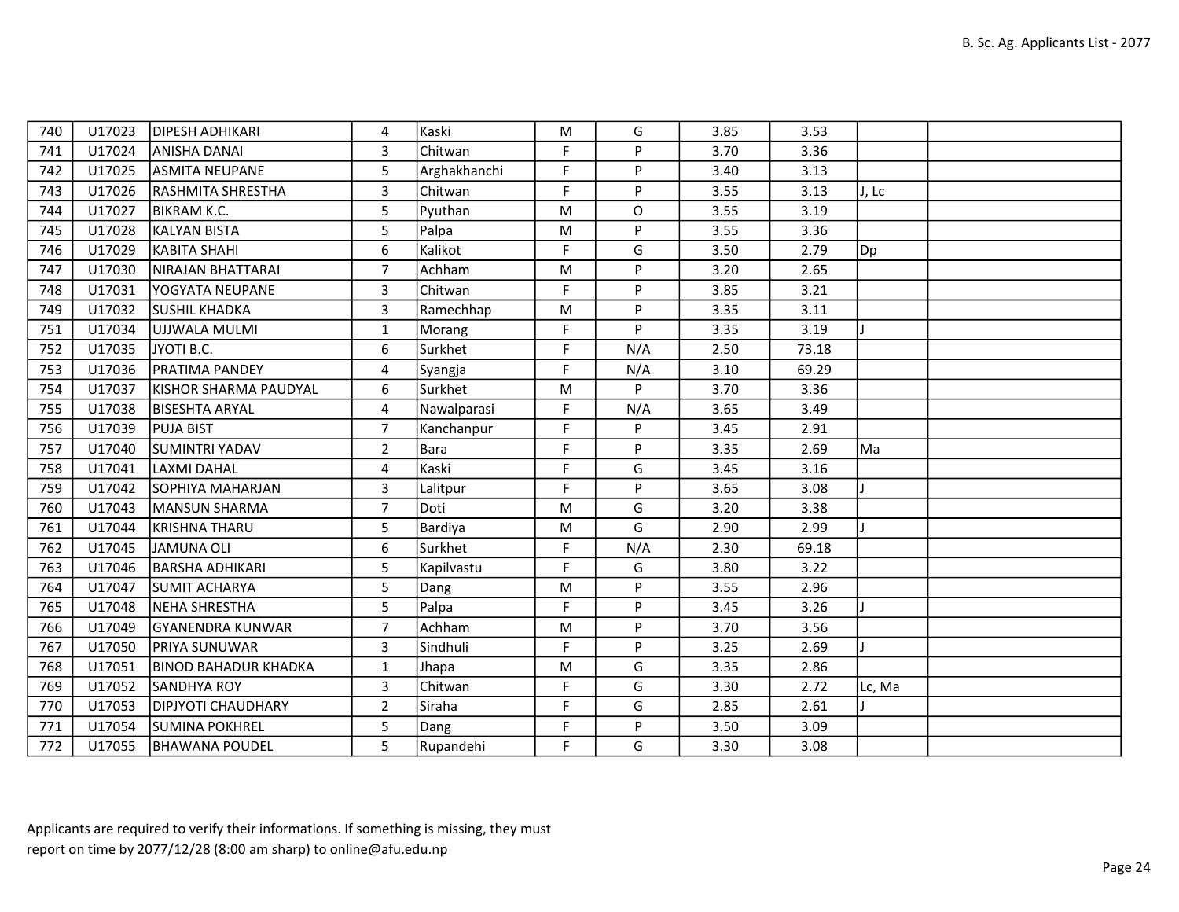| | | | | | | | | | | |
|---|---|---|---|---|---|---|---|---|---|---|
| 740 | U17023 | DIPESH ADHIKARI | 4 | Kaski | M | G | 3.85 | 3.53 | | |
| 741 | U17024 | ANISHA DANAI | 3 | Chitwan | F | P | 3.70 | 3.36 | | |
| 742 | U17025 | ASMITA NEUPANE | 5 | Arghakhanchi | F | P | 3.40 | 3.13 | | |
| 743 | U17026 | RASHMITA SHRESTHA | 3 | Chitwan | F | P | 3.55 | 3.13 | J, Lc | |
| 744 | U17027 | BIKRAM K.C. | 5 | Pyuthan | M | O | 3.55 | 3.19 | | |
| 745 | U17028 | KALYAN BISTA | 5 | Palpa | M | P | 3.55 | 3.36 | | |
| 746 | U17029 | KABITA SHAHI | 6 | Kalikot | F | G | 3.50 | 2.79 | Dp | |
| 747 | U17030 | NIRAJAN BHATTARAI | 7 | Achham | M | P | 3.20 | 2.65 | | |
| 748 | U17031 | YOGYATA NEUPANE | 3 | Chitwan | F | P | 3.85 | 3.21 | | |
| 749 | U17032 | SUSHIL KHADKA | 3 | Ramechhap | M | P | 3.35 | 3.11 | | |
| 751 | U17034 | UJJWALA MULMI | 1 | Morang | F | P | 3.35 | 3.19 | J | |
| 752 | U17035 | JYOTI B.C. | 6 | Surkhet | F | N/A | 2.50 | 73.18 | | |
| 753 | U17036 | PRATIMA PANDEY | 4 | Syangja | F | N/A | 3.10 | 69.29 | | |
| 754 | U17037 | KISHOR SHARMA PAUDYAL | 6 | Surkhet | M | P | 3.70 | 3.36 | | |
| 755 | U17038 | BISESHTA ARYAL | 4 | Nawalparasi | F | N/A | 3.65 | 3.49 | | |
| 756 | U17039 | PUJA BIST | 7 | Kanchanpur | F | P | 3.45 | 2.91 | | |
| 757 | U17040 | SUMINTRI YADAV | 2 | Bara | F | P | 3.35 | 2.69 | Ma | |
| 758 | U17041 | LAXMI DAHAL | 4 | Kaski | F | G | 3.45 | 3.16 | | |
| 759 | U17042 | SOPHIYA MAHARJAN | 3 | Lalitpur | F | P | 3.65 | 3.08 | J | |
| 760 | U17043 | MANSUN SHARMA | 7 | Doti | M | G | 3.20 | 3.38 | | |
| 761 | U17044 | KRISHNA THARU | 5 | Bardiya | M | G | 2.90 | 2.99 | J | |
| 762 | U17045 | JAMUNA OLI | 6 | Surkhet | F | N/A | 2.30 | 69.18 | | |
| 763 | U17046 | BARSHA ADHIKARI | 5 | Kapilvastu | F | G | 3.80 | 3.22 | | |
| 764 | U17047 | SUMIT ACHARYA | 5 | Dang | M | P | 3.55 | 2.96 | | |
| 765 | U17048 | NEHA SHRESTHA | 5 | Palpa | F | P | 3.45 | 3.26 | J | |
| 766 | U17049 | GYANENDRA KUNWAR | 7 | Achham | M | P | 3.70 | 3.56 | | |
| 767 | U17050 | PRIYA SUNUWAR | 3 | Sindhuli | F | P | 3.25 | 2.69 | J | |
| 768 | U17051 | BINOD BAHADUR KHADKA | 1 | Jhapa | M | G | 3.35 | 2.86 | | |
| 769 | U17052 | SANDHYA ROY | 3 | Chitwan | F | G | 3.30 | 2.72 | Lc, Ma | |
| 770 | U17053 | DIPJYOTI CHAUDHARY | 2 | Siraha | F | G | 2.85 | 2.61 | J | |
| 771 | U17054 | SUMINA POKHREL | 5 | Dang | F | P | 3.50 | 3.09 | | |
| 772 | U17055 | BHAWANA POUDEL | 5 | Rupandehi | F | G | 3.30 | 3.08 | | |

Applicants are required to verify their informations. If something is missing, they must report on time by 2077/12/28 (8:00 am sharp) to online@afu.edu.np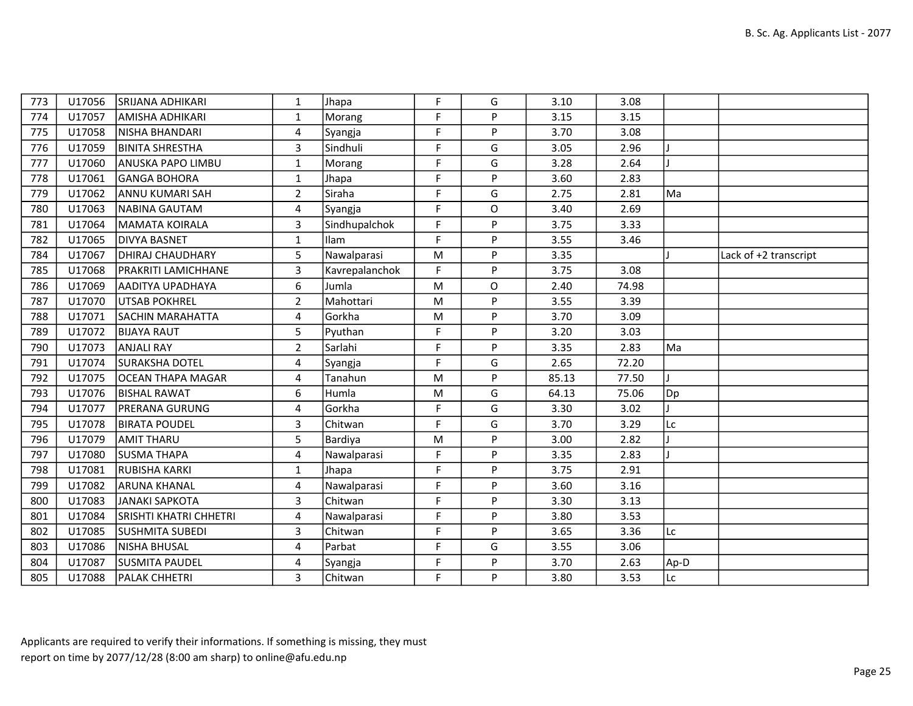| | | | | | | | | | | |
|---|---|---|---|---|---|---|---|---|---|---|
| 773 | U17056 | SRIJANA ADHIKARI | 1 | Jhapa | F | G | 3.10 | 3.08 | | |
| 774 | U17057 | AMISHA ADHIKARI | 1 | Morang | F | P | 3.15 | 3.15 | | |
| 775 | U17058 | NISHA BHANDARI | 4 | Syangja | F | P | 3.70 | 3.08 | | |
| 776 | U17059 | BINITA SHRESTHA | 3 | Sindhuli | F | G | 3.05 | 2.96 | J | |
| 777 | U17060 | ANUSKA PAPO LIMBU | 1 | Morang | F | G | 3.28 | 2.64 | J | |
| 778 | U17061 | GANGA BOHORA | 1 | Jhapa | F | P | 3.60 | 2.83 | | |
| 779 | U17062 | ANNU KUMARI SAH | 2 | Siraha | F | G | 2.75 | 2.81 | Ma | |
| 780 | U17063 | NABINA GAUTAM | 4 | Syangja | F | O | 3.40 | 2.69 | | |
| 781 | U17064 | MAMATA KOIRALA | 3 | Sindhupalchok | F | P | 3.75 | 3.33 | | |
| 782 | U17065 | DIVYA BASNET | 1 | Ilam | F | P | 3.55 | 3.46 | | |
| 784 | U17067 | DHIRAJ CHAUDHARY | 5 | Nawalparasi | M | P | 3.35 | | J | Lack of +2 transcript |
| 785 | U17068 | PRAKRITI LAMICHHANE | 3 | Kavrepalanchok | F | P | 3.75 | 3.08 | | |
| 786 | U17069 | AADITYA UPADHAYA | 6 | Jumla | M | O | 2.40 | 74.98 | | |
| 787 | U17070 | UTSAB POKHREL | 2 | Mahottari | M | P | 3.55 | 3.39 | | |
| 788 | U17071 | SACHIN MARAHATTA | 4 | Gorkha | M | P | 3.70 | 3.09 | | |
| 789 | U17072 | BIJAYA RAUT | 5 | Pyuthan | F | P | 3.20 | 3.03 | | |
| 790 | U17073 | ANJALI RAY | 2 | Sarlahi | F | P | 3.35 | 2.83 | Ma | |
| 791 | U17074 | SURAKSHA DOTEL | 4 | Syangja | F | G | 2.65 | 72.20 | | |
| 792 | U17075 | OCEAN THAPA MAGAR | 4 | Tanahun | M | P | 85.13 | 77.50 | J | |
| 793 | U17076 | BISHAL RAWAT | 6 | Humla | M | G | 64.13 | 75.06 | Dp | |
| 794 | U17077 | PRERANA GURUNG | 4 | Gorkha | F | G | 3.30 | 3.02 | J | |
| 795 | U17078 | BIRATA POUDEL | 3 | Chitwan | F | G | 3.70 | 3.29 | Lc | |
| 796 | U17079 | AMIT THARU | 5 | Bardiya | M | P | 3.00 | 2.82 | J | |
| 797 | U17080 | SUSMA THAPA | 4 | Nawalparasi | F | P | 3.35 | 2.83 | J | |
| 798 | U17081 | RUBISHA KARKI | 1 | Jhapa | F | P | 3.75 | 2.91 | | |
| 799 | U17082 | ARUNA KHANAL | 4 | Nawalparasi | F | P | 3.60 | 3.16 | | |
| 800 | U17083 | JANAKI SAPKOTA | 3 | Chitwan | F | P | 3.30 | 3.13 | | |
| 801 | U17084 | SRISHTI KHATRI CHHETRI | 4 | Nawalparasi | F | P | 3.80 | 3.53 | | |
| 802 | U17085 | SUSHMITA SUBEDI | 3 | Chitwan | F | P | 3.65 | 3.36 | Lc | |
| 803 | U17086 | NISHA BHUSAL | 4 | Parbat | F | G | 3.55 | 3.06 | | |
| 804 | U17087 | SUSMITA PAUDEL | 4 | Syangja | F | P | 3.70 | 2.63 | Ap-D | |
| 805 | U17088 | PALAK CHHETRI | 3 | Chitwan | F | P | 3.80 | 3.53 | Lc | |

Applicants are required to verify their informations. If something is missing, they must report on time by 2077/12/28 (8:00 am sharp) to online@afu.edu.np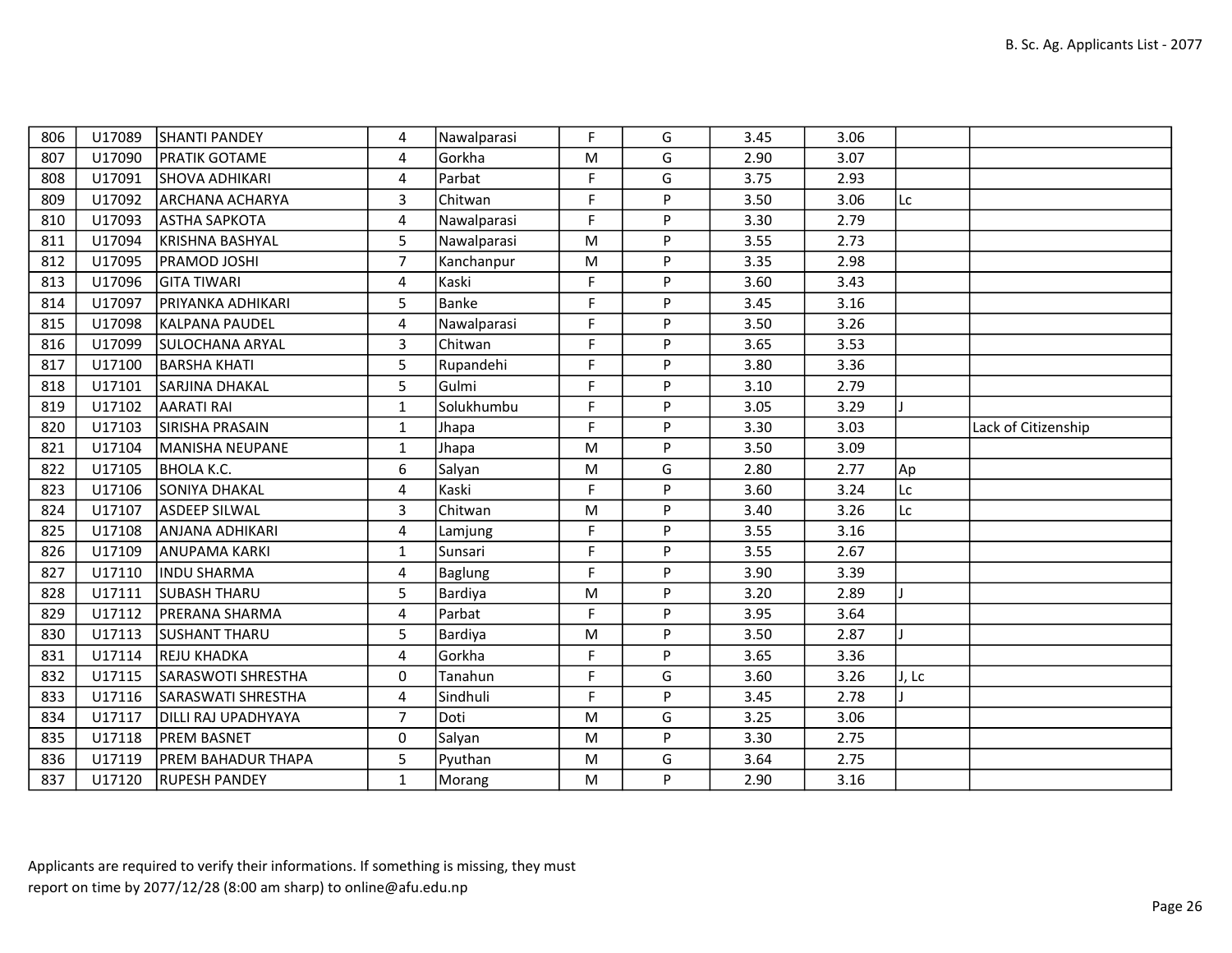| | | | | | | | | | | |
|---|---|---|---|---|---|---|---|---|---|---|
| 806 | U17089 | SHANTI PANDEY | 4 | Nawalparasi | F | G | 3.45 | 3.06 | | |
| 807 | U17090 | PRATIK GOTAME | 4 | Gorkha | M | G | 2.90 | 3.07 | | |
| 808 | U17091 | SHOVA ADHIKARI | 4 | Parbat | F | G | 3.75 | 2.93 | | |
| 809 | U17092 | ARCHANA ACHARYA | 3 | Chitwan | F | P | 3.50 | 3.06 | Lc | |
| 810 | U17093 | ASTHA SAPKOTA | 4 | Nawalparasi | F | P | 3.30 | 2.79 | | |
| 811 | U17094 | KRISHNA BASHYAL | 5 | Nawalparasi | M | P | 3.55 | 2.73 | | |
| 812 | U17095 | PRAMOD JOSHI | 7 | Kanchanpur | M | P | 3.35 | 2.98 | | |
| 813 | U17096 | GITA TIWARI | 4 | Kaski | F | P | 3.60 | 3.43 | | |
| 814 | U17097 | PRIYANKA ADHIKARI | 5 | Banke | F | P | 3.45 | 3.16 | | |
| 815 | U17098 | KALPANA PAUDEL | 4 | Nawalparasi | F | P | 3.50 | 3.26 | | |
| 816 | U17099 | SULOCHANA ARYAL | 3 | Chitwan | F | P | 3.65 | 3.53 | | |
| 817 | U17100 | BARSHA KHATI | 5 | Rupandehi | F | P | 3.80 | 3.36 | | |
| 818 | U17101 | SARJINA DHAKAL | 5 | Gulmi | F | P | 3.10 | 2.79 | | |
| 819 | U17102 | AARATI RAI | 1 | Solukhumbu | F | P | 3.05 | 3.29 | J | |
| 820 | U17103 | SIRISHA PRASAIN | 1 | Jhapa | F | P | 3.30 | 3.03 | | Lack of Citizenship |
| 821 | U17104 | MANISHA NEUPANE | 1 | Jhapa | M | P | 3.50 | 3.09 | | |
| 822 | U17105 | BHOLA K.C. | 6 | Salyan | M | G | 2.80 | 2.77 | Ap | |
| 823 | U17106 | SONIYA DHAKAL | 4 | Kaski | F | P | 3.60 | 3.24 | Lc | |
| 824 | U17107 | ASDEEP SILWAL | 3 | Chitwan | M | P | 3.40 | 3.26 | Lc | |
| 825 | U17108 | ANJANA ADHIKARI | 4 | Lamjung | F | P | 3.55 | 3.16 | | |
| 826 | U17109 | ANUPAMA KARKI | 1 | Sunsari | F | P | 3.55 | 2.67 | | |
| 827 | U17110 | INDU SHARMA | 4 | Baglung | F | P | 3.90 | 3.39 | | |
| 828 | U17111 | SUBASH THARU | 5 | Bardiya | M | P | 3.20 | 2.89 | J | |
| 829 | U17112 | PRERANA SHARMA | 4 | Parbat | F | P | 3.95 | 3.64 | | |
| 830 | U17113 | SUSHANT THARU | 5 | Bardiya | M | P | 3.50 | 2.87 | J | |
| 831 | U17114 | REJU KHADKA | 4 | Gorkha | F | P | 3.65 | 3.36 | | |
| 832 | U17115 | SARASWOTI SHRESTHA | 0 | Tanahun | F | G | 3.60 | 3.26 | J, Lc | |
| 833 | U17116 | SARASWATI SHRESTHA | 4 | Sindhuli | F | P | 3.45 | 2.78 | J | |
| 834 | U17117 | DILLI RAJ UPADHYAYA | 7 | Doti | M | G | 3.25 | 3.06 | | |
| 835 | U17118 | PREM BASNET | 0 | Salyan | M | P | 3.30 | 2.75 | | |
| 836 | U17119 | PREM BAHADUR THAPA | 5 | Pyuthan | M | G | 3.64 | 2.75 | | |
| 837 | U17120 | RUPESH PANDEY | 1 | Morang | M | P | 2.90 | 3.16 | | |

Applicants are required to verify their informations. If something is missing, they must report on time by 2077/12/28 (8:00 am sharp) to online@afu.edu.np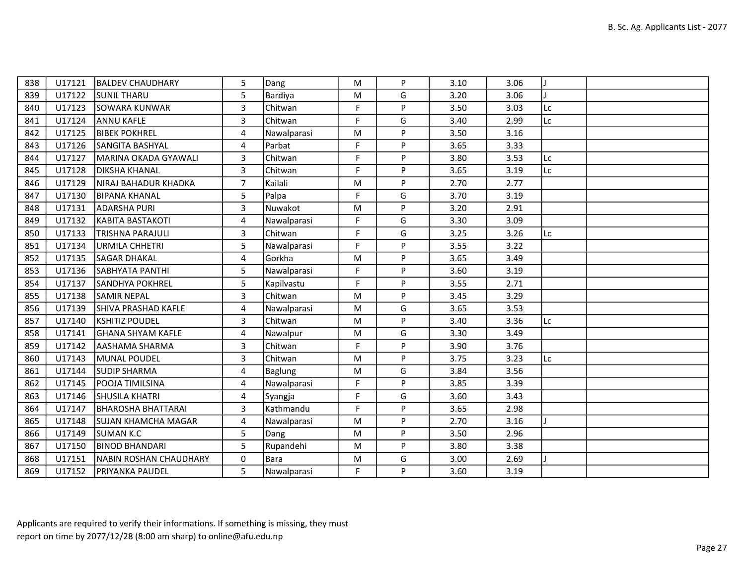| | | | | | | | | | | |
|---|---|---|---|---|---|---|---|---|---|---|
| 838 | U17121 | BALDEV CHAUDHARY | 5 | Dang | M | P | 3.10 | 3.06 | J | |
| 839 | U17122 | SUNIL THARU | 5 | Bardiya | M | G | 3.20 | 3.06 | J | |
| 840 | U17123 | SOWARA KUNWAR | 3 | Chitwan | F | P | 3.50 | 3.03 | Lc | |
| 841 | U17124 | ANNU KAFLE | 3 | Chitwan | F | G | 3.40 | 2.99 | Lc | |
| 842 | U17125 | BIBEK POKHREL | 4 | Nawalparasi | M | P | 3.50 | 3.16 | | |
| 843 | U17126 | SANGITA BASHYAL | 4 | Parbat | F | P | 3.65 | 3.33 | | |
| 844 | U17127 | MARINA OKADA GYAWALI | 3 | Chitwan | F | P | 3.80 | 3.53 | Lc | |
| 845 | U17128 | DIKSHA KHANAL | 3 | Chitwan | F | P | 3.65 | 3.19 | Lc | |
| 846 | U17129 | NIRAJ BAHADUR KHADKA | 7 | Kailali | M | P | 2.70 | 2.77 | | |
| 847 | U17130 | BIPANA KHANAL | 5 | Palpa | F | G | 3.70 | 3.19 | | |
| 848 | U17131 | ADARSHA PURI | 3 | Nuwakot | M | P | 3.20 | 2.91 | | |
| 849 | U17132 | KABITA BASTAKOTI | 4 | Nawalparasi | F | G | 3.30 | 3.09 | | |
| 850 | U17133 | TRISHNA PARAJULI | 3 | Chitwan | F | G | 3.25 | 3.26 | Lc | |
| 851 | U17134 | URMILA CHHETRI | 5 | Nawalparasi | F | P | 3.55 | 3.22 | | |
| 852 | U17135 | SAGAR DHAKAL | 4 | Gorkha | M | P | 3.65 | 3.49 | | |
| 853 | U17136 | SABHYATA PANTHI | 5 | Nawalparasi | F | P | 3.60 | 3.19 | | |
| 854 | U17137 | SANDHYA POKHREL | 5 | Kapilvastu | F | P | 3.55 | 2.71 | | |
| 855 | U17138 | SAMIR NEPAL | 3 | Chitwan | M | P | 3.45 | 3.29 | | |
| 856 | U17139 | SHIVA PRASHAD KAFLE | 4 | Nawalparasi | M | G | 3.65 | 3.53 | | |
| 857 | U17140 | KSHITIZ POUDEL | 3 | Chitwan | M | P | 3.40 | 3.36 | Lc | |
| 858 | U17141 | GHANA SHYAM KAFLE | 4 | Nawalpur | M | G | 3.30 | 3.49 | | |
| 859 | U17142 | AASHAMA SHARMA | 3 | Chitwan | F | P | 3.90 | 3.76 | | |
| 860 | U17143 | MUNAL POUDEL | 3 | Chitwan | M | P | 3.75 | 3.23 | Lc | |
| 861 | U17144 | SUDIP SHARMA | 4 | Baglung | M | G | 3.84 | 3.56 | | |
| 862 | U17145 | POOJA TIMILSINA | 4 | Nawalparasi | F | P | 3.85 | 3.39 | | |
| 863 | U17146 | SHUSILA KHATRI | 4 | Syangja | F | G | 3.60 | 3.43 | | |
| 864 | U17147 | BHAROSHA BHATTARAI | 3 | Kathmandu | F | P | 3.65 | 2.98 | | |
| 865 | U17148 | SUJAN KHAMCHA MAGAR | 4 | Nawalparasi | M | P | 2.70 | 3.16 | J | |
| 866 | U17149 | SUMAN K.C | 5 | Dang | M | P | 3.50 | 2.96 | | |
| 867 | U17150 | BINOD BHANDARI | 5 | Rupandehi | M | P | 3.80 | 3.38 | | |
| 868 | U17151 | NABIN ROSHAN CHAUDHARY | 0 | Bara | M | G | 3.00 | 2.69 | J | |
| 869 | U17152 | PRIYANKA PAUDEL | 5 | Nawalparasi | F | P | 3.60 | 3.19 | | |

Applicants are required to verify their informations. If something is missing, they must report on time by 2077/12/28 (8:00 am sharp) to online@afu.edu.np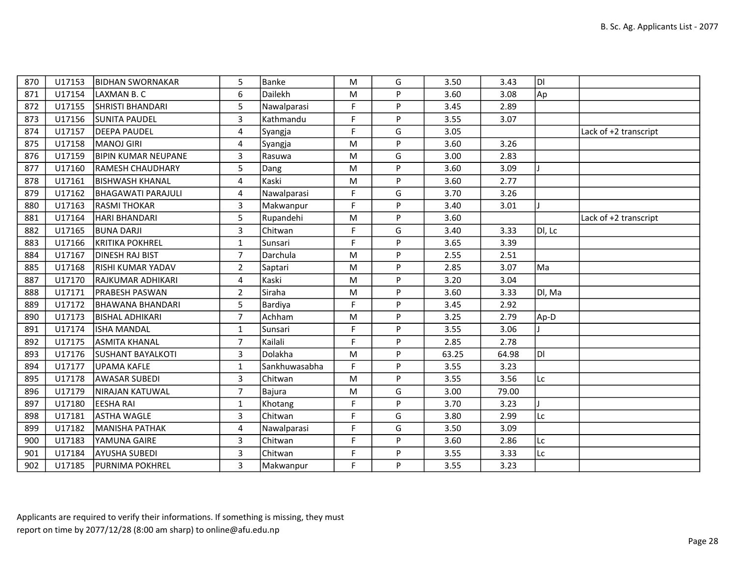| 870 | U17153 | BIDHAN SWORNAKAR | 5 | Banke | M | G | 3.50 | 3.43 | Dl | |
|---|---|---|---|---|---|---|---|---|---|---|
| 871 | U17154 | LAXMAN B. C | 6 | Dailekh | M | P | 3.60 | 3.08 | Ap | |
| 872 | U17155 | SHRISTI BHANDARI | 5 | Nawalparasi | F | P | 3.45 | 2.89 | | |
| 873 | U17156 | SUNITA PAUDEL | 3 | Kathmandu | F | P | 3.55 | 3.07 | | |
| 874 | U17157 | DEEPA PAUDEL | 4 | Syangja | F | G | 3.05 | | | Lack of +2 transcript |
| 875 | U17158 | MANOJ GIRI | 4 | Syangja | M | P | 3.60 | 3.26 | | |
| 876 | U17159 | BIPIN KUMAR NEUPANE | 3 | Rasuwa | M | G | 3.00 | 2.83 | | |
| 877 | U17160 | RAMESH CHAUDHARY | 5 | Dang | M | P | 3.60 | 3.09 | J | |
| 878 | U17161 | BISHWASH KHANAL | 4 | Kaski | M | P | 3.60 | 2.77 | | |
| 879 | U17162 | BHAGAWATI PARAJULI | 4 | Nawalparasi | F | G | 3.70 | 3.26 | | |
| 880 | U17163 | RASMI THOKAR | 3 | Makwanpur | F | P | 3.40 | 3.01 | J | |
| 881 | U17164 | HARI BHANDARI | 5 | Rupandehi | M | P | 3.60 | | | Lack of +2 transcript |
| 882 | U17165 | BUNA DARJI | 3 | Chitwan | F | G | 3.40 | 3.33 | Dl, Lc | |
| 883 | U17166 | KRITIKA POKHREL | 1 | Sunsari | F | P | 3.65 | 3.39 | | |
| 884 | U17167 | DINESH RAJ BIST | 7 | Darchula | M | P | 2.55 | 2.51 | | |
| 885 | U17168 | RISHI KUMAR YADAV | 2 | Saptari | M | P | 2.85 | 3.07 | Ma | |
| 887 | U17170 | RAJKUMAR ADHIKARI | 4 | Kaski | M | P | 3.20 | 3.04 | | |
| 888 | U17171 | PRABESH PASWAN | 2 | Siraha | M | P | 3.60 | 3.33 | Dl, Ma | |
| 889 | U17172 | BHAWANA BHANDARI | 5 | Bardiya | F | P | 3.45 | 2.92 | | |
| 890 | U17173 | BISHAL ADHIKARI | 7 | Achham | M | P | 3.25 | 2.79 | Ap-D | |
| 891 | U17174 | ISHA MANDAL | 1 | Sunsari | F | P | 3.55 | 3.06 | J | |
| 892 | U17175 | ASMITA KHANAL | 7 | Kailali | F | P | 2.85 | 2.78 | | |
| 893 | U17176 | SUSHANT BAYALKOTI | 3 | Dolakha | M | P | 63.25 | 64.98 | Dl | |
| 894 | U17177 | UPAMA KAFLE | 1 | Sankhuwasabha | F | P | 3.55 | 3.23 | | |
| 895 | U17178 | AWASAR SUBEDI | 3 | Chitwan | M | P | 3.55 | 3.56 | Lc | |
| 896 | U17179 | NIRAJAN KATUWAL | 7 | Bajura | M | G | 3.00 | 79.00 | | |
| 897 | U17180 | EESHA RAI | 1 | Khotang | F | P | 3.70 | 3.23 | J | |
| 898 | U17181 | ASTHA WAGLE | 3 | Chitwan | F | G | 3.80 | 2.99 | Lc | |
| 899 | U17182 | MANISHA PATHAK | 4 | Nawalparasi | F | G | 3.50 | 3.09 | | |
| 900 | U17183 | YAMUNA GAIRE | 3 | Chitwan | F | P | 3.60 | 2.86 | Lc | |
| 901 | U17184 | AYUSHA SUBEDI | 3 | Chitwan | F | P | 3.55 | 3.33 | Lc | |
| 902 | U17185 | PURNIMA POKHREL | 3 | Makwanpur | F | P | 3.55 | 3.23 | | |

Applicants are required to verify their informations. If something is missing, they must report on time by 2077/12/28 (8:00 am sharp) to online@afu.edu.np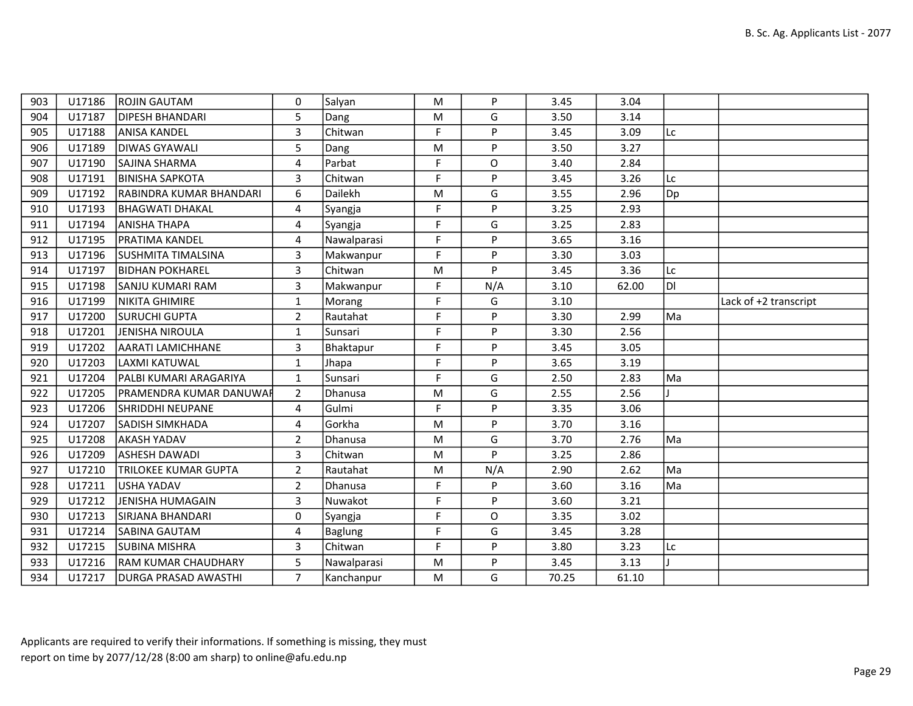| 903 | U17186 | ROJIN GAUTAM | 0 | Salyan | M | P | 3.45 | 3.04 | | |
|---|---|---|---|---|---|---|---|---|---|---|
| 904 | U17187 | DIPESH BHANDARI | 5 | Dang | M | G | 3.50 | 3.14 | | |
| 905 | U17188 | ANISA KANDEL | 3 | Chitwan | F | P | 3.45 | 3.09 | Lc | |
| 906 | U17189 | DIWAS GYAWALI | 5 | Dang | M | P | 3.50 | 3.27 | | |
| 907 | U17190 | SAJINA SHARMA | 4 | Parbat | F | O | 3.40 | 2.84 | | |
| 908 | U17191 | BINISHA SAPKOTA | 3 | Chitwan | F | P | 3.45 | 3.26 | Lc | |
| 909 | U17192 | RABINDRA KUMAR BHANDARI | 6 | Dailekh | M | G | 3.55 | 2.96 | Dp | |
| 910 | U17193 | BHAGWATI DHAKAL | 4 | Syangja | F | P | 3.25 | 2.93 | | |
| 911 | U17194 | ANISHA THAPA | 4 | Syangja | F | G | 3.25 | 2.83 | | |
| 912 | U17195 | PRATIMA KANDEL | 4 | Nawalparasi | F | P | 3.65 | 3.16 | | |
| 913 | U17196 | SUSHMITA TIMALSINA | 3 | Makwanpur | F | P | 3.30 | 3.03 | | |
| 914 | U17197 | BIDHAN POKHAREL | 3 | Chitwan | M | P | 3.45 | 3.36 | Lc | |
| 915 | U17198 | SANJU KUMARI RAM | 3 | Makwanpur | F | N/A | 3.10 | 62.00 | Dl | |
| 916 | U17199 | NIKITA GHIMIRE | 1 | Morang | F | G | 3.10 | | | Lack of +2 transcript |
| 917 | U17200 | SURUCHI GUPTA | 2 | Rautahat | F | P | 3.30 | 2.99 | Ma | |
| 918 | U17201 | JENISHA NIROULA | 1 | Sunsari | F | P | 3.30 | 2.56 | | |
| 919 | U17202 | AARATI LAMICHHANE | 3 | Bhaktapur | F | P | 3.45 | 3.05 | | |
| 920 | U17203 | LAXMI KATUWAL | 1 | Jhapa | F | P | 3.65 | 3.19 | | |
| 921 | U17204 | PALBI KUMARI ARAGARIYA | 1 | Sunsari | F | G | 2.50 | 2.83 | Ma | |
| 922 | U17205 | PRAMENDRA KUMAR DANUWAR | 2 | Dhanusa | M | G | 2.55 | 2.56 | J | |
| 923 | U17206 | SHRIDDHI NEUPANE | 4 | Gulmi | F | P | 3.35 | 3.06 | | |
| 924 | U17207 | SADISH SIMKHADA | 4 | Gorkha | M | P | 3.70 | 3.16 | | |
| 925 | U17208 | AKASH YADAV | 2 | Dhanusa | M | G | 3.70 | 2.76 | Ma | |
| 926 | U17209 | ASHESH DAWADI | 3 | Chitwan | M | P | 3.25 | 2.86 | | |
| 927 | U17210 | TRILOKEE KUMAR GUPTA | 2 | Rautahat | M | N/A | 2.90 | 2.62 | Ma | |
| 928 | U17211 | USHA YADAV | 2 | Dhanusa | F | P | 3.60 | 3.16 | Ma | |
| 929 | U17212 | JENISHA HUMAGAIN | 3 | Nuwakot | F | P | 3.60 | 3.21 | | |
| 930 | U17213 | SIRJANA BHANDARI | 0 | Syangja | F | O | 3.35 | 3.02 | | |
| 931 | U17214 | SABINA GAUTAM | 4 | Baglung | F | G | 3.45 | 3.28 | | |
| 932 | U17215 | SUBINA MISHRA | 3 | Chitwan | F | P | 3.80 | 3.23 | Lc | |
| 933 | U17216 | RAM KUMAR CHAUDHARY | 5 | Nawalparasi | M | P | 3.45 | 3.13 | J | |
| 934 | U17217 | DURGA PRASAD AWASTHI | 7 | Kanchanpur | M | G | 70.25 | 61.10 | | |

Applicants are required to verify their informations. If something is missing, they must report on time by 2077/12/28 (8:00 am sharp) to online@afu.edu.np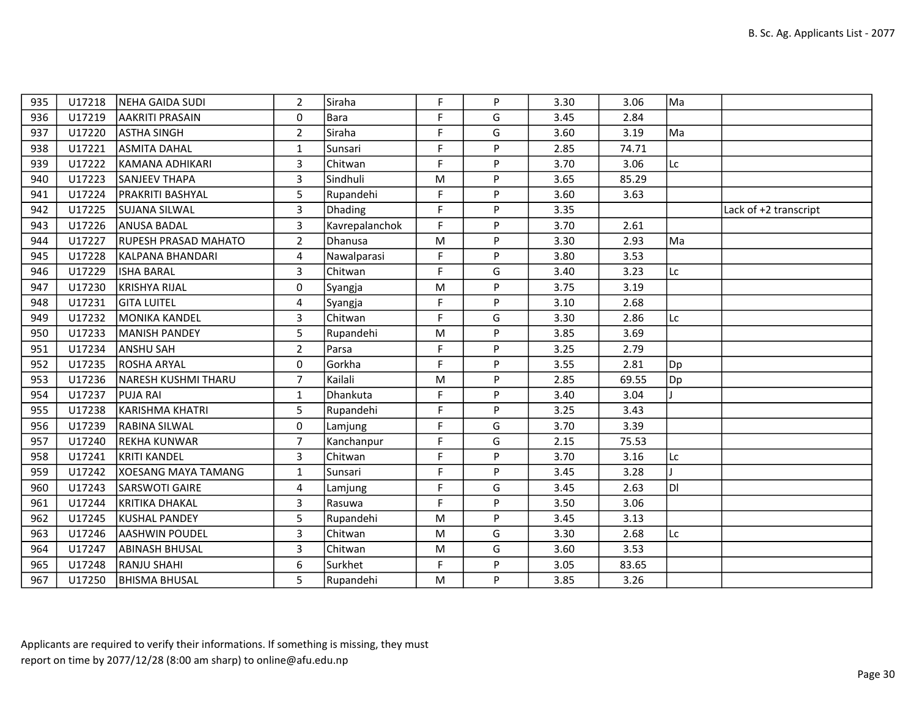| 935 | U17218 | NEHA GAIDA SUDI | 2 | Siraha | F | P | 3.30 | 3.06 | Ma | |
|---|---|---|---|---|---|---|---|---|---|---|
| 936 | U17219 | AAKRITI PRASAIN | 0 | Bara | F | G | 3.45 | 2.84 | | |
| 937 | U17220 | ASTHA SINGH | 2 | Siraha | F | G | 3.60 | 3.19 | Ma | |
| 938 | U17221 | ASMITA DAHAL | 1 | Sunsari | F | P | 2.85 | 74.71 | | |
| 939 | U17222 | KAMANA ADHIKARI | 3 | Chitwan | F | P | 3.70 | 3.06 | Lc | |
| 940 | U17223 | SANJEEV THAPA | 3 | Sindhuli | M | P | 3.65 | 85.29 | | |
| 941 | U17224 | PRAKRITI BASHYAL | 5 | Rupandehi | F | P | 3.60 | 3.63 | | |
| 942 | U17225 | SUJANA SILWAL | 3 | Dhading | F | P | 3.35 | | | Lack of +2 transcript |
| 943 | U17226 | ANUSA BADAL | 3 | Kavrepalanchok | F | P | 3.70 | 2.61 | | |
| 944 | U17227 | RUPESH PRASAD MAHATO | 2 | Dhanusa | M | P | 3.30 | 2.93 | Ma | |
| 945 | U17228 | KALPANA BHANDARI | 4 | Nawalparasi | F | P | 3.80 | 3.53 | | |
| 946 | U17229 | ISHA BARAL | 3 | Chitwan | F | G | 3.40 | 3.23 | Lc | |
| 947 | U17230 | KRISHYA RIJAL | 0 | Syangja | M | P | 3.75 | 3.19 | | |
| 948 | U17231 | GITA LUITEL | 4 | Syangja | F | P | 3.10 | 2.68 | | |
| 949 | U17232 | MONIKA KANDEL | 3 | Chitwan | F | G | 3.30 | 2.86 | Lc | |
| 950 | U17233 | MANISH PANDEY | 5 | Rupandehi | M | P | 3.85 | 3.69 | | |
| 951 | U17234 | ANSHU SAH | 2 | Parsa | F | P | 3.25 | 2.79 | | |
| 952 | U17235 | ROSHA ARYAL | 0 | Gorkha | F | P | 3.55 | 2.81 | Dp | |
| 953 | U17236 | NARESH KUSHMI THARU | 7 | Kailali | M | P | 2.85 | 69.55 | Dp | |
| 954 | U17237 | PUJA RAI | 1 | Dhankuta | F | P | 3.40 | 3.04 | J | |
| 955 | U17238 | KARISHMA KHATRI | 5 | Rupandehi | F | P | 3.25 | 3.43 | | |
| 956 | U17239 | RABINA SILWAL | 0 | Lamjung | F | G | 3.70 | 3.39 | | |
| 957 | U17240 | REKHA KUNWAR | 7 | Kanchanpur | F | G | 2.15 | 75.53 | | |
| 958 | U17241 | KRITI KANDEL | 3 | Chitwan | F | P | 3.70 | 3.16 | Lc | |
| 959 | U17242 | XOESANG MAYA TAMANG | 1 | Sunsari | F | P | 3.45 | 3.28 | J | |
| 960 | U17243 | SARSWOTI GAIRE | 4 | Lamjung | F | G | 3.45 | 2.63 | Dl | |
| 961 | U17244 | KRITIKA DHAKAL | 3 | Rasuwa | F | P | 3.50 | 3.06 | | |
| 962 | U17245 | KUSHAL PANDEY | 5 | Rupandehi | M | P | 3.45 | 3.13 | | |
| 963 | U17246 | AASHWIN POUDEL | 3 | Chitwan | M | G | 3.30 | 2.68 | Lc | |
| 964 | U17247 | ABINASH BHUSAL | 3 | Chitwan | M | G | 3.60 | 3.53 | | |
| 965 | U17248 | RANJU SHAHI | 6 | Surkhet | F | P | 3.05 | 83.65 | | |
| 967 | U17250 | BHISMA BHUSAL | 5 | Rupandehi | M | P | 3.85 | 3.26 | | |

Applicants are required to verify their informations. If something is missing, they must report on time by 2077/12/28 (8:00 am sharp) to online@afu.edu.np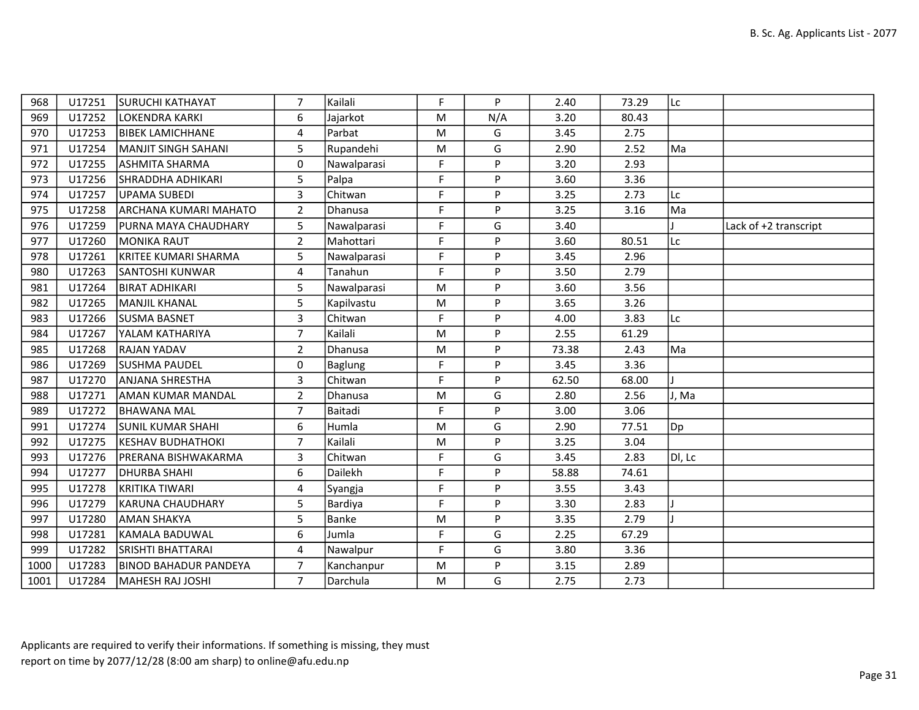| | | | | | | | | | | |
|---|---|---|---|---|---|---|---|---|---|---|
| 968 | U17251 | SURUCHI KATHAYAT | 7 | Kailali | F | P | 2.40 | 73.29 | Lc | |
| 969 | U17252 | LOKENDRA KARKI | 6 | Jajarkot | M | N/A | 3.20 | 80.43 | | |
| 970 | U17253 | BIBEK LAMICHHANE | 4 | Parbat | M | G | 3.45 | 2.75 | | |
| 971 | U17254 | MANJIT SINGH SAHANI | 5 | Rupandehi | M | G | 2.90 | 2.52 | Ma | |
| 972 | U17255 | ASHMITA SHARMA | 0 | Nawalparasi | F | P | 3.20 | 2.93 | | |
| 973 | U17256 | SHRADDHA ADHIKARI | 5 | Palpa | F | P | 3.60 | 3.36 | | |
| 974 | U17257 | UPAMA SUBEDI | 3 | Chitwan | F | P | 3.25 | 2.73 | Lc | |
| 975 | U17258 | ARCHANA KUMARI MAHATO | 2 | Dhanusa | F | P | 3.25 | 3.16 | Ma | |
| 976 | U17259 | PURNA MAYA CHAUDHARY | 5 | Nawalparasi | F | G | 3.40 | | J | Lack of +2 transcript |
| 977 | U17260 | MONIKA RAUT | 2 | Mahottari | F | P | 3.60 | 80.51 | Lc | |
| 978 | U17261 | KRITEE KUMARI SHARMA | 5 | Nawalparasi | F | P | 3.45 | 2.96 | | |
| 980 | U17263 | SANTOSHI KUNWAR | 4 | Tanahun | F | P | 3.50 | 2.79 | | |
| 981 | U17264 | BIRAT ADHIKARI | 5 | Nawalparasi | M | P | 3.60 | 3.56 | | |
| 982 | U17265 | MANJIL KHANAL | 5 | Kapilvastu | M | P | 3.65 | 3.26 | | |
| 983 | U17266 | SUSMA BASNET | 3 | Chitwan | F | P | 4.00 | 3.83 | Lc | |
| 984 | U17267 | YALAM KATHARIYA | 7 | Kailali | M | P | 2.55 | 61.29 | | |
| 985 | U17268 | RAJAN YADAV | 2 | Dhanusa | M | P | 73.38 | 2.43 | Ma | |
| 986 | U17269 | SUSHMA PAUDEL | 0 | Baglung | F | P | 3.45 | 3.36 | | |
| 987 | U17270 | ANJANA SHRESTHA | 3 | Chitwan | F | P | 62.50 | 68.00 | J | |
| 988 | U17271 | AMAN KUMAR MANDAL | 2 | Dhanusa | M | G | 2.80 | 2.56 | J, Ma | |
| 989 | U17272 | BHAWANA MAL | 7 | Baitadi | F | P | 3.00 | 3.06 | | |
| 991 | U17274 | SUNIL KUMAR SHAHI | 6 | Humla | M | G | 2.90 | 77.51 | Dp | |
| 992 | U17275 | KESHAV BUDHATHOKI | 7 | Kailali | M | P | 3.25 | 3.04 | | |
| 993 | U17276 | PRERANA BISHWAKARMA | 3 | Chitwan | F | G | 3.45 | 2.83 | Dl, Lc | |
| 994 | U17277 | DHURBA SHAHI | 6 | Dailekh | F | P | 58.88 | 74.61 | | |
| 995 | U17278 | KRITIKA TIWARI | 4 | Syangja | F | P | 3.55 | 3.43 | | |
| 996 | U17279 | KARUNA CHAUDHARY | 5 | Bardiya | F | P | 3.30 | 2.83 | J | |
| 997 | U17280 | AMAN SHAKYA | 5 | Banke | M | P | 3.35 | 2.79 | J | |
| 998 | U17281 | KAMALA BADUWAL | 6 | Jumla | F | G | 2.25 | 67.29 | | |
| 999 | U17282 | SRISHTI BHATTARAI | 4 | Nawalpur | F | G | 3.80 | 3.36 | | |
| 1000 | U17283 | BINOD BAHADUR PANDEYA | 7 | Kanchanpur | M | P | 3.15 | 2.89 | | |
| 1001 | U17284 | MAHESH RAJ JOSHI | 7 | Darchula | M | G | 2.75 | 2.73 | | |

Applicants are required to verify their informations. If something is missing, they must report on time by 2077/12/28 (8:00 am sharp) to online@afu.edu.np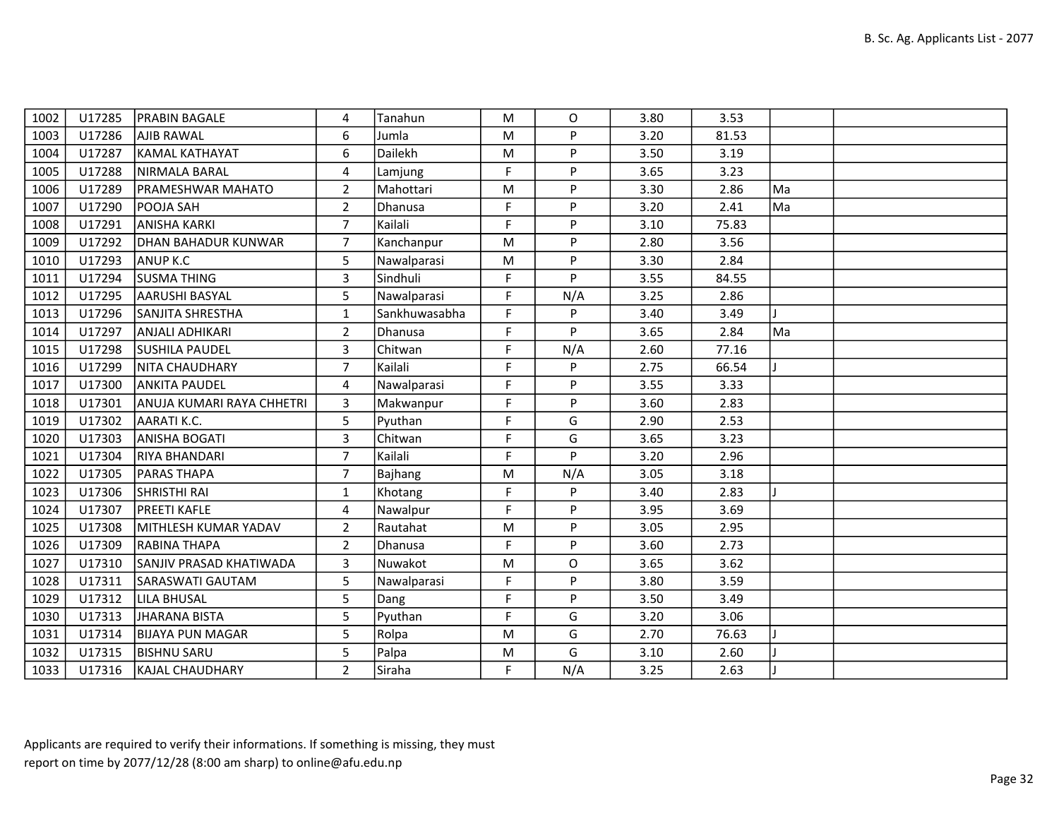| 1002 | U17285 | PRABIN BAGALE | 4 | Tanahun | M | O | 3.80 | 3.53 | | |
|---|---|---|---|---|---|---|---|---|---|---|
| 1003 | U17286 | AJIB RAWAL | 6 | Jumla | M | P | 3.20 | 81.53 | | |
| 1004 | U17287 | KAMAL KATHAYAT | 6 | Dailekh | M | P | 3.50 | 3.19 | | |
| 1005 | U17288 | NIRMALA BARAL | 4 | Lamjung | F | P | 3.65 | 3.23 | | |
| 1006 | U17289 | PRAMESHWAR MAHATO | 2 | Mahottari | M | P | 3.30 | 2.86 | Ma | |
| 1007 | U17290 | POOJA SAH | 2 | Dhanusa | F | P | 3.20 | 2.41 | Ma | |
| 1008 | U17291 | ANISHA KARKI | 7 | Kailali | F | P | 3.10 | 75.83 | | |
| 1009 | U17292 | DHAN BAHADUR KUNWAR | 7 | Kanchanpur | M | P | 2.80 | 3.56 | | |
| 1010 | U17293 | ANUP K.C | 5 | Nawalparasi | M | P | 3.30 | 2.84 | | |
| 1011 | U17294 | SUSMA THING | 3 | Sindhuli | F | P | 3.55 | 84.55 | | |
| 1012 | U17295 | AARUSHI BASYAL | 5 | Nawalparasi | F | N/A | 3.25 | 2.86 | | |
| 1013 | U17296 | SANJITA SHRESTHA | 1 | Sankhuwasabha | F | P | 3.40 | 3.49 | J | |
| 1014 | U17297 | ANJALI ADHIKARI | 2 | Dhanusa | F | P | 3.65 | 2.84 | Ma | |
| 1015 | U17298 | SUSHILA PAUDEL | 3 | Chitwan | F | N/A | 2.60 | 77.16 | | |
| 1016 | U17299 | NITA CHAUDHARY | 7 | Kailali | F | P | 2.75 | 66.54 | J | |
| 1017 | U17300 | ANKITA PAUDEL | 4 | Nawalparasi | F | P | 3.55 | 3.33 | | |
| 1018 | U17301 | ANUJA KUMARI RAYA CHHETRI | 3 | Makwanpur | F | P | 3.60 | 2.83 | | |
| 1019 | U17302 | AARATI K.C. | 5 | Pyuthan | F | G | 2.90 | 2.53 | | |
| 1020 | U17303 | ANISHA BOGATI | 3 | Chitwan | F | G | 3.65 | 3.23 | | |
| 1021 | U17304 | RIYA BHANDARI | 7 | Kailali | F | P | 3.20 | 2.96 | | |
| 1022 | U17305 | PARAS THAPA | 7 | Bajhang | M | N/A | 3.05 | 3.18 | | |
| 1023 | U17306 | SHRISTHI RAI | 1 | Khotang | F | P | 3.40 | 2.83 | J | |
| 1024 | U17307 | PREETI KAFLE | 4 | Nawalpur | F | P | 3.95 | 3.69 | | |
| 1025 | U17308 | MITHLESH KUMAR YADAV | 2 | Rautahat | M | P | 3.05 | 2.95 | | |
| 1026 | U17309 | RABINA THAPA | 2 | Dhanusa | F | P | 3.60 | 2.73 | | |
| 1027 | U17310 | SANJIV PRASAD KHATIWADA | 3 | Nuwakot | M | O | 3.65 | 3.62 | | |
| 1028 | U17311 | SARASWATI GAUTAM | 5 | Nawalparasi | F | P | 3.80 | 3.59 | | |
| 1029 | U17312 | LILA BHUSAL | 5 | Dang | F | P | 3.50 | 3.49 | | |
| 1030 | U17313 | JHARANA BISTA | 5 | Pyuthan | F | G | 3.20 | 3.06 | | |
| 1031 | U17314 | BIJAYA PUN MAGAR | 5 | Rolpa | M | G | 2.70 | 76.63 | J | |
| 1032 | U17315 | BISHNU SARU | 5 | Palpa | M | G | 3.10 | 2.60 | J | |
| 1033 | U17316 | KAJAL CHAUDHARY | 2 | Siraha | F | N/A | 3.25 | 2.63 | J | |

Applicants are required to verify their informations. If something is missing, they must report on time by 2077/12/28 (8:00 am sharp) to online@afu.edu.np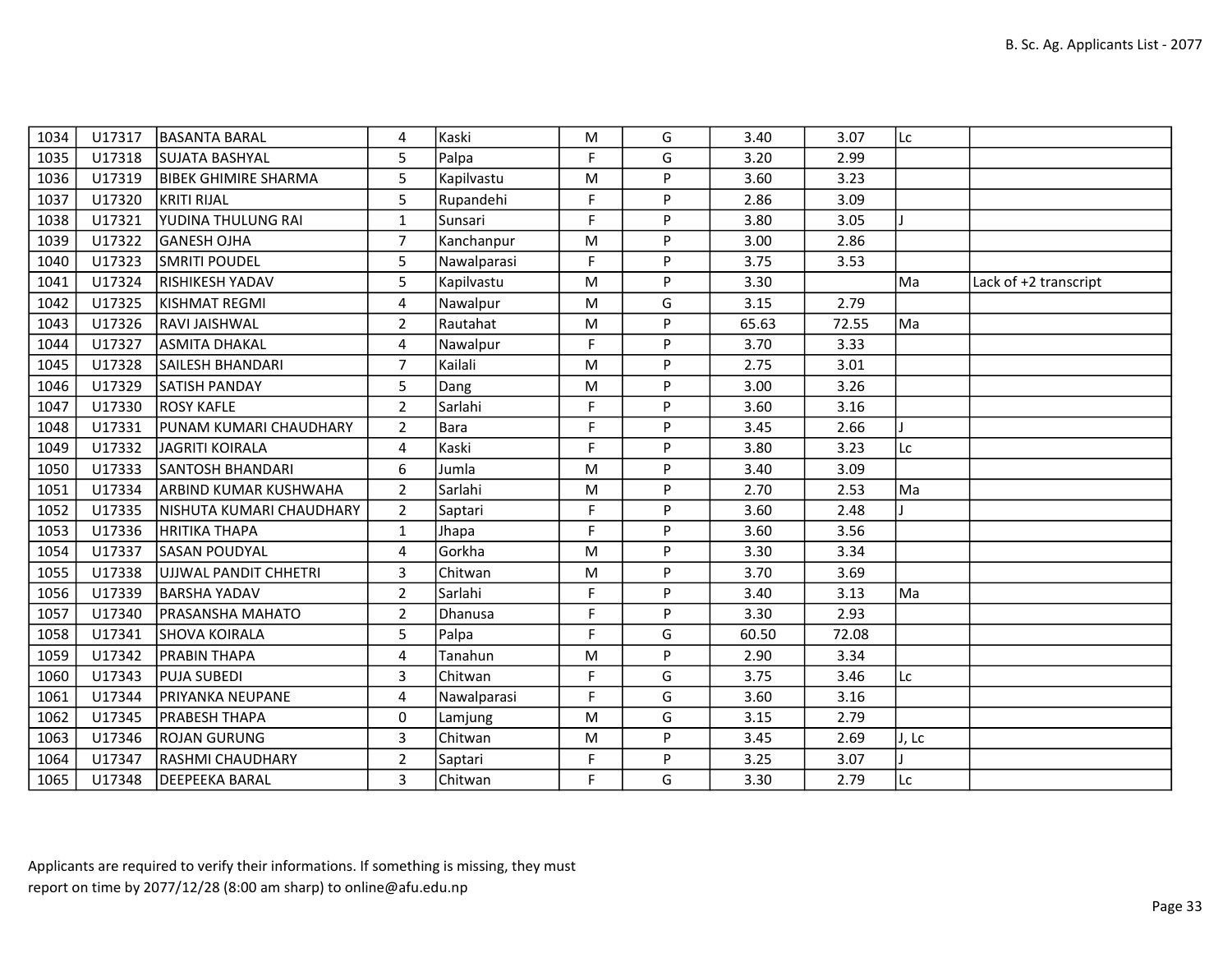| | | | | | | | | | | |
|---|---|---|---|---|---|---|---|---|---|---|
| 1034 | U17317 | BASANTA BARAL | 4 | Kaski | M | G | 3.40 | 3.07 | Lc | |
| 1035 | U17318 | SUJATA BASHYAL | 5 | Palpa | F | G | 3.20 | 2.99 | | |
| 1036 | U17319 | BIBEK GHIMIRE SHARMA | 5 | Kapilvastu | M | P | 3.60 | 3.23 | | |
| 1037 | U17320 | KRITI RIJAL | 5 | Rupandehi | F | P | 2.86 | 3.09 | | |
| 1038 | U17321 | YUDINA THULUNG RAI | 1 | Sunsari | F | P | 3.80 | 3.05 | J | |
| 1039 | U17322 | GANESH OJHA | 7 | Kanchanpur | M | P | 3.00 | 2.86 | | |
| 1040 | U17323 | SMRITI POUDEL | 5 | Nawalparasi | F | P | 3.75 | 3.53 | | |
| 1041 | U17324 | RISHIKESH YADAV | 5 | Kapilvastu | M | P | 3.30 | | Ma | Lack of +2 transcript |
| 1042 | U17325 | KISHMAT REGMI | 4 | Nawalpur | M | G | 3.15 | 2.79 | | |
| 1043 | U17326 | RAVI JAISHWAL | 2 | Rautahat | M | P | 65.63 | 72.55 | Ma | |
| 1044 | U17327 | ASMITA DHAKAL | 4 | Nawalpur | F | P | 3.70 | 3.33 | | |
| 1045 | U17328 | SAILESH BHANDARI | 7 | Kailali | M | P | 2.75 | 3.01 | | |
| 1046 | U17329 | SATISH PANDAY | 5 | Dang | M | P | 3.00 | 3.26 | | |
| 1047 | U17330 | ROSY KAFLE | 2 | Sarlahi | F | P | 3.60 | 3.16 | | |
| 1048 | U17331 | PUNAM KUMARI CHAUDHARY | 2 | Bara | F | P | 3.45 | 2.66 | J | |
| 1049 | U17332 | JAGRITI KOIRALA | 4 | Kaski | F | P | 3.80 | 3.23 | Lc | |
| 1050 | U17333 | SANTOSH BHANDARI | 6 | Jumla | M | P | 3.40 | 3.09 | | |
| 1051 | U17334 | ARBIND KUMAR KUSHWAHA | 2 | Sarlahi | M | P | 2.70 | 2.53 | Ma | |
| 1052 | U17335 | NISHUTA KUMARI CHAUDHARY | 2 | Saptari | F | P | 3.60 | 2.48 | J | |
| 1053 | U17336 | HRITIKA THAPA | 1 | Jhapa | F | P | 3.60 | 3.56 | | |
| 1054 | U17337 | SASAN POUDYAL | 4 | Gorkha | M | P | 3.30 | 3.34 | | |
| 1055 | U17338 | UJJWAL PANDIT CHHETRI | 3 | Chitwan | M | P | 3.70 | 3.69 | | |
| 1056 | U17339 | BARSHA YADAV | 2 | Sarlahi | F | P | 3.40 | 3.13 | Ma | |
| 1057 | U17340 | PRASANSHA MAHATO | 2 | Dhanusa | F | P | 3.30 | 2.93 | | |
| 1058 | U17341 | SHOVA KOIRALA | 5 | Palpa | F | G | 60.50 | 72.08 | | |
| 1059 | U17342 | PRABIN THAPA | 4 | Tanahun | M | P | 2.90 | 3.34 | | |
| 1060 | U17343 | PUJA SUBEDI | 3 | Chitwan | F | G | 3.75 | 3.46 | Lc | |
| 1061 | U17344 | PRIYANKA NEUPANE | 4 | Nawalparasi | F | G | 3.60 | 3.16 | | |
| 1062 | U17345 | PRABESH THAPA | 0 | Lamjung | M | G | 3.15 | 2.79 | | |
| 1063 | U17346 | ROJAN GURUNG | 3 | Chitwan | M | P | 3.45 | 2.69 | J, Lc | |
| 1064 | U17347 | RASHMI CHAUDHARY | 2 | Saptari | F | P | 3.25 | 3.07 | J | |
| 1065 | U17348 | DEEPEEKA BARAL | 3 | Chitwan | F | G | 3.30 | 2.79 | Lc | |

Applicants are required to verify their informations. If something is missing, they must report on time by 2077/12/28 (8:00 am sharp) to online@afu.edu.np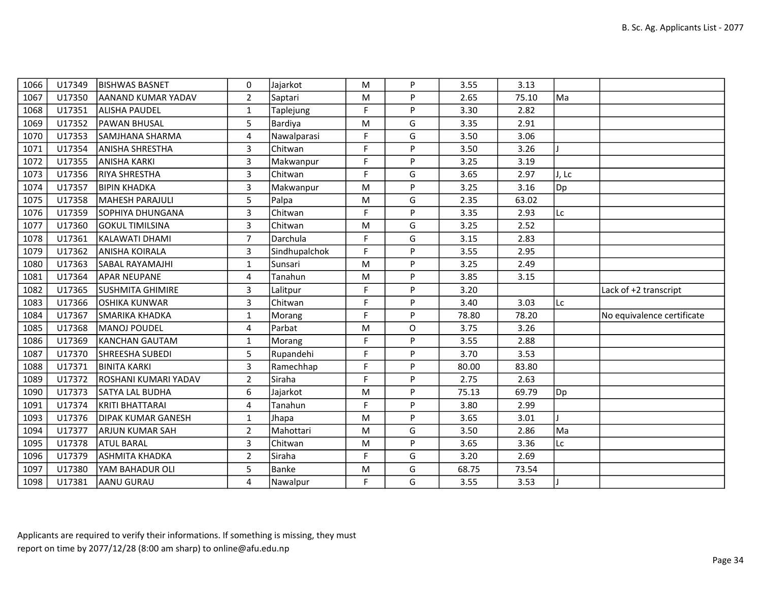| | | | | | | | | | | |
|---|---|---|---|---|---|---|---|---|---|---|
| 1066 | U17349 | BISHWAS BASNET | 0 | Jajarkot | M | P | 3.55 | 3.13 | | |
| 1067 | U17350 | AANAND KUMAR YADAV | 2 | Saptari | M | P | 2.65 | 75.10 | Ma | |
| 1068 | U17351 | ALISHA PAUDEL | 1 | Taplejung | F | P | 3.30 | 2.82 | | |
| 1069 | U17352 | PAWAN BHUSAL | 5 | Bardiya | M | G | 3.35 | 2.91 | | |
| 1070 | U17353 | SAMJHANA SHARMA | 4 | Nawalparasi | F | G | 3.50 | 3.06 | | |
| 1071 | U17354 | ANISHA SHRESTHA | 3 | Chitwan | F | P | 3.50 | 3.26 | J | |
| 1072 | U17355 | ANISHA KARKI | 3 | Makwanpur | F | P | 3.25 | 3.19 | | |
| 1073 | U17356 | RIYA SHRESTHA | 3 | Chitwan | F | G | 3.65 | 2.97 | J, Lc | |
| 1074 | U17357 | BIPIN KHADKA | 3 | Makwanpur | M | P | 3.25 | 3.16 | Dp | |
| 1075 | U17358 | MAHESH PARAJULI | 5 | Palpa | M | G | 2.35 | 63.02 | | |
| 1076 | U17359 | SOPHIYA DHUNGANA | 3 | Chitwan | F | P | 3.35 | 2.93 | Lc | |
| 1077 | U17360 | GOKUL TIMILSINA | 3 | Chitwan | M | G | 3.25 | 2.52 | | |
| 1078 | U17361 | KALAWATI DHAMI | 7 | Darchula | F | G | 3.15 | 2.83 | | |
| 1079 | U17362 | ANISHA KOIRALA | 3 | Sindhupalchok | F | P | 3.55 | 2.95 | | |
| 1080 | U17363 | SABAL RAYAMAJHI | 1 | Sunsari | M | P | 3.25 | 2.49 | | |
| 1081 | U17364 | APAR NEUPANE | 4 | Tanahun | M | P | 3.85 | 3.15 | | |
| 1082 | U17365 | SUSHMITA GHIMIRE | 3 | Lalitpur | F | P | 3.20 | | | Lack of +2 transcript |
| 1083 | U17366 | OSHIKA KUNWAR | 3 | Chitwan | F | P | 3.40 | 3.03 | Lc | |
| 1084 | U17367 | SMARIKA KHADKA | 1 | Morang | F | P | 78.80 | 78.20 | | No equivalence certificate |
| 1085 | U17368 | MANOJ POUDEL | 4 | Parbat | M | O | 3.75 | 3.26 | | |
| 1086 | U17369 | KANCHAN GAUTAM | 1 | Morang | F | P | 3.55 | 2.88 | | |
| 1087 | U17370 | SHREESHA SUBEDI | 5 | Rupandehi | F | P | 3.70 | 3.53 | | |
| 1088 | U17371 | BINITA KARKI | 3 | Ramechhap | F | P | 80.00 | 83.80 | | |
| 1089 | U17372 | ROSHANI KUMARI YADAV | 2 | Siraha | F | P | 2.75 | 2.63 | | |
| 1090 | U17373 | SATYA LAL BUDHA | 6 | Jajarkot | M | P | 75.13 | 69.79 | Dp | |
| 1091 | U17374 | KRITI BHATTARAI | 4 | Tanahun | F | P | 3.80 | 2.99 | | |
| 1093 | U17376 | DIPAK KUMAR GANESH | 1 | Jhapa | M | P | 3.65 | 3.01 | J | |
| 1094 | U17377 | ARJUN KUMAR SAH | 2 | Mahottari | M | G | 3.50 | 2.86 | Ma | |
| 1095 | U17378 | ATUL BARAL | 3 | Chitwan | M | P | 3.65 | 3.36 | Lc | |
| 1096 | U17379 | ASHMITA KHADKA | 2 | Siraha | F | G | 3.20 | 2.69 | | |
| 1097 | U17380 | YAM BAHADUR OLI | 5 | Banke | M | G | 68.75 | 73.54 | | |
| 1098 | U17381 | AANU GURAU | 4 | Nawalpur | F | G | 3.55 | 3.53 | J | |

Applicants are required to verify their informations. If something is missing, they must report on time by 2077/12/28 (8:00 am sharp) to online@afu.edu.np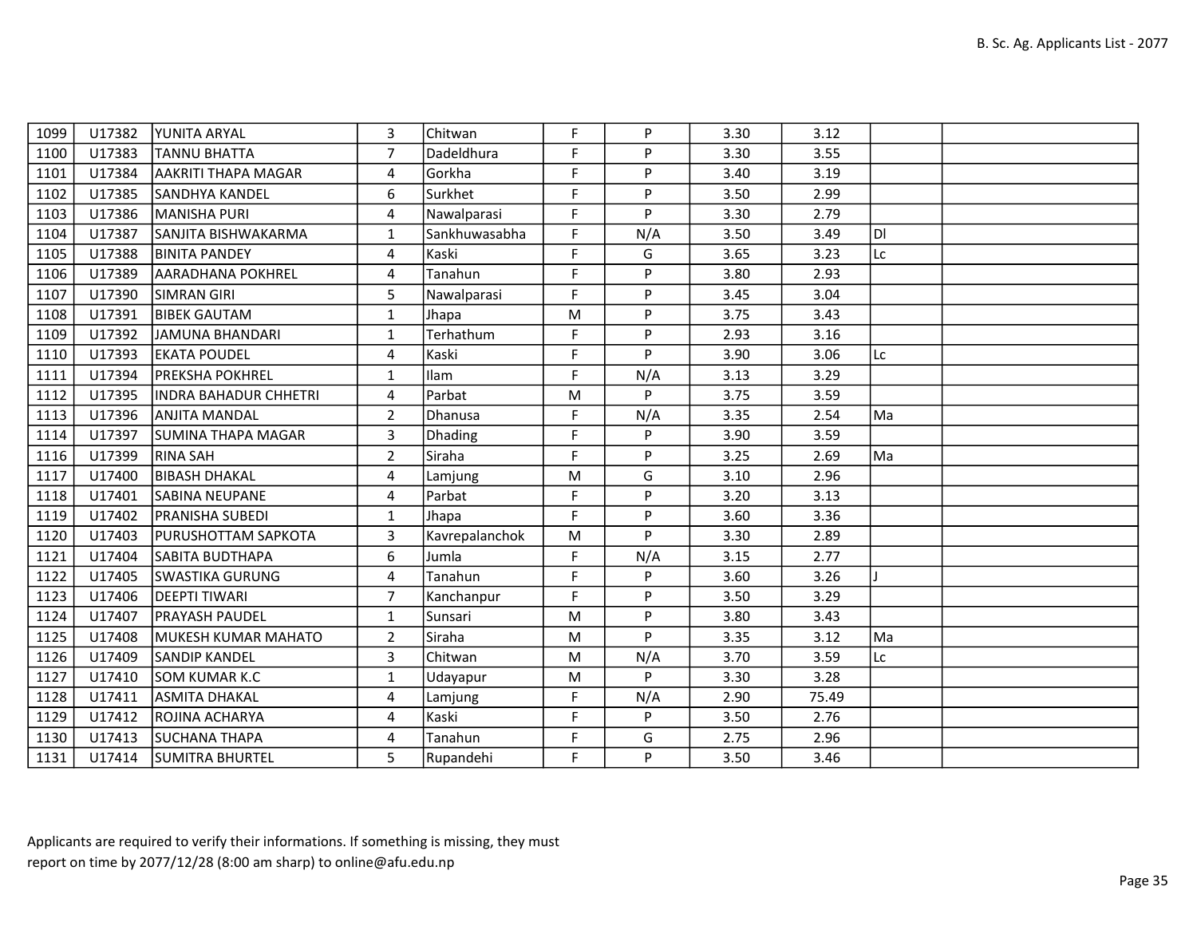| | | | | | | | | | | |
|---|---|---|---|---|---|---|---|---|---|---|
| 1099 | U17382 | YUNITA ARYAL | 3 | Chitwan | F | P | 3.30 | 3.12 | | |
| 1100 | U17383 | TANNU BHATTA | 7 | Dadeldhura | F | P | 3.30 | 3.55 | | |
| 1101 | U17384 | AAKRITI THAPA MAGAR | 4 | Gorkha | F | P | 3.40 | 3.19 | | |
| 1102 | U17385 | SANDHYA KANDEL | 6 | Surkhet | F | P | 3.50 | 2.99 | | |
| 1103 | U17386 | MANISHA PURI | 4 | Nawalparasi | F | P | 3.30 | 2.79 | | |
| 1104 | U17387 | SANJITA BISHWAKARMA | 1 | Sankhuwasabha | F | N/A | 3.50 | 3.49 | Dl | |
| 1105 | U17388 | BINITA PANDEY | 4 | Kaski | F | G | 3.65 | 3.23 | Lc | |
| 1106 | U17389 | AARADHANA POKHREL | 4 | Tanahun | F | P | 3.80 | 2.93 | | |
| 1107 | U17390 | SIMRAN GIRI | 5 | Nawalparasi | F | P | 3.45 | 3.04 | | |
| 1108 | U17391 | BIBEK GAUTAM | 1 | Jhapa | M | P | 3.75 | 3.43 | | |
| 1109 | U17392 | JAMUNA BHANDARI | 1 | Terhathum | F | P | 2.93 | 3.16 | | |
| 1110 | U17393 | EKATA POUDEL | 4 | Kaski | F | P | 3.90 | 3.06 | Lc | |
| 1111 | U17394 | PREKSHA POKHREL | 1 | Ilam | F | N/A | 3.13 | 3.29 | | |
| 1112 | U17395 | INDRA BAHADUR CHHETRI | 4 | Parbat | M | P | 3.75 | 3.59 | | |
| 1113 | U17396 | ANJITA MANDAL | 2 | Dhanusa | F | N/A | 3.35 | 2.54 | Ma | |
| 1114 | U17397 | SUMINA THAPA MAGAR | 3 | Dhading | F | P | 3.90 | 3.59 | | |
| 1116 | U17399 | RINA SAH | 2 | Siraha | F | P | 3.25 | 2.69 | Ma | |
| 1117 | U17400 | BIBASH DHAKAL | 4 | Lamjung | M | G | 3.10 | 2.96 | | |
| 1118 | U17401 | SABINA NEUPANE | 4 | Parbat | F | P | 3.20 | 3.13 | | |
| 1119 | U17402 | PRANISHA SUBEDI | 1 | Jhapa | F | P | 3.60 | 3.36 | | |
| 1120 | U17403 | PURUSHOTTAM SAPKOTA | 3 | Kavrepalanchok | M | P | 3.30 | 2.89 | | |
| 1121 | U17404 | SABITA BUDTHAPA | 6 | Jumla | F | N/A | 3.15 | 2.77 | | |
| 1122 | U17405 | SWASTIKA GURUNG | 4 | Tanahun | F | P | 3.60 | 3.26 | J | |
| 1123 | U17406 | DEEPTI TIWARI | 7 | Kanchanpur | F | P | 3.50 | 3.29 | | |
| 1124 | U17407 | PRAYASH PAUDEL | 1 | Sunsari | M | P | 3.80 | 3.43 | | |
| 1125 | U17408 | MUKESH KUMAR MAHATO | 2 | Siraha | M | P | 3.35 | 3.12 | Ma | |
| 1126 | U17409 | SANDIP KANDEL | 3 | Chitwan | M | N/A | 3.70 | 3.59 | Lc | |
| 1127 | U17410 | SOM KUMAR K.C | 1 | Udayapur | M | P | 3.30 | 3.28 | | |
| 1128 | U17411 | ASMITA DHAKAL | 4 | Lamjung | F | N/A | 2.90 | 75.49 | | |
| 1129 | U17412 | ROJINA ACHARYA | 4 | Kaski | F | P | 3.50 | 2.76 | | |
| 1130 | U17413 | SUCHANA THAPA | 4 | Tanahun | F | G | 2.75 | 2.96 | | |
| 1131 | U17414 | SUMITRA BHURTEL | 5 | Rupandehi | F | P | 3.50 | 3.46 | | |

Applicants are required to verify their informations. If something is missing, they must report on time by 2077/12/28 (8:00 am sharp) to online@afu.edu.np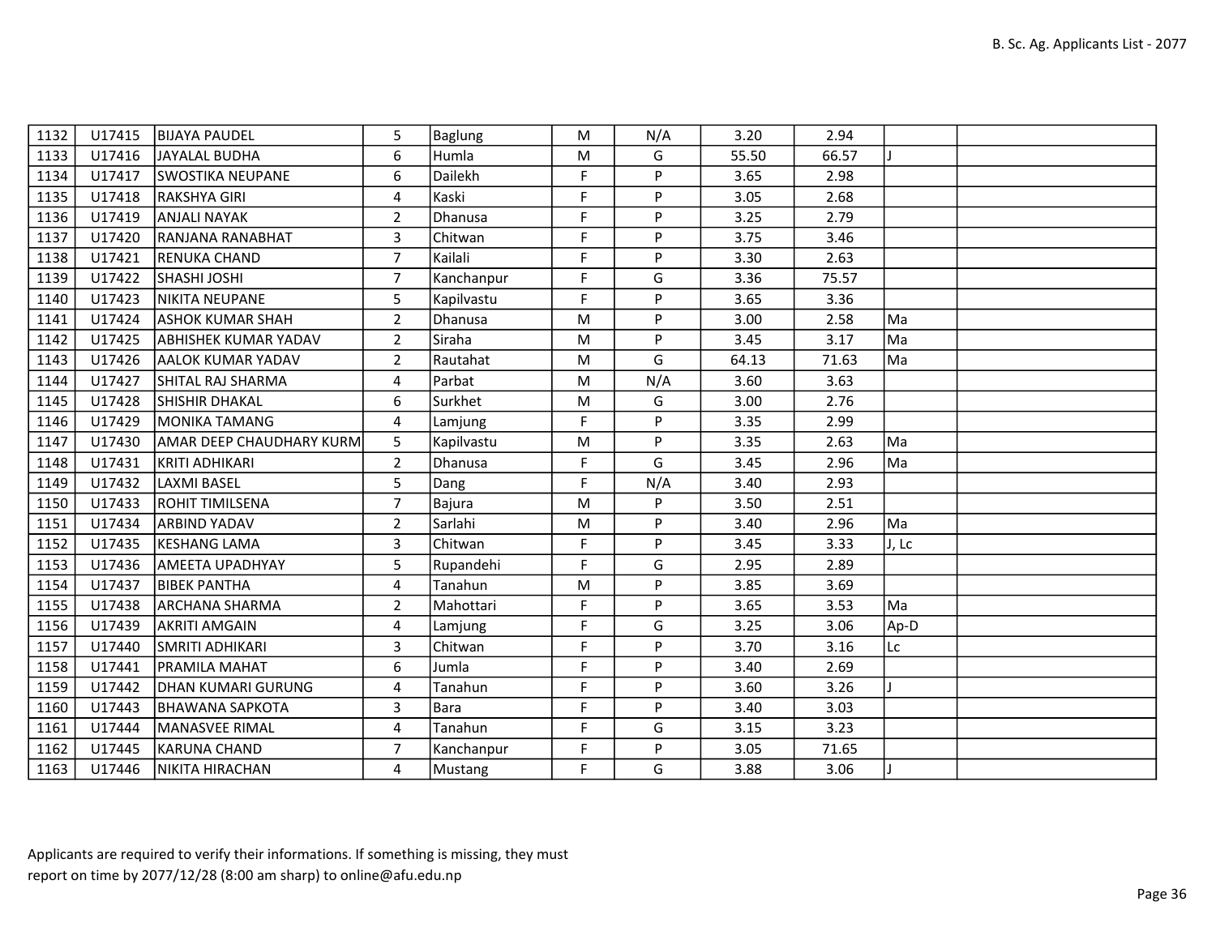| | | | | | | | | | | |
|---|---|---|---|---|---|---|---|---|---|---|
| 1132 | U17415 | BIJAYA PAUDEL | 5 | Baglung | M | N/A | 3.20 | 2.94 | | |
| 1133 | U17416 | JAYALAL BUDHA | 6 | Humla | M | G | 55.50 | 66.57 | J | |
| 1134 | U17417 | SWOSTIKA NEUPANE | 6 | Dailekh | F | P | 3.65 | 2.98 | | |
| 1135 | U17418 | RAKSHYA GIRI | 4 | Kaski | F | P | 3.05 | 2.68 | | |
| 1136 | U17419 | ANJALI NAYAK | 2 | Dhanusa | F | P | 3.25 | 2.79 | | |
| 1137 | U17420 | RANJANA RANABHAT | 3 | Chitwan | F | P | 3.75 | 3.46 | | |
| 1138 | U17421 | RENUKA CHAND | 7 | Kailali | F | P | 3.30 | 2.63 | | |
| 1139 | U17422 | SHASHI JOSHI | 7 | Kanchanpur | F | G | 3.36 | 75.57 | | |
| 1140 | U17423 | NIKITA NEUPANE | 5 | Kapilvastu | F | P | 3.65 | 3.36 | | |
| 1141 | U17424 | ASHOK KUMAR SHAH | 2 | Dhanusa | M | P | 3.00 | 2.58 | Ma | |
| 1142 | U17425 | ABHISHEK KUMAR YADAV | 2 | Siraha | M | P | 3.45 | 3.17 | Ma | |
| 1143 | U17426 | AALOK KUMAR YADAV | 2 | Rautahat | M | G | 64.13 | 71.63 | Ma | |
| 1144 | U17427 | SHITAL RAJ SHARMA | 4 | Parbat | M | N/A | 3.60 | 3.63 | | |
| 1145 | U17428 | SHISHIR DHAKAL | 6 | Surkhet | M | G | 3.00 | 2.76 | | |
| 1146 | U17429 | MONIKA TAMANG | 4 | Lamjung | F | P | 3.35 | 2.99 | | |
| 1147 | U17430 | AMAR DEEP CHAUDHARY KURM | 5 | Kapilvastu | M | P | 3.35 | 2.63 | Ma | |
| 1148 | U17431 | KRITI ADHIKARI | 2 | Dhanusa | F | G | 3.45 | 2.96 | Ma | |
| 1149 | U17432 | LAXMI BASEL | 5 | Dang | F | N/A | 3.40 | 2.93 | | |
| 1150 | U17433 | ROHIT TIMILSENA | 7 | Bajura | M | P | 3.50 | 2.51 | | |
| 1151 | U17434 | ARBIND YADAV | 2 | Sarlahi | M | P | 3.40 | 2.96 | Ma | |
| 1152 | U17435 | KESHANG LAMA | 3 | Chitwan | F | P | 3.45 | 3.33 | J, Lc | |
| 1153 | U17436 | AMEETA UPADHYAY | 5 | Rupandehi | F | G | 2.95 | 2.89 | | |
| 1154 | U17437 | BIBEK PANTHA | 4 | Tanahun | M | P | 3.85 | 3.69 | | |
| 1155 | U17438 | ARCHANA SHARMA | 2 | Mahottari | F | P | 3.65 | 3.53 | Ma | |
| 1156 | U17439 | AKRITI AMGAIN | 4 | Lamjung | F | G | 3.25 | 3.06 | Ap-D | |
| 1157 | U17440 | SMRITI ADHIKARI | 3 | Chitwan | F | P | 3.70 | 3.16 | Lc | |
| 1158 | U17441 | PRAMILA MAHAT | 6 | Jumla | F | P | 3.40 | 2.69 | | |
| 1159 | U17442 | DHAN KUMARI GURUNG | 4 | Tanahun | F | P | 3.60 | 3.26 | J | |
| 1160 | U17443 | BHAWANA SAPKOTA | 3 | Bara | F | P | 3.40 | 3.03 | | |
| 1161 | U17444 | MANASVEE RIMAL | 4 | Tanahun | F | G | 3.15 | 3.23 | | |
| 1162 | U17445 | KARUNA CHAND | 7 | Kanchanpur | F | P | 3.05 | 71.65 | | |
| 1163 | U17446 | NIKITA HIRACHAN | 4 | Mustang | F | G | 3.88 | 3.06 | J | |

Applicants are required to verify their informations. If something is missing, they must report on time by 2077/12/28 (8:00 am sharp) to online@afu.edu.np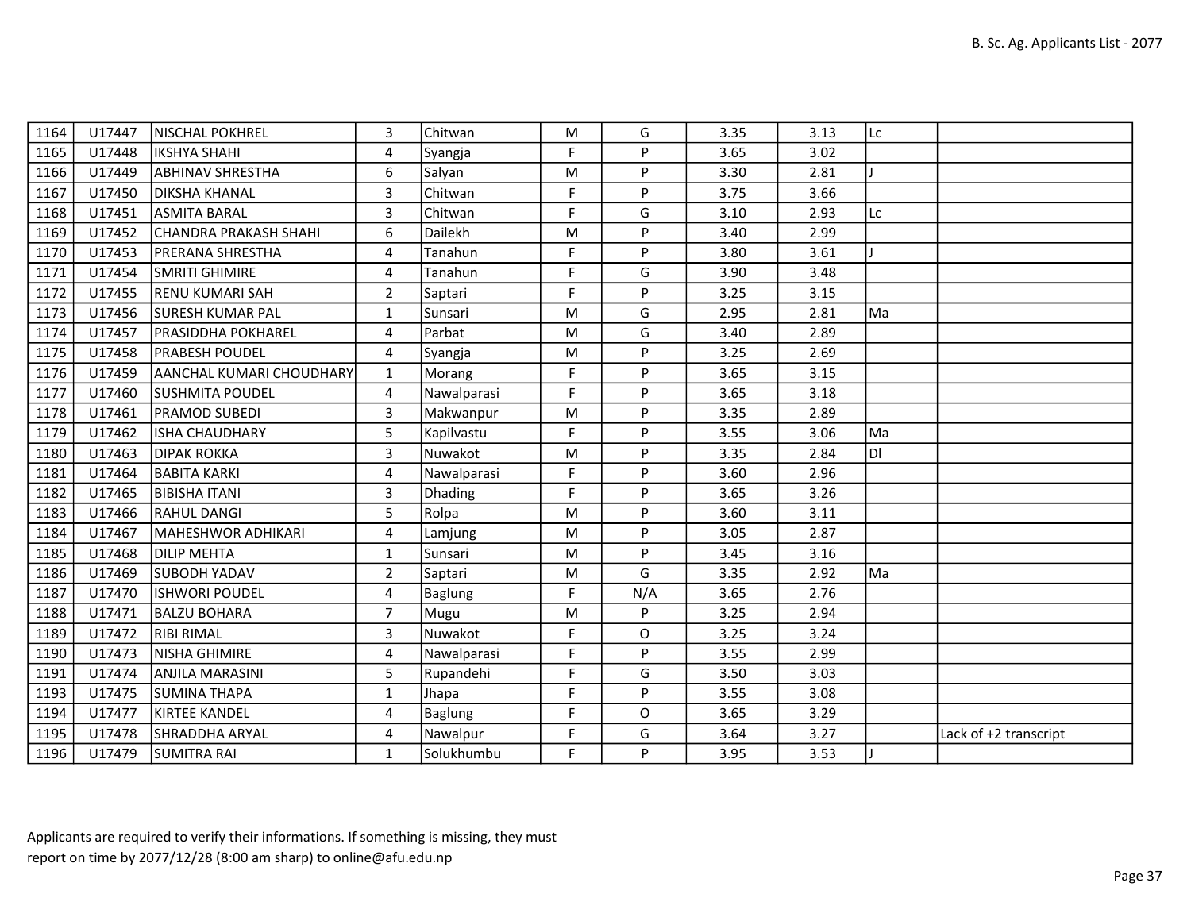| | | | | | | | | | | |
|---|---|---|---|---|---|---|---|---|---|---|
| 1164 | U17447 | NISCHAL POKHREL | 3 | Chitwan | M | G | 3.35 | 3.13 | Lc | |
| 1165 | U17448 | IKSHYA SHAHI | 4 | Syangja | F | P | 3.65 | 3.02 | | |
| 1166 | U17449 | ABHINAV SHRESTHA | 6 | Salyan | M | P | 3.30 | 2.81 | J | |
| 1167 | U17450 | DIKSHA KHANAL | 3 | Chitwan | F | P | 3.75 | 3.66 | | |
| 1168 | U17451 | ASMITA BARAL | 3 | Chitwan | F | G | 3.10 | 2.93 | Lc | |
| 1169 | U17452 | CHANDRA PRAKASH SHAHI | 6 | Dailekh | M | P | 3.40 | 2.99 | | |
| 1170 | U17453 | PRERANA SHRESTHA | 4 | Tanahun | F | P | 3.80 | 3.61 | J | |
| 1171 | U17454 | SMRITI GHIMIRE | 4 | Tanahun | F | G | 3.90 | 3.48 | | |
| 1172 | U17455 | RENU KUMARI SAH | 2 | Saptari | F | P | 3.25 | 3.15 | | |
| 1173 | U17456 | SURESH KUMAR PAL | 1 | Sunsari | M | G | 2.95 | 2.81 | Ma | |
| 1174 | U17457 | PRASIDDHA POKHAREL | 4 | Parbat | M | G | 3.40 | 2.89 | | |
| 1175 | U17458 | PRABESH POUDEL | 4 | Syangja | M | P | 3.25 | 2.69 | | |
| 1176 | U17459 | AANCHAL KUMARI CHOUDHARY | 1 | Morang | F | P | 3.65 | 3.15 | | |
| 1177 | U17460 | SUSHMITA POUDEL | 4 | Nawalparasi | F | P | 3.65 | 3.18 | | |
| 1178 | U17461 | PRAMOD SUBEDI | 3 | Makwanpur | M | P | 3.35 | 2.89 | | |
| 1179 | U17462 | ISHA CHAUDHARY | 5 | Kapilvastu | F | P | 3.55 | 3.06 | Ma | |
| 1180 | U17463 | DIPAK ROKKA | 3 | Nuwakot | M | P | 3.35 | 2.84 | Dl | |
| 1181 | U17464 | BABITA KARKI | 4 | Nawalparasi | F | P | 3.60 | 2.96 | | |
| 1182 | U17465 | BIBISHA ITANI | 3 | Dhading | F | P | 3.65 | 3.26 | | |
| 1183 | U17466 | RAHUL DANGI | 5 | Rolpa | M | P | 3.60 | 3.11 | | |
| 1184 | U17467 | MAHESHWOR ADHIKARI | 4 | Lamjung | M | P | 3.05 | 2.87 | | |
| 1185 | U17468 | DILIP MEHTA | 1 | Sunsari | M | P | 3.45 | 3.16 | | |
| 1186 | U17469 | SUBODH YADAV | 2 | Saptari | M | G | 3.35 | 2.92 | Ma | |
| 1187 | U17470 | ISHWORI POUDEL | 4 | Baglung | F | N/A | 3.65 | 2.76 | | |
| 1188 | U17471 | BALZU BOHARA | 7 | Mugu | M | P | 3.25 | 2.94 | | |
| 1189 | U17472 | RIBI RIMAL | 3 | Nuwakot | F | O | 3.25 | 3.24 | | |
| 1190 | U17473 | NISHA GHIMIRE | 4 | Nawalparasi | F | P | 3.55 | 2.99 | | |
| 1191 | U17474 | ANJILA MARASINI | 5 | Rupandehi | F | G | 3.50 | 3.03 | | |
| 1193 | U17475 | SUMINA THAPA | 1 | Jhapa | F | P | 3.55 | 3.08 | | |
| 1194 | U17477 | KIRTEE KANDEL | 4 | Baglung | F | O | 3.65 | 3.29 | | |
| 1195 | U17478 | SHRADDHA ARYAL | 4 | Nawalpur | F | G | 3.64 | 3.27 | | Lack of +2 transcript |
| 1196 | U17479 | SUMITRA RAI | 1 | Solukhumbu | F | P | 3.95 | 3.53 | J | |

Applicants are required to verify their informations. If something is missing, they must report on time by 2077/12/28 (8:00 am sharp) to online@afu.edu.np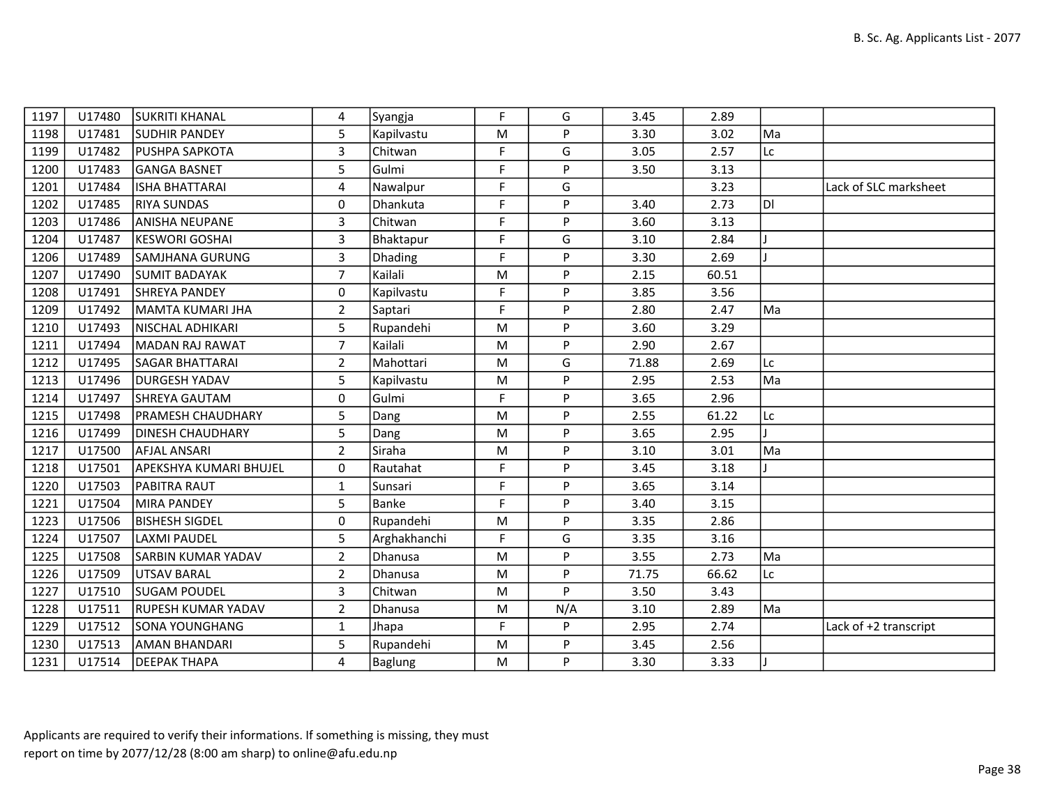| 1197 | U17480 | SUKRITI KHANAL | 4 | Syangja | F | G | 3.45 | 2.89 | | |
|---|---|---|---|---|---|---|---|---|---|---|
| 1198 | U17481 | SUDHIR PANDEY | 5 | Kapilvastu | M | P | 3.30 | 3.02 | Ma | |
| 1199 | U17482 | PUSHPA SAPKOTA | 3 | Chitwan | F | G | 3.05 | 2.57 | Lc | |
| 1200 | U17483 | GANGA BASNET | 5 | Gulmi | F | P | 3.50 | 3.13 | | |
| 1201 | U17484 | ISHA BHATTARAI | 4 | Nawalpur | F | G | | 3.23 | | Lack of SLC marksheet |
| 1202 | U17485 | RIYA SUNDAS | 0 | Dhankuta | F | P | 3.40 | 2.73 | Dl | |
| 1203 | U17486 | ANISHA NEUPANE | 3 | Chitwan | F | P | 3.60 | 3.13 | | |
| 1204 | U17487 | KESWORI GOSHAI | 3 | Bhaktapur | F | G | 3.10 | 2.84 | J | |
| 1206 | U17489 | SAMJHANA GURUNG | 3 | Dhading | F | P | 3.30 | 2.69 | J | |
| 1207 | U17490 | SUMIT BADAYAK | 7 | Kailali | M | P | 2.15 | 60.51 | | |
| 1208 | U17491 | SHREYA PANDEY | 0 | Kapilvastu | F | P | 3.85 | 3.56 | | |
| 1209 | U17492 | MAMTA KUMARI JHA | 2 | Saptari | F | P | 2.80 | 2.47 | Ma | |
| 1210 | U17493 | NISCHAL ADHIKARI | 5 | Rupandehi | M | P | 3.60 | 3.29 | | |
| 1211 | U17494 | MADAN RAJ RAWAT | 7 | Kailali | M | P | 2.90 | 2.67 | | |
| 1212 | U17495 | SAGAR BHATTARAI | 2 | Mahottari | M | G | 71.88 | 2.69 | Lc | |
| 1213 | U17496 | DURGESH YADAV | 5 | Kapilvastu | M | P | 2.95 | 2.53 | Ma | |
| 1214 | U17497 | SHREYA GAUTAM | 0 | Gulmi | F | P | 3.65 | 2.96 | | |
| 1215 | U17498 | PRAMESH CHAUDHARY | 5 | Dang | M | P | 2.55 | 61.22 | Lc | |
| 1216 | U17499 | DINESH CHAUDHARY | 5 | Dang | M | P | 3.65 | 2.95 | J | |
| 1217 | U17500 | AFJAL ANSARI | 2 | Siraha | M | P | 3.10 | 3.01 | Ma | |
| 1218 | U17501 | APEKSHYA KUMARI BHUJEL | 0 | Rautahat | F | P | 3.45 | 3.18 | J | |
| 1220 | U17503 | PABITRA RAUT | 1 | Sunsari | F | P | 3.65 | 3.14 | | |
| 1221 | U17504 | MIRA PANDEY | 5 | Banke | F | P | 3.40 | 3.15 | | |
| 1223 | U17506 | BISHESH SIGDEL | 0 | Rupandehi | M | P | 3.35 | 2.86 | | |
| 1224 | U17507 | LAXMI PAUDEL | 5 | Arghakhanchi | F | G | 3.35 | 3.16 | | |
| 1225 | U17508 | SARBIN KUMAR YADAV | 2 | Dhanusa | M | P | 3.55 | 2.73 | Ma | |
| 1226 | U17509 | UTSAV BARAL | 2 | Dhanusa | M | P | 71.75 | 66.62 | Lc | |
| 1227 | U17510 | SUGAM POUDEL | 3 | Chitwan | M | P | 3.50 | 3.43 | | |
| 1228 | U17511 | RUPESH KUMAR YADAV | 2 | Dhanusa | M | N/A | 3.10 | 2.89 | Ma | |
| 1229 | U17512 | SONA YOUNGHANG | 1 | Jhapa | F | P | 2.95 | 2.74 | | Lack of +2 transcript |
| 1230 | U17513 | AMAN BHANDARI | 5 | Rupandehi | M | P | 3.45 | 2.56 | | |
| 1231 | U17514 | DEEPAK THAPA | 4 | Baglung | M | P | 3.30 | 3.33 | J | |

Applicants are required to verify their informations. If something is missing, they must report on time by 2077/12/28 (8:00 am sharp) to online@afu.edu.np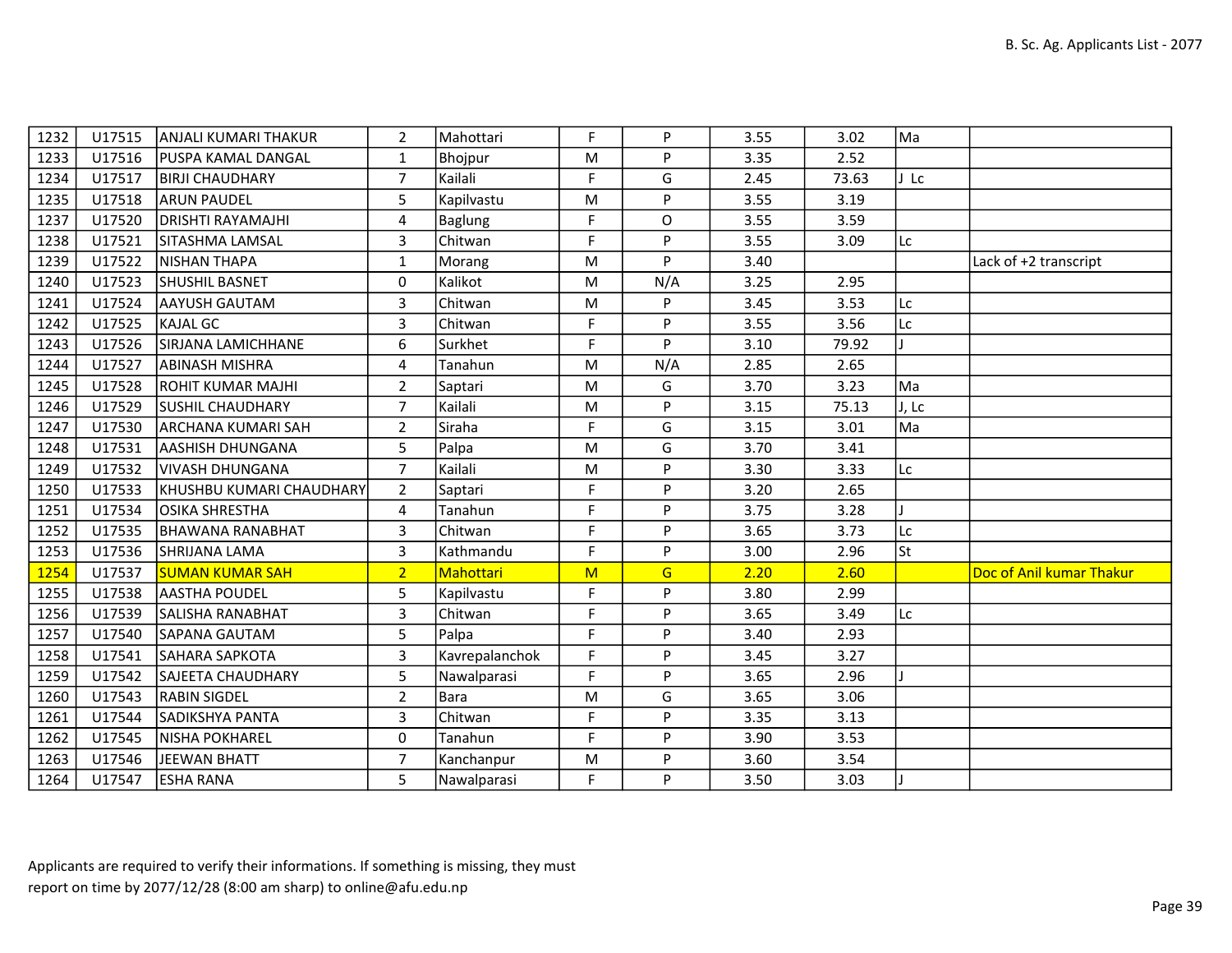| | | | | | | | | | | |
|---|---|---|---|---|---|---|---|---|---|---|
| 1232 | U17515 | ANJALI KUMARI THAKUR | 2 | Mahottari | F | P | 3.55 | 3.02 | Ma | |
| 1233 | U17516 | PUSPA KAMAL DANGAL | 1 | Bhojpur | M | P | 3.35 | 2.52 | | |
| 1234 | U17517 | BIRJI CHAUDHARY | 7 | Kailali | F | G | 2.45 | 73.63 | J Lc | |
| 1235 | U17518 | ARUN PAUDEL | 5 | Kapilvastu | M | P | 3.55 | 3.19 | | |
| 1237 | U17520 | DRISHTI RAYAMAJHI | 4 | Baglung | F | O | 3.55 | 3.59 | | |
| 1238 | U17521 | SITASHMA LAMSAL | 3 | Chitwan | F | P | 3.55 | 3.09 | Lc | |
| 1239 | U17522 | NISHAN THAPA | 1 | Morang | M | P | 3.40 | | | Lack of +2 transcript |
| 1240 | U17523 | SHUSHIL BASNET | 0 | Kalikot | M | N/A | 3.25 | 2.95 | | |
| 1241 | U17524 | AAYUSH GAUTAM | 3 | Chitwan | M | P | 3.45 | 3.53 | Lc | |
| 1242 | U17525 | KAJAL GC | 3 | Chitwan | F | P | 3.55 | 3.56 | Lc | |
| 1243 | U17526 | SIRJANA LAMICHHANE | 6 | Surkhet | F | P | 3.10 | 79.92 | J | |
| 1244 | U17527 | ABINASH MISHRA | 4 | Tanahun | M | N/A | 2.85 | 2.65 | | |
| 1245 | U17528 | ROHIT KUMAR MAJHI | 2 | Saptari | M | G | 3.70 | 3.23 | Ma | |
| 1246 | U17529 | SUSHIL CHAUDHARY | 7 | Kailali | M | P | 3.15 | 75.13 | J, Lc | |
| 1247 | U17530 | ARCHANA KUMARI SAH | 2 | Siraha | F | G | 3.15 | 3.01 | Ma | |
| 1248 | U17531 | AASHISH DHUNGANA | 5 | Palpa | M | G | 3.70 | 3.41 | | |
| 1249 | U17532 | VIVASH DHUNGANA | 7 | Kailali | M | P | 3.30 | 3.33 | Lc | |
| 1250 | U17533 | KHUSHBU KUMARI CHAUDHARY | 2 | Saptari | F | P | 3.20 | 2.65 | | |
| 1251 | U17534 | OSIKA SHRESTHA | 4 | Tanahun | F | P | 3.75 | 3.28 | J | |
| 1252 | U17535 | BHAWANA RANABHAT | 3 | Chitwan | F | P | 3.65 | 3.73 | Lc | |
| 1253 | U17536 | SHRIJANA LAMA | 3 | Kathmandu | F | P | 3.00 | 2.96 | St | |
| 1254 | U17537 | SUMAN KUMAR SAH | 2 | Mahottari | M | G | 2.20 | 2.60 | | Doc of Anil kumar Thakur |
| 1255 | U17538 | AASTHA POUDEL | 5 | Kapilvastu | F | P | 3.80 | 2.99 | | |
| 1256 | U17539 | SALISHA RANABHAT | 3 | Chitwan | F | P | 3.65 | 3.49 | Lc | |
| 1257 | U17540 | SAPANA GAUTAM | 5 | Palpa | F | P | 3.40 | 2.93 | | |
| 1258 | U17541 | SAHARA SAPKOTA | 3 | Kavrepalanchok | F | P | 3.45 | 3.27 | | |
| 1259 | U17542 | SAJEETA CHAUDHARY | 5 | Nawalparasi | F | P | 3.65 | 2.96 | J | |
| 1260 | U17543 | RABIN SIGDEL | 2 | Bara | M | G | 3.65 | 3.06 | | |
| 1261 | U17544 | SADIKSHYA PANTA | 3 | Chitwan | F | P | 3.35 | 3.13 | | |
| 1262 | U17545 | NISHA POKHAREL | 0 | Tanahun | F | P | 3.90 | 3.53 | | |
| 1263 | U17546 | JEEWAN BHATT | 7 | Kanchanpur | M | P | 3.60 | 3.54 | | |
| 1264 | U17547 | ESHA RANA | 5 | Nawalparasi | F | P | 3.50 | 3.03 | J | |

Applicants are required to verify their informations. If something is missing, they must report on time by 2077/12/28 (8:00 am sharp) to online@afu.edu.np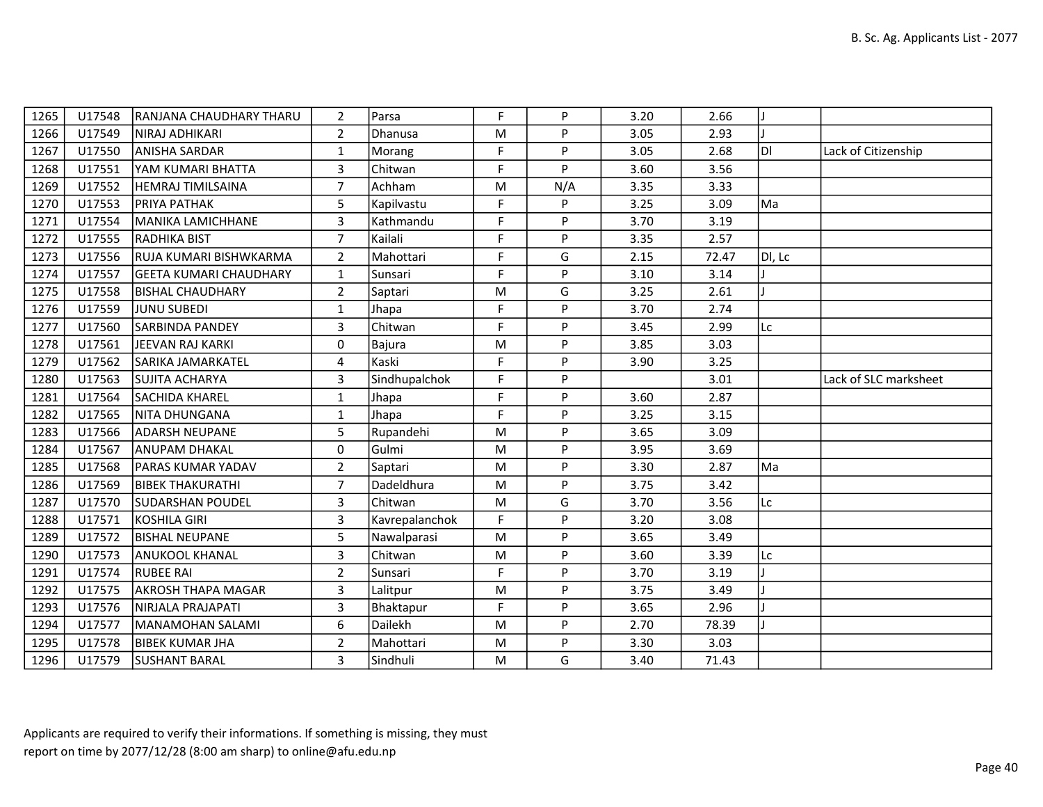| | | | | | | | | | |
|---|---|---|---|---|---|---|---|---|---|
| 1265 | U17548 | RANJANA CHAUDHARY THARU | 2 | Parsa | F | P | 3.20 | 2.66 | J | |
| 1266 | U17549 | NIRAJ ADHIKARI | 2 | Dhanusa | M | P | 3.05 | 2.93 | J | |
| 1267 | U17550 | ANISHA SARDAR | 1 | Morang | F | P | 3.05 | 2.68 | Dl | Lack of Citizenship |
| 1268 | U17551 | YAM KUMARI BHATTA | 3 | Chitwan | F | P | 3.60 | 3.56 | | |
| 1269 | U17552 | HEMRAJ TIMILSAINA | 7 | Achham | M | N/A | 3.35 | 3.33 | | |
| 1270 | U17553 | PRIYA PATHAK | 5 | Kapilvastu | F | P | 3.25 | 3.09 | Ma | |
| 1271 | U17554 | MANIKA LAMICHHANE | 3 | Kathmandu | F | P | 3.70 | 3.19 | | |
| 1272 | U17555 | RADHIKA BIST | 7 | Kailali | F | P | 3.35 | 2.57 | | |
| 1273 | U17556 | RUJA KUMARI BISHWKARMA | 2 | Mahottari | F | G | 2.15 | 72.47 | Dl, Lc | |
| 1274 | U17557 | GEETA KUMARI CHAUDHARY | 1 | Sunsari | F | P | 3.10 | 3.14 | J | |
| 1275 | U17558 | BISHAL CHAUDHARY | 2 | Saptari | M | G | 3.25 | 2.61 | J | |
| 1276 | U17559 | JUNU SUBEDI | 1 | Jhapa | F | P | 3.70 | 2.74 | | |
| 1277 | U17560 | SARBINDA PANDEY | 3 | Chitwan | F | P | 3.45 | 2.99 | Lc | |
| 1278 | U17561 | JEEVAN RAJ KARKI | 0 | Bajura | M | P | 3.85 | 3.03 | | |
| 1279 | U17562 | SARIKA JAMARKATEL | 4 | Kaski | F | P | 3.90 | 3.25 | | |
| 1280 | U17563 | SUJITA ACHARYA | 3 | Sindhupalchok | F | P | | 3.01 | | Lack of SLC marksheet |
| 1281 | U17564 | SACHIDA KHAREL | 1 | Jhapa | F | P | 3.60 | 2.87 | | |
| 1282 | U17565 | NITA DHUNGANA | 1 | Jhapa | F | P | 3.25 | 3.15 | | |
| 1283 | U17566 | ADARSH NEUPANE | 5 | Rupandehi | M | P | 3.65 | 3.09 | | |
| 1284 | U17567 | ANUPAM DHAKAL | 0 | Gulmi | M | P | 3.95 | 3.69 | | |
| 1285 | U17568 | PARAS KUMAR YADAV | 2 | Saptari | M | P | 3.30 | 2.87 | Ma | |
| 1286 | U17569 | BIBEK THAKURATHI | 7 | Dadeldhura | M | P | 3.75 | 3.42 | | |
| 1287 | U17570 | SUDARSHAN POUDEL | 3 | Chitwan | M | G | 3.70 | 3.56 | Lc | |
| 1288 | U17571 | KOSHILA GIRI | 3 | Kavrepalanchok | F | P | 3.20 | 3.08 | | |
| 1289 | U17572 | BISHAL NEUPANE | 5 | Nawalparasi | M | P | 3.65 | 3.49 | | |
| 1290 | U17573 | ANUKOOL KHANAL | 3 | Chitwan | M | P | 3.60 | 3.39 | Lc | |
| 1291 | U17574 | RUBEE RAI | 2 | Sunsari | F | P | 3.70 | 3.19 | J | |
| 1292 | U17575 | AKROSH THAPA MAGAR | 3 | Lalitpur | M | P | 3.75 | 3.49 | J | |
| 1293 | U17576 | NIRJALA PRAJAPATI | 3 | Bhaktapur | F | P | 3.65 | 2.96 | J | |
| 1294 | U17577 | MANAMOHAN SALAMI | 6 | Dailekh | M | P | 2.70 | 78.39 | J | |
| 1295 | U17578 | BIBEK KUMAR JHA | 2 | Mahottari | M | P | 3.30 | 3.03 | | |
| 1296 | U17579 | SUSHANT BARAL | 3 | Sindhuli | M | G | 3.40 | 71.43 | | |

Applicants are required to verify their informations. If something is missing, they must report on time by 2077/12/28 (8:00 am sharp) to online@afu.edu.np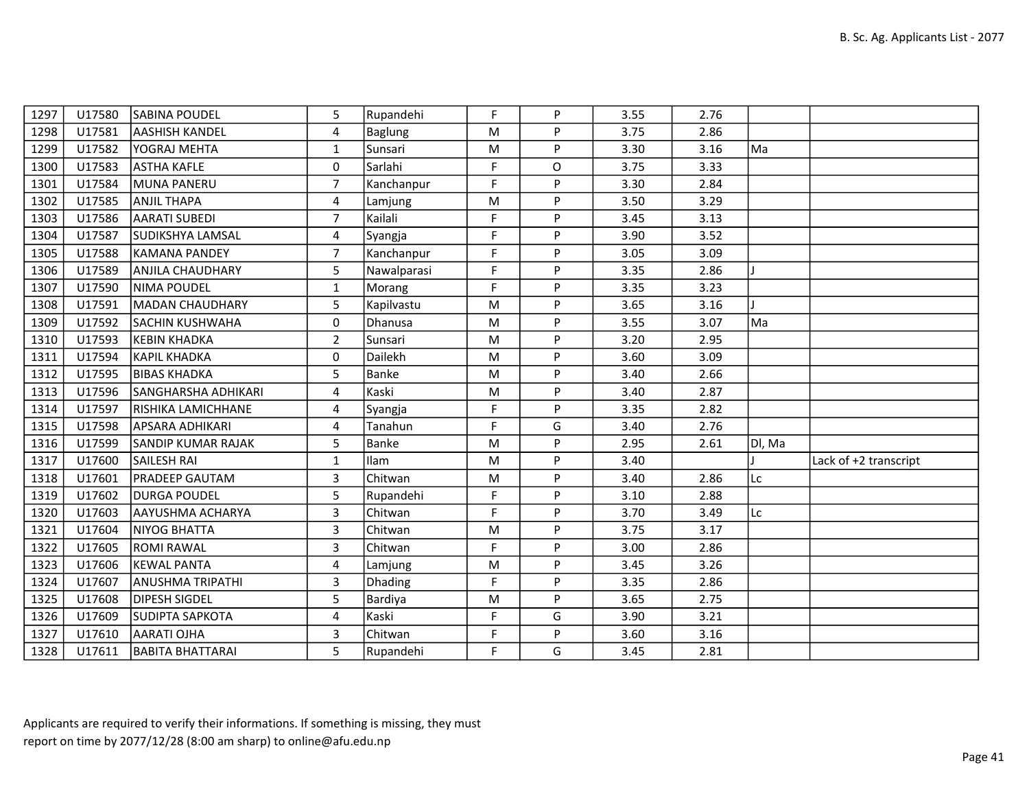| | | | | | | | | | | |
|---|---|---|---|---|---|---|---|---|---|---|
| 1297 | U17580 | SABINA POUDEL | 5 | Rupandehi | F | P | 3.55 | 2.76 | | |
| 1298 | U17581 | AASHISH KANDEL | 4 | Baglung | M | P | 3.75 | 2.86 | | |
| 1299 | U17582 | YOGRAJ MEHTA | 1 | Sunsari | M | P | 3.30 | 3.16 | Ma | |
| 1300 | U17583 | ASTHA KAFLE | 0 | Sarlahi | F | O | 3.75 | 3.33 | | |
| 1301 | U17584 | MUNA PANERU | 7 | Kanchanpur | F | P | 3.30 | 2.84 | | |
| 1302 | U17585 | ANJIL THAPA | 4 | Lamjung | M | P | 3.50 | 3.29 | | |
| 1303 | U17586 | AARATI SUBEDI | 7 | Kailali | F | P | 3.45 | 3.13 | | |
| 1304 | U17587 | SUDIKSHYA LAMSAL | 4 | Syangja | F | P | 3.90 | 3.52 | | |
| 1305 | U17588 | KAMANA PANDEY | 7 | Kanchanpur | F | P | 3.05 | 3.09 | | |
| 1306 | U17589 | ANJILA CHAUDHARY | 5 | Nawalparasi | F | P | 3.35 | 2.86 | J | |
| 1307 | U17590 | NIMA POUDEL | 1 | Morang | F | P | 3.35 | 3.23 | | |
| 1308 | U17591 | MADAN CHAUDHARY | 5 | Kapilvastu | M | P | 3.65 | 3.16 | J | |
| 1309 | U17592 | SACHIN KUSHWAHA | 0 | Dhanusa | M | P | 3.55 | 3.07 | Ma | |
| 1310 | U17593 | KEBIN KHADKA | 2 | Sunsari | M | P | 3.20 | 2.95 | | |
| 1311 | U17594 | KAPIL KHADKA | 0 | Dailekh | M | P | 3.60 | 3.09 | | |
| 1312 | U17595 | BIBAS KHADKA | 5 | Banke | M | P | 3.40 | 2.66 | | |
| 1313 | U17596 | SANGHARSHA ADHIKARI | 4 | Kaski | M | P | 3.40 | 2.87 | | |
| 1314 | U17597 | RISHIKA LAMICHHANE | 4 | Syangja | F | P | 3.35 | 2.82 | | |
| 1315 | U17598 | APSARA ADHIKARI | 4 | Tanahun | F | G | 3.40 | 2.76 | | |
| 1316 | U17599 | SANDIP KUMAR RAJAK | 5 | Banke | M | P | 2.95 | 2.61 | Dl, Ma | |
| 1317 | U17600 | SAILESH RAI | 1 | Ilam | M | P | 3.40 | | J | Lack of +2 transcript |
| 1318 | U17601 | PRADEEP GAUTAM | 3 | Chitwan | M | P | 3.40 | 2.86 | Lc | |
| 1319 | U17602 | DURGA POUDEL | 5 | Rupandehi | F | P | 3.10 | 2.88 | | |
| 1320 | U17603 | AAYUSHMA ACHARYA | 3 | Chitwan | F | P | 3.70 | 3.49 | Lc | |
| 1321 | U17604 | NIYOG BHATTA | 3 | Chitwan | M | P | 3.75 | 3.17 | | |
| 1322 | U17605 | ROMI RAWAL | 3 | Chitwan | F | P | 3.00 | 2.86 | | |
| 1323 | U17606 | KEWAL PANTA | 4 | Lamjung | M | P | 3.45 | 3.26 | | |
| 1324 | U17607 | ANUSHMA TRIPATHI | 3 | Dhading | F | P | 3.35 | 2.86 | | |
| 1325 | U17608 | DIPESH SIGDEL | 5 | Bardiya | M | P | 3.65 | 2.75 | | |
| 1326 | U17609 | SUDIPTA SAPKOTA | 4 | Kaski | F | G | 3.90 | 3.21 | | |
| 1327 | U17610 | AARATI OJHA | 3 | Chitwan | F | P | 3.60 | 3.16 | | |
| 1328 | U17611 | BABITA BHATTARAI | 5 | Rupandehi | F | G | 3.45 | 2.81 | | |

Applicants are required to verify their informations. If something is missing, they must report on time by 2077/12/28 (8:00 am sharp) to online@afu.edu.np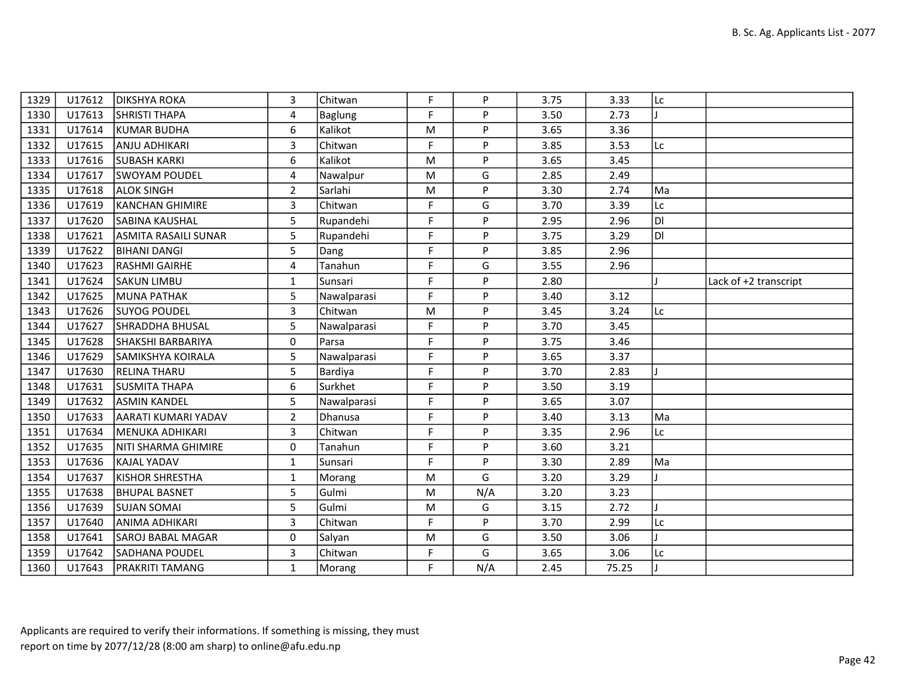| 1329 | U17612 | DIKSHYA ROKA | 3 | Chitwan | F | P | 3.75 | 3.33 | Lc | |
|---|---|---|---|---|---|---|---|---|---|---|
| 1330 | U17613 | SHRISTI THAPA | 4 | Baglung | F | P | 3.50 | 2.73 | J | |
| 1331 | U17614 | KUMAR BUDHA | 6 | Kalikot | M | P | 3.65 | 3.36 | | |
| 1332 | U17615 | ANJU ADHIKARI | 3 | Chitwan | F | P | 3.85 | 3.53 | Lc | |
| 1333 | U17616 | SUBASH KARKI | 6 | Kalikot | M | P | 3.65 | 3.45 | | |
| 1334 | U17617 | SWOYAM POUDEL | 4 | Nawalpur | M | G | 2.85 | 2.49 | | |
| 1335 | U17618 | ALOK SINGH | 2 | Sarlahi | M | P | 3.30 | 2.74 | Ma | |
| 1336 | U17619 | KANCHAN GHIMIRE | 3 | Chitwan | F | G | 3.70 | 3.39 | Lc | |
| 1337 | U17620 | SABINA KAUSHAL | 5 | Rupandehi | F | P | 2.95 | 2.96 | Dl | |
| 1338 | U17621 | ASMITA RASAILI SUNAR | 5 | Rupandehi | F | P | 3.75 | 3.29 | Dl | |
| 1339 | U17622 | BIHANI DANGI | 5 | Dang | F | P | 3.85 | 2.96 | | |
| 1340 | U17623 | RASHMI GAIRHE | 4 | Tanahun | F | G | 3.55 | 2.96 | | |
| 1341 | U17624 | SAKUN LIMBU | 1 | Sunsari | F | P | 2.80 | | J | Lack of +2 transcript |
| 1342 | U17625 | MUNA PATHAK | 5 | Nawalparasi | F | P | 3.40 | 3.12 | | |
| 1343 | U17626 | SUYOG POUDEL | 3 | Chitwan | M | P | 3.45 | 3.24 | Lc | |
| 1344 | U17627 | SHRADDHA BHUSAL | 5 | Nawalparasi | F | P | 3.70 | 3.45 | | |
| 1345 | U17628 | SHAKSHI BARBARIYA | 0 | Parsa | F | P | 3.75 | 3.46 | | |
| 1346 | U17629 | SAMIKSHYA KOIRALA | 5 | Nawalparasi | F | P | 3.65 | 3.37 | | |
| 1347 | U17630 | RELINA THARU | 5 | Bardiya | F | P | 3.70 | 2.83 | J | |
| 1348 | U17631 | SUSMITA THAPA | 6 | Surkhet | F | P | 3.50 | 3.19 | | |
| 1349 | U17632 | ASMIN KANDEL | 5 | Nawalparasi | F | P | 3.65 | 3.07 | | |
| 1350 | U17633 | AARATI KUMARI YADAV | 2 | Dhanusa | F | P | 3.40 | 3.13 | Ma | |
| 1351 | U17634 | MENUKA ADHIKARI | 3 | Chitwan | F | P | 3.35 | 2.96 | Lc | |
| 1352 | U17635 | NITI SHARMA GHIMIRE | 0 | Tanahun | F | P | 3.60 | 3.21 | | |
| 1353 | U17636 | KAJAL YADAV | 1 | Sunsari | F | P | 3.30 | 2.89 | Ma | |
| 1354 | U17637 | KISHOR SHRESTHA | 1 | Morang | M | G | 3.20 | 3.29 | J | |
| 1355 | U17638 | BHUPAL BASNET | 5 | Gulmi | M | N/A | 3.20 | 3.23 | | |
| 1356 | U17639 | SUJAN SOMAI | 5 | Gulmi | M | G | 3.15 | 2.72 | J | |
| 1357 | U17640 | ANIMA ADHIKARI | 3 | Chitwan | F | P | 3.70 | 2.99 | Lc | |
| 1358 | U17641 | SAROJ BABAL MAGAR | 0 | Salyan | M | G | 3.50 | 3.06 | J | |
| 1359 | U17642 | SADHANA POUDEL | 3 | Chitwan | F | G | 3.65 | 3.06 | Lc | |
| 1360 | U17643 | PRAKRITI TAMANG | 1 | Morang | F | N/A | 2.45 | 75.25 | J | |

Applicants are required to verify their informations. If something is missing, they must report on time by 2077/12/28 (8:00 am sharp) to online@afu.edu.np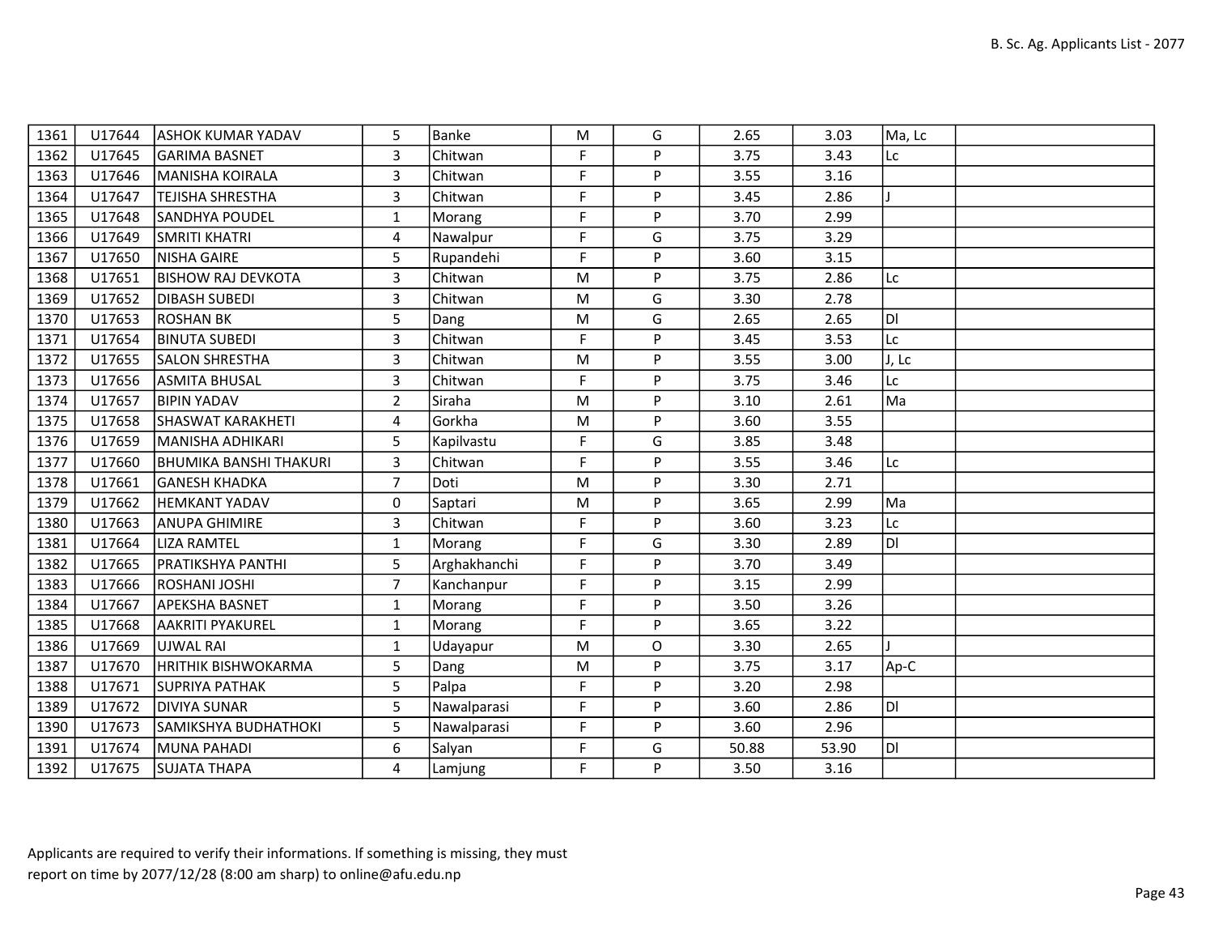| 1361 | U17644 | ASHOK KUMAR YADAV | 5 | Banke | M | G | 2.65 | 3.03 | Ma, Lc | |
|---|---|---|---|---|---|---|---|---|---|---|
| 1362 | U17645 | GARIMA BASNET | 3 | Chitwan | F | P | 3.75 | 3.43 | Lc | |
| 1363 | U17646 | MANISHA KOIRALA | 3 | Chitwan | F | P | 3.55 | 3.16 | | |
| 1364 | U17647 | TEJISHA SHRESTHA | 3 | Chitwan | F | P | 3.45 | 2.86 | J | |
| 1365 | U17648 | SANDHYA POUDEL | 1 | Morang | F | P | 3.70 | 2.99 | | |
| 1366 | U17649 | SMRITI KHATRI | 4 | Nawalpur | F | G | 3.75 | 3.29 | | |
| 1367 | U17650 | NISHA GAIRE | 5 | Rupandehi | F | P | 3.60 | 3.15 | | |
| 1368 | U17651 | BISHOW RAJ DEVKOTA | 3 | Chitwan | M | P | 3.75 | 2.86 | Lc | |
| 1369 | U17652 | DIBASH SUBEDI | 3 | Chitwan | M | G | 3.30 | 2.78 | | |
| 1370 | U17653 | ROSHAN BK | 5 | Dang | M | G | 2.65 | 2.65 | Dl | |
| 1371 | U17654 | BINUTA SUBEDI | 3 | Chitwan | F | P | 3.45 | 3.53 | Lc | |
| 1372 | U17655 | SALON SHRESTHA | 3 | Chitwan | M | P | 3.55 | 3.00 | J, Lc | |
| 1373 | U17656 | ASMITA BHUSAL | 3 | Chitwan | F | P | 3.75 | 3.46 | Lc | |
| 1374 | U17657 | BIPIN YADAV | 2 | Siraha | M | P | 3.10 | 2.61 | Ma | |
| 1375 | U17658 | SHASWAT KARAKHETI | 4 | Gorkha | M | P | 3.60 | 3.55 | | |
| 1376 | U17659 | MANISHA ADHIKARI | 5 | Kapilvastu | F | G | 3.85 | 3.48 | | |
| 1377 | U17660 | BHUMIKA BANSHI THAKURI | 3 | Chitwan | F | P | 3.55 | 3.46 | Lc | |
| 1378 | U17661 | GANESH KHADKA | 7 | Doti | M | P | 3.30 | 2.71 | | |
| 1379 | U17662 | HEMKANT YADAV | 0 | Saptari | M | P | 3.65 | 2.99 | Ma | |
| 1380 | U17663 | ANUPA GHIMIRE | 3 | Chitwan | F | P | 3.60 | 3.23 | Lc | |
| 1381 | U17664 | LIZA RAMTEL | 1 | Morang | F | G | 3.30 | 2.89 | Dl | |
| 1382 | U17665 | PRATIKSHYA PANTHI | 5 | Arghakhanchi | F | P | 3.70 | 3.49 | | |
| 1383 | U17666 | ROSHANI JOSHI | 7 | Kanchanpur | F | P | 3.15 | 2.99 | | |
| 1384 | U17667 | APEKSHA BASNET | 1 | Morang | F | P | 3.50 | 3.26 | | |
| 1385 | U17668 | AAKRITI PYAKUREL | 1 | Morang | F | P | 3.65 | 3.22 | | |
| 1386 | U17669 | UJWAL RAI | 1 | Udayapur | M | O | 3.30 | 2.65 | J | |
| 1387 | U17670 | HRITHIK BISHWOKARMA | 5 | Dang | M | P | 3.75 | 3.17 | Ap-C | |
| 1388 | U17671 | SUPRIYA PATHAK | 5 | Palpa | F | P | 3.20 | 2.98 | | |
| 1389 | U17672 | DIVIYA SUNAR | 5 | Nawalparasi | F | P | 3.60 | 2.86 | Dl | |
| 1390 | U17673 | SAMIKSHYA BUDHATHOKI | 5 | Nawalparasi | F | P | 3.60 | 2.96 | | |
| 1391 | U17674 | MUNA PAHADI | 6 | Salyan | F | G | 50.88 | 53.90 | Dl | |
| 1392 | U17675 | SUJATA THAPA | 4 | Lamjung | F | P | 3.50 | 3.16 | | |

Applicants are required to verify their informations. If something is missing, they must report on time by 2077/12/28 (8:00 am sharp) to online@afu.edu.np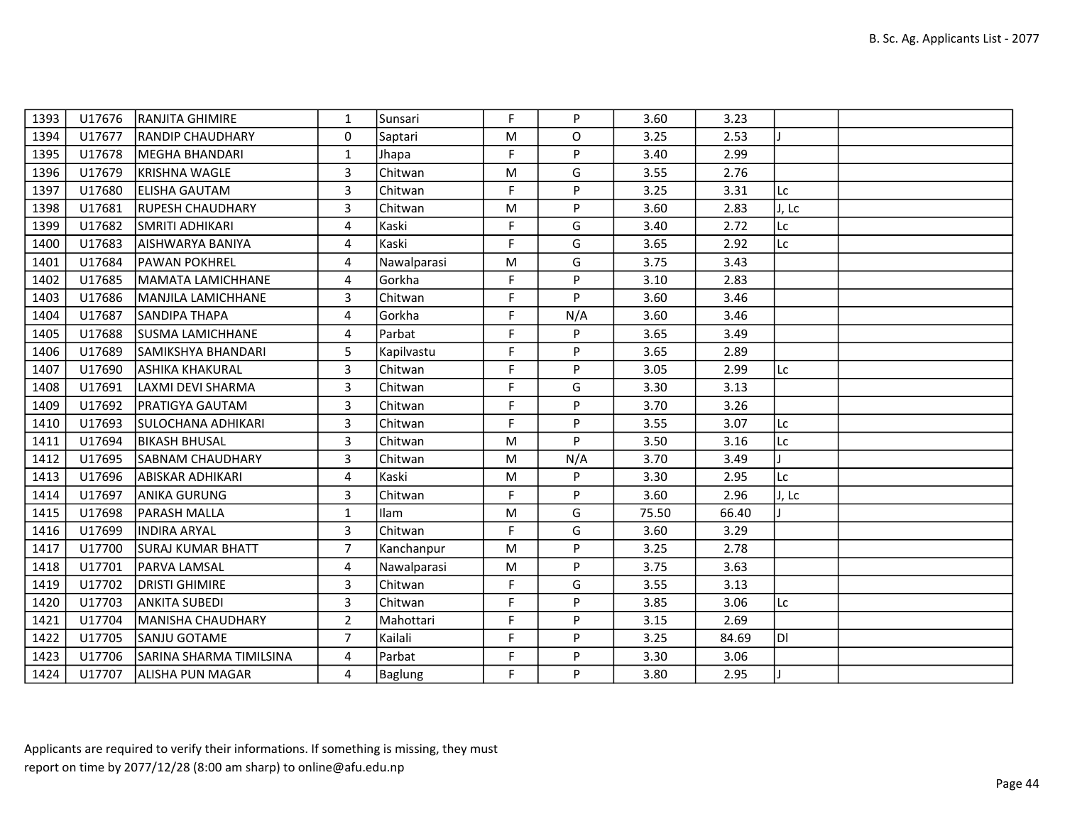| 1393 | U17676 | RANJITA GHIMIRE | 1 | Sunsari | F | P | 3.60 | 3.23 | | |
|---|---|---|---|---|---|---|---|---|---|---|
| 1394 | U17677 | RANDIP CHAUDHARY | 0 | Saptari | M | O | 3.25 | 2.53 | J | |
| 1395 | U17678 | MEGHA BHANDARI | 1 | Jhapa | F | P | 3.40 | 2.99 | | |
| 1396 | U17679 | KRISHNA WAGLE | 3 | Chitwan | M | G | 3.55 | 2.76 | | |
| 1397 | U17680 | ELISHA GAUTAM | 3 | Chitwan | F | P | 3.25 | 3.31 | Lc | |
| 1398 | U17681 | RUPESH CHAUDHARY | 3 | Chitwan | M | P | 3.60 | 2.83 | J, Lc | |
| 1399 | U17682 | SMRITI ADHIKARI | 4 | Kaski | F | G | 3.40 | 2.72 | Lc | |
| 1400 | U17683 | AISHWARYA BANIYA | 4 | Kaski | F | G | 3.65 | 2.92 | Lc | |
| 1401 | U17684 | PAWAN POKHREL | 4 | Nawalparasi | M | G | 3.75 | 3.43 | | |
| 1402 | U17685 | MAMATA LAMICHHANE | 4 | Gorkha | F | P | 3.10 | 2.83 | | |
| 1403 | U17686 | MANJILA LAMICHHANE | 3 | Chitwan | F | P | 3.60 | 3.46 | | |
| 1404 | U17687 | SANDIPA THAPA | 4 | Gorkha | F | N/A | 3.60 | 3.46 | | |
| 1405 | U17688 | SUSMA LAMICHHANE | 4 | Parbat | F | P | 3.65 | 3.49 | | |
| 1406 | U17689 | SAMIKSHYA BHANDARI | 5 | Kapilvastu | F | P | 3.65 | 2.89 | | |
| 1407 | U17690 | ASHIKA KHAKURAL | 3 | Chitwan | F | P | 3.05 | 2.99 | Lc | |
| 1408 | U17691 | LAXMI DEVI SHARMA | 3 | Chitwan | F | G | 3.30 | 3.13 | | |
| 1409 | U17692 | PRATIGYA GAUTAM | 3 | Chitwan | F | P | 3.70 | 3.26 | | |
| 1410 | U17693 | SULOCHANA ADHIKARI | 3 | Chitwan | F | P | 3.55 | 3.07 | Lc | |
| 1411 | U17694 | BIKASH BHUSAL | 3 | Chitwan | M | P | 3.50 | 3.16 | Lc | |
| 1412 | U17695 | SABNAM CHAUDHARY | 3 | Chitwan | M | N/A | 3.70 | 3.49 | J | |
| 1413 | U17696 | ABISKAR ADHIKARI | 4 | Kaski | M | P | 3.30 | 2.95 | Lc | |
| 1414 | U17697 | ANIKA GURUNG | 3 | Chitwan | F | P | 3.60 | 2.96 | J, Lc | |
| 1415 | U17698 | PARASH MALLA | 1 | Ilam | M | G | 75.50 | 66.40 | J | |
| 1416 | U17699 | INDIRA ARYAL | 3 | Chitwan | F | G | 3.60 | 3.29 | | |
| 1417 | U17700 | SURAJ KUMAR BHATT | 7 | Kanchanpur | M | P | 3.25 | 2.78 | | |
| 1418 | U17701 | PARVA LAMSAL | 4 | Nawalparasi | M | P | 3.75 | 3.63 | | |
| 1419 | U17702 | DRISTI GHIMIRE | 3 | Chitwan | F | G | 3.55 | 3.13 | | |
| 1420 | U17703 | ANKITA SUBEDI | 3 | Chitwan | F | P | 3.85 | 3.06 | Lc | |
| 1421 | U17704 | MANISHA CHAUDHARY | 2 | Mahottari | F | P | 3.15 | 2.69 | | |
| 1422 | U17705 | SANJU GOTAME | 7 | Kailali | F | P | 3.25 | 84.69 | Dl | |
| 1423 | U17706 | SARINA SHARMA TIMILSINA | 4 | Parbat | F | P | 3.30 | 3.06 | | |
| 1424 | U17707 | ALISHA PUN MAGAR | 4 | Baglung | F | P | 3.80 | 2.95 | J | |

Applicants are required to verify their informations. If something is missing, they must report on time by 2077/12/28 (8:00 am sharp) to online@afu.edu.np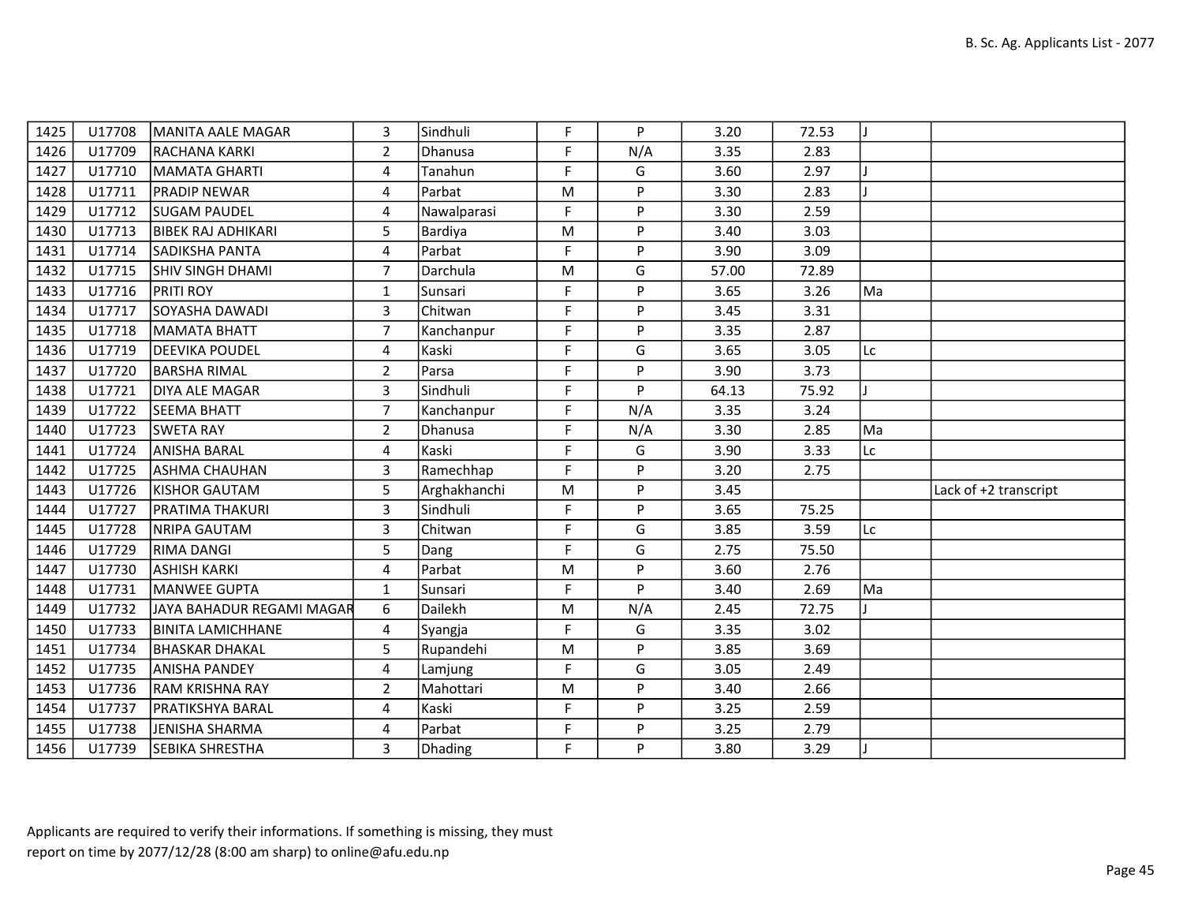| | | | | | | | | | | |
|---|---|---|---|---|---|---|---|---|---|---|
| 1425 | U17708 | MANITA AALE MAGAR | 3 | Sindhuli | F | P | 3.20 | 72.53 | J | |
| 1426 | U17709 | RACHANA KARKI | 2 | Dhanusa | F | N/A | 3.35 | 2.83 | | |
| 1427 | U17710 | MAMATA GHARTI | 4 | Tanahun | F | G | 3.60 | 2.97 | J | |
| 1428 | U17711 | PRADIP NEWAR | 4 | Parbat | M | P | 3.30 | 2.83 | J | |
| 1429 | U17712 | SUGAM PAUDEL | 4 | Nawalparasi | F | P | 3.30 | 2.59 | | |
| 1430 | U17713 | BIBEK RAJ ADHIKARI | 5 | Bardiya | M | P | 3.40 | 3.03 | | |
| 1431 | U17714 | SADIKSHA PANTA | 4 | Parbat | F | P | 3.90 | 3.09 | | |
| 1432 | U17715 | SHIV SINGH DHAMI | 7 | Darchula | M | G | 57.00 | 72.89 | | |
| 1433 | U17716 | PRITI ROY | 1 | Sunsari | F | P | 3.65 | 3.26 | Ma | |
| 1434 | U17717 | SOYASHA DAWADI | 3 | Chitwan | F | P | 3.45 | 3.31 | | |
| 1435 | U17718 | MAMATA BHATT | 7 | Kanchanpur | F | P | 3.35 | 2.87 | | |
| 1436 | U17719 | DEEVIKA POUDEL | 4 | Kaski | F | G | 3.65 | 3.05 | Lc | |
| 1437 | U17720 | BARSHA RIMAL | 2 | Parsa | F | P | 3.90 | 3.73 | | |
| 1438 | U17721 | DIYA ALE MAGAR | 3 | Sindhuli | F | P | 64.13 | 75.92 | J | |
| 1439 | U17722 | SEEMA BHATT | 7 | Kanchanpur | F | N/A | 3.35 | 3.24 | | |
| 1440 | U17723 | SWETA RAY | 2 | Dhanusa | F | N/A | 3.30 | 2.85 | Ma | |
| 1441 | U17724 | ANISHA BARAL | 4 | Kaski | F | G | 3.90 | 3.33 | Lc | |
| 1442 | U17725 | ASHMA CHAUHAN | 3 | Ramechhap | F | P | 3.20 | 2.75 | | |
| 1443 | U17726 | KISHOR GAUTAM | 5 | Arghakhanchi | M | P | 3.45 | | | Lack of +2 transcript |
| 1444 | U17727 | PRATIMA THAKURI | 3 | Sindhuli | F | P | 3.65 | 75.25 | | |
| 1445 | U17728 | NRIPA GAUTAM | 3 | Chitwan | F | G | 3.85 | 3.59 | Lc | |
| 1446 | U17729 | RIMA DANGI | 5 | Dang | F | G | 2.75 | 75.50 | | |
| 1447 | U17730 | ASHISH KARKI | 4 | Parbat | M | P | 3.60 | 2.76 | | |
| 1448 | U17731 | MANWEE GUPTA | 1 | Sunsari | F | P | 3.40 | 2.69 | Ma | |
| 1449 | U17732 | JAYA BAHADUR REGAMI MAGAR | 6 | Dailekh | M | N/A | 2.45 | 72.75 | J | |
| 1450 | U17733 | BINITA LAMICHHANE | 4 | Syangja | F | G | 3.35 | 3.02 | | |
| 1451 | U17734 | BHASKAR DHAKAL | 5 | Rupandehi | M | P | 3.85 | 3.69 | | |
| 1452 | U17735 | ANISHA PANDEY | 4 | Lamjung | F | G | 3.05 | 2.49 | | |
| 1453 | U17736 | RAM KRISHNA RAY | 2 | Mahottari | M | P | 3.40 | 2.66 | | |
| 1454 | U17737 | PRATIKSHYA BARAL | 4 | Kaski | F | P | 3.25 | 2.59 | | |
| 1455 | U17738 | JENISHA SHARMA | 4 | Parbat | F | P | 3.25 | 2.79 | | |
| 1456 | U17739 | SEBIKA SHRESTHA | 3 | Dhading | F | P | 3.80 | 3.29 | J | |

Applicants are required to verify their informations. If something is missing, they must report on time by 2077/12/28 (8:00 am sharp) to online@afu.edu.np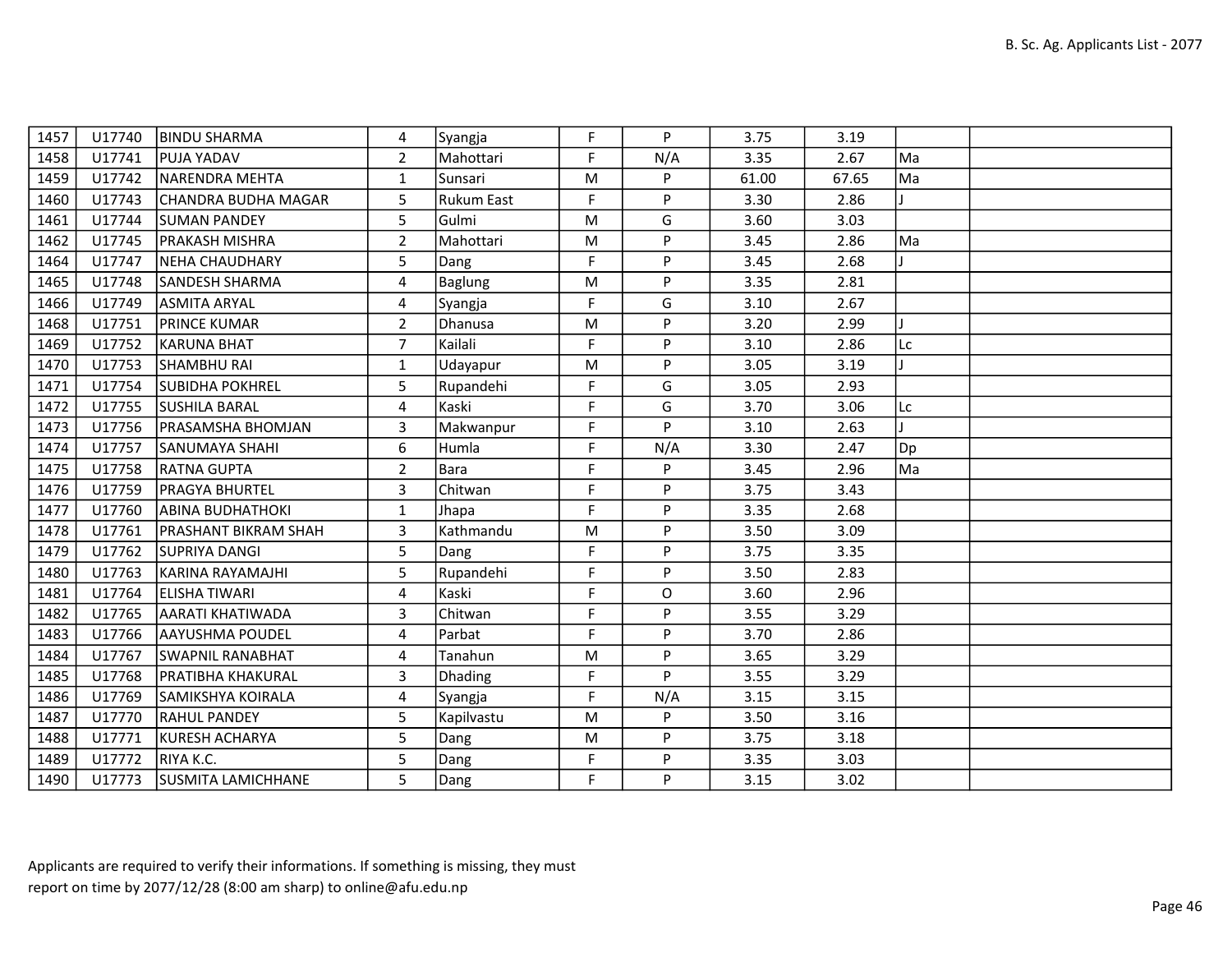| | | | | | | | | | | |
|---|---|---|---|---|---|---|---|---|---|---|
| 1457 | U17740 | BINDU SHARMA | 4 | Syangja | F | P | 3.75 | 3.19 | | |
| 1458 | U17741 | PUJA YADAV | 2 | Mahottari | F | N/A | 3.35 | 2.67 | Ma | |
| 1459 | U17742 | NARENDRA MEHTA | 1 | Sunsari | M | P | 61.00 | 67.65 | Ma | |
| 1460 | U17743 | CHANDRA BUDHA MAGAR | 5 | Rukum East | F | P | 3.30 | 2.86 | J | |
| 1461 | U17744 | SUMAN PANDEY | 5 | Gulmi | M | G | 3.60 | 3.03 | | |
| 1462 | U17745 | PRAKASH MISHRA | 2 | Mahottari | M | P | 3.45 | 2.86 | Ma | |
| 1464 | U17747 | NEHA CHAUDHARY | 5 | Dang | F | P | 3.45 | 2.68 | J | |
| 1465 | U17748 | SANDESH SHARMA | 4 | Baglung | M | P | 3.35 | 2.81 | | |
| 1466 | U17749 | ASMITA ARYAL | 4 | Syangja | F | G | 3.10 | 2.67 | | |
| 1468 | U17751 | PRINCE KUMAR | 2 | Dhanusa | M | P | 3.20 | 2.99 | J | |
| 1469 | U17752 | KARUNA BHAT | 7 | Kailali | F | P | 3.10 | 2.86 | Lc | |
| 1470 | U17753 | SHAMBHU RAI | 1 | Udayapur | M | P | 3.05 | 3.19 | J | |
| 1471 | U17754 | SUBIDHA POKHREL | 5 | Rupandehi | F | G | 3.05 | 2.93 | | |
| 1472 | U17755 | SUSHILA BARAL | 4 | Kaski | F | G | 3.70 | 3.06 | Lc | |
| 1473 | U17756 | PRASAMSHA BHOMJAN | 3 | Makwanpur | F | P | 3.10 | 2.63 | J | |
| 1474 | U17757 | SANUMAYA SHAHI | 6 | Humla | F | N/A | 3.30 | 2.47 | Dp | |
| 1475 | U17758 | RATNA GUPTA | 2 | Bara | F | P | 3.45 | 2.96 | Ma | |
| 1476 | U17759 | PRAGYA BHURTEL | 3 | Chitwan | F | P | 3.75 | 3.43 | | |
| 1477 | U17760 | ABINA BUDHATHOKI | 1 | Jhapa | F | P | 3.35 | 2.68 | | |
| 1478 | U17761 | PRASHANT BIKRAM SHAH | 3 | Kathmandu | M | P | 3.50 | 3.09 | | |
| 1479 | U17762 | SUPRIYA DANGI | 5 | Dang | F | P | 3.75 | 3.35 | | |
| 1480 | U17763 | KARINA RAYAMAJHI | 5 | Rupandehi | F | P | 3.50 | 2.83 | | |
| 1481 | U17764 | ELISHA TIWARI | 4 | Kaski | F | O | 3.60 | 2.96 | | |
| 1482 | U17765 | AARATI KHATIWADA | 3 | Chitwan | F | P | 3.55 | 3.29 | | |
| 1483 | U17766 | AAYUSHMA POUDEL | 4 | Parbat | F | P | 3.70 | 2.86 | | |
| 1484 | U17767 | SWAPNIL RANABHAT | 4 | Tanahun | M | P | 3.65 | 3.29 | | |
| 1485 | U17768 | PRATIBHA KHAKURAL | 3 | Dhading | F | P | 3.55 | 3.29 | | |
| 1486 | U17769 | SAMIKSHYA KOIRALA | 4 | Syangja | F | N/A | 3.15 | 3.15 | | |
| 1487 | U17770 | RAHUL PANDEY | 5 | Kapilvastu | M | P | 3.50 | 3.16 | | |
| 1488 | U17771 | KURESH ACHARYA | 5 | Dang | M | P | 3.75 | 3.18 | | |
| 1489 | U17772 | RIYA K.C. | 5 | Dang | F | P | 3.35 | 3.03 | | |
| 1490 | U17773 | SUSMITA LAMICHHANE | 5 | Dang | F | P | 3.15 | 3.02 | | |

Applicants are required to verify their informations. If something is missing, they must report on time by 2077/12/28 (8:00 am sharp) to online@afu.edu.np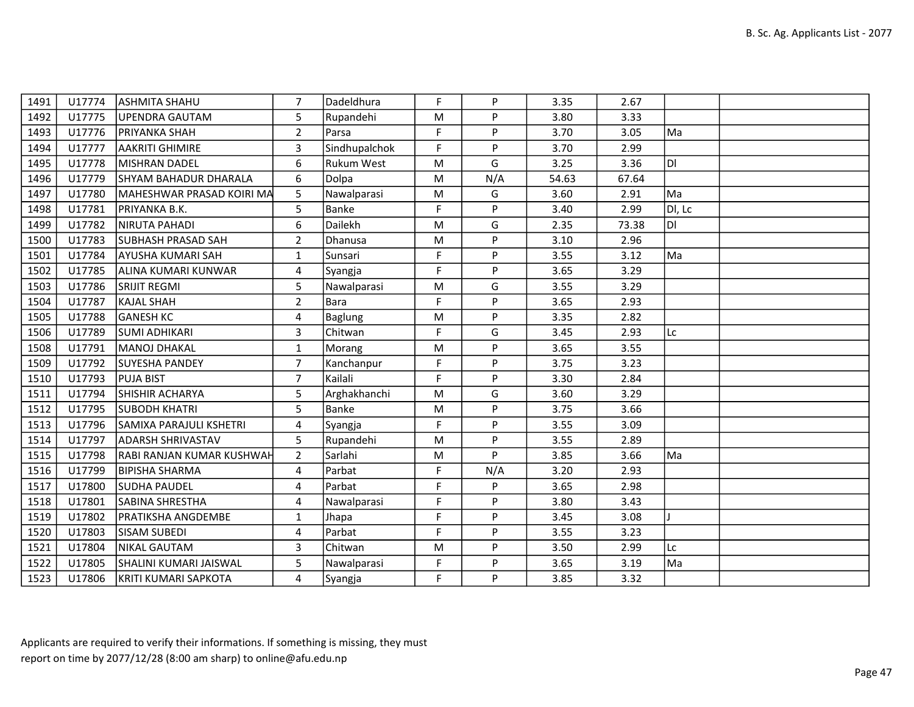| | | | | | | | | | | |
|---|---|---|---|---|---|---|---|---|---|---|
| 1491 | U17774 | ASHMITA SHAHU | 7 | Dadeldhura | F | P | 3.35 | 2.67 | | |
| 1492 | U17775 | UPENDRA GAUTAM | 5 | Rupandehi | M | P | 3.80 | 3.33 | | |
| 1493 | U17776 | PRIYANKA SHAH | 2 | Parsa | F | P | 3.70 | 3.05 | Ma | |
| 1494 | U17777 | AAKRITI GHIMIRE | 3 | Sindhupalchok | F | P | 3.70 | 2.99 | | |
| 1495 | U17778 | MISHRAN DADEL | 6 | Rukum West | M | G | 3.25 | 3.36 | Dl | |
| 1496 | U17779 | SHYAM BAHADUR DHARALA | 6 | Dolpa | M | N/A | 54.63 | 67.64 | | |
| 1497 | U17780 | MAHESHWAR PRASAD KOIRI MA | 5 | Nawalparasi | M | G | 3.60 | 2.91 | Ma | |
| 1498 | U17781 | PRIYANKA B.K. | 5 | Banke | F | P | 3.40 | 2.99 | Dl, Lc | |
| 1499 | U17782 | NIRUTA PAHADI | 6 | Dailekh | M | G | 2.35 | 73.38 | Dl | |
| 1500 | U17783 | SUBHASH PRASAD SAH | 2 | Dhanusa | M | P | 3.10 | 2.96 | | |
| 1501 | U17784 | AYUSHA KUMARI SAH | 1 | Sunsari | F | P | 3.55 | 3.12 | Ma | |
| 1502 | U17785 | ALINA KUMARI KUNWAR | 4 | Syangja | F | P | 3.65 | 3.29 | | |
| 1503 | U17786 | SRIJIT REGMI | 5 | Nawalparasi | M | G | 3.55 | 3.29 | | |
| 1504 | U17787 | KAJAL SHAH | 2 | Bara | F | P | 3.65 | 2.93 | | |
| 1505 | U17788 | GANESH KC | 4 | Baglung | M | P | 3.35 | 2.82 | | |
| 1506 | U17789 | SUMI ADHIKARI | 3 | Chitwan | F | G | 3.45 | 2.93 | Lc | |
| 1508 | U17791 | MANOJ DHAKAL | 1 | Morang | M | P | 3.65 | 3.55 | | |
| 1509 | U17792 | SUYESHA PANDEY | 7 | Kanchanpur | F | P | 3.75 | 3.23 | | |
| 1510 | U17793 | PUJA BIST | 7 | Kailali | F | P | 3.30 | 2.84 | | |
| 1511 | U17794 | SHISHIR ACHARYA | 5 | Arghakhanchi | M | G | 3.60 | 3.29 | | |
| 1512 | U17795 | SUBODH KHATRI | 5 | Banke | M | P | 3.75 | 3.66 | | |
| 1513 | U17796 | SAMIXA PARAJULI KSHETRI | 4 | Syangja | F | P | 3.55 | 3.09 | | |
| 1514 | U17797 | ADARSH SHRIVASTAV | 5 | Rupandehi | M | P | 3.55 | 2.89 | | |
| 1515 | U17798 | RABI RANJAN KUMAR KUSHWAH | 2 | Sarlahi | M | P | 3.85 | 3.66 | Ma | |
| 1516 | U17799 | BIPISHA SHARMA | 4 | Parbat | F | N/A | 3.20 | 2.93 | | |
| 1517 | U17800 | SUDHA PAUDEL | 4 | Parbat | F | P | 3.65 | 2.98 | | |
| 1518 | U17801 | SABINA SHRESTHA | 4 | Nawalparasi | F | P | 3.80 | 3.43 | | |
| 1519 | U17802 | PRATIKSHA ANGDEMBE | 1 | Jhapa | F | P | 3.45 | 3.08 | J | |
| 1520 | U17803 | SISAM SUBEDI | 4 | Parbat | F | P | 3.55 | 3.23 | | |
| 1521 | U17804 | NIKAL GAUTAM | 3 | Chitwan | M | P | 3.50 | 2.99 | Lc | |
| 1522 | U17805 | SHALINI KUMARI JAISWAL | 5 | Nawalparasi | F | P | 3.65 | 3.19 | Ma | |
| 1523 | U17806 | KRITI KUMARI SAPKOTA | 4 | Syangja | F | P | 3.85 | 3.32 | | |

Applicants are required to verify their informations. If something is missing, they must report on time by 2077/12/28 (8:00 am sharp) to online@afu.edu.np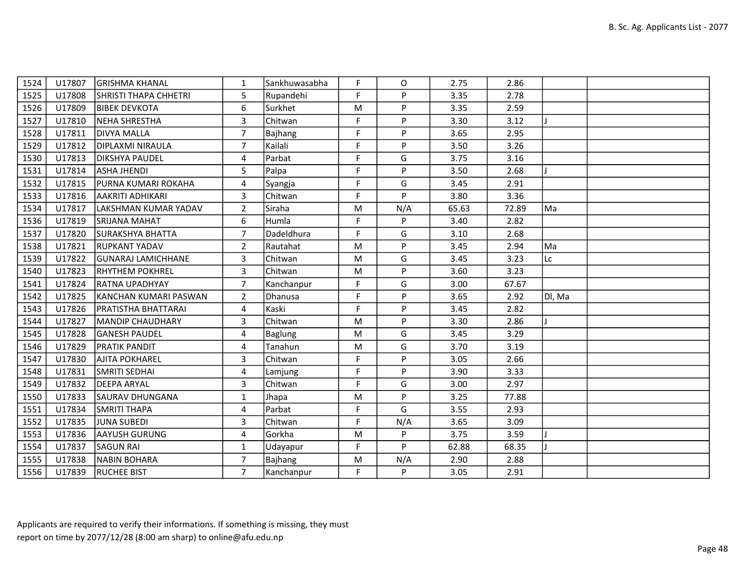| | | | | | | | | | | |
|---|---|---|---|---|---|---|---|---|---|---|
| 1524 | U17807 | GRISHMA KHANAL | 1 | Sankhuwasabha | F | O | 2.75 | 2.86 | | |
| 1525 | U17808 | SHRISTI THAPA CHHETRI | 5 | Rupandehi | F | P | 3.35 | 2.78 | | |
| 1526 | U17809 | BIBEK DEVKOTA | 6 | Surkhet | M | P | 3.35 | 2.59 | | |
| 1527 | U17810 | NEHA SHRESTHA | 3 | Chitwan | F | P | 3.30 | 3.12 | J | |
| 1528 | U17811 | DIVYA MALLA | 7 | Bajhang | F | P | 3.65 | 2.95 | | |
| 1529 | U17812 | DIPLAXMI NIRAULA | 7 | Kailali | F | P | 3.50 | 3.26 | | |
| 1530 | U17813 | DIKSHYA PAUDEL | 4 | Parbat | F | G | 3.75 | 3.16 | | |
| 1531 | U17814 | ASHA JHENDI | 5 | Palpa | F | P | 3.50 | 2.68 | J | |
| 1532 | U17815 | PURNA KUMARI ROKAHA | 4 | Syangja | F | G | 3.45 | 2.91 | | |
| 1533 | U17816 | AAKRITI ADHIKARI | 3 | Chitwan | F | P | 3.80 | 3.36 | | |
| 1534 | U17817 | LAKSHMAN KUMAR YADAV | 2 | Siraha | M | N/A | 65.63 | 72.89 | Ma | |
| 1536 | U17819 | SRIJANA MAHAT | 6 | Humla | F | P | 3.40 | 2.82 | | |
| 1537 | U17820 | SURAKSHYA BHATTA | 7 | Dadeldhura | F | G | 3.10 | 2.68 | | |
| 1538 | U17821 | RUPKANT YADAV | 2 | Rautahat | M | P | 3.45 | 2.94 | Ma | |
| 1539 | U17822 | GUNARAJ LAMICHHANE | 3 | Chitwan | M | G | 3.45 | 3.23 | Lc | |
| 1540 | U17823 | RHYTHEM POKHREL | 3 | Chitwan | M | P | 3.60 | 3.23 | | |
| 1541 | U17824 | RATNA UPADHYAY | 7 | Kanchanpur | F | G | 3.00 | 67.67 | | |
| 1542 | U17825 | KANCHAN KUMARI PASWAN | 2 | Dhanusa | F | P | 3.65 | 2.92 | Dl, Ma | |
| 1543 | U17826 | PRATISTHA BHATTARAI | 4 | Kaski | F | P | 3.45 | 2.82 | | |
| 1544 | U17827 | MANDIP CHAUDHARY | 3 | Chitwan | M | P | 3.30 | 2.86 | J | |
| 1545 | U17828 | GANESH PAUDEL | 4 | Baglung | M | G | 3.45 | 3.29 | | |
| 1546 | U17829 | PRATIK PANDIT | 4 | Tanahun | M | G | 3.70 | 3.19 | | |
| 1547 | U17830 | AJITA POKHAREL | 3 | Chitwan | F | P | 3.05 | 2.66 | | |
| 1548 | U17831 | SMRITI SEDHAI | 4 | Lamjung | F | P | 3.90 | 3.33 | | |
| 1549 | U17832 | DEEPA ARYAL | 3 | Chitwan | F | G | 3.00 | 2.97 | | |
| 1550 | U17833 | SAURAV DHUNGANA | 1 | Jhapa | M | P | 3.25 | 77.88 | | |
| 1551 | U17834 | SMRITI THAPA | 4 | Parbat | F | G | 3.55 | 2.93 | | |
| 1552 | U17835 | JUNA SUBEDI | 3 | Chitwan | F | N/A | 3.65 | 3.09 | | |
| 1553 | U17836 | AAYUSH GURUNG | 4 | Gorkha | M | P | 3.75 | 3.59 | J | |
| 1554 | U17837 | SAGUN RAI | 1 | Udayapur | F | P | 62.88 | 68.35 | J | |
| 1555 | U17838 | NABIN BOHARA | 7 | Bajhang | M | N/A | 2.90 | 2.88 | | |
| 1556 | U17839 | RUCHEE BIST | 7 | Kanchanpur | F | P | 3.05 | 2.91 | | |

Applicants are required to verify their informations. If something is missing, they must report on time by 2077/12/28 (8:00 am sharp) to online@afu.edu.np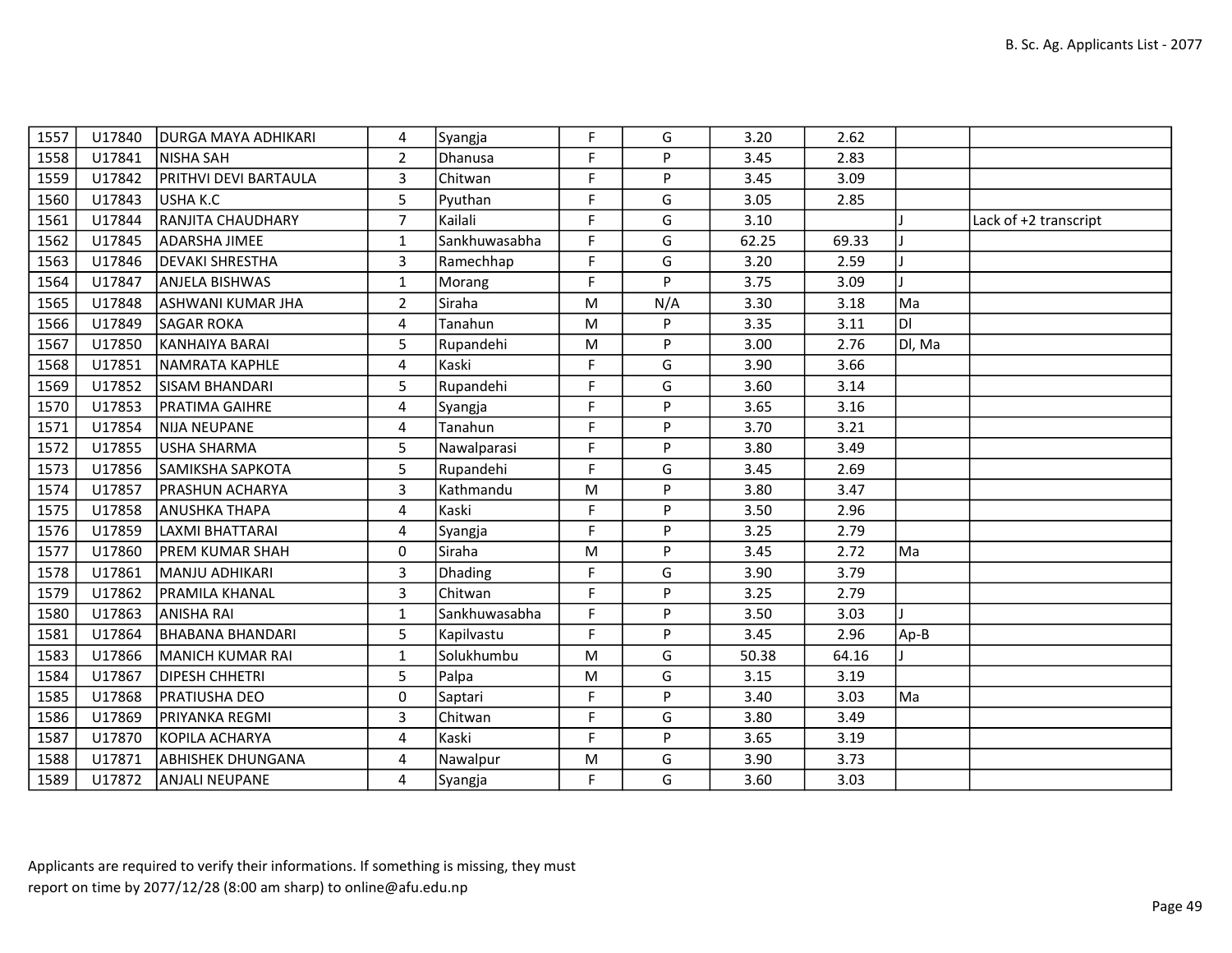| | | | | | | | | | | |
|---|---|---|---|---|---|---|---|---|---|---|
| 1557 | U17840 | DURGA MAYA ADHIKARI | 4 | Syangja | F | G | 3.20 | 2.62 | | |
| 1558 | U17841 | NISHA SAH | 2 | Dhanusa | F | P | 3.45 | 2.83 | | |
| 1559 | U17842 | PRITHVI DEVI BARTAULA | 3 | Chitwan | F | P | 3.45 | 3.09 | | |
| 1560 | U17843 | USHA K.C | 5 | Pyuthan | F | G | 3.05 | 2.85 | | |
| 1561 | U17844 | RANJITA CHAUDHARY | 7 | Kailali | F | G | 3.10 | | J | Lack of +2 transcript |
| 1562 | U17845 | ADARSHA JIMEE | 1 | Sankhuwasabha | F | G | 62.25 | 69.33 | J | |
| 1563 | U17846 | DEVAKI SHRESTHA | 3 | Ramechhap | F | G | 3.20 | 2.59 | J | |
| 1564 | U17847 | ANJELA BISHWAS | 1 | Morang | F | P | 3.75 | 3.09 | J | |
| 1565 | U17848 | ASHWANI KUMAR JHA | 2 | Siraha | M | N/A | 3.30 | 3.18 | Ma | |
| 1566 | U17849 | SAGAR ROKA | 4 | Tanahun | M | P | 3.35 | 3.11 | Dl | |
| 1567 | U17850 | KANHAIYA BARAI | 5 | Rupandehi | M | P | 3.00 | 2.76 | Dl, Ma | |
| 1568 | U17851 | NAMRATA KAPHLE | 4 | Kaski | F | G | 3.90 | 3.66 | | |
| 1569 | U17852 | SISAM BHANDARI | 5 | Rupandehi | F | G | 3.60 | 3.14 | | |
| 1570 | U17853 | PRATIMA GAIHRE | 4 | Syangja | F | P | 3.65 | 3.16 | | |
| 1571 | U17854 | NIJA NEUPANE | 4 | Tanahun | F | P | 3.70 | 3.21 | | |
| 1572 | U17855 | USHA SHARMA | 5 | Nawalparasi | F | P | 3.80 | 3.49 | | |
| 1573 | U17856 | SAMIKSHA SAPKOTA | 5 | Rupandehi | F | G | 3.45 | 2.69 | | |
| 1574 | U17857 | PRASHUN ACHARYA | 3 | Kathmandu | M | P | 3.80 | 3.47 | | |
| 1575 | U17858 | ANUSHKA THAPA | 4 | Kaski | F | P | 3.50 | 2.96 | | |
| 1576 | U17859 | LAXMI BHATTARAI | 4 | Syangja | F | P | 3.25 | 2.79 | | |
| 1577 | U17860 | PREM KUMAR SHAH | 0 | Siraha | M | P | 3.45 | 2.72 | Ma | |
| 1578 | U17861 | MANJU ADHIKARI | 3 | Dhading | F | G | 3.90 | 3.79 | | |
| 1579 | U17862 | PRAMILA KHANAL | 3 | Chitwan | F | P | 3.25 | 2.79 | | |
| 1580 | U17863 | ANISHA RAI | 1 | Sankhuwasabha | F | P | 3.50 | 3.03 | J | |
| 1581 | U17864 | BHABANA BHANDARI | 5 | Kapilvastu | F | P | 3.45 | 2.96 | Ap-B | |
| 1583 | U17866 | MANICH KUMAR RAI | 1 | Solukhumbu | M | G | 50.38 | 64.16 | J | |
| 1584 | U17867 | DIPESH CHHETRI | 5 | Palpa | M | G | 3.15 | 3.19 | | |
| 1585 | U17868 | PRATIUSHA DEO | 0 | Saptari | F | P | 3.40 | 3.03 | Ma | |
| 1586 | U17869 | PRIYANKA REGMI | 3 | Chitwan | F | G | 3.80 | 3.49 | | |
| 1587 | U17870 | KOPILA ACHARYA | 4 | Kaski | F | P | 3.65 | 3.19 | | |
| 1588 | U17871 | ABHISHEK DHUNGANA | 4 | Nawalpur | M | G | 3.90 | 3.73 | | |
| 1589 | U17872 | ANJALI NEUPANE | 4 | Syangja | F | G | 3.60 | 3.03 | | |

Applicants are required to verify their informations. If something is missing, they must report on time by 2077/12/28 (8:00 am sharp) to online@afu.edu.np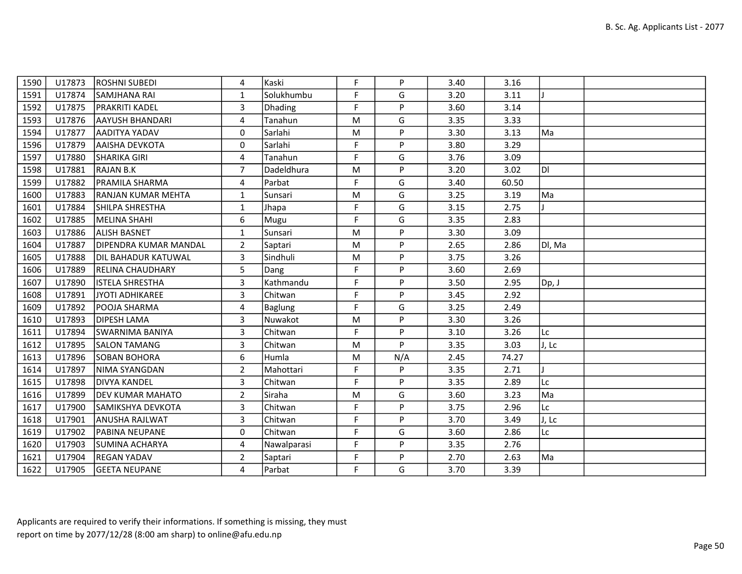| 1590 | U17873 | ROSHNI SUBEDI | 4 | Kaski | F | P | 3.40 | 3.16 | | |
|---|---|---|---|---|---|---|---|---|---|---|
| 1591 | U17874 | SAMJHANA RAI | 1 | Solukhumbu | F | G | 3.20 | 3.11 | J | |
| 1592 | U17875 | PRAKRITI KADEL | 3 | Dhading | F | P | 3.60 | 3.14 | | |
| 1593 | U17876 | AAYUSH BHANDARI | 4 | Tanahun | M | G | 3.35 | 3.33 | | |
| 1594 | U17877 | AADITYA YADAV | 0 | Sarlahi | M | P | 3.30 | 3.13 | Ma | |
| 1596 | U17879 | AAISHA DEVKOTA | 0 | Sarlahi | F | P | 3.80 | 3.29 | | |
| 1597 | U17880 | SHARIKA GIRI | 4 | Tanahun | F | G | 3.76 | 3.09 | | |
| 1598 | U17881 | RAJAN B.K | 7 | Dadeldhura | M | P | 3.20 | 3.02 | Dl | |
| 1599 | U17882 | PRAMILA SHARMA | 4 | Parbat | F | G | 3.40 | 60.50 | | |
| 1600 | U17883 | RANJAN KUMAR MEHTA | 1 | Sunsari | M | G | 3.25 | 3.19 | Ma | |
| 1601 | U17884 | SHILPA SHRESTHA | 1 | Jhapa | F | G | 3.15 | 2.75 | J | |
| 1602 | U17885 | MELINA SHAHI | 6 | Mugu | F | G | 3.35 | 2.83 | | |
| 1603 | U17886 | ALISH BASNET | 1 | Sunsari | M | P | 3.30 | 3.09 | | |
| 1604 | U17887 | DIPENDRA KUMAR MANDAL | 2 | Saptari | M | P | 2.65 | 2.86 | Dl, Ma | |
| 1605 | U17888 | DIL BAHADUR KATUWAL | 3 | Sindhuli | M | P | 3.75 | 3.26 | | |
| 1606 | U17889 | RELINA CHAUDHARY | 5 | Dang | F | P | 3.60 | 2.69 | | |
| 1607 | U17890 | ISTELA SHRESTHA | 3 | Kathmandu | F | P | 3.50 | 2.95 | Dp, J | |
| 1608 | U17891 | JYOTI ADHIKAREE | 3 | Chitwan | F | P | 3.45 | 2.92 | | |
| 1609 | U17892 | POOJA SHARMA | 4 | Baglung | F | G | 3.25 | 2.49 | | |
| 1610 | U17893 | DIPESH LAMA | 3 | Nuwakot | M | P | 3.30 | 3.26 | | |
| 1611 | U17894 | SWARNIMA BANIYA | 3 | Chitwan | F | P | 3.10 | 3.26 | Lc | |
| 1612 | U17895 | SALON TAMANG | 3 | Chitwan | M | P | 3.35 | 3.03 | J, Lc | |
| 1613 | U17896 | SOBAN BOHORA | 6 | Humla | M | N/A | 2.45 | 74.27 | | |
| 1614 | U17897 | NIMA SYANGDAN | 2 | Mahottari | F | P | 3.35 | 2.71 | J | |
| 1615 | U17898 | DIVYA KANDEL | 3 | Chitwan | F | P | 3.35 | 2.89 | Lc | |
| 1616 | U17899 | DEV KUMAR MAHATO | 2 | Siraha | M | G | 3.60 | 3.23 | Ma | |
| 1617 | U17900 | SAMIKSHYA DEVKOTA | 3 | Chitwan | F | P | 3.75 | 2.96 | Lc | |
| 1618 | U17901 | ANUSHA RAJLWAT | 3 | Chitwan | F | P | 3.70 | 3.49 | J, Lc | |
| 1619 | U17902 | PABINA NEUPANE | 0 | Chitwan | F | G | 3.60 | 2.86 | Lc | |
| 1620 | U17903 | SUMINA ACHARYA | 4 | Nawalparasi | F | P | 3.35 | 2.76 | | |
| 1621 | U17904 | REGAN YADAV | 2 | Saptari | F | P | 2.70 | 2.63 | Ma | |
| 1622 | U17905 | GEETA NEUPANE | 4 | Parbat | F | G | 3.70 | 3.39 | | |

Applicants are required to verify their informations. If something is missing, they must report on time by 2077/12/28 (8:00 am sharp) to online@afu.edu.np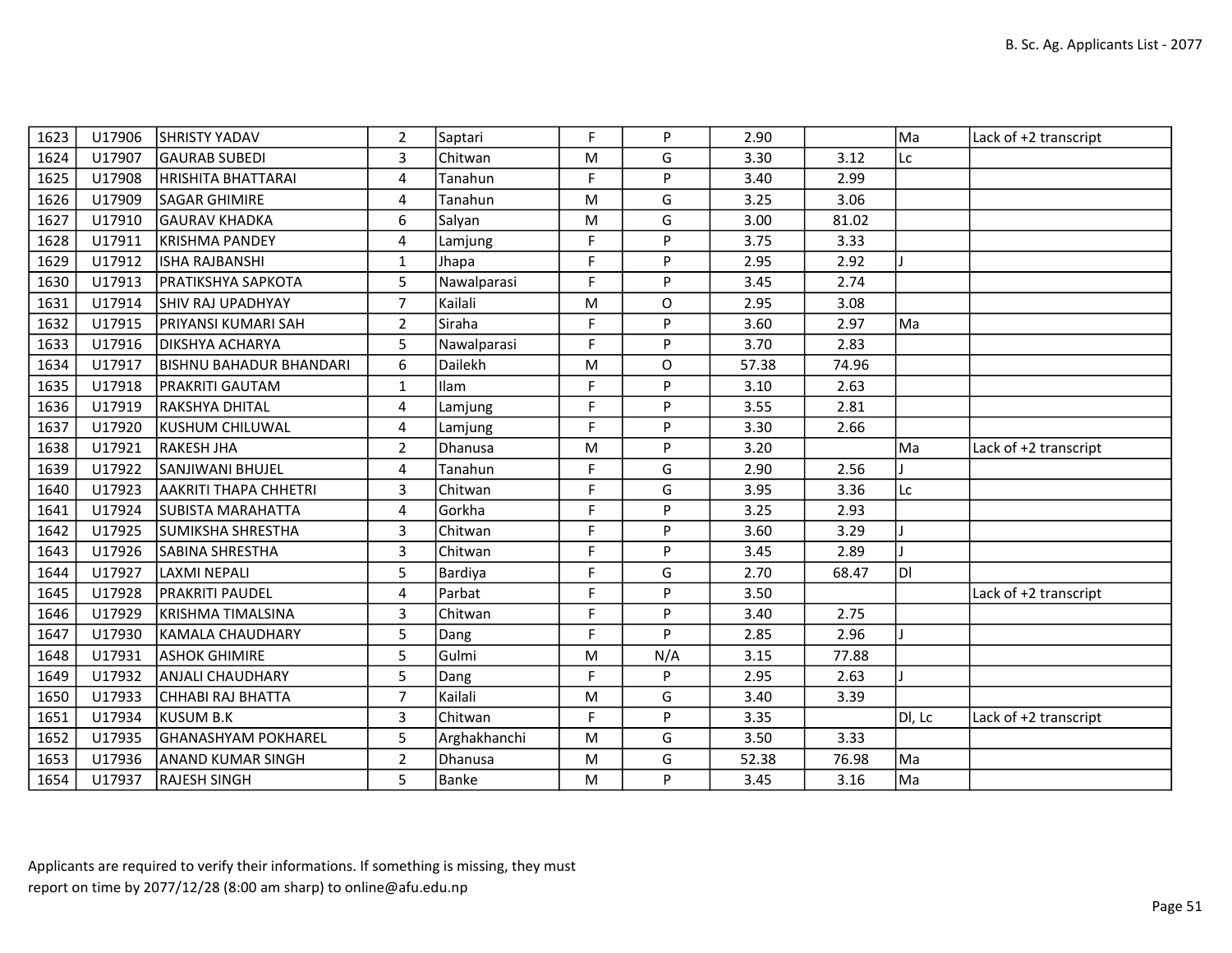| | | | | | | | | | | |
|---|---|---|---|---|---|---|---|---|---|---|
| 1623 | U17906 | SHRISTY YADAV | 2 | Saptari | F | P | 2.90 | | Ma | Lack of +2 transcript |
| 1624 | U17907 | GAURAB SUBEDI | 3 | Chitwan | M | G | 3.30 | 3.12 | Lc | |
| 1625 | U17908 | HRISHITA BHATTARAI | 4 | Tanahun | F | P | 3.40 | 2.99 | | |
| 1626 | U17909 | SAGAR GHIMIRE | 4 | Tanahun | M | G | 3.25 | 3.06 | | |
| 1627 | U17910 | GAURAV KHADKA | 6 | Salyan | M | G | 3.00 | 81.02 | | |
| 1628 | U17911 | KRISHMA PANDEY | 4 | Lamjung | F | P | 3.75 | 3.33 | | |
| 1629 | U17912 | ISHA RAJBANSHI | 1 | Jhapa | F | P | 2.95 | 2.92 | J | |
| 1630 | U17913 | PRATIKSHYA SAPKOTA | 5 | Nawalparasi | F | P | 3.45 | 2.74 | | |
| 1631 | U17914 | SHIV RAJ UPADHYAY | 7 | Kailali | M | O | 2.95 | 3.08 | | |
| 1632 | U17915 | PRIYANSI KUMARI SAH | 2 | Siraha | F | P | 3.60 | 2.97 | Ma | |
| 1633 | U17916 | DIKSHYA ACHARYA | 5 | Nawalparasi | F | P | 3.70 | 2.83 | | |
| 1634 | U17917 | BISHNU BAHADUR BHANDARI | 6 | Dailekh | M | O | 57.38 | 74.96 | | |
| 1635 | U17918 | PRAKRITI GAUTAM | 1 | Ilam | F | P | 3.10 | 2.63 | | |
| 1636 | U17919 | RAKSHYA DHITAL | 4 | Lamjung | F | P | 3.55 | 2.81 | | |
| 1637 | U17920 | KUSHUM CHILUWAL | 4 | Lamjung | F | P | 3.30 | 2.66 | | |
| 1638 | U17921 | RAKESH JHA | 2 | Dhanusa | M | P | 3.20 | | Ma | Lack of +2 transcript |
| 1639 | U17922 | SANJIWANI BHUJEL | 4 | Tanahun | F | G | 2.90 | 2.56 | J | |
| 1640 | U17923 | AAKRITI THAPA CHHETRI | 3 | Chitwan | F | G | 3.95 | 3.36 | Lc | |
| 1641 | U17924 | SUBISTA MARAHATTA | 4 | Gorkha | F | P | 3.25 | 2.93 | | |
| 1642 | U17925 | SUMIKSHA SHRESTHA | 3 | Chitwan | F | P | 3.60 | 3.29 | J | |
| 1643 | U17926 | SABINA SHRESTHA | 3 | Chitwan | F | P | 3.45 | 2.89 | J | |
| 1644 | U17927 | LAXMI NEPALI | 5 | Bardiya | F | G | 2.70 | 68.47 | Dl | |
| 1645 | U17928 | PRAKRITI PAUDEL | 4 | Parbat | F | P | 3.50 | | | Lack of +2 transcript |
| 1646 | U17929 | KRISHMA TIMALSINA | 3 | Chitwan | F | P | 3.40 | 2.75 | | |
| 1647 | U17930 | KAMALA CHAUDHARY | 5 | Dang | F | P | 2.85 | 2.96 | J | |
| 1648 | U17931 | ASHOK GHIMIRE | 5 | Gulmi | M | N/A | 3.15 | 77.88 | | |
| 1649 | U17932 | ANJALI CHAUDHARY | 5 | Dang | F | P | 2.95 | 2.63 | J | |
| 1650 | U17933 | CHHABI RAJ BHATTA | 7 | Kailali | M | G | 3.40 | 3.39 | | |
| 1651 | U17934 | KUSUM B.K | 3 | Chitwan | F | P | 3.35 | | Dl, Lc | Lack of +2 transcript |
| 1652 | U17935 | GHANASHYAM POKHAREL | 5 | Arghakhanchi | M | G | 3.50 | 3.33 | | |
| 1653 | U17936 | ANAND KUMAR SINGH | 2 | Dhanusa | M | G | 52.38 | 76.98 | Ma | |
| 1654 | U17937 | RAJESH SINGH | 5 | Banke | M | P | 3.45 | 3.16 | Ma | |

Applicants are required to verify their informations. If something is missing, they must report on time by 2077/12/28 (8:00 am sharp) to online@afu.edu.np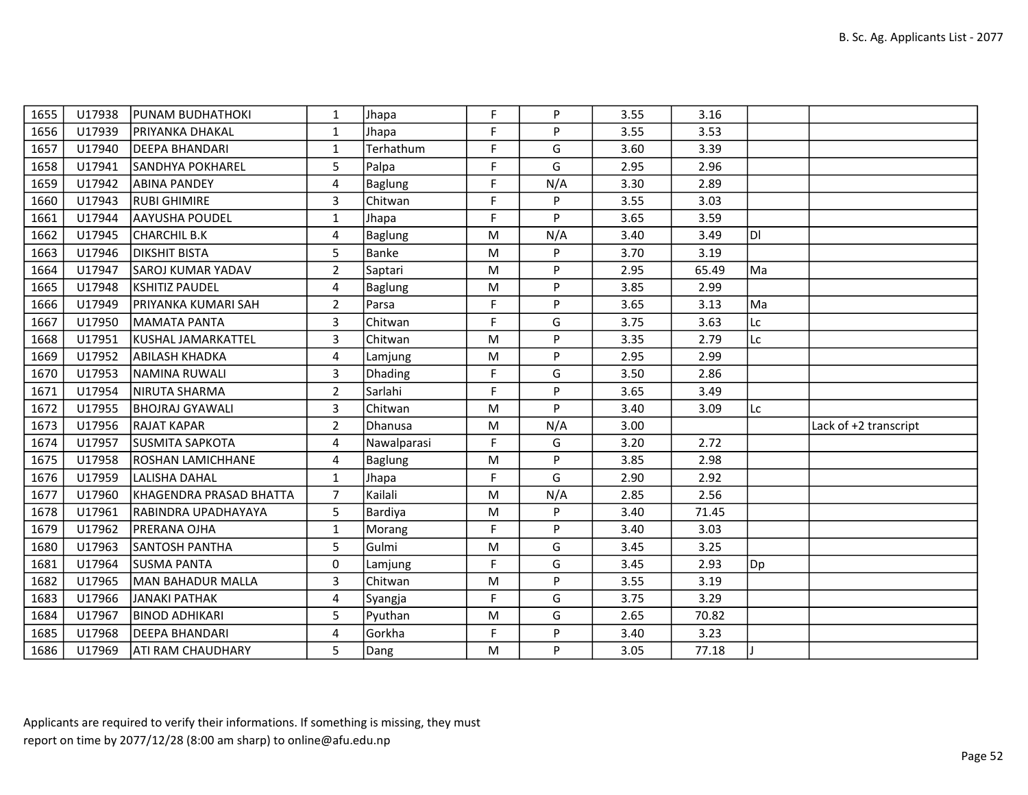| | | | | | | | | | | |
|---|---|---|---|---|---|---|---|---|---|---|
| 1655 | U17938 | PUNAM BUDHATHOKI | 1 | Jhapa | F | P | 3.55 | 3.16 | | |
| 1656 | U17939 | PRIYANKA DHAKAL | 1 | Jhapa | F | P | 3.55 | 3.53 | | |
| 1657 | U17940 | DEEPA BHANDARI | 1 | Terhathum | F | G | 3.60 | 3.39 | | |
| 1658 | U17941 | SANDHYA POKHAREL | 5 | Palpa | F | G | 2.95 | 2.96 | | |
| 1659 | U17942 | ABINA PANDEY | 4 | Baglung | F | N/A | 3.30 | 2.89 | | |
| 1660 | U17943 | RUBI GHIMIRE | 3 | Chitwan | F | P | 3.55 | 3.03 | | |
| 1661 | U17944 | AAYUSHA POUDEL | 1 | Jhapa | F | P | 3.65 | 3.59 | | |
| 1662 | U17945 | CHARCHIL B.K | 4 | Baglung | M | N/A | 3.40 | 3.49 | Dl | |
| 1663 | U17946 | DIKSHIT BISTA | 5 | Banke | M | P | 3.70 | 3.19 | | |
| 1664 | U17947 | SAROJ KUMAR YADAV | 2 | Saptari | M | P | 2.95 | 65.49 | Ma | |
| 1665 | U17948 | KSHITIZ PAUDEL | 4 | Baglung | M | P | 3.85 | 2.99 | | |
| 1666 | U17949 | PRIYANKA KUMARI SAH | 2 | Parsa | F | P | 3.65 | 3.13 | Ma | |
| 1667 | U17950 | MAMATA PANTA | 3 | Chitwan | F | G | 3.75 | 3.63 | Lc | |
| 1668 | U17951 | KUSHAL JAMARKATTEL | 3 | Chitwan | M | P | 3.35 | 2.79 | Lc | |
| 1669 | U17952 | ABILASH KHADKA | 4 | Lamjung | M | P | 2.95 | 2.99 | | |
| 1670 | U17953 | NAMINA RUWALI | 3 | Dhading | F | G | 3.50 | 2.86 | | |
| 1671 | U17954 | NIRUTA SHARMA | 2 | Sarlahi | F | P | 3.65 | 3.49 | | |
| 1672 | U17955 | BHOJRAJ GYAWALI | 3 | Chitwan | M | P | 3.40 | 3.09 | Lc | |
| 1673 | U17956 | RAJAT KAPAR | 2 | Dhanusa | M | N/A | 3.00 | | | Lack of +2 transcript |
| 1674 | U17957 | SUSMITA SAPKOTA | 4 | Nawalparasi | F | G | 3.20 | 2.72 | | |
| 1675 | U17958 | ROSHAN LAMICHHANE | 4 | Baglung | M | P | 3.85 | 2.98 | | |
| 1676 | U17959 | LALISHA DAHAL | 1 | Jhapa | F | G | 2.90 | 2.92 | | |
| 1677 | U17960 | KHAGENDRA PRASAD BHATTA | 7 | Kailali | M | N/A | 2.85 | 2.56 | | |
| 1678 | U17961 | RABINDRA UPADHAYAYA | 5 | Bardiya | M | P | 3.40 | 71.45 | | |
| 1679 | U17962 | PRERANA OJHA | 1 | Morang | F | P | 3.40 | 3.03 | | |
| 1680 | U17963 | SANTOSH PANTHA | 5 | Gulmi | M | G | 3.45 | 3.25 | | |
| 1681 | U17964 | SUSMA PANTA | 0 | Lamjung | F | G | 3.45 | 2.93 | Dp | |
| 1682 | U17965 | MAN BAHADUR MALLA | 3 | Chitwan | M | P | 3.55 | 3.19 | | |
| 1683 | U17966 | JANAKI PATHAK | 4 | Syangja | F | G | 3.75 | 3.29 | | |
| 1684 | U17967 | BINOD ADHIKARI | 5 | Pyuthan | M | G | 2.65 | 70.82 | | |
| 1685 | U17968 | DEEPA BHANDARI | 4 | Gorkha | F | P | 3.40 | 3.23 | | |
| 1686 | U17969 | ATI RAM CHAUDHARY | 5 | Dang | M | P | 3.05 | 77.18 | J | |

Applicants are required to verify their informations. If something is missing, they must report on time by 2077/12/28 (8:00 am sharp) to online@afu.edu.np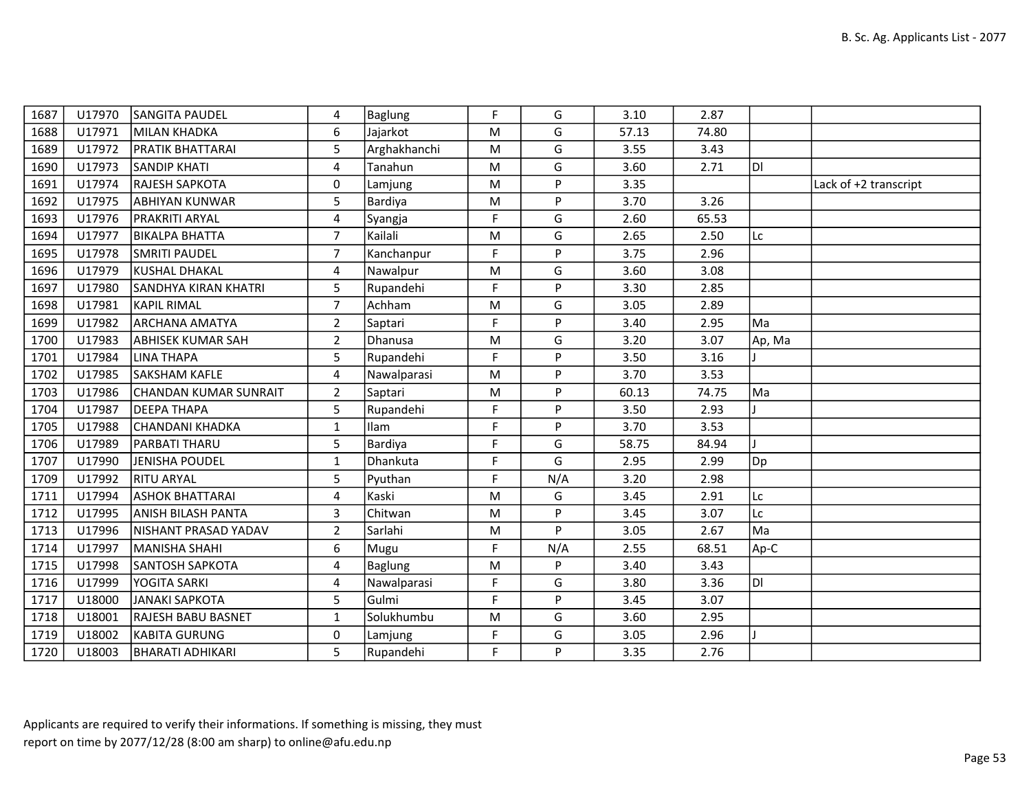| | | | | | | | | | | |
|---|---|---|---|---|---|---|---|---|---|---|
| 1687 | U17970 | SANGITA PAUDEL | 4 | Baglung | F | G | 3.10 | 2.87 | | |
| 1688 | U17971 | MILAN KHADKA | 6 | Jajarkot | M | G | 57.13 | 74.80 | | |
| 1689 | U17972 | PRATIK BHATTARAI | 5 | Arghakhanchi | M | G | 3.55 | 3.43 | | |
| 1690 | U17973 | SANDIP KHATI | 4 | Tanahun | M | G | 3.60 | 2.71 | Dl | |
| 1691 | U17974 | RAJESH SAPKOTA | 0 | Lamjung | M | P | 3.35 | | | Lack of +2 transcript |
| 1692 | U17975 | ABHIYAN KUNWAR | 5 | Bardiya | M | P | 3.70 | 3.26 | | |
| 1693 | U17976 | PRAKRITI ARYAL | 4 | Syangja | F | G | 2.60 | 65.53 | | |
| 1694 | U17977 | BIKALPA BHATTA | 7 | Kailali | M | G | 2.65 | 2.50 | Lc | |
| 1695 | U17978 | SMRITI PAUDEL | 7 | Kanchanpur | F | P | 3.75 | 2.96 | | |
| 1696 | U17979 | KUSHAL DHAKAL | 4 | Nawalpur | M | G | 3.60 | 3.08 | | |
| 1697 | U17980 | SANDHYA KIRAN KHATRI | 5 | Rupandehi | F | P | 3.30 | 2.85 | | |
| 1698 | U17981 | KAPIL RIMAL | 7 | Achham | M | G | 3.05 | 2.89 | | |
| 1699 | U17982 | ARCHANA AMATYA | 2 | Saptari | F | P | 3.40 | 2.95 | Ma | |
| 1700 | U17983 | ABHISEK KUMAR SAH | 2 | Dhanusa | M | G | 3.20 | 3.07 | Ap, Ma | |
| 1701 | U17984 | LINA THAPA | 5 | Rupandehi | F | P | 3.50 | 3.16 | J | |
| 1702 | U17985 | SAKSHAM KAFLE | 4 | Nawalparasi | M | P | 3.70 | 3.53 | | |
| 1703 | U17986 | CHANDAN KUMAR SUNRAIT | 2 | Saptari | M | P | 60.13 | 74.75 | Ma | |
| 1704 | U17987 | DEEPA THAPA | 5 | Rupandehi | F | P | 3.50 | 2.93 | J | |
| 1705 | U17988 | CHANDANI KHADKA | 1 | Ilam | F | P | 3.70 | 3.53 | | |
| 1706 | U17989 | PARBATI THARU | 5 | Bardiya | F | G | 58.75 | 84.94 | J | |
| 1707 | U17990 | JENISHA POUDEL | 1 | Dhankuta | F | G | 2.95 | 2.99 | Dp | |
| 1709 | U17992 | RITU ARYAL | 5 | Pyuthan | F | N/A | 3.20 | 2.98 | | |
| 1711 | U17994 | ASHOK BHATTARAI | 4 | Kaski | M | G | 3.45 | 2.91 | Lc | |
| 1712 | U17995 | ANISH BILASH PANTA | 3 | Chitwan | M | P | 3.45 | 3.07 | Lc | |
| 1713 | U17996 | NISHANT PRASAD YADAV | 2 | Sarlahi | M | P | 3.05 | 2.67 | Ma | |
| 1714 | U17997 | MANISHA SHAHI | 6 | Mugu | F | N/A | 2.55 | 68.51 | Ap-C | |
| 1715 | U17998 | SANTOSH SAPKOTA | 4 | Baglung | M | P | 3.40 | 3.43 | | |
| 1716 | U17999 | YOGITA SARKI | 4 | Nawalparasi | F | G | 3.80 | 3.36 | Dl | |
| 1717 | U18000 | JANAKI SAPKOTA | 5 | Gulmi | F | P | 3.45 | 3.07 | | |
| 1718 | U18001 | RAJESH BABU BASNET | 1 | Solukhumbu | M | G | 3.60 | 2.95 | | |
| 1719 | U18002 | KABITA GURUNG | 0 | Lamjung | F | G | 3.05 | 2.96 | J | |
| 1720 | U18003 | BHARATI ADHIKARI | 5 | Rupandehi | F | P | 3.35 | 2.76 | | |

Applicants are required to verify their informations. If something is missing, they must report on time by 2077/12/28 (8:00 am sharp) to online@afu.edu.np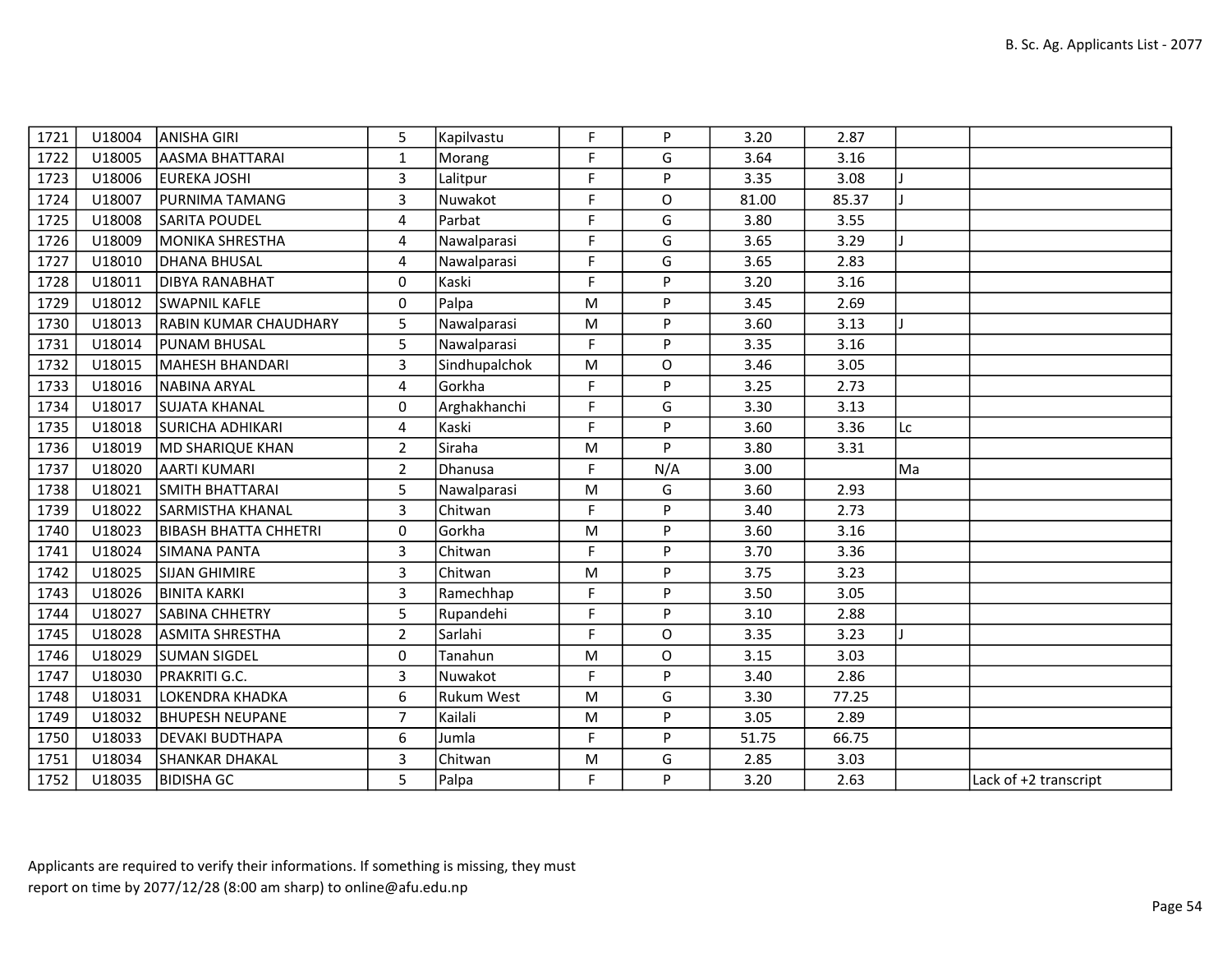| | | | | | | | | | | |
|---|---|---|---|---|---|---|---|---|---|---|
| 1721 | U18004 | ANISHA GIRI | 5 | Kapilvastu | F | P | 3.20 | 2.87 | | |
| 1722 | U18005 | AASMA BHATTARAI | 1 | Morang | F | G | 3.64 | 3.16 | | |
| 1723 | U18006 | EUREKA JOSHI | 3 | Lalitpur | F | P | 3.35 | 3.08 | J | |
| 1724 | U18007 | PURNIMA TAMANG | 3 | Nuwakot | F | O | 81.00 | 85.37 | J | |
| 1725 | U18008 | SARITA POUDEL | 4 | Parbat | F | G | 3.80 | 3.55 | | |
| 1726 | U18009 | MONIKA SHRESTHA | 4 | Nawalparasi | F | G | 3.65 | 3.29 | J | |
| 1727 | U18010 | DHANA BHUSAL | 4 | Nawalparasi | F | G | 3.65 | 2.83 | | |
| 1728 | U18011 | DIBYA RANABHAT | 0 | Kaski | F | P | 3.20 | 3.16 | | |
| 1729 | U18012 | SWAPNIL KAFLE | 0 | Palpa | M | P | 3.45 | 2.69 | | |
| 1730 | U18013 | RABIN KUMAR CHAUDHARY | 5 | Nawalparasi | M | P | 3.60 | 3.13 | J | |
| 1731 | U18014 | PUNAM BHUSAL | 5 | Nawalparasi | F | P | 3.35 | 3.16 | | |
| 1732 | U18015 | MAHESH BHANDARI | 3 | Sindhupalchok | M | O | 3.46 | 3.05 | | |
| 1733 | U18016 | NABINA ARYAL | 4 | Gorkha | F | P | 3.25 | 2.73 | | |
| 1734 | U18017 | SUJATA KHANAL | 0 | Arghakhanchi | F | G | 3.30 | 3.13 | | |
| 1735 | U18018 | SURICHA ADHIKARI | 4 | Kaski | F | P | 3.60 | 3.36 | Lc | |
| 1736 | U18019 | MD SHARIQUE KHAN | 2 | Siraha | M | P | 3.80 | 3.31 | | |
| 1737 | U18020 | AARTI KUMARI | 2 | Dhanusa | F | N/A | 3.00 | | Ma | |
| 1738 | U18021 | SMITH BHATTARAI | 5 | Nawalparasi | M | G | 3.60 | 2.93 | | |
| 1739 | U18022 | SARMISTHA KHANAL | 3 | Chitwan | F | P | 3.40 | 2.73 | | |
| 1740 | U18023 | BIBASH BHATTA CHHETRI | 0 | Gorkha | M | P | 3.60 | 3.16 | | |
| 1741 | U18024 | SIMANA PANTA | 3 | Chitwan | F | P | 3.70 | 3.36 | | |
| 1742 | U18025 | SIJAN GHIMIRE | 3 | Chitwan | M | P | 3.75 | 3.23 | | |
| 1743 | U18026 | BINITA KARKI | 3 | Ramechhap | F | P | 3.50 | 3.05 | | |
| 1744 | U18027 | SABINA CHHETRY | 5 | Rupandehi | F | P | 3.10 | 2.88 | | |
| 1745 | U18028 | ASMITA SHRESTHA | 2 | Sarlahi | F | O | 3.35 | 3.23 | J | |
| 1746 | U18029 | SUMAN SIGDEL | 0 | Tanahun | M | O | 3.15 | 3.03 | | |
| 1747 | U18030 | PRAKRITI G.C. | 3 | Nuwakot | F | P | 3.40 | 2.86 | | |
| 1748 | U18031 | LOKENDRA KHADKA | 6 | Rukum West | M | G | 3.30 | 77.25 | | |
| 1749 | U18032 | BHUPESH NEUPANE | 7 | Kailali | M | P | 3.05 | 2.89 | | |
| 1750 | U18033 | DEVAKI BUDTHAPA | 6 | Jumla | F | P | 51.75 | 66.75 | | |
| 1751 | U18034 | SHANKAR DHAKAL | 3 | Chitwan | M | G | 2.85 | 3.03 | | |
| 1752 | U18035 | BIDISHA GC | 5 | Palpa | F | P | 3.20 | 2.63 | | Lack of +2 transcript |

Applicants are required to verify their informations. If something is missing, they must report on time by 2077/12/28 (8:00 am sharp) to online@afu.edu.np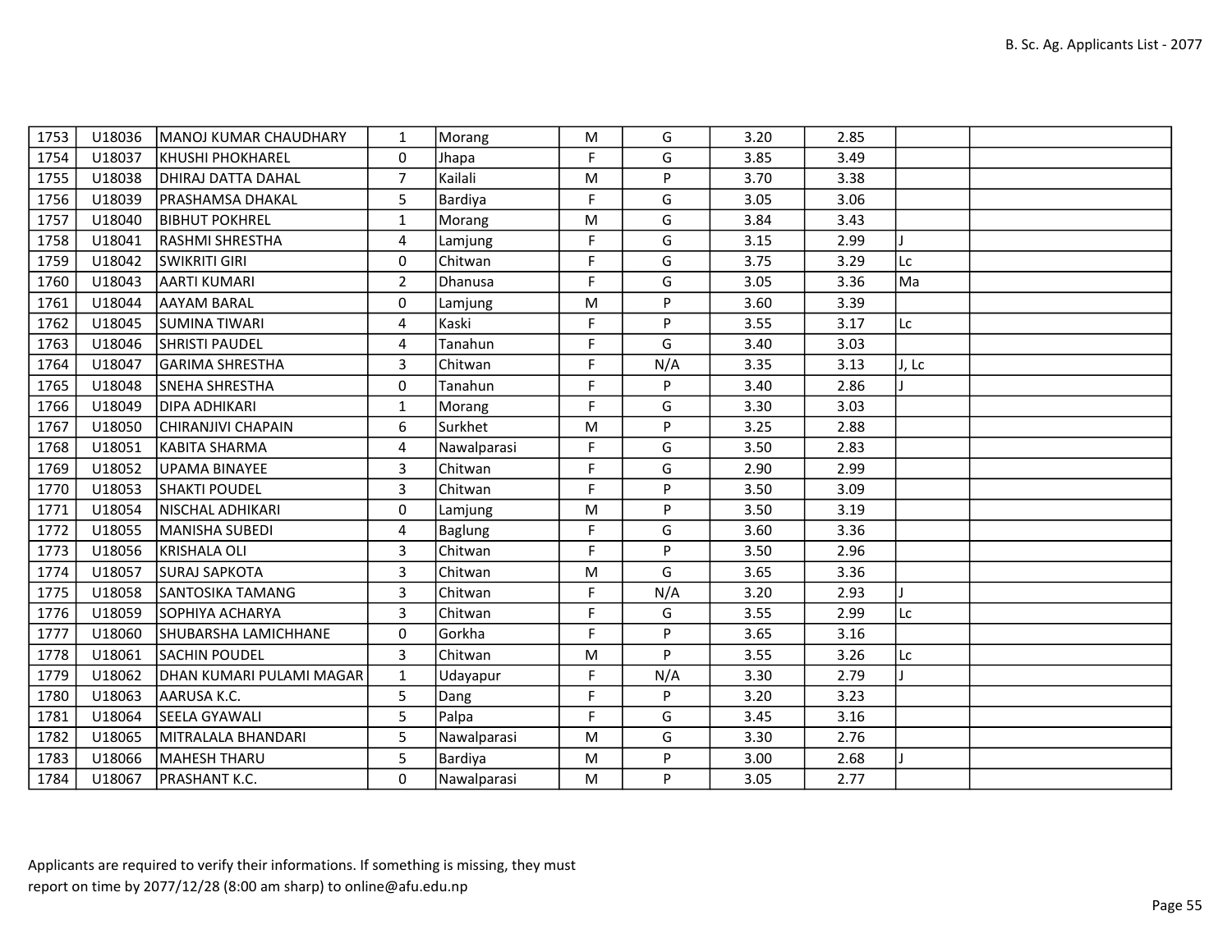| 1753 | U18036 | MANOJ KUMAR CHAUDHARY | 1 | Morang | M | G | 3.20 | 2.85 | | |
|---|---|---|---|---|---|---|---|---|---|---|
| 1754 | U18037 | KHUSHI POKHAREL | 0 | Jhapa | F | G | 3.85 | 3.49 | | |
| 1755 | U18038 | DHIRAJ DATTA DAHAL | 7 | Kailali | M | P | 3.70 | 3.38 | | |
| 1756 | U18039 | PRASHAMSA DHAKAL | 5 | Bardiya | F | G | 3.05 | 3.06 | | |
| 1757 | U18040 | BIBHUT POKHREL | 1 | Morang | M | G | 3.84 | 3.43 | | |
| 1758 | U18041 | RASHMI SHRESTHA | 4 | Lamjung | F | G | 3.15 | 2.99 | J | |
| 1759 | U18042 | SWIKRITI GIRI | 0 | Chitwan | F | G | 3.75 | 3.29 | Lc | |
| 1760 | U18043 | AARTI KUMARI | 2 | Dhanusa | F | G | 3.05 | 3.36 | Ma | |
| 1761 | U18044 | AAYAM BARAL | 0 | Lamjung | M | P | 3.60 | 3.39 | | |
| 1762 | U18045 | SUMINA TIWARI | 4 | Kaski | F | P | 3.55 | 3.17 | Lc | |
| 1763 | U18046 | SHRISTI PAUDEL | 4 | Tanahun | F | G | 3.40 | 3.03 | | |
| 1764 | U18047 | GARIMA SHRESTHA | 3 | Chitwan | F | N/A | 3.35 | 3.13 | J, Lc | |
| 1765 | U18048 | SNEHA SHRESTHA | 0 | Tanahun | F | P | 3.40 | 2.86 | J | |
| 1766 | U18049 | DIPA ADHIKARI | 1 | Morang | F | G | 3.30 | 3.03 | | |
| 1767 | U18050 | CHIRANJIVI CHAPAIN | 6 | Surkhet | M | P | 3.25 | 2.88 | | |
| 1768 | U18051 | KABITA SHARMA | 4 | Nawalparasi | F | G | 3.50 | 2.83 | | |
| 1769 | U18052 | UPAMA BINAYEE | 3 | Chitwan | F | G | 2.90 | 2.99 | | |
| 1770 | U18053 | SHAKTI POUDEL | 3 | Chitwan | F | P | 3.50 | 3.09 | | |
| 1771 | U18054 | NISCHAL ADHIKARI | 0 | Lamjung | M | P | 3.50 | 3.19 | | |
| 1772 | U18055 | MANISHA SUBEDI | 4 | Baglung | F | G | 3.60 | 3.36 | | |
| 1773 | U18056 | KRISHALA OLI | 3 | Chitwan | F | P | 3.50 | 2.96 | | |
| 1774 | U18057 | SURAJ SAPKOTA | 3 | Chitwan | M | G | 3.65 | 3.36 | | |
| 1775 | U18058 | SANTOSIKA TAMANG | 3 | Chitwan | F | N/A | 3.20 | 2.93 | J | |
| 1776 | U18059 | SOPHIYA ACHARYA | 3 | Chitwan | F | G | 3.55 | 2.99 | Lc | |
| 1777 | U18060 | SHUBARSHA LAMICHHANE | 0 | Gorkha | F | P | 3.65 | 3.16 | | |
| 1778 | U18061 | SACHIN POUDEL | 3 | Chitwan | M | P | 3.55 | 3.26 | Lc | |
| 1779 | U18062 | DHAN KUMARI PULAMI MAGAR | 1 | Udayapur | F | N/A | 3.30 | 2.79 | J | |
| 1780 | U18063 | AARUSA K.C. | 5 | Dang | F | P | 3.20 | 3.23 | | |
| 1781 | U18064 | SEELA GYAWALI | 5 | Palpa | F | G | 3.45 | 3.16 | | |
| 1782 | U18065 | MITRALALA BHANDARI | 5 | Nawalparasi | M | G | 3.30 | 2.76 | | |
| 1783 | U18066 | MAHESH THARU | 5 | Bardiya | M | P | 3.00 | 2.68 | J | |
| 1784 | U18067 | PRASHANT K.C. | 0 | Nawalparasi | M | P | 3.05 | 2.77 | | |

Applicants are required to verify their informations. If something is missing, they must report on time by 2077/12/28 (8:00 am sharp) to online@afu.edu.np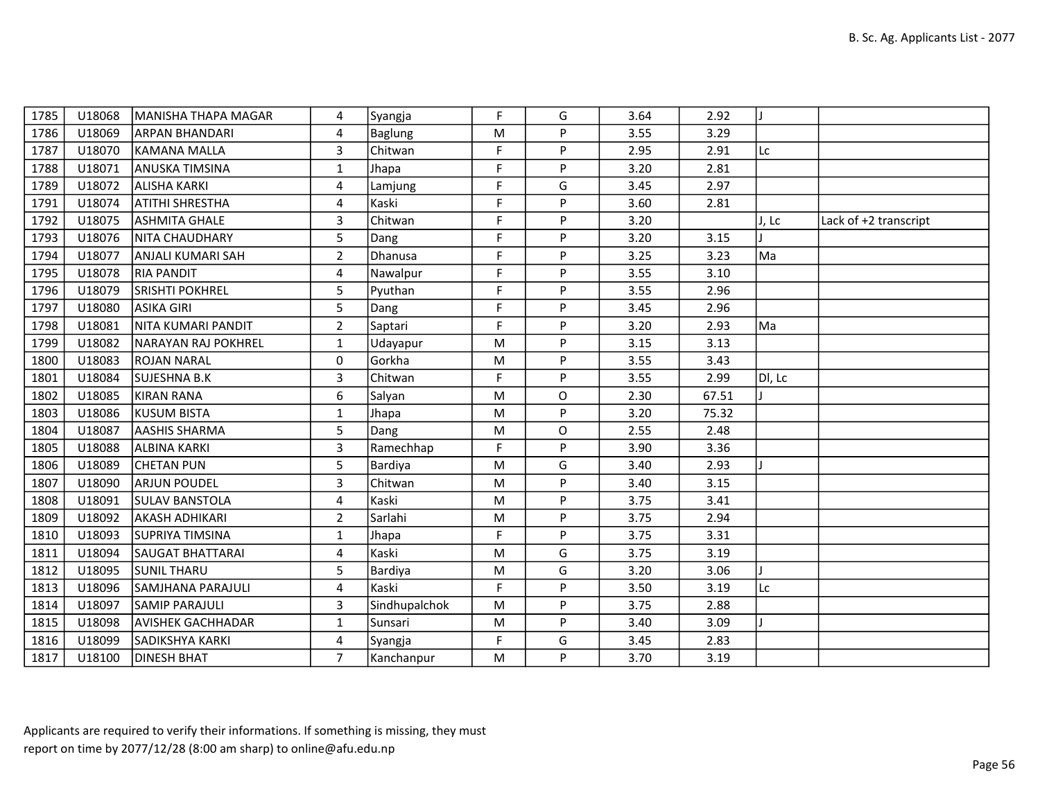| | | | | | | | | | | |
|---|---|---|---|---|---|---|---|---|---|---|
| 1785 | U18068 | MANISHA THAPA MAGAR | 4 | Syangja | F | G | 3.64 | 2.92 | J | |
| 1786 | U18069 | ARPAN BHANDARI | 4 | Baglung | M | P | 3.55 | 3.29 | | |
| 1787 | U18070 | KAMANA MALLA | 3 | Chitwan | F | P | 2.95 | 2.91 | Lc | |
| 1788 | U18071 | ANUSKA TIMSINA | 1 | Jhapa | F | P | 3.20 | 2.81 | | |
| 1789 | U18072 | ALISHA KARKI | 4 | Lamjung | F | G | 3.45 | 2.97 | | |
| 1791 | U18074 | ATITHI SHRESTHA | 4 | Kaski | F | P | 3.60 | 2.81 | | |
| 1792 | U18075 | ASHMITA GHALE | 3 | Chitwan | F | P | 3.20 | | J, Lc | Lack of +2 transcript |
| 1793 | U18076 | NITA CHAUDHARY | 5 | Dang | F | P | 3.20 | 3.15 | J | |
| 1794 | U18077 | ANJALI KUMARI SAH | 2 | Dhanusa | F | P | 3.25 | 3.23 | Ma | |
| 1795 | U18078 | RIA PANDIT | 4 | Nawalpur | F | P | 3.55 | 3.10 | | |
| 1796 | U18079 | SRISHTI POKHREL | 5 | Pyuthan | F | P | 3.55 | 2.96 | | |
| 1797 | U18080 | ASIKA GIRI | 5 | Dang | F | P | 3.45 | 2.96 | | |
| 1798 | U18081 | NITA KUMARI PANDIT | 2 | Saptari | F | P | 3.20 | 2.93 | Ma | |
| 1799 | U18082 | NARAYAN RAJ POKHREL | 1 | Udayapur | M | P | 3.15 | 3.13 | | |
| 1800 | U18083 | ROJAN NARAL | 0 | Gorkha | M | P | 3.55 | 3.43 | | |
| 1801 | U18084 | SUJESHNA B.K | 3 | Chitwan | F | P | 3.55 | 2.99 | Dl, Lc | |
| 1802 | U18085 | KIRAN RANA | 6 | Salyan | M | O | 2.30 | 67.51 | J | |
| 1803 | U18086 | KUSUM BISTA | 1 | Jhapa | M | P | 3.20 | 75.32 | | |
| 1804 | U18087 | AASHIS SHARMA | 5 | Dang | M | O | 2.55 | 2.48 | | |
| 1805 | U18088 | ALBINA KARKI | 3 | Ramechhap | F | P | 3.90 | 3.36 | | |
| 1806 | U18089 | CHETAN PUN | 5 | Bardiya | M | G | 3.40 | 2.93 | J | |
| 1807 | U18090 | ARJUN POUDEL | 3 | Chitwan | M | P | 3.40 | 3.15 | | |
| 1808 | U18091 | SULAV BANSTOLA | 4 | Kaski | M | P | 3.75 | 3.41 | | |
| 1809 | U18092 | AKASH ADHIKARI | 2 | Sarlahi | M | P | 3.75 | 2.94 | | |
| 1810 | U18093 | SUPRIYA TIMSINA | 1 | Jhapa | F | P | 3.75 | 3.31 | | |
| 1811 | U18094 | SAUGAT BHATTARAI | 4 | Kaski | M | G | 3.75 | 3.19 | | |
| 1812 | U18095 | SUNIL THARU | 5 | Bardiya | M | G | 3.20 | 3.06 | J | |
| 1813 | U18096 | SAMJHANA PARAJULI | 4 | Kaski | F | P | 3.50 | 3.19 | Lc | |
| 1814 | U18097 | SAMIP PARAJULI | 3 | Sindhupalchok | M | P | 3.75 | 2.88 | | |
| 1815 | U18098 | AVISHEK GACHHADAR | 1 | Sunsari | M | P | 3.40 | 3.09 | J | |
| 1816 | U18099 | SADIKSHYA KARKI | 4 | Syangja | F | G | 3.45 | 2.83 | | |
| 1817 | U18100 | DINESH BHAT | 7 | Kanchanpur | M | P | 3.70 | 3.19 | | |

Applicants are required to verify their informations. If something is missing, they must report on time by 2077/12/28 (8:00 am sharp) to online@afu.edu.np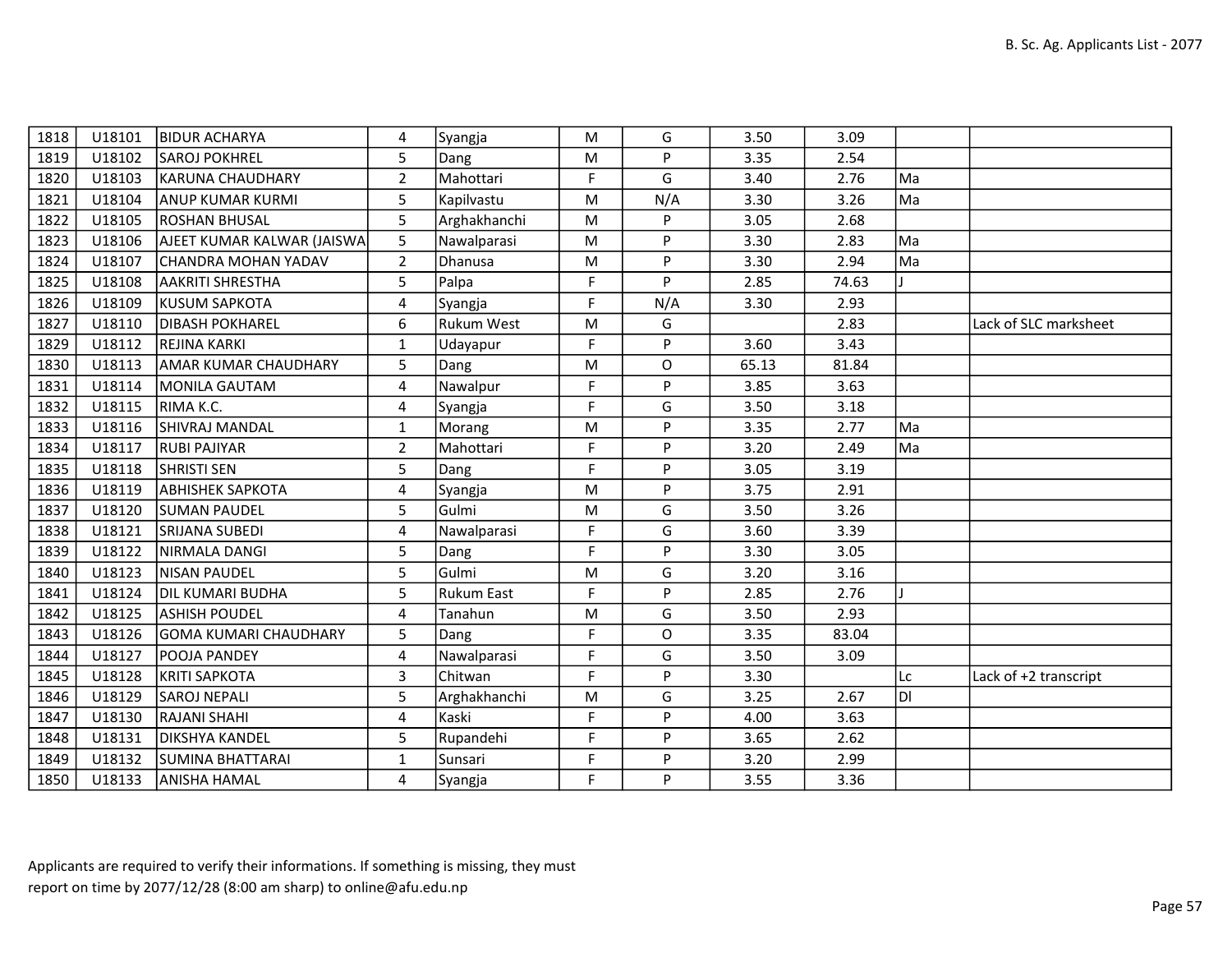| | | | | | | | | | | |
|---|---|---|---|---|---|---|---|---|---|---|
| 1818 | U18101 | BIDUR ACHARYA | 4 | Syangja | M | G | 3.50 | 3.09 | | |
| 1819 | U18102 | SAROJ POKHREL | 5 | Dang | M | P | 3.35 | 2.54 | | |
| 1820 | U18103 | KARUNA CHAUDHARY | 2 | Mahottari | F | G | 3.40 | 2.76 | Ma | |
| 1821 | U18104 | ANUP KUMAR KURMI | 5 | Kapilvastu | M | N/A | 3.30 | 3.26 | Ma | |
| 1822 | U18105 | ROSHAN BHUSAL | 5 | Arghakhanchi | M | P | 3.05 | 2.68 | | |
| 1823 | U18106 | AJEET KUMAR KALWAR (JAISWA | 5 | Nawalparasi | M | P | 3.30 | 2.83 | Ma | |
| 1824 | U18107 | CHANDRA MOHAN YADAV | 2 | Dhanusa | M | P | 3.30 | 2.94 | Ma | |
| 1825 | U18108 | AAKRITI SHRESTHA | 5 | Palpa | F | P | 2.85 | 74.63 | J | |
| 1826 | U18109 | KUSUM SAPKOTA | 4 | Syangja | F | N/A | 3.30 | 2.93 | | |
| 1827 | U18110 | DIBASH POKHAREL | 6 | Rukum West | M | G | | 2.83 | | Lack of SLC marksheet |
| 1829 | U18112 | REJINA KARKI | 1 | Udayapur | F | P | 3.60 | 3.43 | | |
| 1830 | U18113 | AMAR KUMAR CHAUDHARY | 5 | Dang | M | O | 65.13 | 81.84 | | |
| 1831 | U18114 | MONILA GAUTAM | 4 | Nawalpur | F | P | 3.85 | 3.63 | | |
| 1832 | U18115 | RIMA K.C. | 4 | Syangja | F | G | 3.50 | 3.18 | | |
| 1833 | U18116 | SHIVRAJ MANDAL | 1 | Morang | M | P | 3.35 | 2.77 | Ma | |
| 1834 | U18117 | RUBI PAJIYAR | 2 | Mahottari | F | P | 3.20 | 2.49 | Ma | |
| 1835 | U18118 | SHRISTI SEN | 5 | Dang | F | P | 3.05 | 3.19 | | |
| 1836 | U18119 | ABHISHEK SAPKOTA | 4 | Syangja | M | P | 3.75 | 2.91 | | |
| 1837 | U18120 | SUMAN PAUDEL | 5 | Gulmi | M | G | 3.50 | 3.26 | | |
| 1838 | U18121 | SRIJANA SUBEDI | 4 | Nawalparasi | F | G | 3.60 | 3.39 | | |
| 1839 | U18122 | NIRMALA DANGI | 5 | Dang | F | P | 3.30 | 3.05 | | |
| 1840 | U18123 | NISAN PAUDEL | 5 | Gulmi | M | G | 3.20 | 3.16 | | |
| 1841 | U18124 | DIL KUMARI BUDHA | 5 | Rukum East | F | P | 2.85 | 2.76 | J | |
| 1842 | U18125 | ASHISH POUDEL | 4 | Tanahun | M | G | 3.50 | 2.93 | | |
| 1843 | U18126 | GOMA KUMARI CHAUDHARY | 5 | Dang | F | O | 3.35 | 83.04 | | |
| 1844 | U18127 | POOJA PANDEY | 4 | Nawalparasi | F | G | 3.50 | 3.09 | | |
| 1845 | U18128 | KRITI SAPKOTA | 3 | Chitwan | F | P | 3.30 | | Lc | Lack of +2 transcript |
| 1846 | U18129 | SAROJ NEPALI | 5 | Arghakhanchi | M | G | 3.25 | 2.67 | Dl | |
| 1847 | U18130 | RAJANI SHAHI | 4 | Kaski | F | P | 4.00 | 3.63 | | |
| 1848 | U18131 | DIKSHYA KANDEL | 5 | Rupandehi | F | P | 3.65 | 2.62 | | |
| 1849 | U18132 | SUMINA BHATTARAI | 1 | Sunsari | F | P | 3.20 | 2.99 | | |
| 1850 | U18133 | ANISHA HAMAL | 4 | Syangja | F | P | 3.55 | 3.36 | | |

Applicants are required to verify their informations. If something is missing, they must report on time by 2077/12/28 (8:00 am sharp) to online@afu.edu.np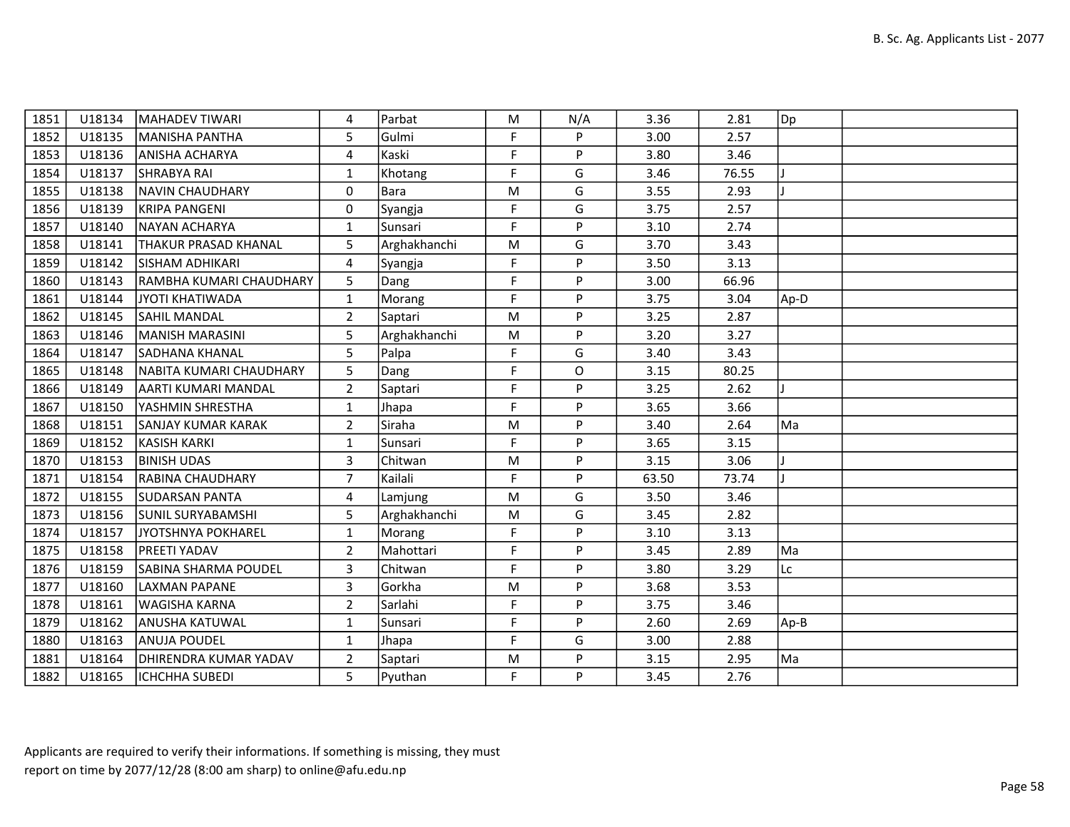| 1851 | U18134 | MAHADEV TIWARI | 4 | Parbat | M | N/A | 3.36 | 2.81 | Dp | |
|---|---|---|---|---|---|---|---|---|---|---|
| 1852 | U18135 | MANISHA PANTHA | 5 | Gulmi | F | P | 3.00 | 2.57 | | |
| 1853 | U18136 | ANISHA ACHARYA | 4 | Kaski | F | P | 3.80 | 3.46 | | |
| 1854 | U18137 | SHRABYA RAI | 1 | Khotang | F | G | 3.46 | 76.55 | J | |
| 1855 | U18138 | NAVIN CHAUDHARY | 0 | Bara | M | G | 3.55 | 2.93 | J | |
| 1856 | U18139 | KRIPA PANGENI | 0 | Syangja | F | G | 3.75 | 2.57 | | |
| 1857 | U18140 | NAYAN ACHARYA | 1 | Sunsari | F | P | 3.10 | 2.74 | | |
| 1858 | U18141 | THAKUR PRASAD KHANAL | 5 | Arghakhanchi | M | G | 3.70 | 3.43 | | |
| 1859 | U18142 | SISHAM ADHIKARI | 4 | Syangja | F | P | 3.50 | 3.13 | | |
| 1860 | U18143 | RAMBHA KUMARI CHAUDHARY | 5 | Dang | F | P | 3.00 | 66.96 | | |
| 1861 | U18144 | JYOTI KHATIWADA | 1 | Morang | F | P | 3.75 | 3.04 | Ap-D | |
| 1862 | U18145 | SAHIL MANDAL | 2 | Saptari | M | P | 3.25 | 2.87 | | |
| 1863 | U18146 | MANISH MARASINI | 5 | Arghakhanchi | M | P | 3.20 | 3.27 | | |
| 1864 | U18147 | SADHANA KHANAL | 5 | Palpa | F | G | 3.40 | 3.43 | | |
| 1865 | U18148 | NABITA KUMARI CHAUDHARY | 5 | Dang | F | O | 3.15 | 80.25 | | |
| 1866 | U18149 | AARTI KUMARI MANDAL | 2 | Saptari | F | P | 3.25 | 2.62 | J | |
| 1867 | U18150 | YASHMIN SHRESTHA | 1 | Jhapa | F | P | 3.65 | 3.66 | | |
| 1868 | U18151 | SANJAY KUMAR KARAK | 2 | Siraha | M | P | 3.40 | 2.64 | Ma | |
| 1869 | U18152 | KASISH KARKI | 1 | Sunsari | F | P | 3.65 | 3.15 | | |
| 1870 | U18153 | BINISH UDAS | 3 | Chitwan | M | P | 3.15 | 3.06 | J | |
| 1871 | U18154 | RABINA CHAUDHARY | 7 | Kailali | F | P | 63.50 | 73.74 | J | |
| 1872 | U18155 | SUDARSAN PANTA | 4 | Lamjung | M | G | 3.50 | 3.46 | | |
| 1873 | U18156 | SUNIL SURYABAMSHI | 5 | Arghakhanchi | M | G | 3.45 | 2.82 | | |
| 1874 | U18157 | JYOTSHNYA POKHAREL | 1 | Morang | F | P | 3.10 | 3.13 | | |
| 1875 | U18158 | PREETI YADAV | 2 | Mahottari | F | P | 3.45 | 2.89 | Ma | |
| 1876 | U18159 | SABINA SHARMA POUDEL | 3 | Chitwan | F | P | 3.80 | 3.29 | Lc | |
| 1877 | U18160 | LAXMAN PAPANE | 3 | Gorkha | M | P | 3.68 | 3.53 | | |
| 1878 | U18161 | WAGISHA KARNA | 2 | Sarlahi | F | P | 3.75 | 3.46 | | |
| 1879 | U18162 | ANUSHA KATUWAL | 1 | Sunsari | F | P | 2.60 | 2.69 | Ap-B | |
| 1880 | U18163 | ANUJA POUDEL | 1 | Jhapa | F | G | 3.00 | 2.88 | | |
| 1881 | U18164 | DHIRENDRA KUMAR YADAV | 2 | Saptari | M | P | 3.15 | 2.95 | Ma | |
| 1882 | U18165 | ICHCHHA SUBEDI | 5 | Pyuthan | F | P | 3.45 | 2.76 | | |

Applicants are required to verify their informations. If something is missing, they must report on time by 2077/12/28 (8:00 am sharp) to online@afu.edu.np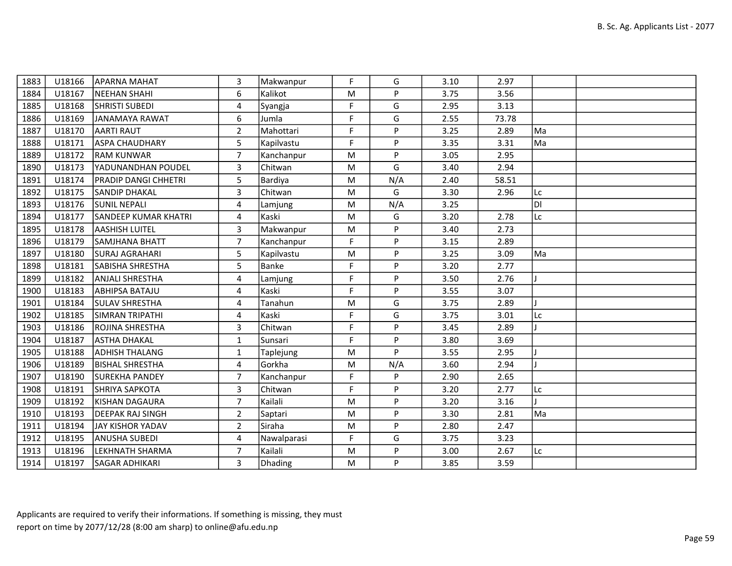| | | | | | | | | | | |
|---|---|---|---|---|---|---|---|---|---|---|
| 1883 | U18166 | APARNA MAHAT | 3 | Makwanpur | F | G | 3.10 | 2.97 | | |
| 1884 | U18167 | NEEHAN SHAHI | 6 | Kalikot | M | P | 3.75 | 3.56 | | |
| 1885 | U18168 | SHRISTI SUBEDI | 4 | Syangja | F | G | 2.95 | 3.13 | | |
| 1886 | U18169 | JANAMAYA RAWAT | 6 | Jumla | F | G | 2.55 | 73.78 | | |
| 1887 | U18170 | AARTI RAUT | 2 | Mahottari | F | P | 3.25 | 2.89 | Ma | |
| 1888 | U18171 | ASPA CHAUDHARY | 5 | Kapilvastu | F | P | 3.35 | 3.31 | Ma | |
| 1889 | U18172 | RAM KUNWAR | 7 | Kanchanpur | M | P | 3.05 | 2.95 | | |
| 1890 | U18173 | YADUNANDHAN POUDEL | 3 | Chitwan | M | G | 3.40 | 2.94 | | |
| 1891 | U18174 | PRADIP DANGI CHHETRI | 5 | Bardiya | M | N/A | 2.40 | 58.51 | | |
| 1892 | U18175 | SANDIP DHAKAL | 3 | Chitwan | M | G | 3.30 | 2.96 | Lc | |
| 1893 | U18176 | SUNIL NEPALI | 4 | Lamjung | M | N/A | 3.25 | | Dl | |
| 1894 | U18177 | SANDEEP KUMAR KHATRI | 4 | Kaski | M | G | 3.20 | 2.78 | Lc | |
| 1895 | U18178 | AASHISH LUITEL | 3 | Makwanpur | M | P | 3.40 | 2.73 | | |
| 1896 | U18179 | SAMJHANA BHATT | 7 | Kanchanpur | F | P | 3.15 | 2.89 | | |
| 1897 | U18180 | SURAJ AGRAHARI | 5 | Kapilvastu | M | P | 3.25 | 3.09 | Ma | |
| 1898 | U18181 | SABISHA SHRESTHA | 5 | Banke | F | P | 3.20 | 2.77 | | |
| 1899 | U18182 | ANJALI SHRESTHA | 4 | Lamjung | F | P | 3.50 | 2.76 | J | |
| 1900 | U18183 | ABHIPSA BATAJU | 4 | Kaski | F | P | 3.55 | 3.07 | | |
| 1901 | U18184 | SULAV SHRESTHA | 4 | Tanahun | M | G | 3.75 | 2.89 | J | |
| 1902 | U18185 | SIMRAN TRIPATHI | 4 | Kaski | F | G | 3.75 | 3.01 | Lc | |
| 1903 | U18186 | ROJINA SHRESTHA | 3 | Chitwan | F | P | 3.45 | 2.89 | J | |
| 1904 | U18187 | ASTHA DHAKAL | 1 | Sunsari | F | P | 3.80 | 3.69 | | |
| 1905 | U18188 | ADHISH THALANG | 1 | Taplejung | M | P | 3.55 | 2.95 | J | |
| 1906 | U18189 | BISHAL SHRESTHA | 4 | Gorkha | M | N/A | 3.60 | 2.94 | J | |
| 1907 | U18190 | SUREKHA PANDEY | 7 | Kanchanpur | F | P | 2.90 | 2.65 | | |
| 1908 | U18191 | SHRIYA SAPKOTA | 3 | Chitwan | F | P | 3.20 | 2.77 | Lc | |
| 1909 | U18192 | KISHAN DAGAURA | 7 | Kailali | M | P | 3.20 | 3.16 | J | |
| 1910 | U18193 | DEEPAK RAJ SINGH | 2 | Saptari | M | P | 3.30 | 2.81 | Ma | |
| 1911 | U18194 | JAY KISHOR YADAV | 2 | Siraha | M | P | 2.80 | 2.47 | | |
| 1912 | U18195 | ANUSHA SUBEDI | 4 | Nawalparasi | F | G | 3.75 | 3.23 | | |
| 1913 | U18196 | LEKHNATH SHARMA | 7 | Kailali | M | P | 3.00 | 2.67 | Lc | |
| 1914 | U18197 | SAGAR ADHIKARI | 3 | Dhading | M | P | 3.85 | 3.59 | | |

Applicants are required to verify their informations. If something is missing, they must report on time by 2077/12/28 (8:00 am sharp) to online@afu.edu.np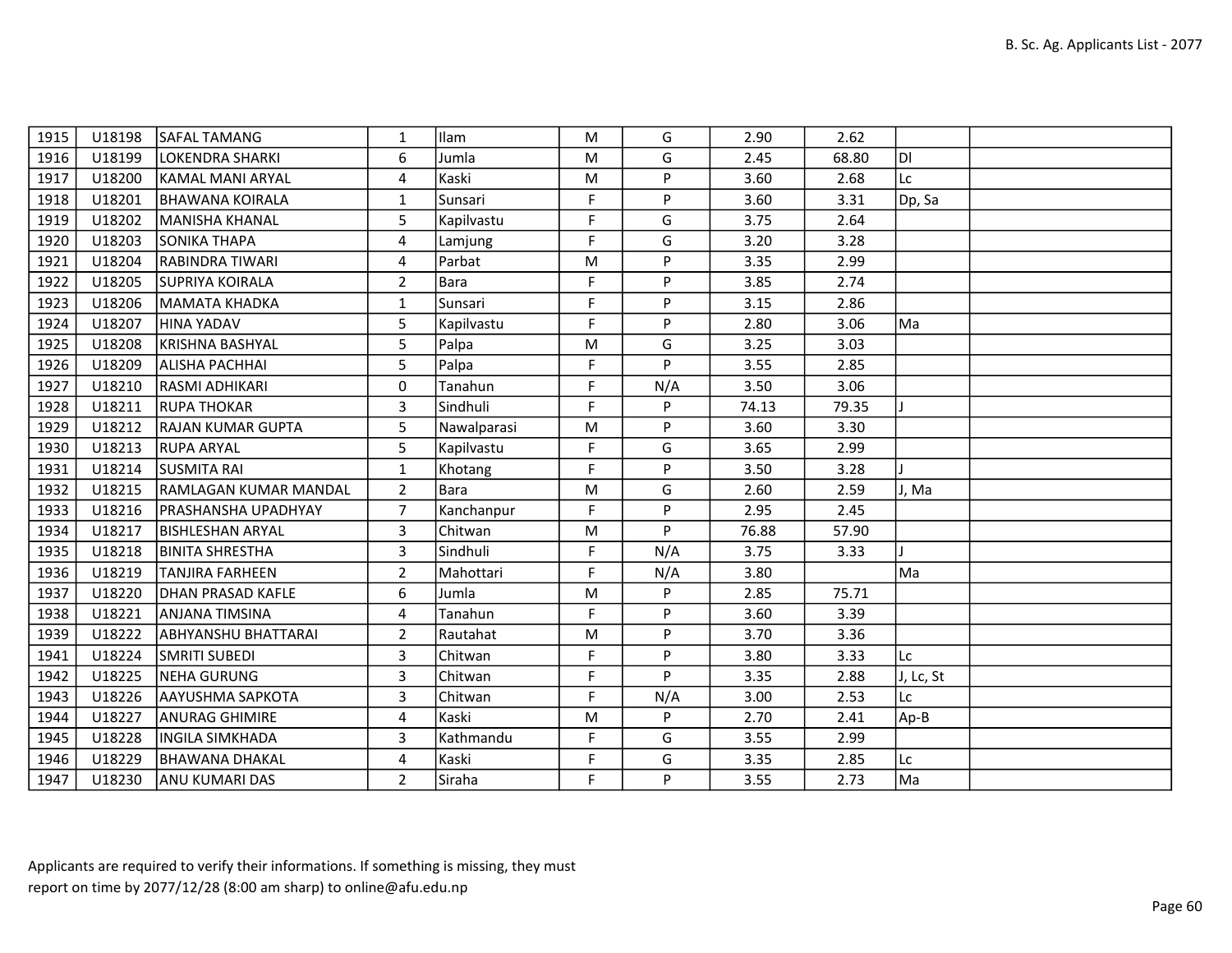| | | | | | | | | | | |
|---|---|---|---|---|---|---|---|---|---|---|
| 1915 | U18198 | SAFAL TAMANG | 1 | Ilam | M | G | 2.90 | 2.62 | | |
| 1916 | U18199 | LOKENDRA SHARKI | 6 | Jumla | M | G | 2.45 | 68.80 | Dl | |
| 1917 | U18200 | KAMAL MANI ARYAL | 4 | Kaski | M | P | 3.60 | 2.68 | Lc | |
| 1918 | U18201 | BHAWANA KOIRALA | 1 | Sunsari | F | P | 3.60 | 3.31 | Dp, Sa | |
| 1919 | U18202 | MANISHA KHANAL | 5 | Kapilvastu | F | G | 3.75 | 2.64 | | |
| 1920 | U18203 | SONIKA THAPA | 4 | Lamjung | F | G | 3.20 | 3.28 | | |
| 1921 | U18204 | RABINDRA TIWARI | 4 | Parbat | M | P | 3.35 | 2.99 | | |
| 1922 | U18205 | SUPRIYA KOIRALA | 2 | Bara | F | P | 3.85 | 2.74 | | |
| 1923 | U18206 | MAMATA KHADKA | 1 | Sunsari | F | P | 3.15 | 2.86 | | |
| 1924 | U18207 | HINA YADAV | 5 | Kapilvastu | F | P | 2.80 | 3.06 | Ma | |
| 1925 | U18208 | KRISHNA BASHYAL | 5 | Palpa | M | G | 3.25 | 3.03 | | |
| 1926 | U18209 | ALISHA PACHHAI | 5 | Palpa | F | P | 3.55 | 2.85 | | |
| 1927 | U18210 | RASMI ADHIKARI | 0 | Tanahun | F | N/A | 3.50 | 3.06 | | |
| 1928 | U18211 | RUPA THOKAR | 3 | Sindhuli | F | P | 74.13 | 79.35 | J | |
| 1929 | U18212 | RAJAN KUMAR GUPTA | 5 | Nawalparasi | M | P | 3.60 | 3.30 | | |
| 1930 | U18213 | RUPA ARYAL | 5 | Kapilvastu | F | G | 3.65 | 2.99 | | |
| 1931 | U18214 | SUSMITA RAI | 1 | Khotang | F | P | 3.50 | 3.28 | J | |
| 1932 | U18215 | RAMLAGAN KUMAR MANDAL | 2 | Bara | M | G | 2.60 | 2.59 | J, Ma | |
| 1933 | U18216 | PRASHANSHA UPADHYAY | 7 | Kanchanpur | F | P | 2.95 | 2.45 | | |
| 1934 | U18217 | BISHLESHAN ARYAL | 3 | Chitwan | M | P | 76.88 | 57.90 | | |
| 1935 | U18218 | BINITA SHRESTHA | 3 | Sindhuli | F | N/A | 3.75 | 3.33 | J | |
| 1936 | U18219 | TANJIRA FARHEEN | 2 | Mahottari | F | N/A | 3.80 | | Ma | |
| 1937 | U18220 | DHAN PRASAD KAFLE | 6 | Jumla | M | P | 2.85 | 75.71 | | |
| 1938 | U18221 | ANJANA TIMSINA | 4 | Tanahun | F | P | 3.60 | 3.39 | | |
| 1939 | U18222 | ABHYANSHU BHATTARAI | 2 | Rautahat | M | P | 3.70 | 3.36 | | |
| 1941 | U18224 | SMRITI SUBEDI | 3 | Chitwan | F | P | 3.80 | 3.33 | Lc | |
| 1942 | U18225 | NEHA GURUNG | 3 | Chitwan | F | P | 3.35 | 2.88 | J, Lc, St | |
| 1943 | U18226 | AAYUSHMA SAPKOTA | 3 | Chitwan | F | N/A | 3.00 | 2.53 | Lc | |
| 1944 | U18227 | ANURAG GHIMIRE | 4 | Kaski | M | P | 2.70 | 2.41 | Ap-B | |
| 1945 | U18228 | INGILA SIMKHADA | 3 | Kathmandu | F | G | 3.55 | 2.99 | | |
| 1946 | U18229 | BHAWANA DHAKAL | 4 | Kaski | F | G | 3.35 | 2.85 | Lc | |
| 1947 | U18230 | ANU KUMARI DAS | 2 | Siraha | F | P | 3.55 | 2.73 | Ma | |

Applicants are required to verify their informations. If something is missing, they must report on time by 2077/12/28 (8:00 am sharp) to online@afu.edu.np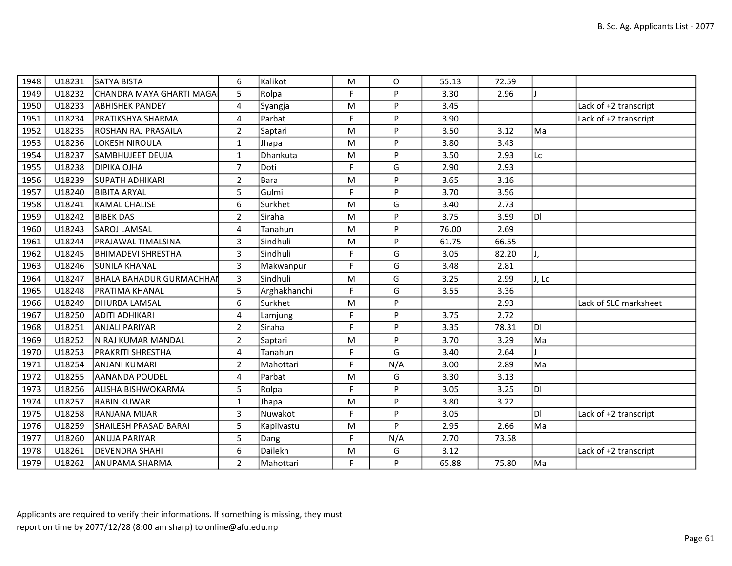| | | | | | | | | | | |
|---|---|---|---|---|---|---|---|---|---|---|
| 1948 | U18231 | SATYA BISTA | 6 | Kalikot | M | O | 55.13 | 72.59 | | |
| 1949 | U18232 | CHANDRA MAYA GHARTI MAGAI | 5 | Rolpa | F | P | 3.30 | 2.96 | J | |
| 1950 | U18233 | ABHISHEK PANDEY | 4 | Syangja | M | P | 3.45 | | | Lack of +2 transcript |
| 1951 | U18234 | PRATIKSHYA SHARMA | 4 | Parbat | F | P | 3.90 | | | Lack of +2 transcript |
| 1952 | U18235 | ROSHAN RAJ PRASAILA | 2 | Saptari | M | P | 3.50 | 3.12 | Ma | |
| 1953 | U18236 | LOKESH NIROULA | 1 | Jhapa | M | P | 3.80 | 3.43 | | |
| 1954 | U18237 | SAMBHUJEET DEUJA | 1 | Dhankuta | M | P | 3.50 | 2.93 | Lc | |
| 1955 | U18238 | DIPIKA OJHA | 7 | Doti | F | G | 2.90 | 2.93 | | |
| 1956 | U18239 | SUPATH ADHIKARI | 2 | Bara | M | P | 3.65 | 3.16 | | |
| 1957 | U18240 | BIBITA ARYAL | 5 | Gulmi | F | P | 3.70 | 3.56 | | |
| 1958 | U18241 | KAMAL CHALISE | 6 | Surkhet | M | G | 3.40 | 2.73 | | |
| 1959 | U18242 | BIBEK DAS | 2 | Siraha | M | P | 3.75 | 3.59 | Dl | |
| 1960 | U18243 | SAROJ LAMSAL | 4 | Tanahun | M | P | 76.00 | 2.69 | | |
| 1961 | U18244 | PRAJAWAL TIMALSINA | 3 | Sindhuli | M | P | 61.75 | 66.55 | | |
| 1962 | U18245 | BHIMADEVI SHRESTHA | 3 | Sindhuli | F | G | 3.05 | 82.20 | J, | |
| 1963 | U18246 | SUNILA KHANAL | 3 | Makwanpur | F | G | 3.48 | 2.81 | | |
| 1964 | U18247 | BHALA BAHADUR GURMACHHAN | 3 | Sindhuli | M | G | 3.25 | 2.99 | J, Lc | |
| 1965 | U18248 | PRATIMA KHANAL | 5 | Arghakhanchi | F | G | 3.55 | 3.36 | | |
| 1966 | U18249 | DHURBA LAMSAL | 6 | Surkhet | M | P | | 2.93 | | Lack of SLC marksheet |
| 1967 | U18250 | ADITI ADHIKARI | 4 | Lamjung | F | P | 3.75 | 2.72 | | |
| 1968 | U18251 | ANJALI PARIYAR | 2 | Siraha | F | P | 3.35 | 78.31 | Dl | |
| 1969 | U18252 | NIRAJ KUMAR MANDAL | 2 | Saptari | M | P | 3.70 | 3.29 | Ma | |
| 1970 | U18253 | PRAKRITI SHRESTHA | 4 | Tanahun | F | G | 3.40 | 2.64 | J | |
| 1971 | U18254 | ANJANI KUMARI | 2 | Mahottari | F | N/A | 3.00 | 2.89 | Ma | |
| 1972 | U18255 | AANANDA POUDEL | 4 | Parbat | M | G | 3.30 | 3.13 | | |
| 1973 | U18256 | ALISHA BISHWOKARMA | 5 | Rolpa | F | P | 3.05 | 3.25 | Dl | |
| 1974 | U18257 | RABIN KUWAR | 1 | Jhapa | M | P | 3.80 | 3.22 | | |
| 1975 | U18258 | RANJANA MIJAR | 3 | Nuwakot | F | P | 3.05 | | Dl | Lack of +2 transcript |
| 1976 | U18259 | SHAILESH PRASAD BARAI | 5 | Kapilvastu | M | P | 2.95 | 2.66 | Ma | |
| 1977 | U18260 | ANUJA PARIYAR | 5 | Dang | F | N/A | 2.70 | 73.58 | | |
| 1978 | U18261 | DEVENDRA SHAHI | 6 | Dailekh | M | G | 3.12 | | | Lack of +2 transcript |
| 1979 | U18262 | ANUPAMA SHARMA | 2 | Mahottari | F | P | 65.88 | 75.80 | Ma | |

Applicants are required to verify their informations. If something is missing, they must report on time by 2077/12/28 (8:00 am sharp) to online@afu.edu.np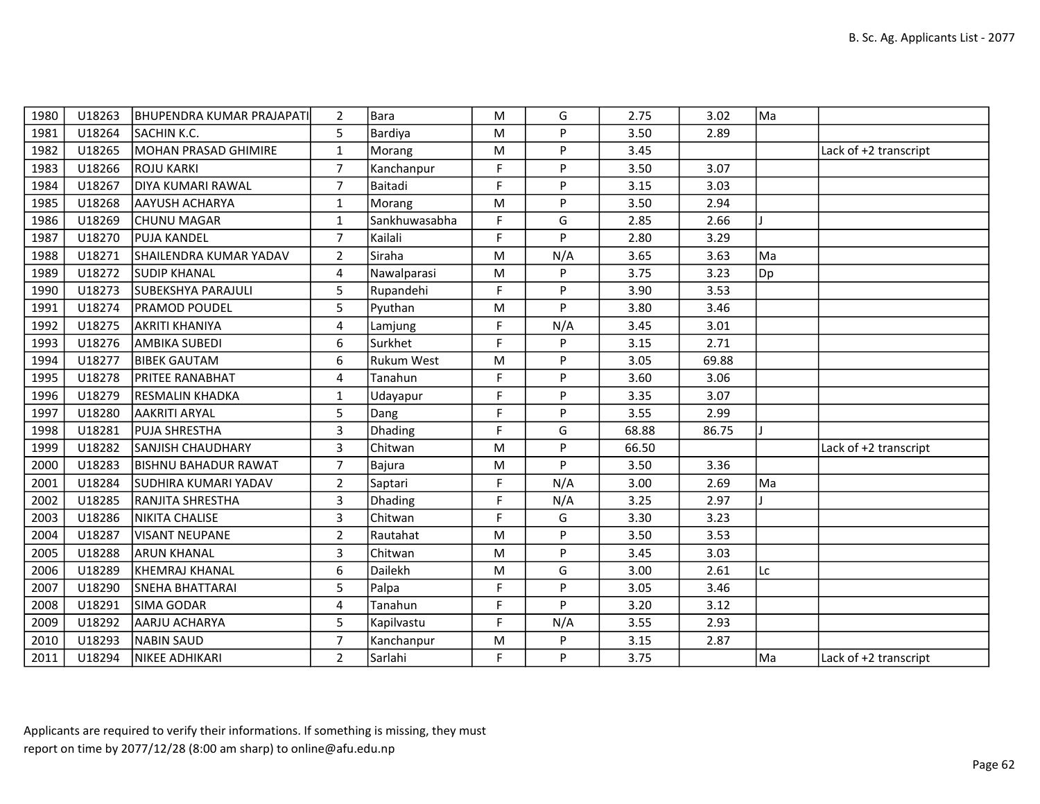| | | | | | | | | | | |
|---|---|---|---|---|---|---|---|---|---|---|
| 1980 | U18263 | BHUPENDRA KUMAR PRAJAPATI | 2 | Bara | M | G | 2.75 | 3.02 | Ma | |
| 1981 | U18264 | SACHIN K.C. | 5 | Bardiya | M | P | 3.50 | 2.89 | | |
| 1982 | U18265 | MOHAN PRASAD GHIMIRE | 1 | Morang | M | P | 3.45 | | | Lack of +2 transcript |
| 1983 | U18266 | ROJU KARKI | 7 | Kanchanpur | F | P | 3.50 | 3.07 | | |
| 1984 | U18267 | DIYA KUMARI RAWAL | 7 | Baitadi | F | P | 3.15 | 3.03 | | |
| 1985 | U18268 | AAYUSH ACHARYA | 1 | Morang | M | P | 3.50 | 2.94 | | |
| 1986 | U18269 | CHUNU MAGAR | 1 | Sankhuwasabha | F | G | 2.85 | 2.66 | J | |
| 1987 | U18270 | PUJA KANDEL | 7 | Kailali | F | P | 2.80 | 3.29 | | |
| 1988 | U18271 | SHAILENDRA KUMAR YADAV | 2 | Siraha | M | N/A | 3.65 | 3.63 | Ma | |
| 1989 | U18272 | SUDIP KHANAL | 4 | Nawalparasi | M | P | 3.75 | 3.23 | Dp | |
| 1990 | U18273 | SUBEKSHYA PARAJULI | 5 | Rupandehi | F | P | 3.90 | 3.53 | | |
| 1991 | U18274 | PRAMOD POUDEL | 5 | Pyuthan | M | P | 3.80 | 3.46 | | |
| 1992 | U18275 | AKRITI KHANIYA | 4 | Lamjung | F | N/A | 3.45 | 3.01 | | |
| 1993 | U18276 | AMBIKA SUBEDI | 6 | Surkhet | F | P | 3.15 | 2.71 | | |
| 1994 | U18277 | BIBEK GAUTAM | 6 | Rukum West | M | P | 3.05 | 69.88 | | |
| 1995 | U18278 | PRITEE RANABHAT | 4 | Tanahun | F | P | 3.60 | 3.06 | | |
| 1996 | U18279 | RESMALIN KHADKA | 1 | Udayapur | F | P | 3.35 | 3.07 | | |
| 1997 | U18280 | AAKRITI ARYAL | 5 | Dang | F | P | 3.55 | 2.99 | | |
| 1998 | U18281 | PUJA SHRESTHA | 3 | Dhading | F | G | 68.88 | 86.75 | J | |
| 1999 | U18282 | SANJISH CHAUDHARY | 3 | Chitwan | M | P | 66.50 | | | Lack of +2 transcript |
| 2000 | U18283 | BISHNU BAHADUR RAWAT | 7 | Bajura | M | P | 3.50 | 3.36 | | |
| 2001 | U18284 | SUDHIRA KUMARI YADAV | 2 | Saptari | F | N/A | 3.00 | 2.69 | Ma | |
| 2002 | U18285 | RANJITA SHRESTHA | 3 | Dhading | F | N/A | 3.25 | 2.97 | J | |
| 2003 | U18286 | NIKITA CHALISE | 3 | Chitwan | F | G | 3.30 | 3.23 | | |
| 2004 | U18287 | VISANT NEUPANE | 2 | Rautahat | M | P | 3.50 | 3.53 | | |
| 2005 | U18288 | ARUN KHANAL | 3 | Chitwan | M | P | 3.45 | 3.03 | | |
| 2006 | U18289 | KHEMRAJ KHANAL | 6 | Dailekh | M | G | 3.00 | 2.61 | Lc | |
| 2007 | U18290 | SNEHA BHATTARAI | 5 | Palpa | F | P | 3.05 | 3.46 | | |
| 2008 | U18291 | SIMA GODAR | 4 | Tanahun | F | P | 3.20 | 3.12 | | |
| 2009 | U18292 | AARJU ACHARYA | 5 | Kapilvastu | F | N/A | 3.55 | 2.93 | | |
| 2010 | U18293 | NABIN SAUD | 7 | Kanchanpur | M | P | 3.15 | 2.87 | | |
| 2011 | U18294 | NIKEE ADHIKARI | 2 | Sarlahi | F | P | 3.75 | | Ma | Lack of +2 transcript |

Applicants are required to verify their informations. If something is missing, they must report on time by 2077/12/28 (8:00 am sharp) to online@afu.edu.np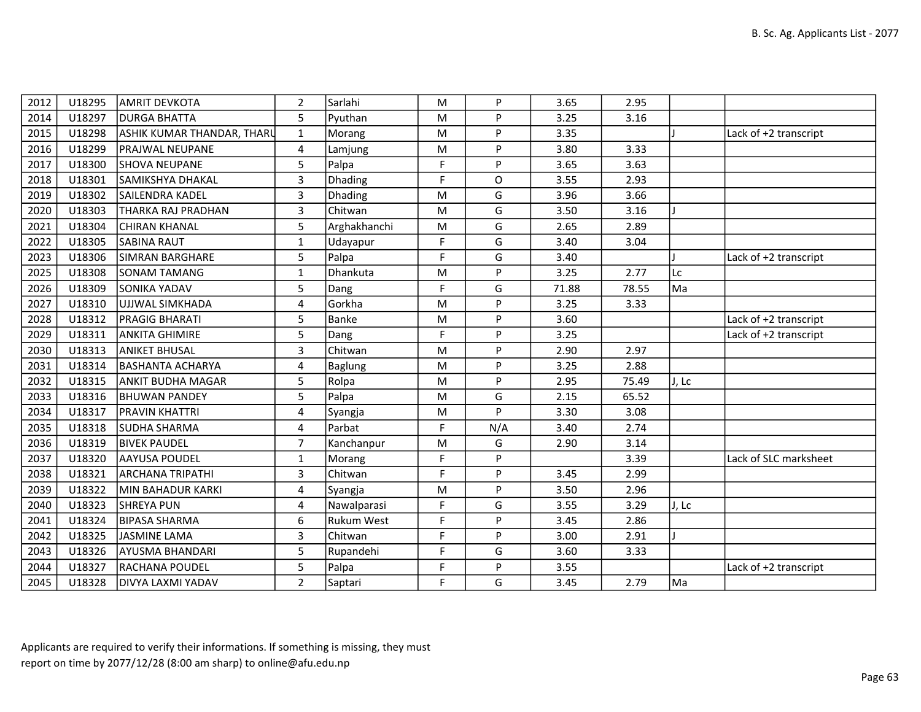| | | | | | | | | | | |
|---|---|---|---|---|---|---|---|---|---|---|
| 2012 | U18295 | AMRIT DEVKOTA | 2 | Sarlahi | M | P | 3.65 | 2.95 | | |
| 2014 | U18297 | DURGA BHATTA | 5 | Pyuthan | M | P | 3.25 | 3.16 | | |
| 2015 | U18298 | ASHIK KUMAR THANDAR, THARU | 1 | Morang | M | P | 3.35 | | J | Lack of +2 transcript |
| 2016 | U18299 | PRAJWAL NEUPANE | 4 | Lamjung | M | P | 3.80 | 3.33 | | |
| 2017 | U18300 | SHOVA NEUPANE | 5 | Palpa | F | P | 3.65 | 3.63 | | |
| 2018 | U18301 | SAMIKSHYA DHAKAL | 3 | Dhading | F | O | 3.55 | 2.93 | | |
| 2019 | U18302 | SAILENDRA KADEL | 3 | Dhading | M | G | 3.96 | 3.66 | | |
| 2020 | U18303 | THARKA RAJ PRADHAN | 3 | Chitwan | M | G | 3.50 | 3.16 | J | |
| 2021 | U18304 | CHIRAN KHANAL | 5 | Arghakhanchi | M | G | 2.65 | 2.89 | | |
| 2022 | U18305 | SABINA RAUT | 1 | Udayapur | F | G | 3.40 | 3.04 | | |
| 2023 | U18306 | SIMRAN BARGHARE | 5 | Palpa | F | G | 3.40 | | J | Lack of +2 transcript |
| 2025 | U18308 | SONAM TAMANG | 1 | Dhankuta | M | P | 3.25 | 2.77 | Lc | |
| 2026 | U18309 | SONIKA YADAV | 5 | Dang | F | G | 71.88 | 78.55 | Ma | |
| 2027 | U18310 | UJJWAL SIMKHADA | 4 | Gorkha | M | P | 3.25 | 3.33 | | |
| 2028 | U18312 | PRAGIG BHARATI | 5 | Banke | M | P | 3.60 | | | Lack of +2 transcript |
| 2029 | U18311 | ANKITA GHIMIRE | 5 | Dang | F | P | 3.25 | | | Lack of +2 transcript |
| 2030 | U18313 | ANIKET BHUSAL | 3 | Chitwan | M | P | 2.90 | 2.97 | | |
| 2031 | U18314 | BASHANTA ACHARYA | 4 | Baglung | M | P | 3.25 | 2.88 | | |
| 2032 | U18315 | ANKIT BUDHA MAGAR | 5 | Rolpa | M | P | 2.95 | 75.49 | J, Lc | |
| 2033 | U18316 | BHUWAN PANDEY | 5 | Palpa | M | G | 2.15 | 65.52 | | |
| 2034 | U18317 | PRAVIN KHATTRI | 4 | Syangja | M | P | 3.30 | 3.08 | | |
| 2035 | U18318 | SUDHA SHARMA | 4 | Parbat | F | N/A | 3.40 | 2.74 | | |
| 2036 | U18319 | BIVEK PAUDEL | 7 | Kanchanpur | M | G | 2.90 | 3.14 | | |
| 2037 | U18320 | AAYUSA POUDEL | 1 | Morang | F | P | | 3.39 | | Lack of SLC marksheet |
| 2038 | U18321 | ARCHANA TRIPATHI | 3 | Chitwan | F | P | 3.45 | 2.99 | | |
| 2039 | U18322 | MIN BAHADUR KARKI | 4 | Syangja | M | P | 3.50 | 2.96 | | |
| 2040 | U18323 | SHREYA PUN | 4 | Nawalparasi | F | G | 3.55 | 3.29 | J, Lc | |
| 2041 | U18324 | BIPASA SHARMA | 6 | Rukum West | F | P | 3.45 | 2.86 | | |
| 2042 | U18325 | JASMINE LAMA | 3 | Chitwan | F | P | 3.00 | 2.91 | J | |
| 2043 | U18326 | AYUSMA BHANDARI | 5 | Rupandehi | F | G | 3.60 | 3.33 | | |
| 2044 | U18327 | RACHANA POUDEL | 5 | Palpa | F | P | 3.55 | | | Lack of +2 transcript |
| 2045 | U18328 | DIVYA LAXMI YADAV | 2 | Saptari | F | G | 3.45 | 2.79 | Ma | |

Applicants are required to verify their informations. If something is missing, they must report on time by 2077/12/28 (8:00 am sharp) to online@afu.edu.np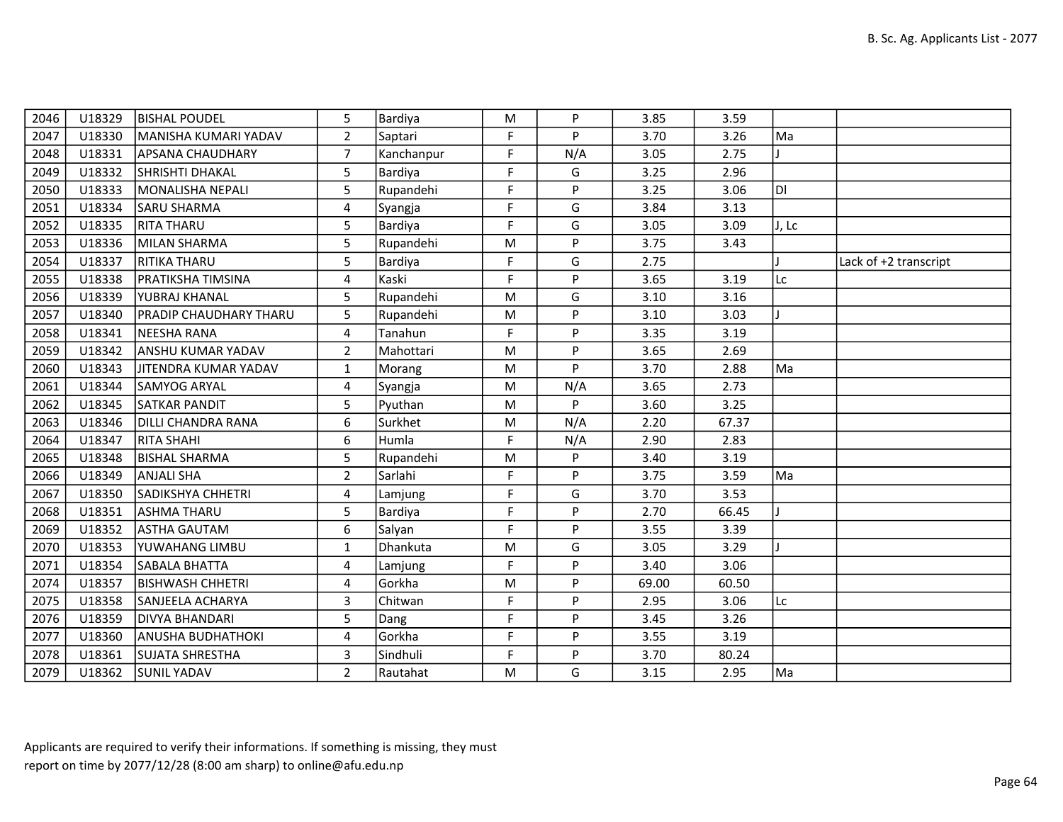| | | | | | | | | | | |
|---|---|---|---|---|---|---|---|---|---|---|
| 2046 | U18329 | BISHAL POUDEL | 5 | Bardiya | M | P | 3.85 | 3.59 | | |
| 2047 | U18330 | MANISHA KUMARI YADAV | 2 | Saptari | F | P | 3.70 | 3.26 | Ma | |
| 2048 | U18331 | APSANA CHAUDHARY | 7 | Kanchanpur | F | N/A | 3.05 | 2.75 | J | |
| 2049 | U18332 | SHRISHTI DHAKAL | 5 | Bardiya | F | G | 3.25 | 2.96 | | |
| 2050 | U18333 | MONALISHA NEPALI | 5 | Rupandehi | F | P | 3.25 | 3.06 | Dl | |
| 2051 | U18334 | SARU SHARMA | 4 | Syangja | F | G | 3.84 | 3.13 | | |
| 2052 | U18335 | RITA THARU | 5 | Bardiya | F | G | 3.05 | 3.09 | J, Lc | |
| 2053 | U18336 | MILAN SHARMA | 5 | Rupandehi | M | P | 3.75 | 3.43 | | |
| 2054 | U18337 | RITIKA THARU | 5 | Bardiya | F | G | 2.75 | | J | Lack of +2 transcript |
| 2055 | U18338 | PRATIKSHA TIMSINA | 4 | Kaski | F | P | 3.65 | 3.19 | Lc | |
| 2056 | U18339 | YUBRAJ KHANAL | 5 | Rupandehi | M | G | 3.10 | 3.16 | | |
| 2057 | U18340 | PRADIP CHAUDHARY THARU | 5 | Rupandehi | M | P | 3.10 | 3.03 | J | |
| 2058 | U18341 | NEESHA RANA | 4 | Tanahun | F | P | 3.35 | 3.19 | | |
| 2059 | U18342 | ANSHU KUMAR YADAV | 2 | Mahottari | M | P | 3.65 | 2.69 | | |
| 2060 | U18343 | JITENDRA KUMAR YADAV | 1 | Morang | M | P | 3.70 | 2.88 | Ma | |
| 2061 | U18344 | SAMYOG ARYAL | 4 | Syangja | M | N/A | 3.65 | 2.73 | | |
| 2062 | U18345 | SATKAR PANDIT | 5 | Pyuthan | M | P | 3.60 | 3.25 | | |
| 2063 | U18346 | DILLI CHANDRA RANA | 6 | Surkhet | M | N/A | 2.20 | 67.37 | | |
| 2064 | U18347 | RITA SHAHI | 6 | Humla | F | N/A | 2.90 | 2.83 | | |
| 2065 | U18348 | BISHAL SHARMA | 5 | Rupandehi | M | P | 3.40 | 3.19 | | |
| 2066 | U18349 | ANJALI SHA | 2 | Sarlahi | F | P | 3.75 | 3.59 | Ma | |
| 2067 | U18350 | SADIKSHYA CHHETRI | 4 | Lamjung | F | G | 3.70 | 3.53 | | |
| 2068 | U18351 | ASHMA THARU | 5 | Bardiya | F | P | 2.70 | 66.45 | J | |
| 2069 | U18352 | ASTHA GAUTAM | 6 | Salyan | F | P | 3.55 | 3.39 | | |
| 2070 | U18353 | YUWAHANG LIMBU | 1 | Dhankuta | M | G | 3.05 | 3.29 | J | |
| 2071 | U18354 | SABALA BHATTA | 4 | Lamjung | F | P | 3.40 | 3.06 | | |
| 2074 | U18357 | BISHWASH CHHETRI | 4 | Gorkha | M | P | 69.00 | 60.50 | | |
| 2075 | U18358 | SANJEELA ACHARYA | 3 | Chitwan | F | P | 2.95 | 3.06 | Lc | |
| 2076 | U18359 | DIVYA BHANDARI | 5 | Dang | F | P | 3.45 | 3.26 | | |
| 2077 | U18360 | ANUSHA BUDHATHOKI | 4 | Gorkha | F | P | 3.55 | 3.19 | | |
| 2078 | U18361 | SUJATA SHRESTHA | 3 | Sindhuli | F | P | 3.70 | 80.24 | | |
| 2079 | U18362 | SUNIL YADAV | 2 | Rautahat | M | G | 3.15 | 2.95 | Ma | |

Applicants are required to verify their informations. If something is missing, they must report on time by 2077/12/28 (8:00 am sharp) to online@afu.edu.np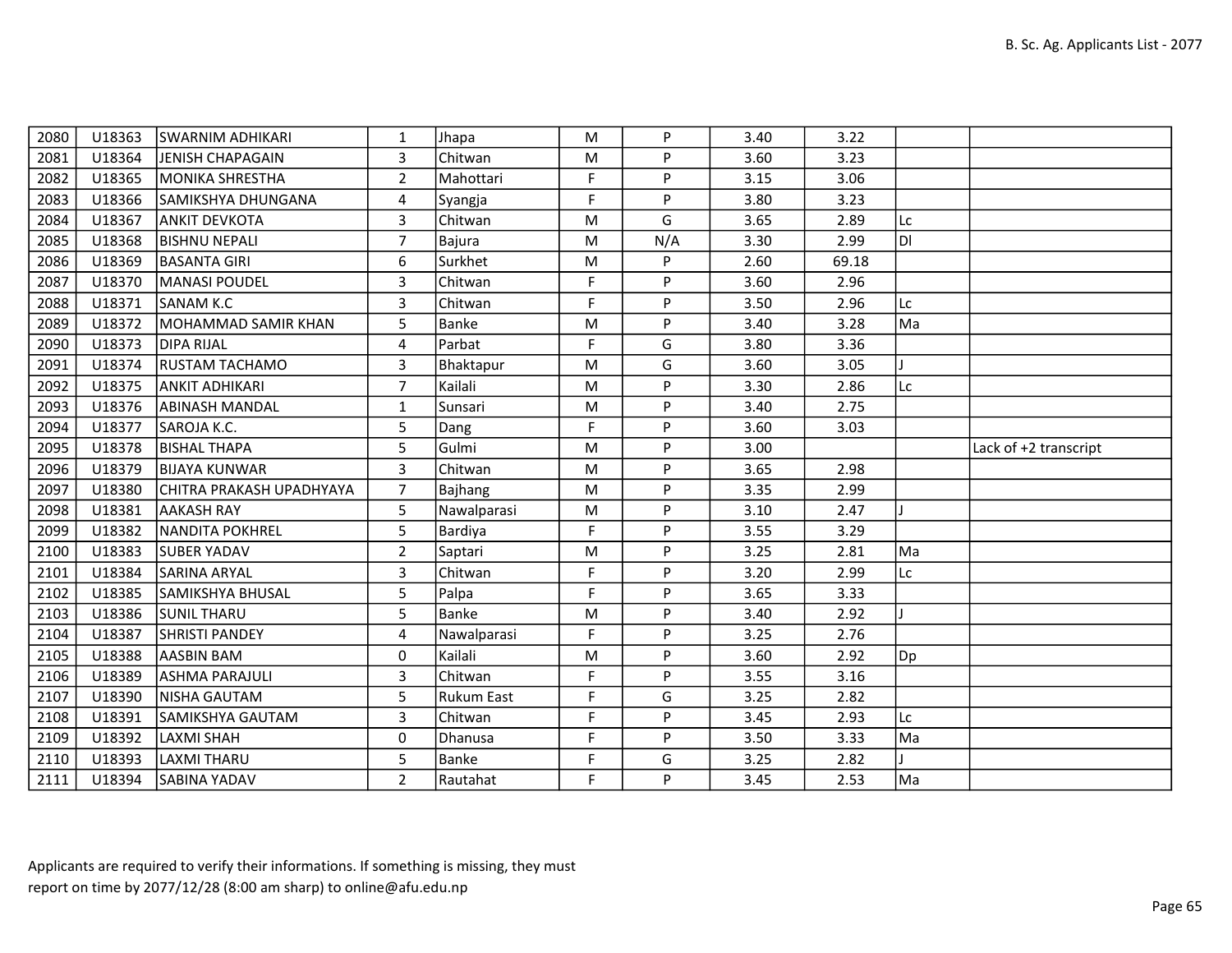| | | | | | | | | | | |
|---|---|---|---|---|---|---|---|---|---|---|
| 2080 | U18363 | SWARNIM ADHIKARI | 1 | Jhapa | M | P | 3.40 | 3.22 | | |
| 2081 | U18364 | JENISH CHAPAGAIN | 3 | Chitwan | M | P | 3.60 | 3.23 | | |
| 2082 | U18365 | MONIKA SHRESTHA | 2 | Mahottari | F | P | 3.15 | 3.06 | | |
| 2083 | U18366 | SAMIKSHYA DHUNGANA | 4 | Syangja | F | P | 3.80 | 3.23 | | |
| 2084 | U18367 | ANKIT DEVKOTA | 3 | Chitwan | M | G | 3.65 | 2.89 | Lc | |
| 2085 | U18368 | BISHNU NEPALI | 7 | Bajura | M | N/A | 3.30 | 2.99 | Dl | |
| 2086 | U18369 | BASANTA GIRI | 6 | Surkhet | M | P | 2.60 | 69.18 | | |
| 2087 | U18370 | MANASI POUDEL | 3 | Chitwan | F | P | 3.60 | 2.96 | | |
| 2088 | U18371 | SANAM K.C | 3 | Chitwan | F | P | 3.50 | 2.96 | Lc | |
| 2089 | U18372 | MOHAMMAD SAMIR KHAN | 5 | Banke | M | P | 3.40 | 3.28 | Ma | |
| 2090 | U18373 | DIPA RIJAL | 4 | Parbat | F | G | 3.80 | 3.36 | | |
| 2091 | U18374 | RUSTAM TACHAMO | 3 | Bhaktapur | M | G | 3.60 | 3.05 | J | |
| 2092 | U18375 | ANKIT ADHIKARI | 7 | Kailali | M | P | 3.30 | 2.86 | Lc | |
| 2093 | U18376 | ABINASH MANDAL | 1 | Sunsari | M | P | 3.40 | 2.75 | | |
| 2094 | U18377 | SAROJA K.C. | 5 | Dang | F | P | 3.60 | 3.03 | | |
| 2095 | U18378 | BISHAL THAPA | 5 | Gulmi | M | P | 3.00 | | | Lack of +2 transcript |
| 2096 | U18379 | BIJAYA KUNWAR | 3 | Chitwan | M | P | 3.65 | 2.98 | | |
| 2097 | U18380 | CHITRA PRAKASH UPADHYAYA | 7 | Bajhang | M | P | 3.35 | 2.99 | | |
| 2098 | U18381 | AAKASH RAY | 5 | Nawalparasi | M | P | 3.10 | 2.47 | J | |
| 2099 | U18382 | NANDITA POKHREL | 5 | Bardiya | F | P | 3.55 | 3.29 | | |
| 2100 | U18383 | SUBER YADAV | 2 | Saptari | M | P | 3.25 | 2.81 | Ma | |
| 2101 | U18384 | SARINA ARYAL | 3 | Chitwan | F | P | 3.20 | 2.99 | Lc | |
| 2102 | U18385 | SAMIKSHYA BHUSAL | 5 | Palpa | F | P | 3.65 | 3.33 | | |
| 2103 | U18386 | SUNIL THARU | 5 | Banke | M | P | 3.40 | 2.92 | J | |
| 2104 | U18387 | SHRISTI PANDEY | 4 | Nawalparasi | F | P | 3.25 | 2.76 | | |
| 2105 | U18388 | AASBIN BAM | 0 | Kailali | M | P | 3.60 | 2.92 | Dp | |
| 2106 | U18389 | ASHMA PARAJULI | 3 | Chitwan | F | P | 3.55 | 3.16 | | |
| 2107 | U18390 | NISHA GAUTAM | 5 | Rukum East | F | G | 3.25 | 2.82 | | |
| 2108 | U18391 | SAMIKSHYA GAUTAM | 3 | Chitwan | F | P | 3.45 | 2.93 | Lc | |
| 2109 | U18392 | LAXMI SHAH | 0 | Dhanusa | F | P | 3.50 | 3.33 | Ma | |
| 2110 | U18393 | LAXMI THARU | 5 | Banke | F | G | 3.25 | 2.82 | J | |
| 2111 | U18394 | SABINA YADAV | 2 | Rautahat | F | P | 3.45 | 2.53 | Ma | |

Applicants are required to verify their informations. If something is missing, they must report on time by 2077/12/28 (8:00 am sharp) to online@afu.edu.np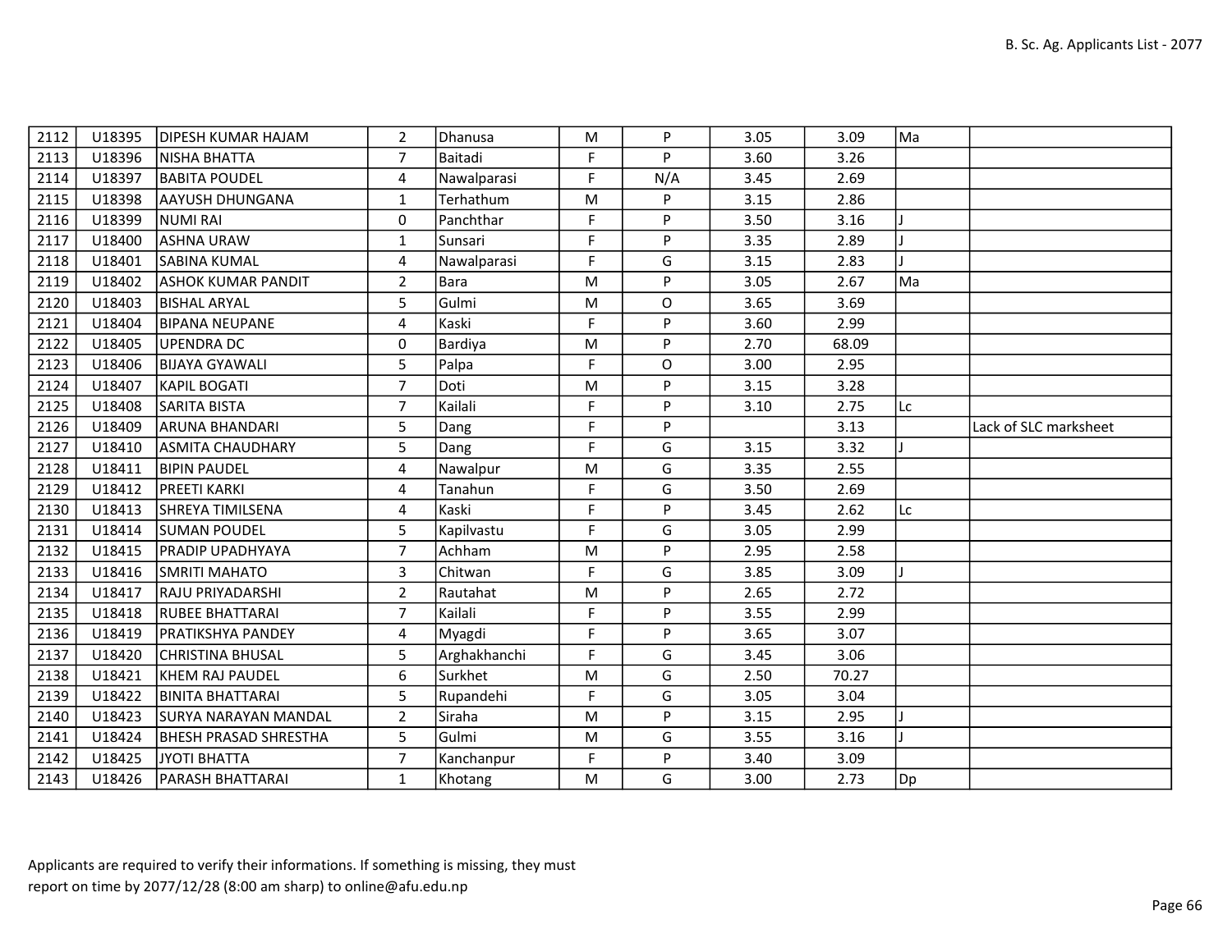| 2112 | U18395 | DIPESH KUMAR HAJAM | 2 | Dhanusa | M | P | 3.05 | 3.09 | Ma | |
|---|---|---|---|---|---|---|---|---|---|---|
| 2113 | U18396 | NISHA BHATTA | 7 | Baitadi | F | P | 3.60 | 3.26 | | |
| 2114 | U18397 | BABITA POUDEL | 4 | Nawalparasi | F | N/A | 3.45 | 2.69 | | |
| 2115 | U18398 | AAYUSH DHUNGANA | 1 | Terhathum | M | P | 3.15 | 2.86 | | |
| 2116 | U18399 | NUMI RAI | 0 | Panchthar | F | P | 3.50 | 3.16 | J | |
| 2117 | U18400 | ASHNA URAW | 1 | Sunsari | F | P | 3.35 | 2.89 | J | |
| 2118 | U18401 | SABINA KUMAL | 4 | Nawalparasi | F | G | 3.15 | 2.83 | J | |
| 2119 | U18402 | ASHOK KUMAR PANDIT | 2 | Bara | M | P | 3.05 | 2.67 | Ma | |
| 2120 | U18403 | BISHAL ARYAL | 5 | Gulmi | M | O | 3.65 | 3.69 | | |
| 2121 | U18404 | BIPANA NEUPANE | 4 | Kaski | F | P | 3.60 | 2.99 | | |
| 2122 | U18405 | UPENDRA DC | 0 | Bardiya | M | P | 2.70 | 68.09 | | |
| 2123 | U18406 | BIJAYA GYAWALI | 5 | Palpa | F | O | 3.00 | 2.95 | | |
| 2124 | U18407 | KAPIL BOGATI | 7 | Doti | M | P | 3.15 | 3.28 | | |
| 2125 | U18408 | SARITA BISTA | 7 | Kailali | F | P | 3.10 | 2.75 | Lc | |
| 2126 | U18409 | ARUNA BHANDARI | 5 | Dang | F | P | | 3.13 | | Lack of SLC marksheet |
| 2127 | U18410 | ASMITA CHAUDHARY | 5 | Dang | F | G | 3.15 | 3.32 | J | |
| 2128 | U18411 | BIPIN PAUDEL | 4 | Nawalpur | M | G | 3.35 | 2.55 | | |
| 2129 | U18412 | PREETI KARKI | 4 | Tanahun | F | G | 3.50 | 2.69 | | |
| 2130 | U18413 | SHREYA TIMILSENA | 4 | Kaski | F | P | 3.45 | 2.62 | Lc | |
| 2131 | U18414 | SUMAN POUDEL | 5 | Kapilvastu | F | G | 3.05 | 2.99 | | |
| 2132 | U18415 | PRADIP UPADHYAYA | 7 | Achham | M | P | 2.95 | 2.58 | | |
| 2133 | U18416 | SMRITI MAHATO | 3 | Chitwan | F | G | 3.85 | 3.09 | J | |
| 2134 | U18417 | RAJU PRIYADARSHI | 2 | Rautahat | M | P | 2.65 | 2.72 | | |
| 2135 | U18418 | RUBEE BHATTARAI | 7 | Kailali | F | P | 3.55 | 2.99 | | |
| 2136 | U18419 | PRATIKSHYA PANDEY | 4 | Myagdi | F | P | 3.65 | 3.07 | | |
| 2137 | U18420 | CHRISTINA BHUSAL | 5 | Arghakhanchi | F | G | 3.45 | 3.06 | | |
| 2138 | U18421 | KHEM RAJ PAUDEL | 6 | Surkhet | M | G | 2.50 | 70.27 | | |
| 2139 | U18422 | BINITA BHATTARAI | 5 | Rupandehi | F | G | 3.05 | 3.04 | | |
| 2140 | U18423 | SURYA NARAYAN MANDAL | 2 | Siraha | M | P | 3.15 | 2.95 | J | |
| 2141 | U18424 | BHESH PRASAD SHRESTHA | 5 | Gulmi | M | G | 3.55 | 3.16 | J | |
| 2142 | U18425 | JYOTI BHATTA | 7 | Kanchanpur | F | P | 3.40 | 3.09 | | |
| 2143 | U18426 | PARASH BHATTARAI | 1 | Khotang | M | G | 3.00 | 2.73 | Dp | |

Applicants are required to verify their informations. If something is missing, they must report on time by 2077/12/28 (8:00 am sharp) to online@afu.edu.np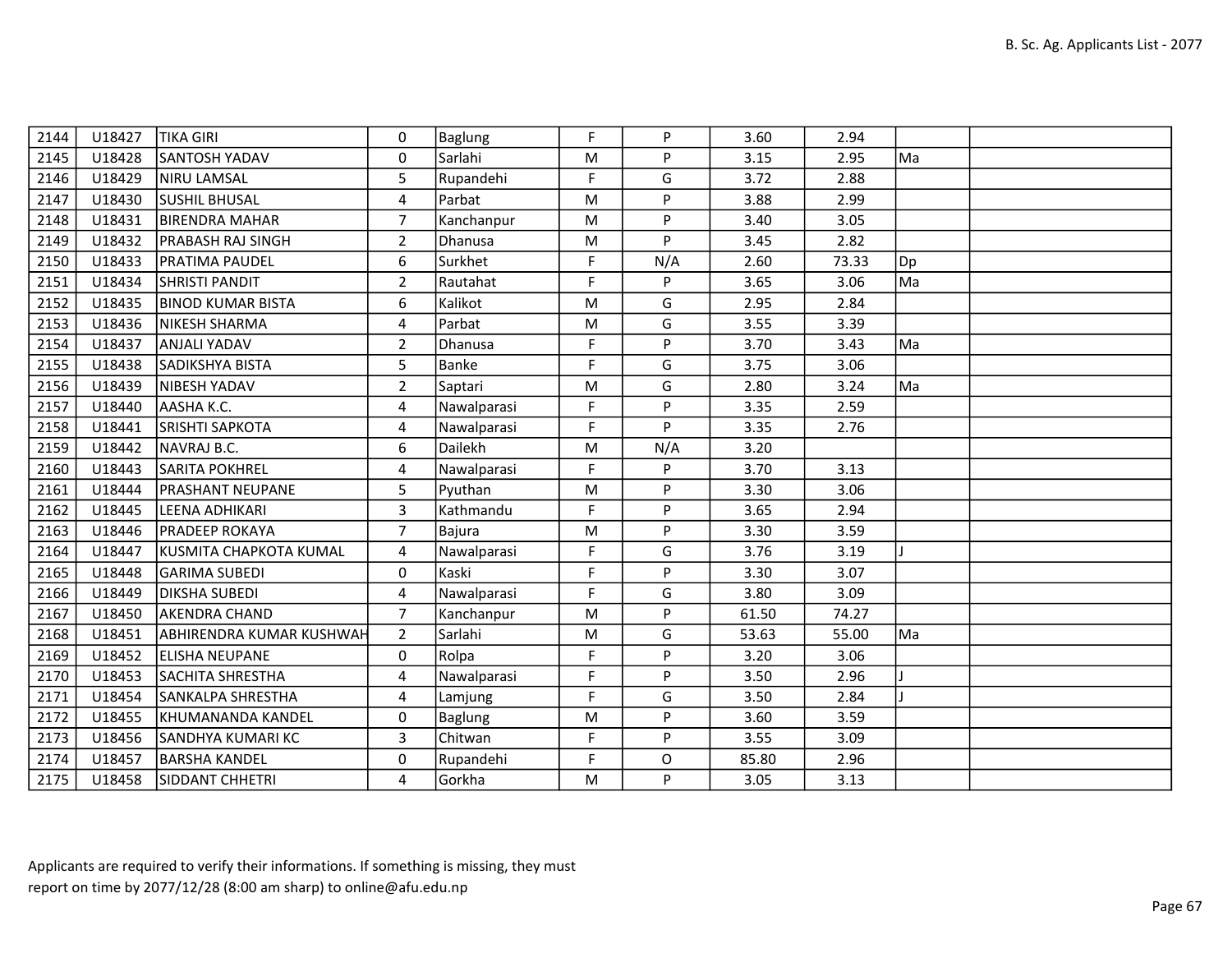| | | | | | | | | | | |
|---|---|---|---|---|---|---|---|---|---|---|
| 2144 | U18427 | TIKA GIRI | 0 | Baglung | F | P | 3.60 | 2.94 | | |
| 2145 | U18428 | SANTOSH YADAV | 0 | Sarlahi | M | P | 3.15 | 2.95 | Ma | |
| 2146 | U18429 | NIRU LAMSAL | 5 | Rupandehi | F | G | 3.72 | 2.88 | | |
| 2147 | U18430 | SUSHIL BHUSAL | 4 | Parbat | M | P | 3.88 | 2.99 | | |
| 2148 | U18431 | BIRENDRA MAHAR | 7 | Kanchanpur | M | P | 3.40 | 3.05 | | |
| 2149 | U18432 | PRABASH RAJ SINGH | 2 | Dhanusa | M | P | 3.45 | 2.82 | | |
| 2150 | U18433 | PRATIMA PAUDEL | 6 | Surkhet | F | N/A | 2.60 | 73.33 | Dp | |
| 2151 | U18434 | SHRISTI PANDIT | 2 | Rautahat | F | P | 3.65 | 3.06 | Ma | |
| 2152 | U18435 | BINOD KUMAR BISTA | 6 | Kalikot | M | G | 2.95 | 2.84 | | |
| 2153 | U18436 | NIKESH SHARMA | 4 | Parbat | M | G | 3.55 | 3.39 | | |
| 2154 | U18437 | ANJALI YADAV | 2 | Dhanusa | F | P | 3.70 | 3.43 | Ma | |
| 2155 | U18438 | SADIKSHYA BISTA | 5 | Banke | F | G | 3.75 | 3.06 | | |
| 2156 | U18439 | NIBESH YADAV | 2 | Saptari | M | G | 2.80 | 3.24 | Ma | |
| 2157 | U18440 | AASHA K.C. | 4 | Nawalparasi | F | P | 3.35 | 2.59 | | |
| 2158 | U18441 | SRISHTI SAPKOTA | 4 | Nawalparasi | F | P | 3.35 | 2.76 | | |
| 2159 | U18442 | NAVRAJ B.C. | 6 | Dailekh | M | N/A | 3.20 | | | |
| 2160 | U18443 | SARITA POKHREL | 4 | Nawalparasi | F | P | 3.70 | 3.13 | | |
| 2161 | U18444 | PRASHANT NEUPANE | 5 | Pyuthan | M | P | 3.30 | 3.06 | | |
| 2162 | U18445 | LEENA ADHIKARI | 3 | Kathmandu | F | P | 3.65 | 2.94 | | |
| 2163 | U18446 | PRADEEP ROKAYA | 7 | Bajura | M | P | 3.30 | 3.59 | | |
| 2164 | U18447 | KUSMITA CHAPKOTA KUMAL | 4 | Nawalparasi | F | G | 3.76 | 3.19 | J | |
| 2165 | U18448 | GARIMA SUBEDI | 0 | Kaski | F | P | 3.30 | 3.07 | | |
| 2166 | U18449 | DIKSHA SUBEDI | 4 | Nawalparasi | F | G | 3.80 | 3.09 | | |
| 2167 | U18450 | AKENDRA CHAND | 7 | Kanchanpur | M | P | 61.50 | 74.27 | | |
| 2168 | U18451 | ABHIRENDRA KUMAR KUSHWAH | 2 | Sarlahi | M | G | 53.63 | 55.00 | Ma | |
| 2169 | U18452 | ELISHA NEUPANE | 0 | Rolpa | F | P | 3.20 | 3.06 | | |
| 2170 | U18453 | SACHITA SHRESTHA | 4 | Nawalparasi | F | P | 3.50 | 2.96 | J | |
| 2171 | U18454 | SANKALPA SHRESTHA | 4 | Lamjung | F | G | 3.50 | 2.84 | J | |
| 2172 | U18455 | KHUMANANDA KANDEL | 0 | Baglung | M | P | 3.60 | 3.59 | | |
| 2173 | U18456 | SANDHYA KUMARI KC | 3 | Chitwan | F | P | 3.55 | 3.09 | | |
| 2174 | U18457 | BARSHA KANDEL | 0 | Rupandehi | F | O | 85.80 | 2.96 | | |
| 2175 | U18458 | SIDDANT CHHETRI | 4 | Gorkha | M | P | 3.05 | 3.13 | | |

Applicants are required to verify their informations. If something is missing, they must report on time by 2077/12/28 (8:00 am sharp) to online@afu.edu.np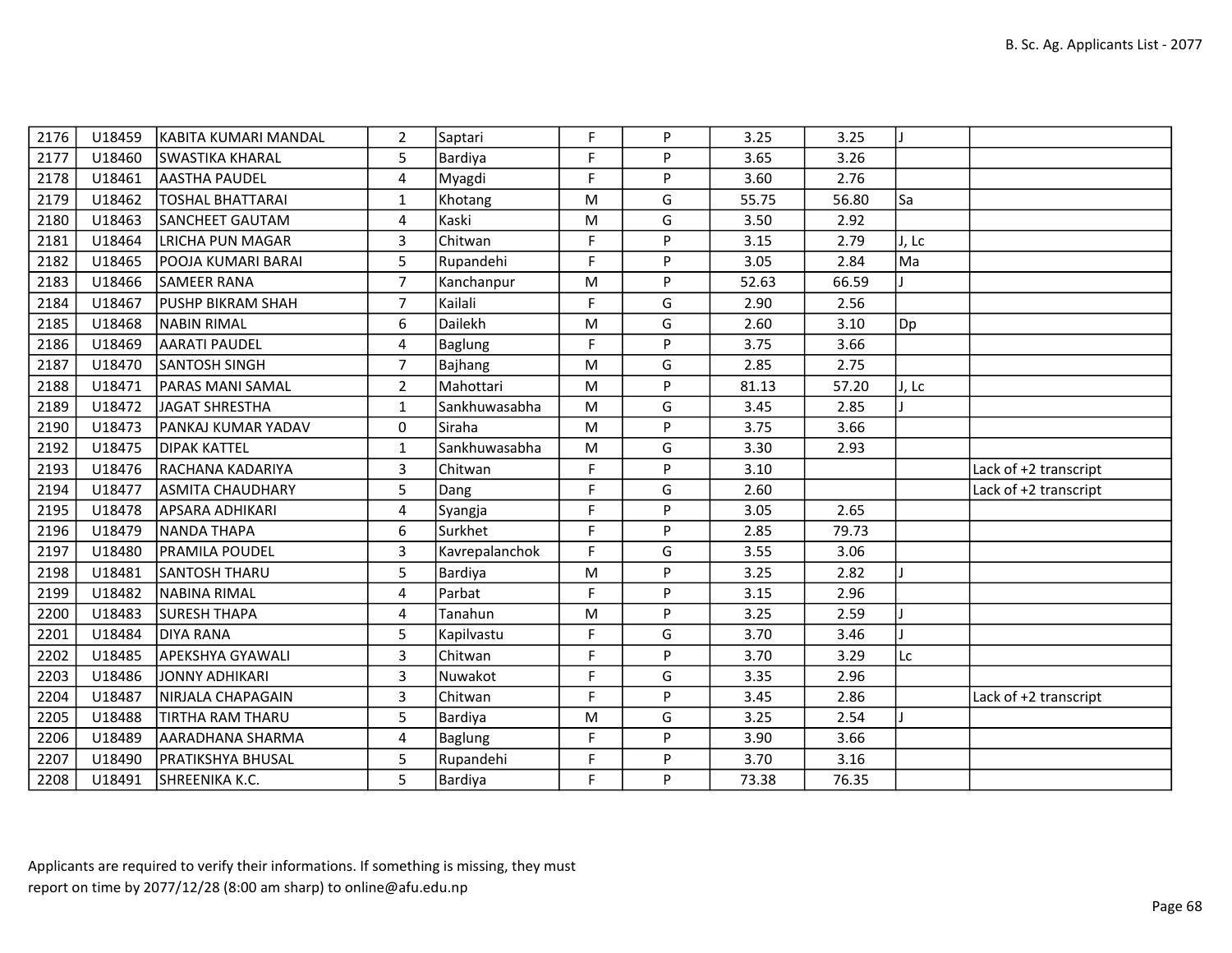| 2176 | U18459 | KABITA KUMARI MANDAL | 2 | Saptari | F | P | 3.25 | 3.25 | J | |
|---|---|---|---|---|---|---|---|---|---|---|
| 2177 | U18460 | SWASTIKA KHARAL | 5 | Bardiya | F | P | 3.65 | 3.26 | | |
| 2178 | U18461 | AASTHA PAUDEL | 4 | Myagdi | F | P | 3.60 | 2.76 | | |
| 2179 | U18462 | TOSHAL BHATTARAI | 1 | Khotang | M | G | 55.75 | 56.80 | Sa | |
| 2180 | U18463 | SANCHEET GAUTAM | 4 | Kaski | M | G | 3.50 | 2.92 | | |
| 2181 | U18464 | LRICHA PUN MAGAR | 3 | Chitwan | F | P | 3.15 | 2.79 | J, Lc | |
| 2182 | U18465 | POOJA KUMARI BARAI | 5 | Rupandehi | F | P | 3.05 | 2.84 | Ma | |
| 2183 | U18466 | SAMEER RANA | 7 | Kanchanpur | M | P | 52.63 | 66.59 | J | |
| 2184 | U18467 | PUSHP BIKRAM SHAH | 7 | Kailali | F | G | 2.90 | 2.56 | | |
| 2185 | U18468 | NABIN RIMAL | 6 | Dailekh | M | G | 2.60 | 3.10 | Dp | |
| 2186 | U18469 | AARATI PAUDEL | 4 | Baglung | F | P | 3.75 | 3.66 | | |
| 2187 | U18470 | SANTOSH SINGH | 7 | Bajhang | M | G | 2.85 | 2.75 | | |
| 2188 | U18471 | PARAS MANI SAMAL | 2 | Mahottari | M | P | 81.13 | 57.20 | J, Lc | |
| 2189 | U18472 | JAGAT SHRESTHA | 1 | Sankhuwasabha | M | G | 3.45 | 2.85 | J | |
| 2190 | U18473 | PANKAJ KUMAR YADAV | 0 | Siraha | M | P | 3.75 | 3.66 | | |
| 2192 | U18475 | DIPAK KATTEL | 1 | Sankhuwasabha | M | G | 3.30 | 2.93 | | |
| 2193 | U18476 | RACHANA KADARIYA | 3 | Chitwan | F | P | 3.10 | | | Lack of +2 transcript |
| 2194 | U18477 | ASMITA CHAUDHARY | 5 | Dang | F | G | 2.60 | | | Lack of +2 transcript |
| 2195 | U18478 | APSARA ADHIKARI | 4 | Syangja | F | P | 3.05 | 2.65 | | |
| 2196 | U18479 | NANDA THAPA | 6 | Surkhet | F | P | 2.85 | 79.73 | | |
| 2197 | U18480 | PRAMILA POUDEL | 3 | Kavrepalanchok | F | G | 3.55 | 3.06 | | |
| 2198 | U18481 | SANTOSH THARU | 5 | Bardiya | M | P | 3.25 | 2.82 | J | |
| 2199 | U18482 | NABINA RIMAL | 4 | Parbat | F | P | 3.15 | 2.96 | | |
| 2200 | U18483 | SURESH THAPA | 4 | Tanahun | M | P | 3.25 | 2.59 | J | |
| 2201 | U18484 | DIYA RANA | 5 | Kapilvastu | F | G | 3.70 | 3.46 | J | |
| 2202 | U18485 | APEKSHYA GYAWALI | 3 | Chitwan | F | P | 3.70 | 3.29 | Lc | |
| 2203 | U18486 | JONNY ADHIKARI | 3 | Nuwakot | F | G | 3.35 | 2.96 | | |
| 2204 | U18487 | NIRJALA CHAPAGAIN | 3 | Chitwan | F | P | 3.45 | 2.86 | | Lack of +2 transcript |
| 2205 | U18488 | TIRTHA RAM THARU | 5 | Bardiya | M | G | 3.25 | 2.54 | J | |
| 2206 | U18489 | AARADHANA SHARMA | 4 | Baglung | F | P | 3.90 | 3.66 | | |
| 2207 | U18490 | PRATIKSHYA BHUSAL | 5 | Rupandehi | F | P | 3.70 | 3.16 | | |
| 2208 | U18491 | SHREENIKA K.C. | 5 | Bardiya | F | P | 73.38 | 76.35 | | |

Applicants are required to verify their informations. If something is missing, they must report on time by 2077/12/28 (8:00 am sharp) to online@afu.edu.np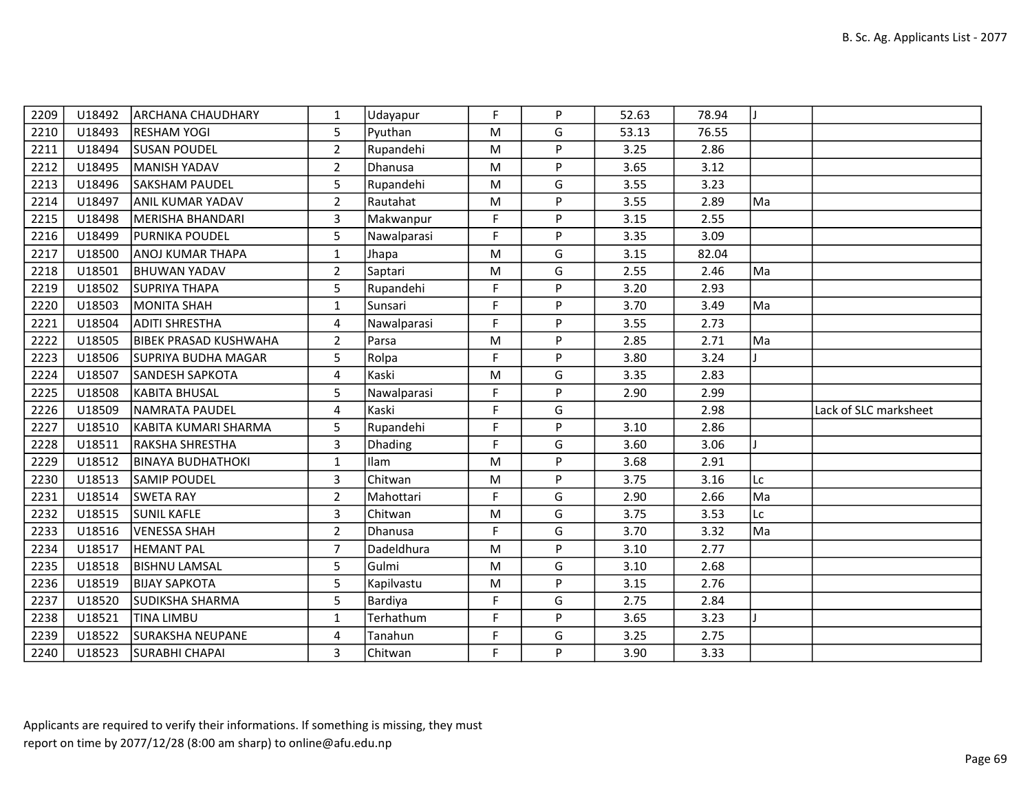| | | | | | | | | | | |
|---|---|---|---|---|---|---|---|---|---|---|
| 2209 | U18492 | ARCHANA CHAUDHARY | 1 | Udayapur | F | P | 52.63 | 78.94 | J | |
| 2210 | U18493 | RESHAM YOGI | 5 | Pyuthan | M | G | 53.13 | 76.55 | | |
| 2211 | U18494 | SUSAN POUDEL | 2 | Rupandehi | M | P | 3.25 | 2.86 | | |
| 2212 | U18495 | MANISH YADAV | 2 | Dhanusa | M | P | 3.65 | 3.12 | | |
| 2213 | U18496 | SAKSHAM PAUDEL | 5 | Rupandehi | M | G | 3.55 | 3.23 | | |
| 2214 | U18497 | ANIL KUMAR YADAV | 2 | Rautahat | M | P | 3.55 | 2.89 | Ma | |
| 2215 | U18498 | MERISHA BHANDARI | 3 | Makwanpur | F | P | 3.15 | 2.55 | | |
| 2216 | U18499 | PURNIKA POUDEL | 5 | Nawalparasi | F | P | 3.35 | 3.09 | | |
| 2217 | U18500 | ANOJ KUMAR THAPA | 1 | Jhapa | M | G | 3.15 | 82.04 | | |
| 2218 | U18501 | BHUWAN YADAV | 2 | Saptari | M | G | 2.55 | 2.46 | Ma | |
| 2219 | U18502 | SUPRIYA THAPA | 5 | Rupandehi | F | P | 3.20 | 2.93 | | |
| 2220 | U18503 | MONITA SHAH | 1 | Sunsari | F | P | 3.70 | 3.49 | Ma | |
| 2221 | U18504 | ADITI SHRESTHA | 4 | Nawalparasi | F | P | 3.55 | 2.73 | | |
| 2222 | U18505 | BIBEK PRASAD KUSHWAHA | 2 | Parsa | M | P | 2.85 | 2.71 | Ma | |
| 2223 | U18506 | SUPRIYA BUDHA MAGAR | 5 | Rolpa | F | P | 3.80 | 3.24 | J | |
| 2224 | U18507 | SANDESH SAPKOTA | 4 | Kaski | M | G | 3.35 | 2.83 | | |
| 2225 | U18508 | KABITA BHUSAL | 5 | Nawalparasi | F | P | 2.90 | 2.99 | | |
| 2226 | U18509 | NAMRATA PAUDEL | 4 | Kaski | F | G | | 2.98 | | Lack of SLC marksheet |
| 2227 | U18510 | KABITA KUMARI SHARMA | 5 | Rupandehi | F | P | 3.10 | 2.86 | | |
| 2228 | U18511 | RAKSHA SHRESTHA | 3 | Dhading | F | G | 3.60 | 3.06 | J | |
| 2229 | U18512 | BINAYA BUDHATHOKI | 1 | Ilam | M | P | 3.68 | 2.91 | | |
| 2230 | U18513 | SAMIP POUDEL | 3 | Chitwan | M | P | 3.75 | 3.16 | Lc | |
| 2231 | U18514 | SWETA RAY | 2 | Mahottari | F | G | 2.90 | 2.66 | Ma | |
| 2232 | U18515 | SUNIL KAFLE | 3 | Chitwan | M | G | 3.75 | 3.53 | Lc | |
| 2233 | U18516 | VENESSA SHAH | 2 | Dhanusa | F | G | 3.70 | 3.32 | Ma | |
| 2234 | U18517 | HEMANT PAL | 7 | Dadeldhura | M | P | 3.10 | 2.77 | | |
| 2235 | U18518 | BISHNU LAMSAL | 5 | Gulmi | M | G | 3.10 | 2.68 | | |
| 2236 | U18519 | BIJAY SAPKOTA | 5 | Kapilvastu | M | P | 3.15 | 2.76 | | |
| 2237 | U18520 | SUDIKSHA SHARMA | 5 | Bardiya | F | G | 2.75 | 2.84 | | |
| 2238 | U18521 | TINA LIMBU | 1 | Terhathum | F | P | 3.65 | 3.23 | J | |
| 2239 | U18522 | SURAKSHA NEUPANE | 4 | Tanahun | F | G | 3.25 | 2.75 | | |
| 2240 | U18523 | SURABHI CHAPAI | 3 | Chitwan | F | P | 3.90 | 3.33 | | |

Applicants are required to verify their informations. If something is missing, they must report on time by 2077/12/28 (8:00 am sharp) to online@afu.edu.np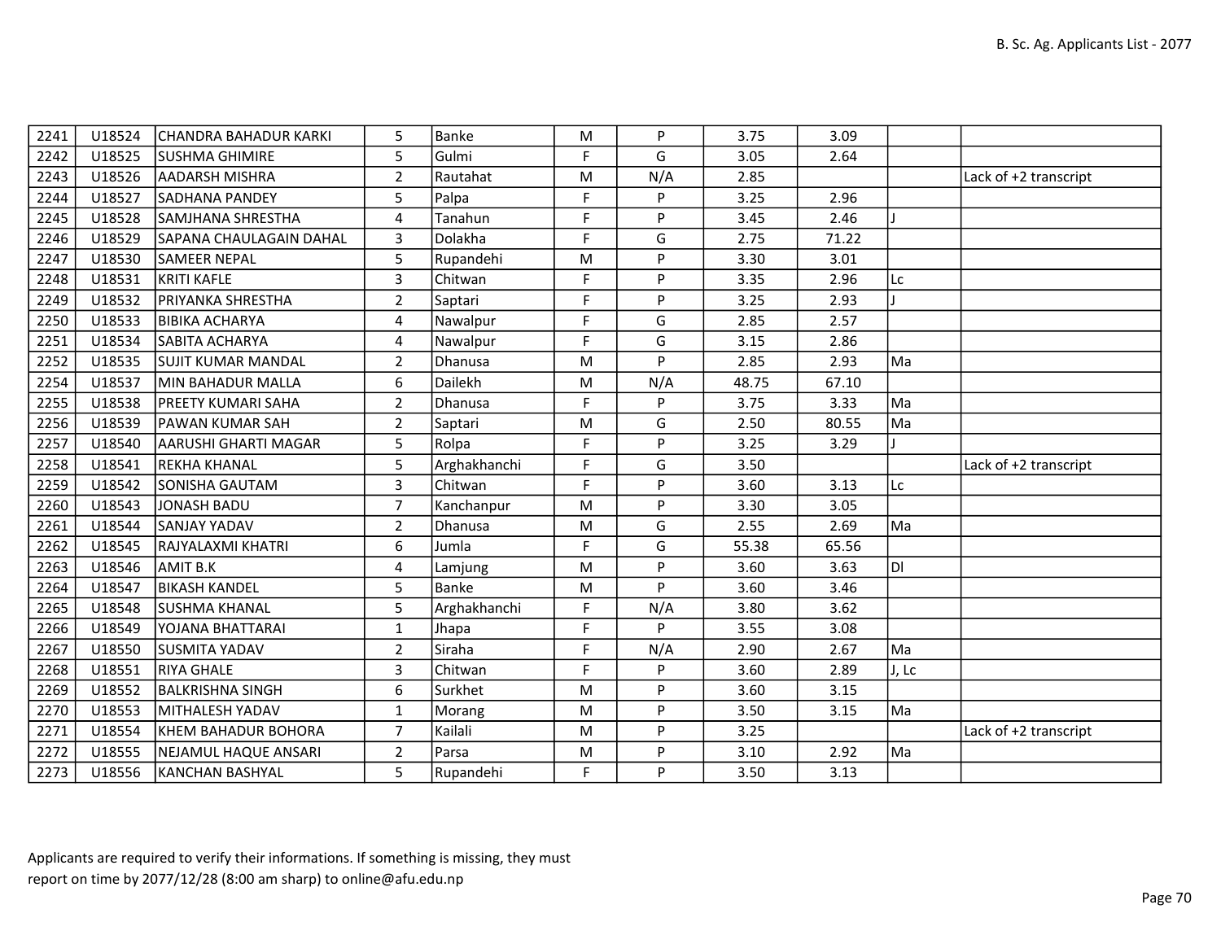| 2241 | U18524 | CHANDRA BAHADUR KARKI | 5 | Banke | M | P | 3.75 | 3.09 | | |
|---|---|---|---|---|---|---|---|---|---|---|
| 2242 | U18525 | SUSHMA GHIMIRE | 5 | Gulmi | F | G | 3.05 | 2.64 | | |
| 2243 | U18526 | AADARSH MISHRA | 2 | Rautahat | M | N/A | 2.85 | | | Lack of +2 transcript |
| 2244 | U18527 | SADHANA PANDEY | 5 | Palpa | F | P | 3.25 | 2.96 | | |
| 2245 | U18528 | SAMJHANA SHRESTHA | 4 | Tanahun | F | P | 3.45 | 2.46 | J | |
| 2246 | U18529 | SAPANA CHAULAGAIN DAHAL | 3 | Dolakha | F | G | 2.75 | 71.22 | | |
| 2247 | U18530 | SAMEER NEPAL | 5 | Rupandehi | M | P | 3.30 | 3.01 | | |
| 2248 | U18531 | KRITI KAFLE | 3 | Chitwan | F | P | 3.35 | 2.96 | Lc | |
| 2249 | U18532 | PRIYANKA SHRESTHA | 2 | Saptari | F | P | 3.25 | 2.93 | J | |
| 2250 | U18533 | BIBIKA ACHARYA | 4 | Nawalpur | F | G | 2.85 | 2.57 | | |
| 2251 | U18534 | SABITA ACHARYA | 4 | Nawalpur | F | G | 3.15 | 2.86 | | |
| 2252 | U18535 | SUJIT KUMAR MANDAL | 2 | Dhanusa | M | P | 2.85 | 2.93 | Ma | |
| 2254 | U18537 | MIN BAHADUR MALLA | 6 | Dailekh | M | N/A | 48.75 | 67.10 | | |
| 2255 | U18538 | PREETY KUMARI SAHA | 2 | Dhanusa | F | P | 3.75 | 3.33 | Ma | |
| 2256 | U18539 | PAWAN KUMAR SAH | 2 | Saptari | M | G | 2.50 | 80.55 | Ma | |
| 2257 | U18540 | AARUSHI GHARTI MAGAR | 5 | Rolpa | F | P | 3.25 | 3.29 | J | |
| 2258 | U18541 | REKHA KHANAL | 5 | Arghakhanchi | F | G | 3.50 | | | Lack of +2 transcript |
| 2259 | U18542 | SONISHA GAUTAM | 3 | Chitwan | F | P | 3.60 | 3.13 | Lc | |
| 2260 | U18543 | JONASH BADU | 7 | Kanchanpur | M | P | 3.30 | 3.05 | | |
| 2261 | U18544 | SANJAY YADAV | 2 | Dhanusa | M | G | 2.55 | 2.69 | Ma | |
| 2262 | U18545 | RAJYALAXMI KHATRI | 6 | Jumla | F | G | 55.38 | 65.56 | | |
| 2263 | U18546 | AMIT B.K | 4 | Lamjung | M | P | 3.60 | 3.63 | Dl | |
| 2264 | U18547 | BIKASH KANDEL | 5 | Banke | M | P | 3.60 | 3.46 | | |
| 2265 | U18548 | SUSHMA KHANAL | 5 | Arghakhanchi | F | N/A | 3.80 | 3.62 | | |
| 2266 | U18549 | YOJANA BHATTARAI | 1 | Jhapa | F | P | 3.55 | 3.08 | | |
| 2267 | U18550 | SUSMITA YADAV | 2 | Siraha | F | N/A | 2.90 | 2.67 | Ma | |
| 2268 | U18551 | RIYA GHALE | 3 | Chitwan | F | P | 3.60 | 2.89 | J, Lc | |
| 2269 | U18552 | BALKRISHNA SINGH | 6 | Surkhet | M | P | 3.60 | 3.15 | | |
| 2270 | U18553 | MITHALESH YADAV | 1 | Morang | M | P | 3.50 | 3.15 | Ma | |
| 2271 | U18554 | KHEM BAHADUR BOHORA | 7 | Kailali | M | P | 3.25 | | | Lack of +2 transcript |
| 2272 | U18555 | NEJAMUL HAQUE ANSARI | 2 | Parsa | M | P | 3.10 | 2.92 | Ma | |
| 2273 | U18556 | KANCHAN BASHYAL | 5 | Rupandehi | F | P | 3.50 | 3.13 | | |

Applicants are required to verify their informations. If something is missing, they must report on time by 2077/12/28 (8:00 am sharp) to online@afu.edu.np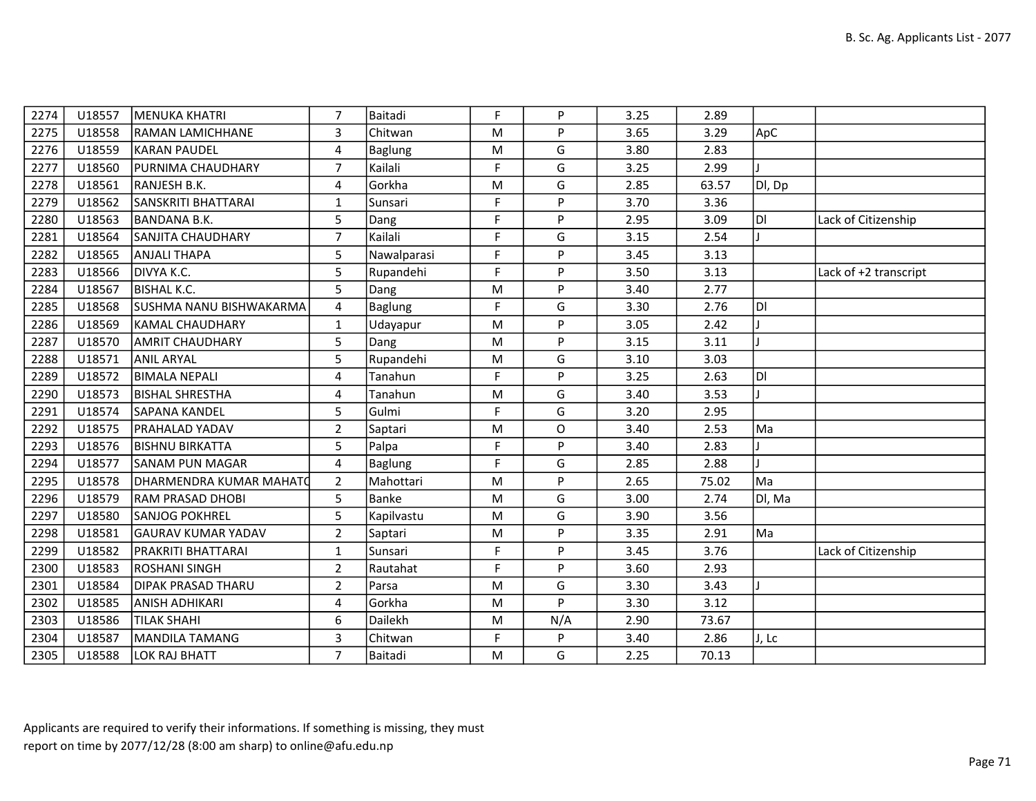| 2274 | U18557 | MENUKA KHATRI | 7 | Baitadi | F | P | 3.25 | 2.89 | | |
|---|---|---|---|---|---|---|---|---|---|---|
| 2275 | U18558 | RAMAN LAMICHHANE | 3 | Chitwan | M | P | 3.65 | 3.29 | ApC | |
| 2276 | U18559 | KARAN PAUDEL | 4 | Baglung | M | G | 3.80 | 2.83 | | |
| 2277 | U18560 | PURNIMA CHAUDHARY | 7 | Kailali | F | G | 3.25 | 2.99 | J | |
| 2278 | U18561 | RANJESH B.K. | 4 | Gorkha | M | G | 2.85 | 63.57 | Dl, Dp | |
| 2279 | U18562 | SANSKRITI BHATTARAI | 1 | Sunsari | F | P | 3.70 | 3.36 | | |
| 2280 | U18563 | BANDANA B.K. | 5 | Dang | F | P | 2.95 | 3.09 | Dl | Lack of Citizenship |
| 2281 | U18564 | SANJITA CHAUDHARY | 7 | Kailali | F | G | 3.15 | 2.54 | J | |
| 2282 | U18565 | ANJALI THAPA | 5 | Nawalparasi | F | P | 3.45 | 3.13 | | |
| 2283 | U18566 | DIVYA K.C. | 5 | Rupandehi | F | P | 3.50 | 3.13 | | Lack of +2 transcript |
| 2284 | U18567 | BISHAL K.C. | 5 | Dang | M | P | 3.40 | 2.77 | | |
| 2285 | U18568 | SUSHMA NANU BISHWAKARMA | 4 | Baglung | F | G | 3.30 | 2.76 | Dl | |
| 2286 | U18569 | KAMAL CHAUDHARY | 1 | Udayapur | M | P | 3.05 | 2.42 | J | |
| 2287 | U18570 | AMRIT CHAUDHARY | 5 | Dang | M | P | 3.15 | 3.11 | J | |
| 2288 | U18571 | ANIL ARYAL | 5 | Rupandehi | M | G | 3.10 | 3.03 | | |
| 2289 | U18572 | BIMALA NEPALI | 4 | Tanahun | F | P | 3.25 | 2.63 | Dl | |
| 2290 | U18573 | BISHAL SHRESTHA | 4 | Tanahun | M | G | 3.40 | 3.53 | J | |
| 2291 | U18574 | SAPANA KANDEL | 5 | Gulmi | F | G | 3.20 | 2.95 | | |
| 2292 | U18575 | PRAHALAD YADAV | 2 | Saptari | M | O | 3.40 | 2.53 | Ma | |
| 2293 | U18576 | BISHNU BIRKATTA | 5 | Palpa | F | P | 3.40 | 2.83 | J | |
| 2294 | U18577 | SANAM PUN MAGAR | 4 | Baglung | F | G | 2.85 | 2.88 | J | |
| 2295 | U18578 | DHARMENDRA KUMAR MAHATO | 2 | Mahottari | M | P | 2.65 | 75.02 | Ma | |
| 2296 | U18579 | RAM PRASAD DHOBI | 5 | Banke | M | G | 3.00 | 2.74 | Dl, Ma | |
| 2297 | U18580 | SANJOG POKHREL | 5 | Kapilvastu | M | G | 3.90 | 3.56 | | |
| 2298 | U18581 | GAURAV KUMAR YADAV | 2 | Saptari | M | P | 3.35 | 2.91 | Ma | |
| 2299 | U18582 | PRAKRITI BHATTARAI | 1 | Sunsari | F | P | 3.45 | 3.76 | | Lack of Citizenship |
| 2300 | U18583 | ROSHANI SINGH | 2 | Rautahat | F | P | 3.60 | 2.93 | | |
| 2301 | U18584 | DIPAK PRASAD THARU | 2 | Parsa | M | G | 3.30 | 3.43 | J | |
| 2302 | U18585 | ANISH ADHIKARI | 4 | Gorkha | M | P | 3.30 | 3.12 | | |
| 2303 | U18586 | TILAK SHAHI | 6 | Dailekh | M | N/A | 2.90 | 73.67 | | |
| 2304 | U18587 | MANDILA TAMANG | 3 | Chitwan | F | P | 3.40 | 2.86 | J, Lc | |
| 2305 | U18588 | LOK RAJ BHATT | 7 | Baitadi | M | G | 2.25 | 70.13 | | |

Applicants are required to verify their informations. If something is missing, they must report on time by 2077/12/28 (8:00 am sharp) to online@afu.edu.np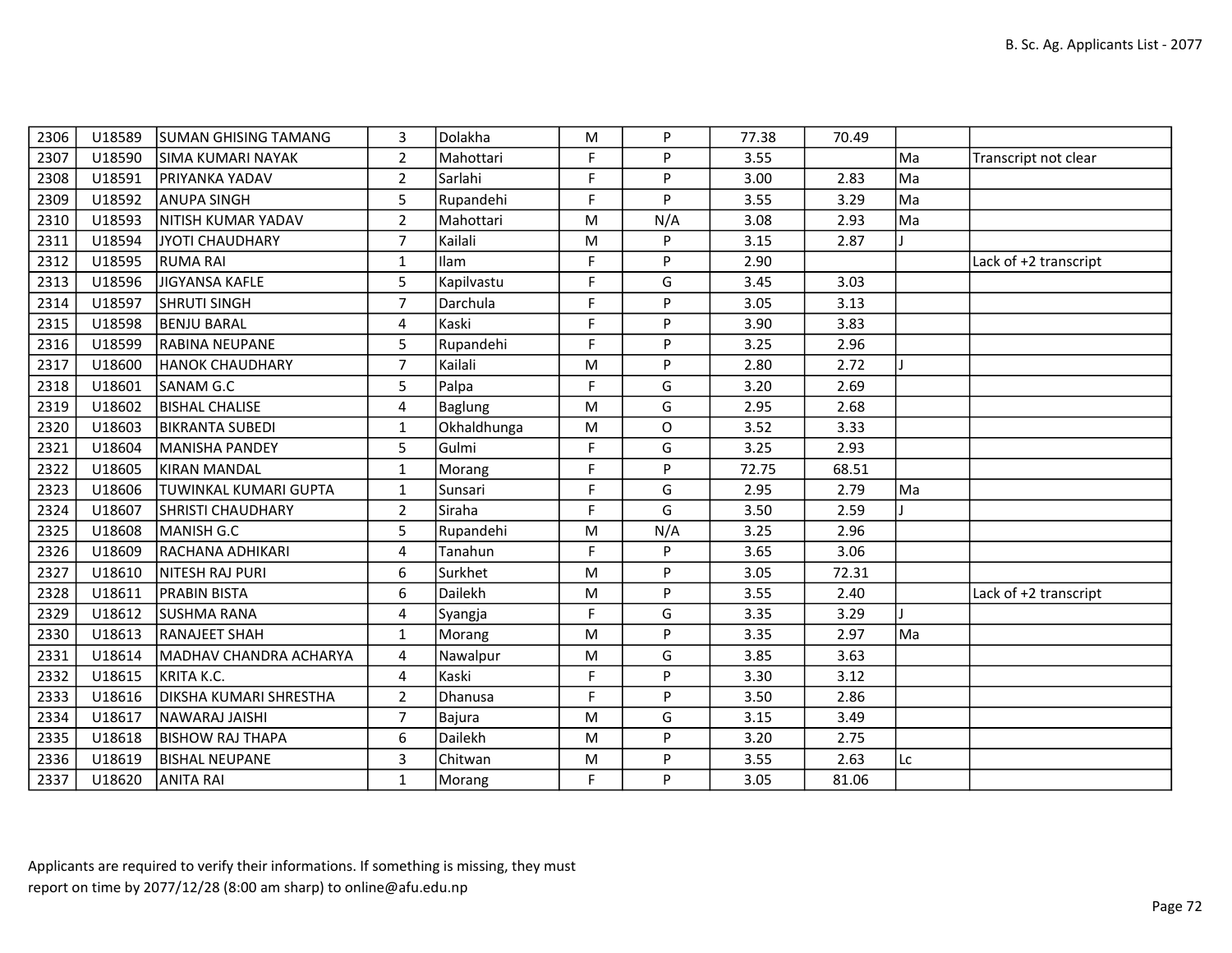| 2306 | U18589 | SUMAN GHISING TAMANG | 3 | Dolakha | M | P | 77.38 | 70.49 | | |
|---|---|---|---|---|---|---|---|---|---|---|
| 2307 | U18590 | SIMA KUMARI NAYAK | 2 | Mahottari | F | P | 3.55 | | Ma | Transcript not clear |
| 2308 | U18591 | PRIYANKA YADAV | 2 | Sarlahi | F | P | 3.00 | 2.83 | Ma | |
| 2309 | U18592 | ANUPA SINGH | 5 | Rupandehi | F | P | 3.55 | 3.29 | Ma | |
| 2310 | U18593 | NITISH KUMAR YADAV | 2 | Mahottari | M | N/A | 3.08 | 2.93 | Ma | |
| 2311 | U18594 | JYOTI CHAUDHARY | 7 | Kailali | M | P | 3.15 | 2.87 | J | |
| 2312 | U18595 | RUMA RAI | 1 | Ilam | F | P | 2.90 | | | Lack of +2 transcript |
| 2313 | U18596 | JIGYANSA KAFLE | 5 | Kapilvastu | F | G | 3.45 | 3.03 | | |
| 2314 | U18597 | SHRUTI SINGH | 7 | Darchula | F | P | 3.05 | 3.13 | | |
| 2315 | U18598 | BENJU BARAL | 4 | Kaski | F | P | 3.90 | 3.83 | | |
| 2316 | U18599 | RABINA NEUPANE | 5 | Rupandehi | F | P | 3.25 | 2.96 | | |
| 2317 | U18600 | HANOK CHAUDHARY | 7 | Kailali | M | P | 2.80 | 2.72 | J | |
| 2318 | U18601 | SANAM G.C | 5 | Palpa | F | G | 3.20 | 2.69 | | |
| 2319 | U18602 | BISHAL CHALISE | 4 | Baglung | M | G | 2.95 | 2.68 | | |
| 2320 | U18603 | BIKRANTA SUBEDI | 1 | Okhaldhunga | M | O | 3.52 | 3.33 | | |
| 2321 | U18604 | MANISHA PANDEY | 5 | Gulmi | F | G | 3.25 | 2.93 | | |
| 2322 | U18605 | KIRAN MANDAL | 1 | Morang | F | P | 72.75 | 68.51 | | |
| 2323 | U18606 | TUWINKAL KUMARI GUPTA | 1 | Sunsari | F | G | 2.95 | 2.79 | Ma | |
| 2324 | U18607 | SHRISTI CHAUDHARY | 2 | Siraha | F | G | 3.50 | 2.59 | J | |
| 2325 | U18608 | MANISH G.C | 5 | Rupandehi | M | N/A | 3.25 | 2.96 | | |
| 2326 | U18609 | RACHANA ADHIKARI | 4 | Tanahun | F | P | 3.65 | 3.06 | | |
| 2327 | U18610 | NITESH RAJ PURI | 6 | Surkhet | M | P | 3.05 | 72.31 | | |
| 2328 | U18611 | PRABIN BISTA | 6 | Dailekh | M | P | 3.55 | 2.40 | | Lack of +2 transcript |
| 2329 | U18612 | SUSHMA RANA | 4 | Syangja | F | G | 3.35 | 3.29 | J | |
| 2330 | U18613 | RANAJEET SHAH | 1 | Morang | M | P | 3.35 | 2.97 | Ma | |
| 2331 | U18614 | MADHAV CHANDRA ACHARYA | 4 | Nawalpur | M | G | 3.85 | 3.63 | | |
| 2332 | U18615 | KRITA K.C. | 4 | Kaski | F | P | 3.30 | 3.12 | | |
| 2333 | U18616 | DIKSHA KUMARI SHRESTHA | 2 | Dhanusa | F | P | 3.50 | 2.86 | | |
| 2334 | U18617 | NAWARAJ JAISHI | 7 | Bajura | M | G | 3.15 | 3.49 | | |
| 2335 | U18618 | BISHOW RAJ THAPA | 6 | Dailekh | M | P | 3.20 | 2.75 | | |
| 2336 | U18619 | BISHAL NEUPANE | 3 | Chitwan | M | P | 3.55 | 2.63 | Lc | |
| 2337 | U18620 | ANITA RAI | 1 | Morang | F | P | 3.05 | 81.06 | | |

Applicants are required to verify their informations. If something is missing, they must report on time by 2077/12/28 (8:00 am sharp) to online@afu.edu.np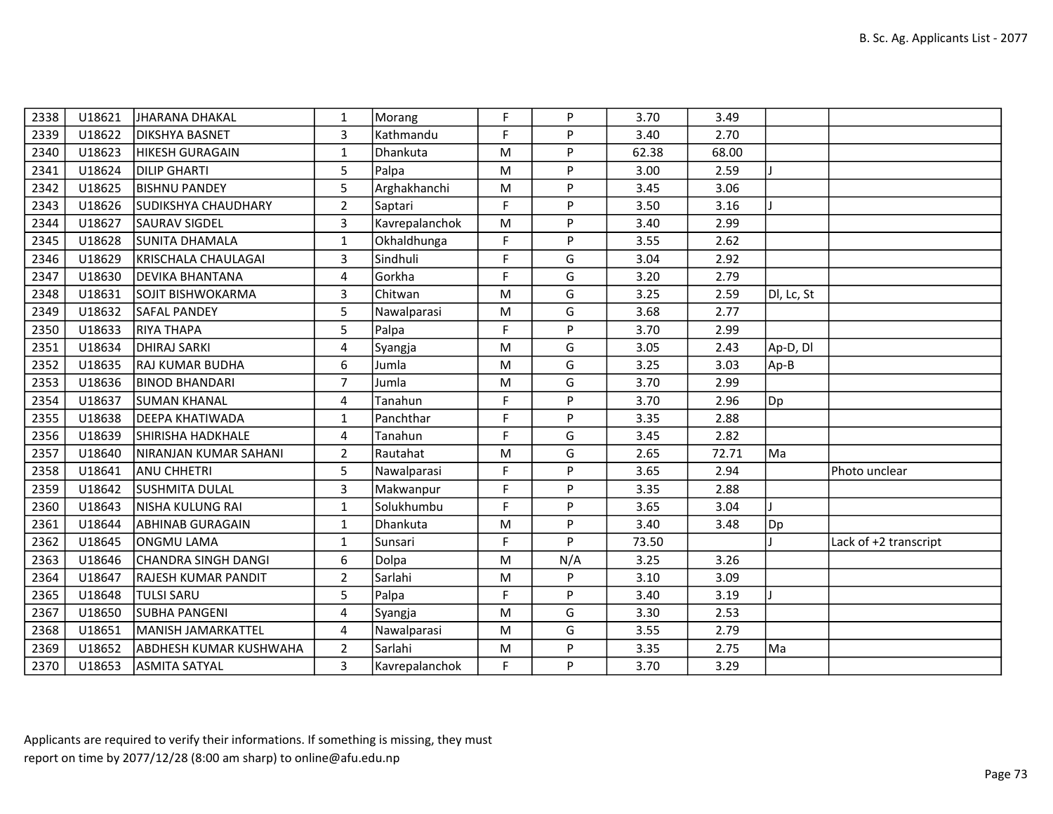| | | | | | | | | | | |
|---|---|---|---|---|---|---|---|---|---|---|
| 2338 | U18621 | JHARANA DHAKAL | 1 | Morang | F | P | 3.70 | 3.49 | | |
| 2339 | U18622 | DIKSHYA BASNET | 3 | Kathmandu | F | P | 3.40 | 2.70 | | |
| 2340 | U18623 | HIKESH GURAGAIN | 1 | Dhankuta | M | P | 62.38 | 68.00 | | |
| 2341 | U18624 | DILIP GHARTI | 5 | Palpa | M | P | 3.00 | 2.59 | J | |
| 2342 | U18625 | BISHNU PANDEY | 5 | Arghakhanchi | M | P | 3.45 | 3.06 | | |
| 2343 | U18626 | SUDIKSHYA CHAUDHARY | 2 | Saptari | F | P | 3.50 | 3.16 | J | |
| 2344 | U18627 | SAURAV SIGDEL | 3 | Kavrepalanchok | M | P | 3.40 | 2.99 | | |
| 2345 | U18628 | SUNITA DHAMALA | 1 | Okhaldhunga | F | P | 3.55 | 2.62 | | |
| 2346 | U18629 | KRISCHALA CHAULAGAI | 3 | Sindhuli | F | G | 3.04 | 2.92 | | |
| 2347 | U18630 | DEVIKA BHANTANA | 4 | Gorkha | F | G | 3.20 | 2.79 | | |
| 2348 | U18631 | SOJIT BISHWOKARMA | 3 | Chitwan | M | G | 3.25 | 2.59 | Dl, Lc, St | |
| 2349 | U18632 | SAFAL PANDEY | 5 | Nawalparasi | M | G | 3.68 | 2.77 | | |
| 2350 | U18633 | RIYA THAPA | 5 | Palpa | F | P | 3.70 | 2.99 | | |
| 2351 | U18634 | DHIRAJ SARKI | 4 | Syangja | M | G | 3.05 | 2.43 | Ap-D, Dl | |
| 2352 | U18635 | RAJ KUMAR BUDHA | 6 | Jumla | M | G | 3.25 | 3.03 | Ap-B | |
| 2353 | U18636 | BINOD BHANDARI | 7 | Jumla | M | G | 3.70 | 2.99 | | |
| 2354 | U18637 | SUMAN KHANAL | 4 | Tanahun | F | P | 3.70 | 2.96 | Dp | |
| 2355 | U18638 | DEEPA KHATIWADA | 1 | Panchthar | F | P | 3.35 | 2.88 | | |
| 2356 | U18639 | SHIRISHA HADKHALE | 4 | Tanahun | F | G | 3.45 | 2.82 | | |
| 2357 | U18640 | NIRANJAN KUMAR SAHANI | 2 | Rautahat | M | G | 2.65 | 72.71 | Ma | |
| 2358 | U18641 | ANU CHHETRI | 5 | Nawalparasi | F | P | 3.65 | 2.94 | | Photo unclear |
| 2359 | U18642 | SUSHMITA DULAL | 3 | Makwanpur | F | P | 3.35 | 2.88 | | |
| 2360 | U18643 | NISHA KULUNG RAI | 1 | Solukhumbu | F | P | 3.65 | 3.04 | J | |
| 2361 | U18644 | ABHINAB GURAGAIN | 1 | Dhankuta | M | P | 3.40 | 3.48 | Dp | |
| 2362 | U18645 | ONGMU LAMA | 1 | Sunsari | F | P | 73.50 | | J | Lack of +2 transcript |
| 2363 | U18646 | CHANDRA SINGH DANGI | 6 | Dolpa | M | N/A | 3.25 | 3.26 | | |
| 2364 | U18647 | RAJESH KUMAR PANDIT | 2 | Sarlahi | M | P | 3.10 | 3.09 | | |
| 2365 | U18648 | TULSI SARU | 5 | Palpa | F | P | 3.40 | 3.19 | J | |
| 2367 | U18650 | SUBHA PANGENI | 4 | Syangja | M | G | 3.30 | 2.53 | | |
| 2368 | U18651 | MANISH JAMARKATTEL | 4 | Nawalparasi | M | G | 3.55 | 2.79 | | |
| 2369 | U18652 | ABDHESH KUMAR KUSHWAHA | 2 | Sarlahi | M | P | 3.35 | 2.75 | Ma | |
| 2370 | U18653 | ASMITA SATYAL | 3 | Kavrepalanchok | F | P | 3.70 | 3.29 | | |

Applicants are required to verify their informations. If something is missing, they must report on time by 2077/12/28 (8:00 am sharp) to online@afu.edu.np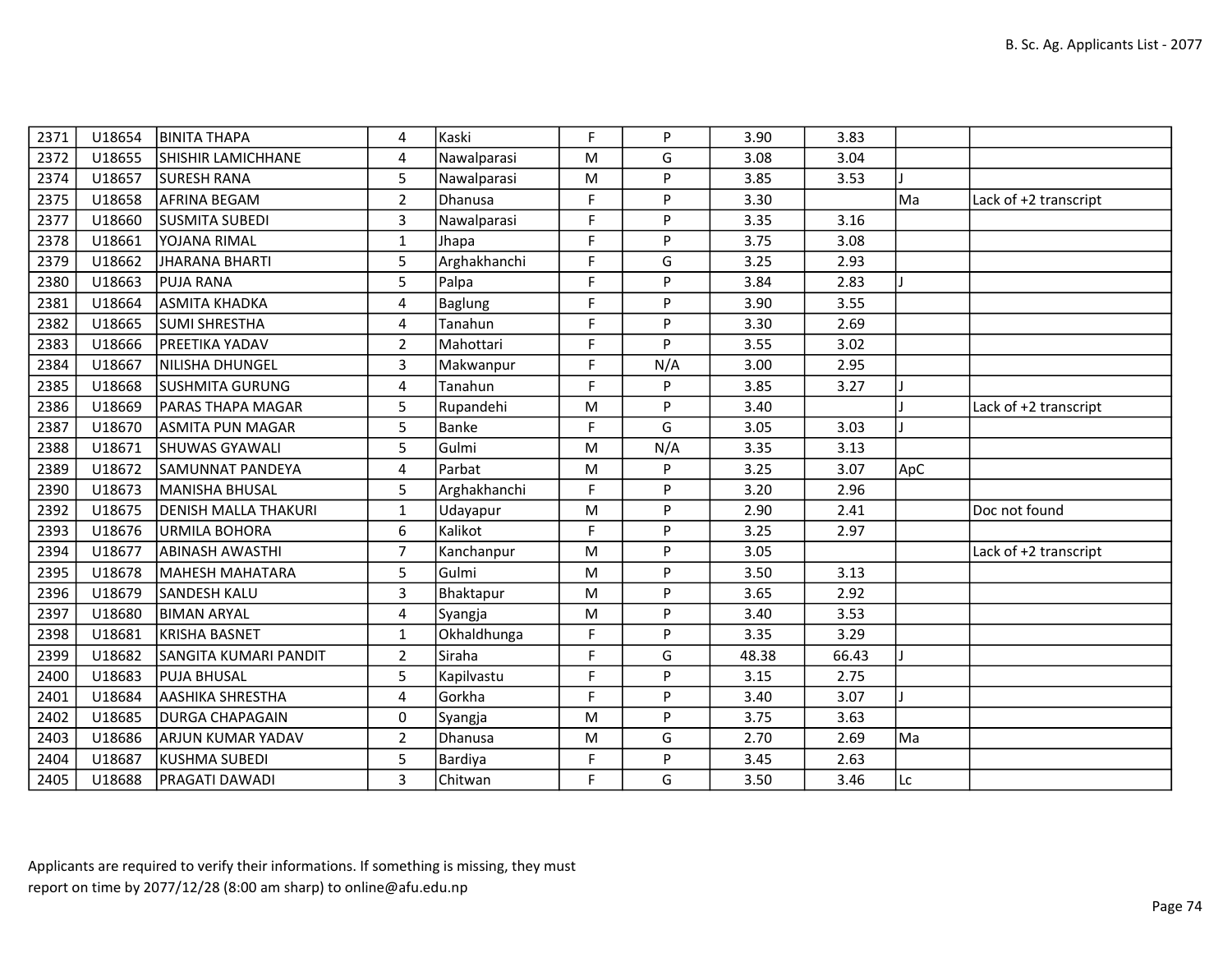| | | | | | | | | | | |
|---|---|---|---|---|---|---|---|---|---|---|
| 2371 | U18654 | BINITA THAPA | 4 | Kaski | F | P | 3.90 | 3.83 | | |
| 2372 | U18655 | SHISHIR LAMICHHANE | 4 | Nawalparasi | M | G | 3.08 | 3.04 | | |
| 2374 | U18657 | SURESH RANA | 5 | Nawalparasi | M | P | 3.85 | 3.53 | J | |
| 2375 | U18658 | AFRINA BEGAM | 2 | Dhanusa | F | P | 3.30 | | Ma | Lack of +2 transcript |
| 2377 | U18660 | SUSMITA SUBEDI | 3 | Nawalparasi | F | P | 3.35 | 3.16 | | |
| 2378 | U18661 | YOJANA RIMAL | 1 | Jhapa | F | P | 3.75 | 3.08 | | |
| 2379 | U18662 | JHARANA BHARTI | 5 | Arghakhanchi | F | G | 3.25 | 2.93 | | |
| 2380 | U18663 | PUJA RANA | 5 | Palpa | F | P | 3.84 | 2.83 | J | |
| 2381 | U18664 | ASMITA KHADKA | 4 | Baglung | F | P | 3.90 | 3.55 | | |
| 2382 | U18665 | SUMI SHRESTHA | 4 | Tanahun | F | P | 3.30 | 2.69 | | |
| 2383 | U18666 | PREETIKA YADAV | 2 | Mahottari | F | P | 3.55 | 3.02 | | |
| 2384 | U18667 | NILISHA DHUNGEL | 3 | Makwanpur | F | N/A | 3.00 | 2.95 | | |
| 2385 | U18668 | SUSHMITA GURUNG | 4 | Tanahun | F | P | 3.85 | 3.27 | J | |
| 2386 | U18669 | PARAS THAPA MAGAR | 5 | Rupandehi | M | P | 3.40 | | J | Lack of +2 transcript |
| 2387 | U18670 | ASMITA PUN MAGAR | 5 | Banke | F | G | 3.05 | 3.03 | J | |
| 2388 | U18671 | SHUWAS GYAWALI | 5 | Gulmi | M | N/A | 3.35 | 3.13 | | |
| 2389 | U18672 | SAMUNNAT PANDEYA | 4 | Parbat | M | P | 3.25 | 3.07 | ApC | |
| 2390 | U18673 | MANISHA BHUSAL | 5 | Arghakhanchi | F | P | 3.20 | 2.96 | | |
| 2392 | U18675 | DENISH MALLA THAKURI | 1 | Udayapur | M | P | 2.90 | 2.41 | | Doc not found |
| 2393 | U18676 | URMILA BOHORA | 6 | Kalikot | F | P | 3.25 | 2.97 | | |
| 2394 | U18677 | ABINASH AWASTHI | 7 | Kanchanpur | M | P | 3.05 | | | Lack of +2 transcript |
| 2395 | U18678 | MAHESH MAHATARA | 5 | Gulmi | M | P | 3.50 | 3.13 | | |
| 2396 | U18679 | SANDESH KALU | 3 | Bhaktapur | M | P | 3.65 | 2.92 | | |
| 2397 | U18680 | BIMAN ARYAL | 4 | Syangja | M | P | 3.40 | 3.53 | | |
| 2398 | U18681 | KRISHA BASNET | 1 | Okhaldhunga | F | P | 3.35 | 3.29 | | |
| 2399 | U18682 | SANGITA KUMARI PANDIT | 2 | Siraha | F | G | 48.38 | 66.43 | J | |
| 2400 | U18683 | PUJA BHUSAL | 5 | Kapilvastu | F | P | 3.15 | 2.75 | | |
| 2401 | U18684 | AASHIKA SHRESTHA | 4 | Gorkha | F | P | 3.40 | 3.07 | J | |
| 2402 | U18685 | DURGA CHAPAGAIN | 0 | Syangja | M | P | 3.75 | 3.63 | | |
| 2403 | U18686 | ARJUN KUMAR YADAV | 2 | Dhanusa | M | G | 2.70 | 2.69 | Ma | |
| 2404 | U18687 | KUSHMA SUBEDI | 5 | Bardiya | F | P | 3.45 | 2.63 | | |
| 2405 | U18688 | PRAGATI DAWADI | 3 | Chitwan | F | G | 3.50 | 3.46 | Lc | |

Applicants are required to verify their informations. If something is missing, they must report on time by 2077/12/28 (8:00 am sharp) to online@afu.edu.np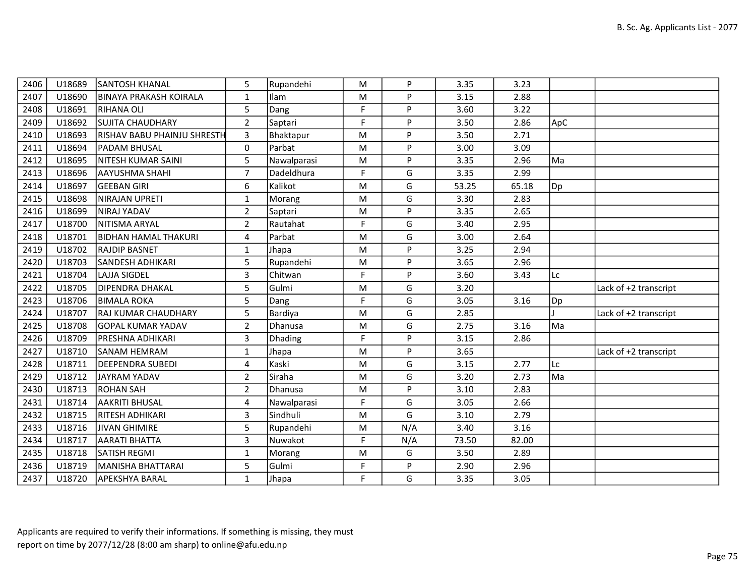| | | | | | | | | | | |
|---|---|---|---|---|---|---|---|---|---|---|
| 2406 | U18689 | SANTOSH KHANAL | 5 | Rupandehi | M | P | 3.35 | 3.23 | | |
| 2407 | U18690 | BINAYA PRAKASH KOIRALA | 1 | Ilam | M | P | 3.15 | 2.88 | | |
| 2408 | U18691 | RIHANA OLI | 5 | Dang | F | P | 3.60 | 3.22 | | |
| 2409 | U18692 | SUJITA CHAUDHARY | 2 | Saptari | F | P | 3.50 | 2.86 | ApC | |
| 2410 | U18693 | RISHAV BABU PHAINJU SHRESTH | 3 | Bhaktapur | M | P | 3.50 | 2.71 | | |
| 2411 | U18694 | PADAM BHUSAL | 0 | Parbat | M | P | 3.00 | 3.09 | | |
| 2412 | U18695 | NITESH KUMAR SAINI | 5 | Nawalparasi | M | P | 3.35 | 2.96 | Ma | |
| 2413 | U18696 | AAYUSHMA SHAHI | 7 | Dadeldhura | F | G | 3.35 | 2.99 | | |
| 2414 | U18697 | GEEBAN GIRI | 6 | Kalikot | M | G | 53.25 | 65.18 | Dp | |
| 2415 | U18698 | NIRAJAN UPRETI | 1 | Morang | M | G | 3.30 | 2.83 | | |
| 2416 | U18699 | NIRAJ YADAV | 2 | Saptari | M | P | 3.35 | 2.65 | | |
| 2417 | U18700 | NITISMA ARYAL | 2 | Rautahat | F | G | 3.40 | 2.95 | | |
| 2418 | U18701 | BIDHAN HAMAL THAKURI | 4 | Parbat | M | G | 3.00 | 2.64 | | |
| 2419 | U18702 | RAJDIP BASNET | 1 | Jhapa | M | P | 3.25 | 2.94 | | |
| 2420 | U18703 | SANDESH ADHIKARI | 5 | Rupandehi | M | P | 3.65 | 2.96 | | |
| 2421 | U18704 | LAJJA SIGDEL | 3 | Chitwan | F | P | 3.60 | 3.43 | Lc | |
| 2422 | U18705 | DIPENDRA DHAKAL | 5 | Gulmi | M | G | 3.20 | | | Lack of +2 transcript |
| 2423 | U18706 | BIMALA ROKA | 5 | Dang | F | G | 3.05 | 3.16 | Dp | |
| 2424 | U18707 | RAJ KUMAR CHAUDHARY | 5 | Bardiya | M | G | 2.85 | | J | Lack of +2 transcript |
| 2425 | U18708 | GOPAL KUMAR YADAV | 2 | Dhanusa | M | G | 2.75 | 3.16 | Ma | |
| 2426 | U18709 | PRESHNA ADHIKARI | 3 | Dhading | F | P | 3.15 | 2.86 | | |
| 2427 | U18710 | SANAM HEMRAM | 1 | Jhapa | M | P | 3.65 | | | Lack of +2 transcript |
| 2428 | U18711 | DEEPENDRA SUBEDI | 4 | Kaski | M | G | 3.15 | 2.77 | Lc | |
| 2429 | U18712 | JAYRAM YADAV | 2 | Siraha | M | G | 3.20 | 2.73 | Ma | |
| 2430 | U18713 | ROHAN SAH | 2 | Dhanusa | M | P | 3.10 | 2.83 | | |
| 2431 | U18714 | AAKRITI BHUSAL | 4 | Nawalparasi | F | G | 3.05 | 2.66 | | |
| 2432 | U18715 | RITESH ADHIKARI | 3 | Sindhuli | M | G | 3.10 | 2.79 | | |
| 2433 | U18716 | JIVAN GHIMIRE | 5 | Rupandehi | M | N/A | 3.40 | 3.16 | | |
| 2434 | U18717 | AARATI BHATTA | 3 | Nuwakot | F | N/A | 73.50 | 82.00 | | |
| 2435 | U18718 | SATISH REGMI | 1 | Morang | M | G | 3.50 | 2.89 | | |
| 2436 | U18719 | MANISHA BHATTARAI | 5 | Gulmi | F | P | 2.90 | 2.96 | | |
| 2437 | U18720 | APEKSHYA BARAL | 1 | Jhapa | F | G | 3.35 | 3.05 | | |

Applicants are required to verify their informations. If something is missing, they must report on time by 2077/12/28 (8:00 am sharp) to online@afu.edu.np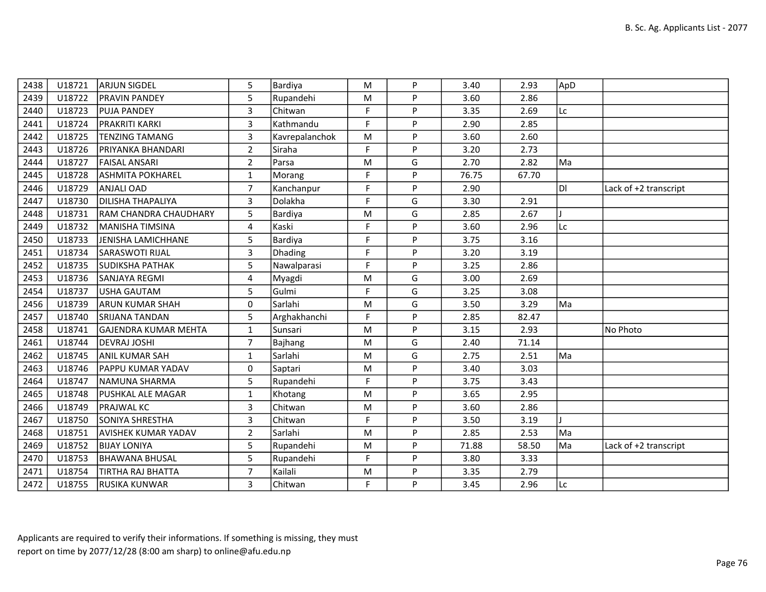| 2438 | U18721 | ARJUN SIGDEL | 5 | Bardiya | M | P | 3.40 | 2.93 | ApD | |
|---|---|---|---|---|---|---|---|---|---|---|
| 2439 | U18722 | PRAVIN PANDEY | 5 | Rupandehi | M | P | 3.60 | 2.86 | | |
| 2440 | U18723 | PUJA PANDEY | 3 | Chitwan | F | P | 3.35 | 2.69 | Lc | |
| 2441 | U18724 | PRAKRITI KARKI | 3 | Kathmandu | F | P | 2.90 | 2.85 | | |
| 2442 | U18725 | TENZING TAMANG | 3 | Kavrepalanchok | M | P | 3.60 | 2.60 | | |
| 2443 | U18726 | PRIYANKA BHANDARI | 2 | Siraha | F | P | 3.20 | 2.73 | | |
| 2444 | U18727 | FAISAL ANSARI | 2 | Parsa | M | G | 2.70 | 2.82 | Ma | |
| 2445 | U18728 | ASHMITA POKHAREL | 1 | Morang | F | P | 76.75 | 67.70 | | |
| 2446 | U18729 | ANJALI OAD | 7 | Kanchanpur | F | P | 2.90 | | Dl | Lack of +2 transcript |
| 2447 | U18730 | DILISHA THAPALIYA | 3 | Dolakha | F | G | 3.30 | 2.91 | | |
| 2448 | U18731 | RAM CHANDRA CHAUDHARY | 5 | Bardiya | M | G | 2.85 | 2.67 | J | |
| 2449 | U18732 | MANISHA TIMSINA | 4 | Kaski | F | P | 3.60 | 2.96 | Lc | |
| 2450 | U18733 | JENISHA LAMICHHANE | 5 | Bardiya | F | P | 3.75 | 3.16 | | |
| 2451 | U18734 | SARASWOTI RIJAL | 3 | Dhading | F | P | 3.20 | 3.19 | | |
| 2452 | U18735 | SUDIKSHA PATHAK | 5 | Nawalparasi | F | P | 3.25 | 2.86 | | |
| 2453 | U18736 | SANJAYA REGMI | 4 | Myagdi | M | G | 3.00 | 2.69 | | |
| 2454 | U18737 | USHA GAUTAM | 5 | Gulmi | F | G | 3.25 | 3.08 | | |
| 2456 | U18739 | ARUN KUMAR SHAH | 0 | Sarlahi | M | G | 3.50 | 3.29 | Ma | |
| 2457 | U18740 | SRIJANA TANDAN | 5 | Arghakhanchi | F | P | 2.85 | 82.47 | | |
| 2458 | U18741 | GAJENDRA KUMAR MEHTA | 1 | Sunsari | M | P | 3.15 | 2.93 | | No Photo |
| 2461 | U18744 | DEVRAJ JOSHI | 7 | Bajhang | M | G | 2.40 | 71.14 | | |
| 2462 | U18745 | ANIL KUMAR SAH | 1 | Sarlahi | M | G | 2.75 | 2.51 | Ma | |
| 2463 | U18746 | PAPPU KUMAR YADAV | 0 | Saptari | M | P | 3.40 | 3.03 | | |
| 2464 | U18747 | NAMUNA SHARMA | 5 | Rupandehi | F | P | 3.75 | 3.43 | | |
| 2465 | U18748 | PUSHKAL ALE MAGAR | 1 | Khotang | M | P | 3.65 | 2.95 | | |
| 2466 | U18749 | PRAJWAL KC | 3 | Chitwan | M | P | 3.60 | 2.86 | | |
| 2467 | U18750 | SONIYA SHRESTHA | 3 | Chitwan | F | P | 3.50 | 3.19 | J | |
| 2468 | U18751 | AVISHEK KUMAR YADAV | 2 | Sarlahi | M | P | 2.85 | 2.53 | Ma | |
| 2469 | U18752 | BIJAY LONIYA | 5 | Rupandehi | M | P | 71.88 | 58.50 | Ma | Lack of +2 transcript |
| 2470 | U18753 | BHAWANA BHUSAL | 5 | Rupandehi | F | P | 3.80 | 3.33 | | |
| 2471 | U18754 | TIRTHA RAJ BHATTA | 7 | Kailali | M | P | 3.35 | 2.79 | | |
| 2472 | U18755 | RUSIKA KUNWAR | 3 | Chitwan | F | P | 3.45 | 2.96 | Lc | |

Applicants are required to verify their informations. If something is missing, they must report on time by 2077/12/28 (8:00 am sharp) to online@afu.edu.np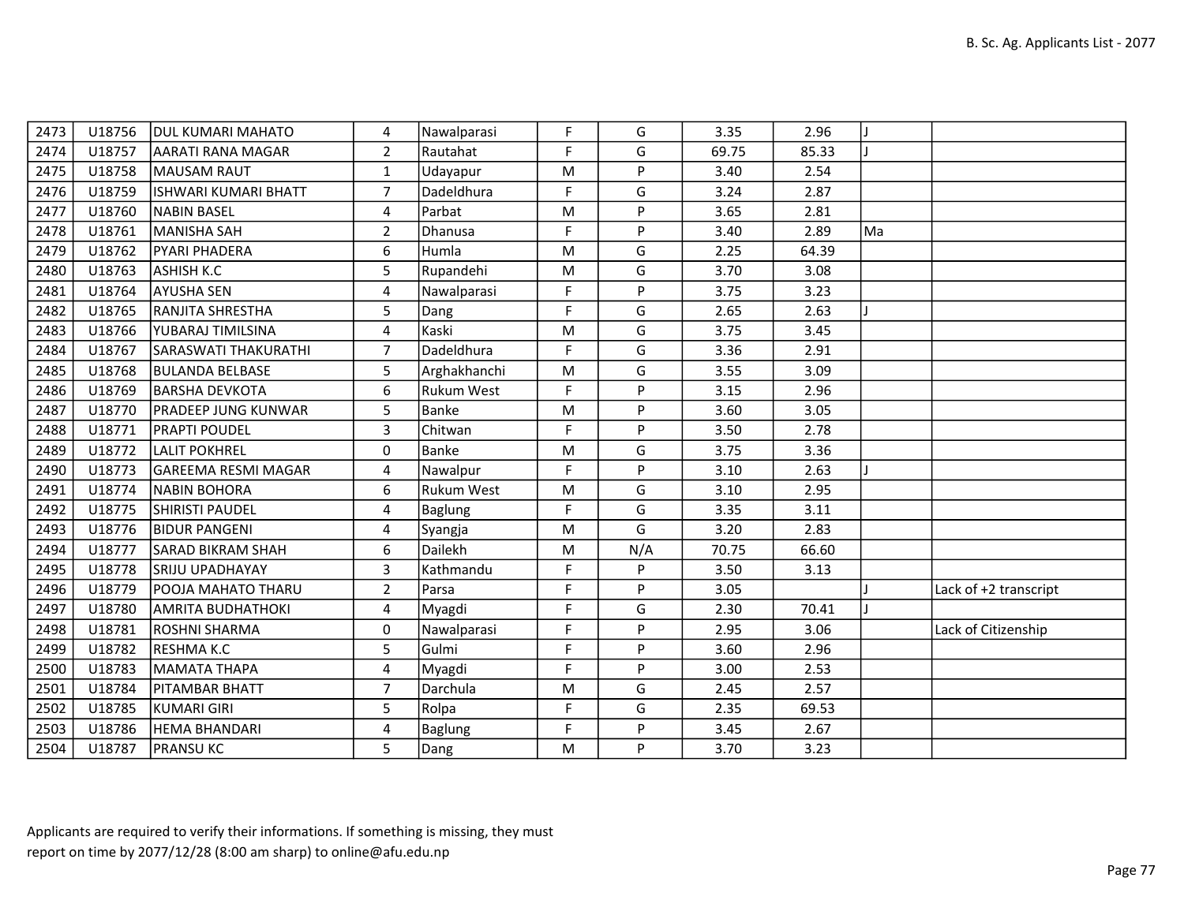| | | | | | | | | | | |
|---|---|---|---|---|---|---|---|---|---|---|
| 2473 | U18756 | DUL KUMARI MAHATO | 4 | Nawalparasi | F | G | 3.35 | 2.96 | J | |
| 2474 | U18757 | AARATI RANA MAGAR | 2 | Rautahat | F | G | 69.75 | 85.33 | J | |
| 2475 | U18758 | MAUSAM RAUT | 1 | Udayapur | M | P | 3.40 | 2.54 | | |
| 2476 | U18759 | ISHWARI KUMARI BHATT | 7 | Dadeldhura | F | G | 3.24 | 2.87 | | |
| 2477 | U18760 | NABIN BASEL | 4 | Parbat | M | P | 3.65 | 2.81 | | |
| 2478 | U18761 | MANISHA SAH | 2 | Dhanusa | F | P | 3.40 | 2.89 | Ma | |
| 2479 | U18762 | PYARI PHADERA | 6 | Humla | M | G | 2.25 | 64.39 | | |
| 2480 | U18763 | ASHISH K.C | 5 | Rupandehi | M | G | 3.70 | 3.08 | | |
| 2481 | U18764 | AYUSHA SEN | 4 | Nawalparasi | F | P | 3.75 | 3.23 | | |
| 2482 | U18765 | RANJITA SHRESTHA | 5 | Dang | F | G | 2.65 | 2.63 | J | |
| 2483 | U18766 | YUBARAJ TIMILSINA | 4 | Kaski | M | G | 3.75 | 3.45 | | |
| 2484 | U18767 | SARASWATI THAKURATHI | 7 | Dadeldhura | F | G | 3.36 | 2.91 | | |
| 2485 | U18768 | BULANDA BELBASE | 5 | Arghakhanchi | M | G | 3.55 | 3.09 | | |
| 2486 | U18769 | BARSHA DEVKOTA | 6 | Rukum West | F | P | 3.15 | 2.96 | | |
| 2487 | U18770 | PRADEEP JUNG KUNWAR | 5 | Banke | M | P | 3.60 | 3.05 | | |
| 2488 | U18771 | PRAPTI POUDEL | 3 | Chitwan | F | P | 3.50 | 2.78 | | |
| 2489 | U18772 | LALIT POKHREL | 0 | Banke | M | G | 3.75 | 3.36 | | |
| 2490 | U18773 | GAREEMA RESMI MAGAR | 4 | Nawalpur | F | P | 3.10 | 2.63 | J | |
| 2491 | U18774 | NABIN BOHORA | 6 | Rukum West | M | G | 3.10 | 2.95 | | |
| 2492 | U18775 | SHIRISTI PAUDEL | 4 | Baglung | F | G | 3.35 | 3.11 | | |
| 2493 | U18776 | BIDUR PANGENI | 4 | Syangja | M | G | 3.20 | 2.83 | | |
| 2494 | U18777 | SARAD BIKRAM SHAH | 6 | Dailekh | M | N/A | 70.75 | 66.60 | | |
| 2495 | U18778 | SRIJU UPADHAYAY | 3 | Kathmandu | F | P | 3.50 | 3.13 | | |
| 2496 | U18779 | POOJA MAHATO THARU | 2 | Parsa | F | P | 3.05 | | J | Lack of +2 transcript |
| 2497 | U18780 | AMRITA BUDHATHOKI | 4 | Myagdi | F | G | 2.30 | 70.41 | J | |
| 2498 | U18781 | ROSHNI SHARMA | 0 | Nawalparasi | F | P | 2.95 | 3.06 | | Lack of Citizenship |
| 2499 | U18782 | RESHMA K.C | 5 | Gulmi | F | P | 3.60 | 2.96 | | |
| 2500 | U18783 | MAMATA THAPA | 4 | Myagdi | F | P | 3.00 | 2.53 | | |
| 2501 | U18784 | PITAMBAR BHATT | 7 | Darchula | M | G | 2.45 | 2.57 | | |
| 2502 | U18785 | KUMARI GIRI | 5 | Rolpa | F | G | 2.35 | 69.53 | | |
| 2503 | U18786 | HEMA BHANDARI | 4 | Baglung | F | P | 3.45 | 2.67 | | |
| 2504 | U18787 | PRANSU KC | 5 | Dang | M | P | 3.70 | 3.23 | | |

Applicants are required to verify their informations. If something is missing, they must report on time by 2077/12/28 (8:00 am sharp) to online@afu.edu.np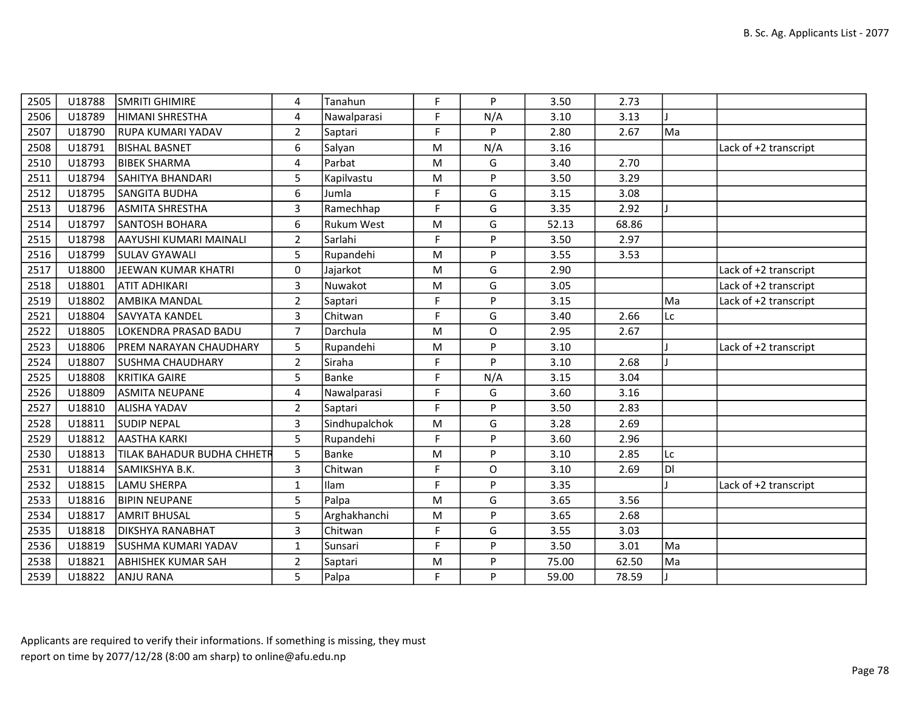| 2505 | U18788 | SMRITI GHIMIRE | 4 | Tanahun | F | P | 3.50 | 2.73 | | |
|---|---|---|---|---|---|---|---|---|---|---|
| 2506 | U18789 | HIMANI SHRESTHA | 4 | Nawalparasi | F | N/A | 3.10 | 3.13 | J | |
| 2507 | U18790 | RUPA KUMARI YADAV | 2 | Saptari | F | P | 2.80 | 2.67 | Ma | |
| 2508 | U18791 | BISHAL BASNET | 6 | Salyan | M | N/A | 3.16 | | | Lack of +2 transcript |
| 2510 | U18793 | BIBEK SHARMA | 4 | Parbat | M | G | 3.40 | 2.70 | | |
| 2511 | U18794 | SAHITYA BHANDARI | 5 | Kapilvastu | M | P | 3.50 | 3.29 | | |
| 2512 | U18795 | SANGITA BUDHA | 6 | Jumla | F | G | 3.15 | 3.08 | | |
| 2513 | U18796 | ASMITA SHRESTHA | 3 | Ramechhap | F | G | 3.35 | 2.92 | J | |
| 2514 | U18797 | SANTOSH BOHARA | 6 | Rukum West | M | G | 52.13 | 68.86 | | |
| 2515 | U18798 | AAYUSHI KUMARI MAINALI | 2 | Sarlahi | F | P | 3.50 | 2.97 | | |
| 2516 | U18799 | SULAV GYAWALI | 5 | Rupandehi | M | P | 3.55 | 3.53 | | |
| 2517 | U18800 | JEEWAN KUMAR KHATRI | 0 | Jajarkot | M | G | 2.90 | | | Lack of +2 transcript |
| 2518 | U18801 | ATIT ADHIKARI | 3 | Nuwakot | M | G | 3.05 | | | Lack of +2 transcript |
| 2519 | U18802 | AMBIKA MANDAL | 2 | Saptari | F | P | 3.15 | | Ma | Lack of +2 transcript |
| 2521 | U18804 | SAVYATA KANDEL | 3 | Chitwan | F | G | 3.40 | 2.66 | Lc | |
| 2522 | U18805 | LOKENDRA PRASAD BADU | 7 | Darchula | M | O | 2.95 | 2.67 | | |
| 2523 | U18806 | PREM NARAYAN CHAUDHARY | 5 | Rupandehi | M | P | 3.10 | | J | Lack of +2 transcript |
| 2524 | U18807 | SUSHMA CHAUDHARY | 2 | Siraha | F | P | 3.10 | 2.68 | J | |
| 2525 | U18808 | KRITIKA GAIRE | 5 | Banke | F | N/A | 3.15 | 3.04 | | |
| 2526 | U18809 | ASMITA NEUPANE | 4 | Nawalparasi | F | G | 3.60 | 3.16 | | |
| 2527 | U18810 | ALISHA YADAV | 2 | Saptari | F | P | 3.50 | 2.83 | | |
| 2528 | U18811 | SUDIP NEPAL | 3 | Sindhupalchok | M | G | 3.28 | 2.69 | | |
| 2529 | U18812 | AASTHA KARKI | 5 | Rupandehi | F | P | 3.60 | 2.96 | | |
| 2530 | U18813 | TILAK BAHADUR BUDHA CHHETR | 5 | Banke | M | P | 3.10 | 2.85 | Lc | |
| 2531 | U18814 | SAMIKSHYA B.K. | 3 | Chitwan | F | O | 3.10 | 2.69 | Dl | |
| 2532 | U18815 | LAMU SHERPA | 1 | Ilam | F | P | 3.35 | | J | Lack of +2 transcript |
| 2533 | U18816 | BIPIN NEUPANE | 5 | Palpa | M | G | 3.65 | 3.56 | | |
| 2534 | U18817 | AMRIT BHUSAL | 5 | Arghakhanchi | M | P | 3.65 | 2.68 | | |
| 2535 | U18818 | DIKSHYA RANABHAT | 3 | Chitwan | F | G | 3.55 | 3.03 | | |
| 2536 | U18819 | SUSHMA KUMARI YADAV | 1 | Sunsari | F | P | 3.50 | 3.01 | Ma | |
| 2538 | U18821 | ABHISHEK KUMAR SAH | 2 | Saptari | M | P | 75.00 | 62.50 | Ma | |
| 2539 | U18822 | ANJU RANA | 5 | Palpa | F | P | 59.00 | 78.59 | J | |

Applicants are required to verify their informations. If something is missing, they must report on time by 2077/12/28 (8:00 am sharp) to online@afu.edu.np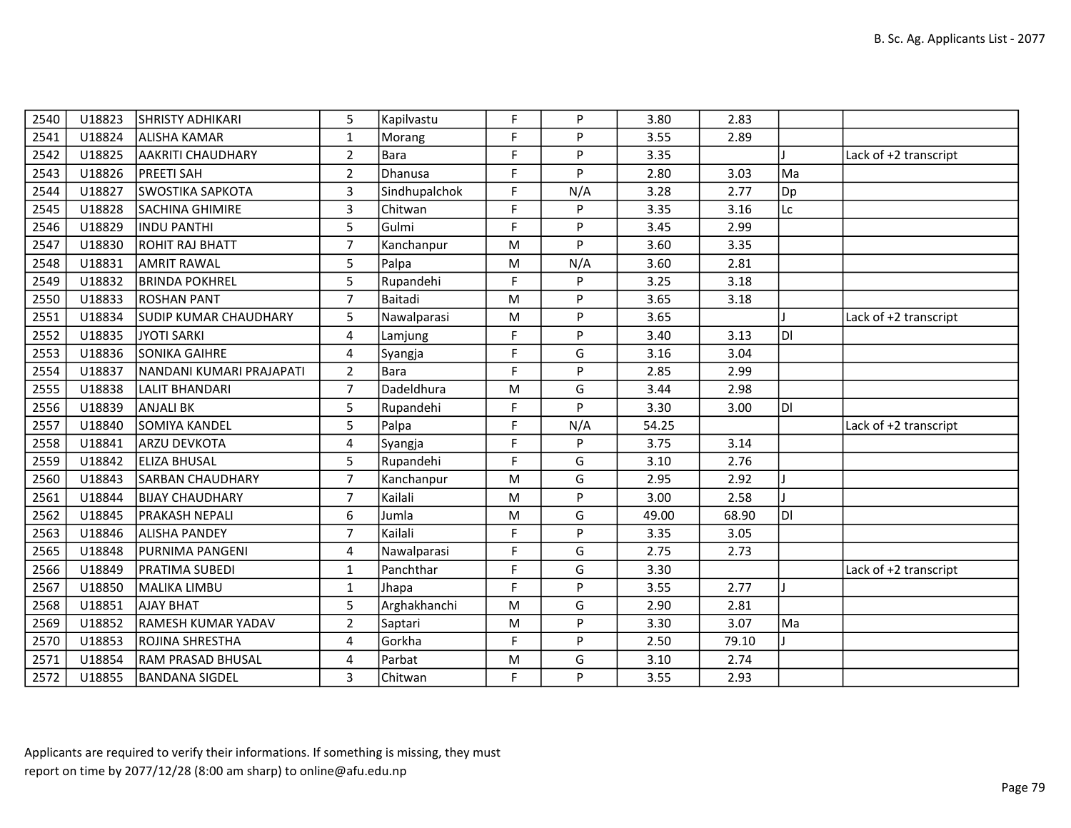| | | | | | | | | | | |
|---|---|---|---|---|---|---|---|---|---|---|
| 2540 | U18823 | SHRISTY ADHIKARI | 5 | Kapilvastu | F | P | 3.80 | 2.83 | | |
| 2541 | U18824 | ALISHA KAMAR | 1 | Morang | F | P | 3.55 | 2.89 | | |
| 2542 | U18825 | AAKRITI CHAUDHARY | 2 | Bara | F | P | 3.35 | | J | Lack of +2 transcript |
| 2543 | U18826 | PREETI SAH | 2 | Dhanusa | F | P | 2.80 | 3.03 | Ma | |
| 2544 | U18827 | SWOSTIKA SAPKOTA | 3 | Sindhupalchok | F | N/A | 3.28 | 2.77 | Dp | |
| 2545 | U18828 | SACHINA GHIMIRE | 3 | Chitwan | F | P | 3.35 | 3.16 | Lc | |
| 2546 | U18829 | INDU PANTHI | 5 | Gulmi | F | P | 3.45 | 2.99 | | |
| 2547 | U18830 | ROHIT RAJ BHATT | 7 | Kanchanpur | M | P | 3.60 | 3.35 | | |
| 2548 | U18831 | AMRIT RAWAL | 5 | Palpa | M | N/A | 3.60 | 2.81 | | |
| 2549 | U18832 | BRINDA POKHREL | 5 | Rupandehi | F | P | 3.25 | 3.18 | | |
| 2550 | U18833 | ROSHAN PANT | 7 | Baitadi | M | P | 3.65 | 3.18 | | |
| 2551 | U18834 | SUDIP KUMAR CHAUDHARY | 5 | Nawalparasi | M | P | 3.65 | | J | Lack of +2 transcript |
| 2552 | U18835 | JYOTI SARKI | 4 | Lamjung | F | P | 3.40 | 3.13 | Dl | |
| 2553 | U18836 | SONIKA GAIHRE | 4 | Syangja | F | G | 3.16 | 3.04 | | |
| 2554 | U18837 | NANDANI KUMARI PRAJAPATI | 2 | Bara | F | P | 2.85 | 2.99 | | |
| 2555 | U18838 | LALIT BHANDARI | 7 | Dadeldhura | M | G | 3.44 | 2.98 | | |
| 2556 | U18839 | ANJALI BK | 5 | Rupandehi | F | P | 3.30 | 3.00 | Dl | |
| 2557 | U18840 | SOMIYA KANDEL | 5 | Palpa | F | N/A | 54.25 | | | Lack of +2 transcript |
| 2558 | U18841 | ARZU DEVKOTA | 4 | Syangja | F | P | 3.75 | 3.14 | | |
| 2559 | U18842 | ELIZA BHUSAL | 5 | Rupandehi | F | G | 3.10 | 2.76 | | |
| 2560 | U18843 | SARBAN CHAUDHARY | 7 | Kanchanpur | M | G | 2.95 | 2.92 | J | |
| 2561 | U18844 | BIJAY CHAUDHARY | 7 | Kailali | M | P | 3.00 | 2.58 | J | |
| 2562 | U18845 | PRAKASH NEPALI | 6 | Jumla | M | G | 49.00 | 68.90 | Dl | |
| 2563 | U18846 | ALISHA PANDEY | 7 | Kailali | F | P | 3.35 | 3.05 | | |
| 2565 | U18848 | PURNIMA PANGENI | 4 | Nawalparasi | F | G | 2.75 | 2.73 | | |
| 2566 | U18849 | PRATIMA SUBEDI | 1 | Panchthar | F | G | 3.30 | | | Lack of +2 transcript |
| 2567 | U18850 | MALIKA LIMBU | 1 | Jhapa | F | P | 3.55 | 2.77 | J | |
| 2568 | U18851 | AJAY BHAT | 5 | Arghakhanchi | M | G | 2.90 | 2.81 | | |
| 2569 | U18852 | RAMESH KUMAR YADAV | 2 | Saptari | M | P | 3.30 | 3.07 | Ma | |
| 2570 | U18853 | ROJINA SHRESTHA | 4 | Gorkha | F | P | 2.50 | 79.10 | J | |
| 2571 | U18854 | RAM PRASAD BHUSAL | 4 | Parbat | M | G | 3.10 | 2.74 | | |
| 2572 | U18855 | BANDANA SIGDEL | 3 | Chitwan | F | P | 3.55 | 2.93 | | |

Applicants are required to verify their informations. If something is missing, they must report on time by 2077/12/28 (8:00 am sharp) to online@afu.edu.np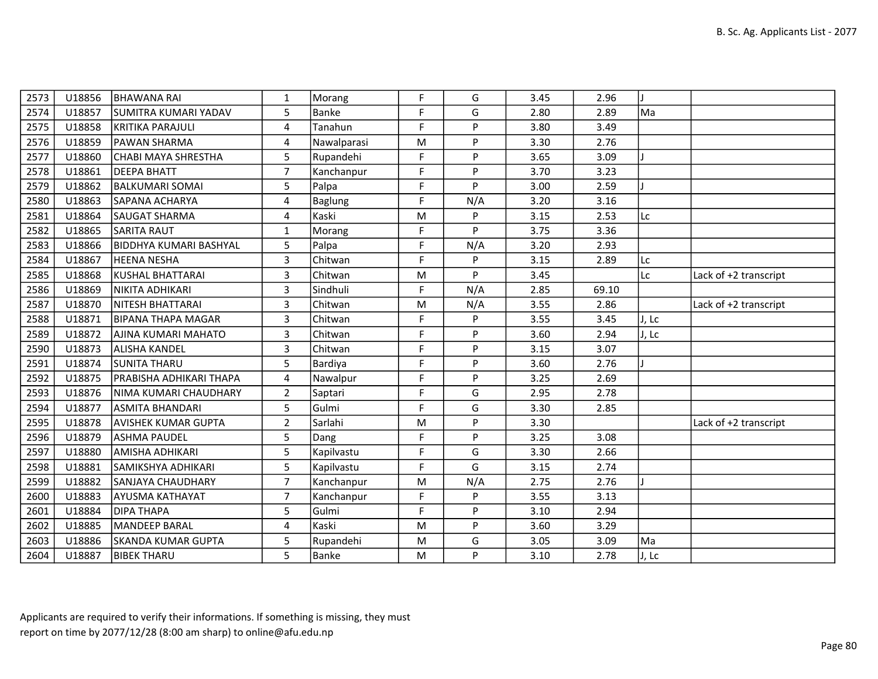| | | | | | | | | | | |
|---|---|---|---|---|---|---|---|---|---|---|
| 2573 | U18856 | BHAWANA RAI | 1 | Morang | F | G | 3.45 | 2.96 | J | |
| 2574 | U18857 | SUMITRA KUMARI YADAV | 5 | Banke | F | G | 2.80 | 2.89 | Ma | |
| 2575 | U18858 | KRITIKA PARAJULI | 4 | Tanahun | F | P | 3.80 | 3.49 | | |
| 2576 | U18859 | PAWAN SHARMA | 4 | Nawalparasi | M | P | 3.30 | 2.76 | | |
| 2577 | U18860 | CHABI MAYA SHRESTHA | 5 | Rupandehi | F | P | 3.65 | 3.09 | J | |
| 2578 | U18861 | DEEPA BHATT | 7 | Kanchanpur | F | P | 3.70 | 3.23 | | |
| 2579 | U18862 | BALKUMARI SOMAI | 5 | Palpa | F | P | 3.00 | 2.59 | J | |
| 2580 | U18863 | SAPANA ACHARYA | 4 | Baglung | F | N/A | 3.20 | 3.16 | | |
| 2581 | U18864 | SAUGAT SHARMA | 4 | Kaski | M | P | 3.15 | 2.53 | Lc | |
| 2582 | U18865 | SARITA RAUT | 1 | Morang | F | P | 3.75 | 3.36 | | |
| 2583 | U18866 | BIDDHYA KUMARI BASHYAL | 5 | Palpa | F | N/A | 3.20 | 2.93 | | |
| 2584 | U18867 | HEENA NESHA | 3 | Chitwan | F | P | 3.15 | 2.89 | Lc | |
| 2585 | U18868 | KUSHAL BHATTARAI | 3 | Chitwan | M | P | 3.45 | | Lc | Lack of +2 transcript |
| 2586 | U18869 | NIKITA ADHIKARI | 3 | Sindhuli | F | N/A | 2.85 | 69.10 | | |
| 2587 | U18870 | NITESH BHATTARAI | 3 | Chitwan | M | N/A | 3.55 | 2.86 | | Lack of +2 transcript |
| 2588 | U18871 | BIPANA THAPA MAGAR | 3 | Chitwan | F | P | 3.55 | 3.45 | J, Lc | |
| 2589 | U18872 | AJINA KUMARI MAHATO | 3 | Chitwan | F | P | 3.60 | 2.94 | J, Lc | |
| 2590 | U18873 | ALISHA KANDEL | 3 | Chitwan | F | P | 3.15 | 3.07 | | |
| 2591 | U18874 | SUNITA THARU | 5 | Bardiya | F | P | 3.60 | 2.76 | J | |
| 2592 | U18875 | PRABISHA ADHIKARI THAPA | 4 | Nawalpur | F | P | 3.25 | 2.69 | | |
| 2593 | U18876 | NIMA KUMARI CHAUDHARY | 2 | Saptari | F | G | 2.95 | 2.78 | | |
| 2594 | U18877 | ASMITA BHANDARI | 5 | Gulmi | F | G | 3.30 | 2.85 | | |
| 2595 | U18878 | AVISHEK KUMAR GUPTA | 2 | Sarlahi | M | P | 3.30 | | | Lack of +2 transcript |
| 2596 | U18879 | ASHMA PAUDEL | 5 | Dang | F | P | 3.25 | 3.08 | | |
| 2597 | U18880 | AMISHA ADHIKARI | 5 | Kapilvastu | F | G | 3.30 | 2.66 | | |
| 2598 | U18881 | SAMIKSHYA ADHIKARI | 5 | Kapilvastu | F | G | 3.15 | 2.74 | | |
| 2599 | U18882 | SANJAYA CHAUDHARY | 7 | Kanchanpur | M | N/A | 2.75 | 2.76 | J | |
| 2600 | U18883 | AYUSMA KATHAYAT | 7 | Kanchanpur | F | P | 3.55 | 3.13 | | |
| 2601 | U18884 | DIPA THAPA | 5 | Gulmi | F | P | 3.10 | 2.94 | | |
| 2602 | U18885 | MANDEEP BARAL | 4 | Kaski | M | P | 3.60 | 3.29 | | |
| 2603 | U18886 | SKANDA KUMAR GUPTA | 5 | Rupandehi | M | G | 3.05 | 3.09 | Ma | |
| 2604 | U18887 | BIBEK THARU | 5 | Banke | M | P | 3.10 | 2.78 | J, Lc | |

Applicants are required to verify their informations. If something is missing, they must report on time by 2077/12/28 (8:00 am sharp) to online@afu.edu.np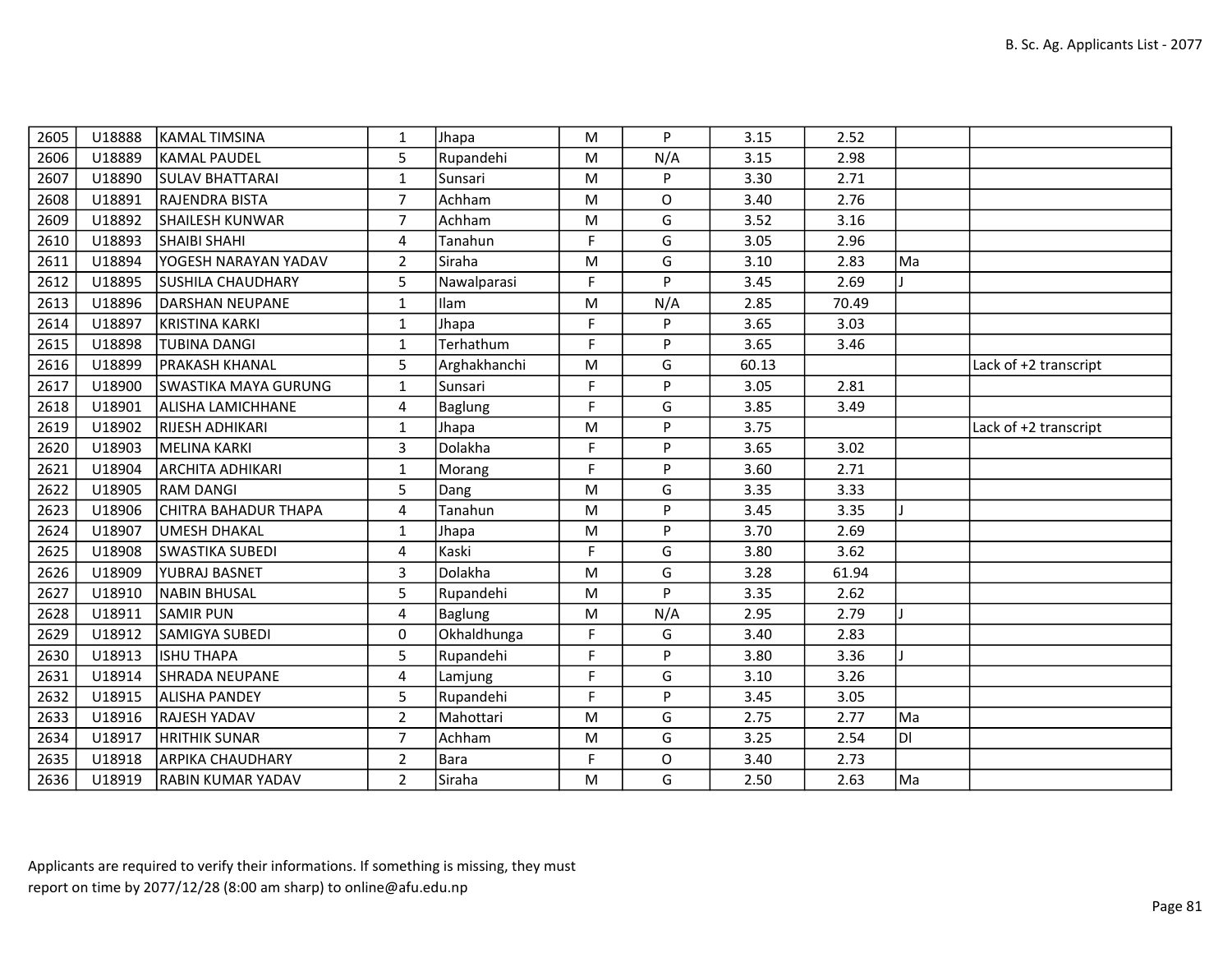| | | | | | | | | | | |
|---|---|---|---|---|---|---|---|---|---|---|
| 2605 | U18888 | KAMAL TIMSINA | 1 | Jhapa | M | P | 3.15 | 2.52 | | |
| 2606 | U18889 | KAMAL PAUDEL | 5 | Rupandehi | M | N/A | 3.15 | 2.98 | | |
| 2607 | U18890 | SULAV BHATTARAI | 1 | Sunsari | M | P | 3.30 | 2.71 | | |
| 2608 | U18891 | RAJENDRA BISTA | 7 | Achham | M | O | 3.40 | 2.76 | | |
| 2609 | U18892 | SHAILESH KUNWAR | 7 | Achham | M | G | 3.52 | 3.16 | | |
| 2610 | U18893 | SHAIBI SHAHI | 4 | Tanahun | F | G | 3.05 | 2.96 | | |
| 2611 | U18894 | YOGESH NARAYAN YADAV | 2 | Siraha | M | G | 3.10 | 2.83 | Ma | |
| 2612 | U18895 | SUSHILA CHAUDHARY | 5 | Nawalparasi | F | P | 3.45 | 2.69 | J | |
| 2613 | U18896 | DARSHAN NEUPANE | 1 | Ilam | M | N/A | 2.85 | 70.49 | | |
| 2614 | U18897 | KRISTINA KARKI | 1 | Jhapa | F | P | 3.65 | 3.03 | | |
| 2615 | U18898 | TUBINA DANGI | 1 | Terhathum | F | P | 3.65 | 3.46 | | |
| 2616 | U18899 | PRAKASH KHANAL | 5 | Arghakhanchi | M | G | 60.13 | | | Lack of +2 transcript |
| 2617 | U18900 | SWASTIKA MAYA GURUNG | 1 | Sunsari | F | P | 3.05 | 2.81 | | |
| 2618 | U18901 | ALISHA LAMICHHANE | 4 | Baglung | F | G | 3.85 | 3.49 | | |
| 2619 | U18902 | RIJESH ADHIKARI | 1 | Jhapa | M | P | 3.75 | | | Lack of +2 transcript |
| 2620 | U18903 | MELINA KARKI | 3 | Dolakha | F | P | 3.65 | 3.02 | | |
| 2621 | U18904 | ARCHITA ADHIKARI | 1 | Morang | F | P | 3.60 | 2.71 | | |
| 2622 | U18905 | RAM DANGI | 5 | Dang | M | G | 3.35 | 3.33 | | |
| 2623 | U18906 | CHITRA BAHADUR THAPA | 4 | Tanahun | M | P | 3.45 | 3.35 | J | |
| 2624 | U18907 | UMESH DHAKAL | 1 | Jhapa | M | P | 3.70 | 2.69 | | |
| 2625 | U18908 | SWASTIKA SUBEDI | 4 | Kaski | F | G | 3.80 | 3.62 | | |
| 2626 | U18909 | YUBRAJ BASNET | 3 | Dolakha | M | G | 3.28 | 61.94 | | |
| 2627 | U18910 | NABIN BHUSAL | 5 | Rupandehi | M | P | 3.35 | 2.62 | | |
| 2628 | U18911 | SAMIR PUN | 4 | Baglung | M | N/A | 2.95 | 2.79 | J | |
| 2629 | U18912 | SAMIGYA SUBEDI | 0 | Okhaldhunga | F | G | 3.40 | 2.83 | | |
| 2630 | U18913 | ISHU THAPA | 5 | Rupandehi | F | P | 3.80 | 3.36 | J | |
| 2631 | U18914 | SHRADA NEUPANE | 4 | Lamjung | F | G | 3.10 | 3.26 | | |
| 2632 | U18915 | ALISHA PANDEY | 5 | Rupandehi | F | P | 3.45 | 3.05 | | |
| 2633 | U18916 | RAJESH YADAV | 2 | Mahottari | M | G | 2.75 | 2.77 | Ma | |
| 2634 | U18917 | HRITHIK SUNAR | 7 | Achham | M | G | 3.25 | 2.54 | Dl | |
| 2635 | U18918 | ARPIKA CHAUDHARY | 2 | Bara | F | O | 3.40 | 2.73 | | |
| 2636 | U18919 | RABIN KUMAR YADAV | 2 | Siraha | M | G | 2.50 | 2.63 | Ma | |

Applicants are required to verify their informations. If something is missing, they must report on time by 2077/12/28 (8:00 am sharp) to online@afu.edu.np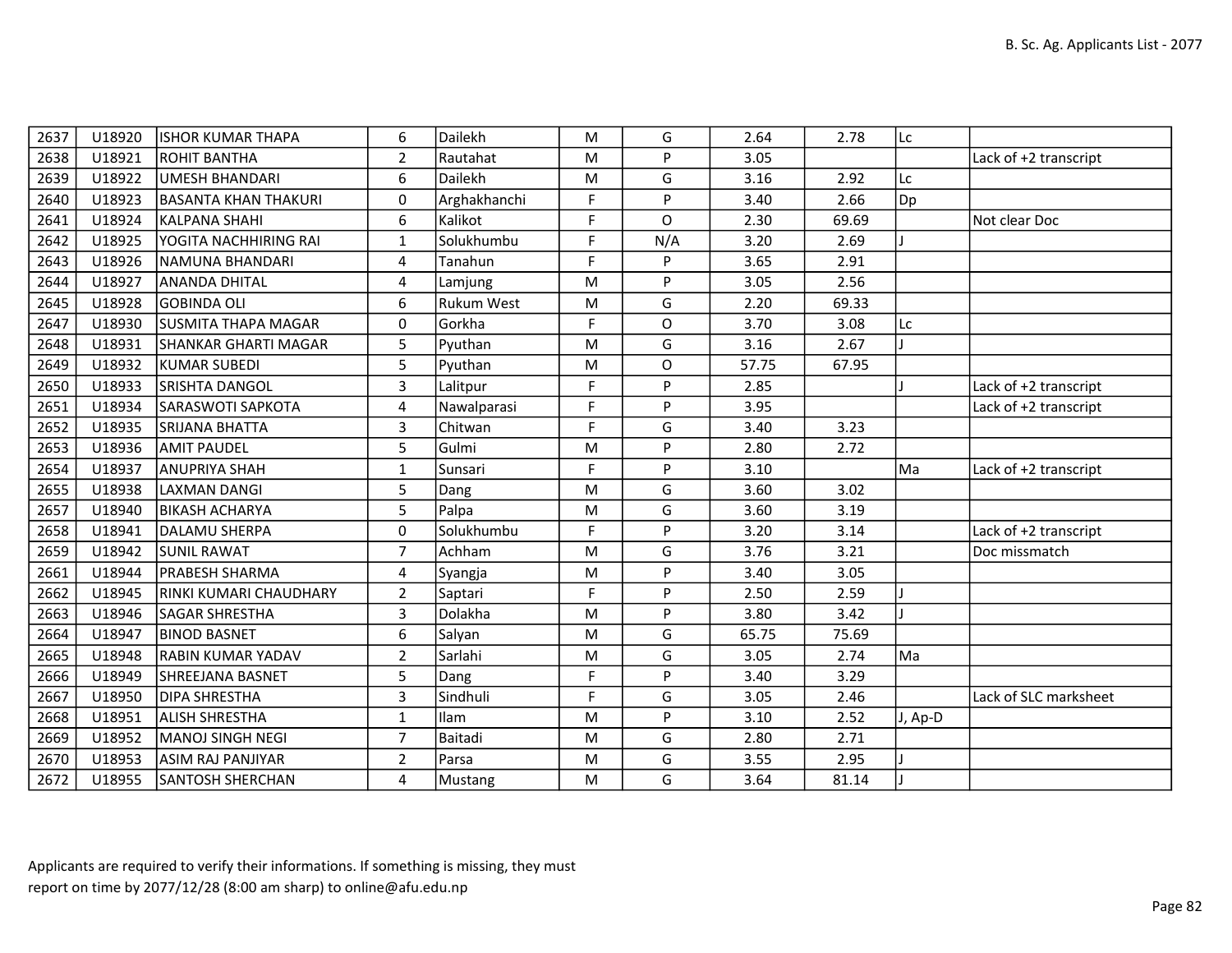| 2637 | U18920 | ISHOR KUMAR THAPA | 6 | Dailekh | M | G | 2.64 | 2.78 | Lc | |
|---|---|---|---|---|---|---|---|---|---|---|
| 2638 | U18921 | ROHIT BANTHA | 2 | Rautahat | M | P | 3.05 | | | Lack of +2 transcript |
| 2639 | U18922 | UMESH BHANDARI | 6 | Dailekh | M | G | 3.16 | 2.92 | Lc | |
| 2640 | U18923 | BASANTA KHAN THAKURI | 0 | Arghakhanchi | F | P | 3.40 | 2.66 | Dp | |
| 2641 | U18924 | KALPANA SHAHI | 6 | Kalikot | F | O | 2.30 | 69.69 | | Not clear Doc |
| 2642 | U18925 | YOGITA NACHHIRING RAI | 1 | Solukhumbu | F | N/A | 3.20 | 2.69 | J | |
| 2643 | U18926 | NAMUNA BHANDARI | 4 | Tanahun | F | P | 3.65 | 2.91 | | |
| 2644 | U18927 | ANANDA DHITAL | 4 | Lamjung | M | P | 3.05 | 2.56 | | |
| 2645 | U18928 | GOBINDA OLI | 6 | Rukum West | M | G | 2.20 | 69.33 | | |
| 2647 | U18930 | SUSMITA THAPA MAGAR | 0 | Gorkha | F | O | 3.70 | 3.08 | Lc | |
| 2648 | U18931 | SHANKAR GHARTI MAGAR | 5 | Pyuthan | M | G | 3.16 | 2.67 | J | |
| 2649 | U18932 | KUMAR SUBEDI | 5 | Pyuthan | M | O | 57.75 | 67.95 | | |
| 2650 | U18933 | SRISHTA DANGOL | 3 | Lalitpur | F | P | 2.85 | | J | Lack of +2 transcript |
| 2651 | U18934 | SARASWOTI SAPKOTA | 4 | Nawalparasi | F | P | 3.95 | | | Lack of +2 transcript |
| 2652 | U18935 | SRIJANA BHATTA | 3 | Chitwan | F | G | 3.40 | 3.23 | | |
| 2653 | U18936 | AMIT PAUDEL | 5 | Gulmi | M | P | 2.80 | 2.72 | | |
| 2654 | U18937 | ANUPRIYA SHAH | 1 | Sunsari | F | P | 3.10 | | Ma | Lack of +2 transcript |
| 2655 | U18938 | LAXMAN DANGI | 5 | Dang | M | G | 3.60 | 3.02 | | |
| 2657 | U18940 | BIKASH ACHARYA | 5 | Palpa | M | G | 3.60 | 3.19 | | |
| 2658 | U18941 | DALAMU SHERPA | 0 | Solukhumbu | F | P | 3.20 | 3.14 | | Lack of +2 transcript |
| 2659 | U18942 | SUNIL RAWAT | 7 | Achham | M | G | 3.76 | 3.21 | | Doc missmatch |
| 2661 | U18944 | PRABESH SHARMA | 4 | Syangja | M | P | 3.40 | 3.05 | | |
| 2662 | U18945 | RINKI KUMARI CHAUDHARY | 2 | Saptari | F | P | 2.50 | 2.59 | J | |
| 2663 | U18946 | SAGAR SHRESTHA | 3 | Dolakha | M | P | 3.80 | 3.42 | J | |
| 2664 | U18947 | BINOD BASNET | 6 | Salyan | M | G | 65.75 | 75.69 | | |
| 2665 | U18948 | RABIN KUMAR YADAV | 2 | Sarlahi | M | G | 3.05 | 2.74 | Ma | |
| 2666 | U18949 | SHREEJANA BASNET | 5 | Dang | F | P | 3.40 | 3.29 | | |
| 2667 | U18950 | DIPA SHRESTHA | 3 | Sindhuli | F | G | 3.05 | 2.46 | | Lack of SLC marksheet |
| 2668 | U18951 | ALISH SHRESTHA | 1 | Ilam | M | P | 3.10 | 2.52 | J, Ap-D | |
| 2669 | U18952 | MANOJ SINGH NEGI | 7 | Baitadi | M | G | 2.80 | 2.71 | | |
| 2670 | U18953 | ASIM RAJ PANJIYAR | 2 | Parsa | M | G | 3.55 | 2.95 | J | |
| 2672 | U18955 | SANTOSH SHERCHAN | 4 | Mustang | M | G | 3.64 | 81.14 | J | |

Applicants are required to verify their informations. If something is missing, they must report on time by 2077/12/28 (8:00 am sharp) to online@afu.edu.np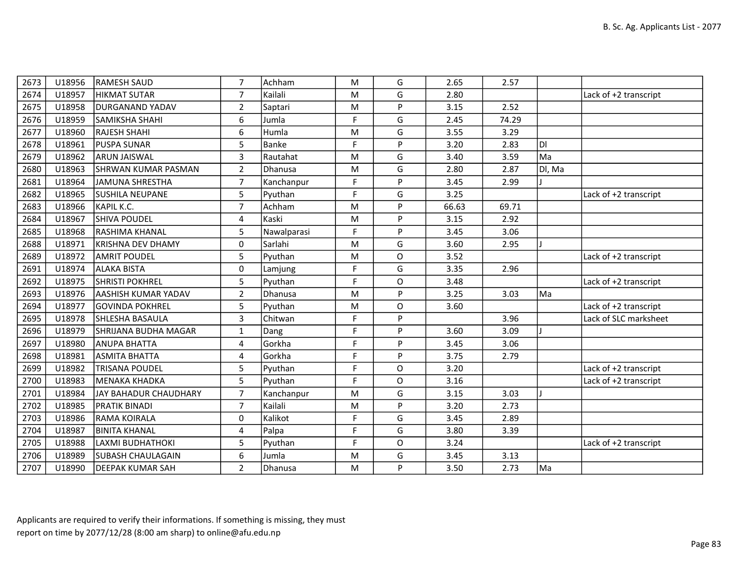| | | | | | | | | | | |
|---|---|---|---|---|---|---|---|---|---|---|
| 2673 | U18956 | RAMESH SAUD | 7 | Achham | M | G | 2.65 | 2.57 | | |
| 2674 | U18957 | HIKMAT SUTAR | 7 | Kailali | M | G | 2.80 | | | Lack of +2 transcript |
| 2675 | U18958 | DURGANAND YADAV | 2 | Saptari | M | P | 3.15 | 2.52 | | |
| 2676 | U18959 | SAMIKSHA SHAHI | 6 | Jumla | F | G | 2.45 | 74.29 | | |
| 2677 | U18960 | RAJESH SHAHI | 6 | Humla | M | G | 3.55 | 3.29 | | |
| 2678 | U18961 | PUSPA SUNAR | 5 | Banke | F | P | 3.20 | 2.83 | Dl | |
| 2679 | U18962 | ARUN JAISWAL | 3 | Rautahat | M | G | 3.40 | 3.59 | Ma | |
| 2680 | U18963 | SHRWAN KUMAR PASMAN | 2 | Dhanusa | M | G | 2.80 | 2.87 | Dl, Ma | |
| 2681 | U18964 | JAMUNA SHRESTHA | 7 | Kanchanpur | F | P | 3.45 | 2.99 | J | |
| 2682 | U18965 | SUSHILA NEUPANE | 5 | Pyuthan | F | G | 3.25 | | | Lack of +2 transcript |
| 2683 | U18966 | KAPIL K.C. | 7 | Achham | M | P | 66.63 | 69.71 | | |
| 2684 | U18967 | SHIVA POUDEL | 4 | Kaski | M | P | 3.15 | 2.92 | | |
| 2685 | U18968 | RASHIMA KHANAL | 5 | Nawalparasi | F | P | 3.45 | 3.06 | | |
| 2688 | U18971 | KRISHNA DEV DHAMY | 0 | Sarlahi | M | G | 3.60 | 2.95 | J | |
| 2689 | U18972 | AMRIT POUDEL | 5 | Pyuthan | M | O | 3.52 | | | Lack of +2 transcript |
| 2691 | U18974 | ALAKA BISTA | 0 | Lamjung | F | G | 3.35 | 2.96 | | |
| 2692 | U18975 | SHRISTI POKHREL | 5 | Pyuthan | F | O | 3.48 | | | Lack of +2 transcript |
| 2693 | U18976 | AASHISH KUMAR YADAV | 2 | Dhanusa | M | P | 3.25 | 3.03 | Ma | |
| 2694 | U18977 | GOVINDA POKHREL | 5 | Pyuthan | M | O | 3.60 | | | Lack of +2 transcript |
| 2695 | U18978 | SHLESHA BASAULA | 3 | Chitwan | F | P | | 3.96 | | Lack of SLC marksheet |
| 2696 | U18979 | SHRIJANA BUDHA MAGAR | 1 | Dang | F | P | 3.60 | 3.09 | J | |
| 2697 | U18980 | ANUPA BHATTA | 4 | Gorkha | F | P | 3.45 | 3.06 | | |
| 2698 | U18981 | ASMITA BHATTA | 4 | Gorkha | F | P | 3.75 | 2.79 | | |
| 2699 | U18982 | TRISANA POUDEL | 5 | Pyuthan | F | O | 3.20 | | | Lack of +2 transcript |
| 2700 | U18983 | MENAKA KHADKA | 5 | Pyuthan | F | O | 3.16 | | | Lack of +2 transcript |
| 2701 | U18984 | JAY BAHADUR CHAUDHARY | 7 | Kanchanpur | M | G | 3.15 | 3.03 | J | |
| 2702 | U18985 | PRATIK BINADI | 7 | Kailali | M | P | 3.20 | 2.73 | | |
| 2703 | U18986 | RAMA KOIRALA | 0 | Kalikot | F | G | 3.45 | 2.89 | | |
| 2704 | U18987 | BINITA KHANAL | 4 | Palpa | F | G | 3.80 | 3.39 | | |
| 2705 | U18988 | LAXMI BUDHATHOKI | 5 | Pyuthan | F | O | 3.24 | | | Lack of +2 transcript |
| 2706 | U18989 | SUBASH CHAULAGAIN | 6 | Jumla | M | G | 3.45 | 3.13 | | |
| 2707 | U18990 | DEEPAK KUMAR SAH | 2 | Dhanusa | M | P | 3.50 | 2.73 | Ma | |

Applicants are required to verify their informations. If something is missing, they must report on time by 2077/12/28 (8:00 am sharp) to online@afu.edu.np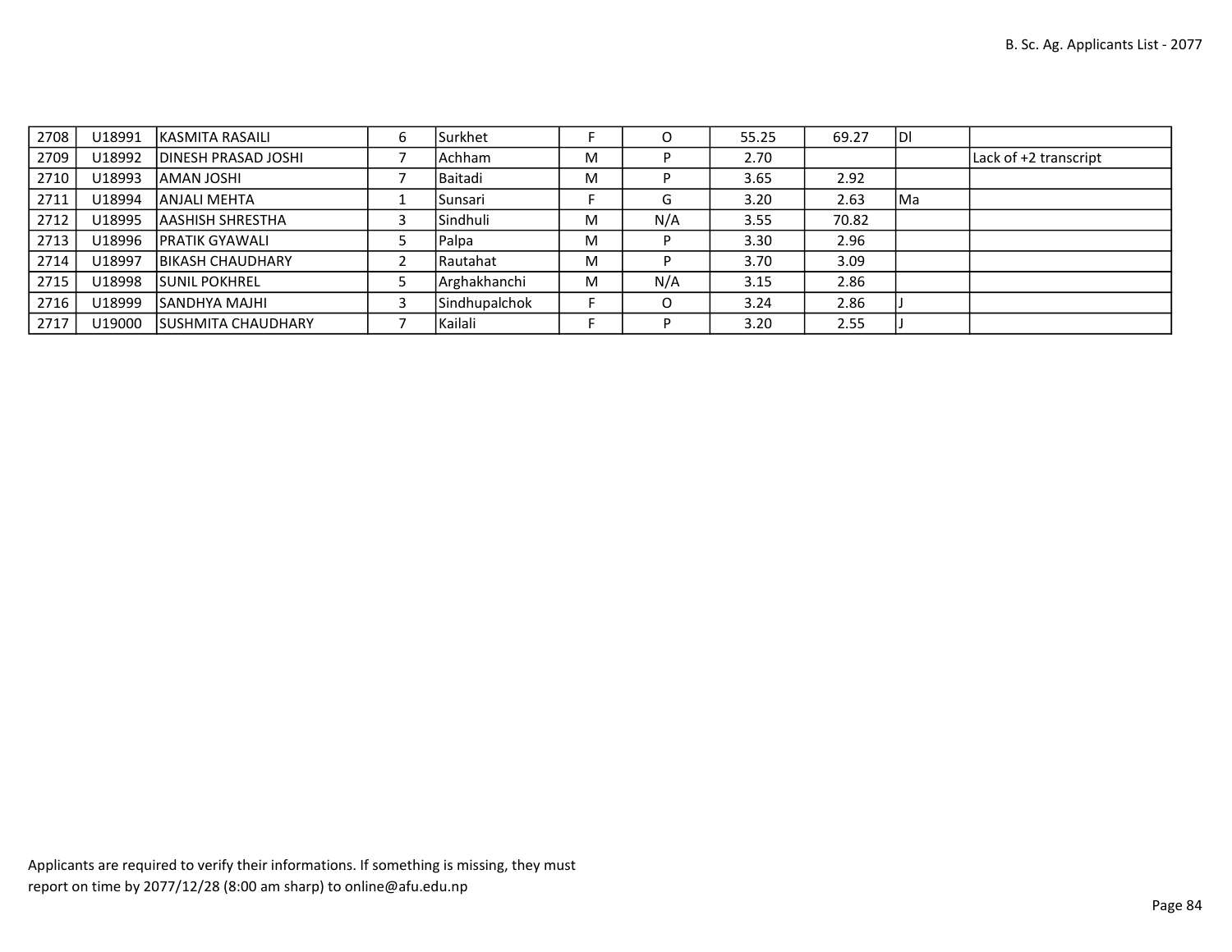| | | | | | | | | | | |
|---|---|---|---|---|---|---|---|---|---|---|
| 2708 | U18991 | KASMITA RASAILI | 6 | Surkhet | F | O | 55.25 | 69.27 | Dl | |
| 2709 | U18992 | DINESH PRASAD JOSHI | 7 | Achham | M | P | 2.70 | | | Lack of +2 transcript |
| 2710 | U18993 | AMAN JOSHI | 7 | Baitadi | M | P | 3.65 | 2.92 | | |
| 2711 | U18994 | ANJALI MEHTA | 1 | Sunsari | F | G | 3.20 | 2.63 | Ma | |
| 2712 | U18995 | AASHISH SHRESTHA | 3 | Sindhuli | M | N/A | 3.55 | 70.82 | | |
| 2713 | U18996 | PRATIK GYAWALI | 5 | Palpa | M | P | 3.30 | 2.96 | | |
| 2714 | U18997 | BIKASH CHAUDHARY | 2 | Rautahat | M | P | 3.70 | 3.09 | | |
| 2715 | U18998 | SUNIL POKHREL | 5 | Arghakhanchi | M | N/A | 3.15 | 2.86 | | |
| 2716 | U18999 | SANDHYA MAJHI | 3 | Sindhupalchok | F | O | 3.24 | 2.86 | J | |
| 2717 | U19000 | SUSHMITA CHAUDHARY | 7 | Kailali | F | P | 3.20 | 2.55 | J | |

Applicants are required to verify their informations. If something is missing, they must report on time by 2077/12/28 (8:00 am sharp) to online@afu.edu.np